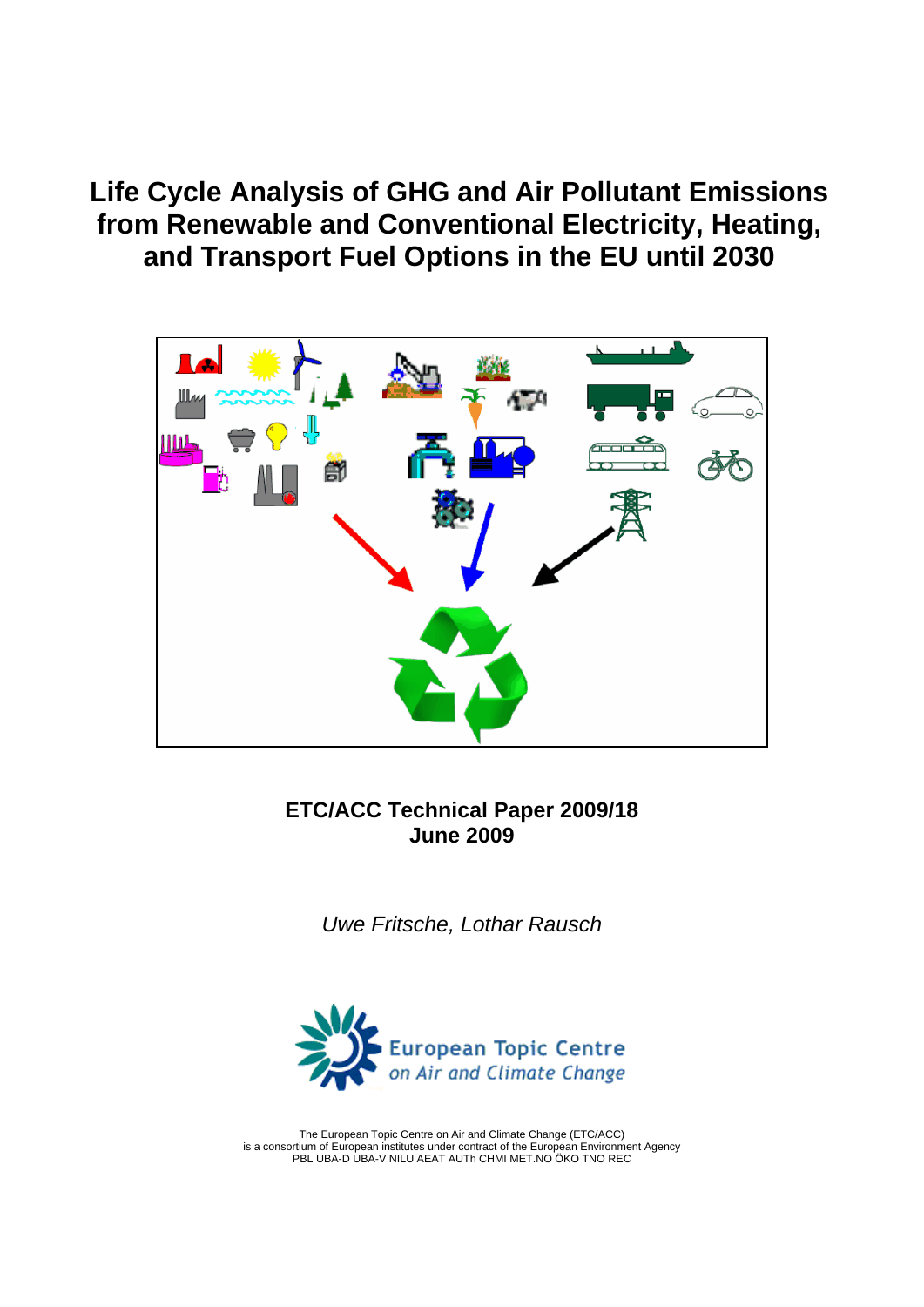# Life Cycle Analysis of GHG and Air Pollutant Emissions from Renewable and Conventional Electricity, Heating, and Transport Fuel Options in the EU until 2030

**ETC/ACC Technical Paper 2009/18**
**June 2009**

*Uwe Fritsche, Lothar Rausch*

European Topic Centre
*on Air and Climate Change*

The European Topic Centre on Air and Climate Change (ETC/ACC)
is a consortium of European institutes under contract of the European Environment Agency
PBL UBA-D UBA-V NILU AEAT AUTh CHMI MET.NO ÖKO TNO REC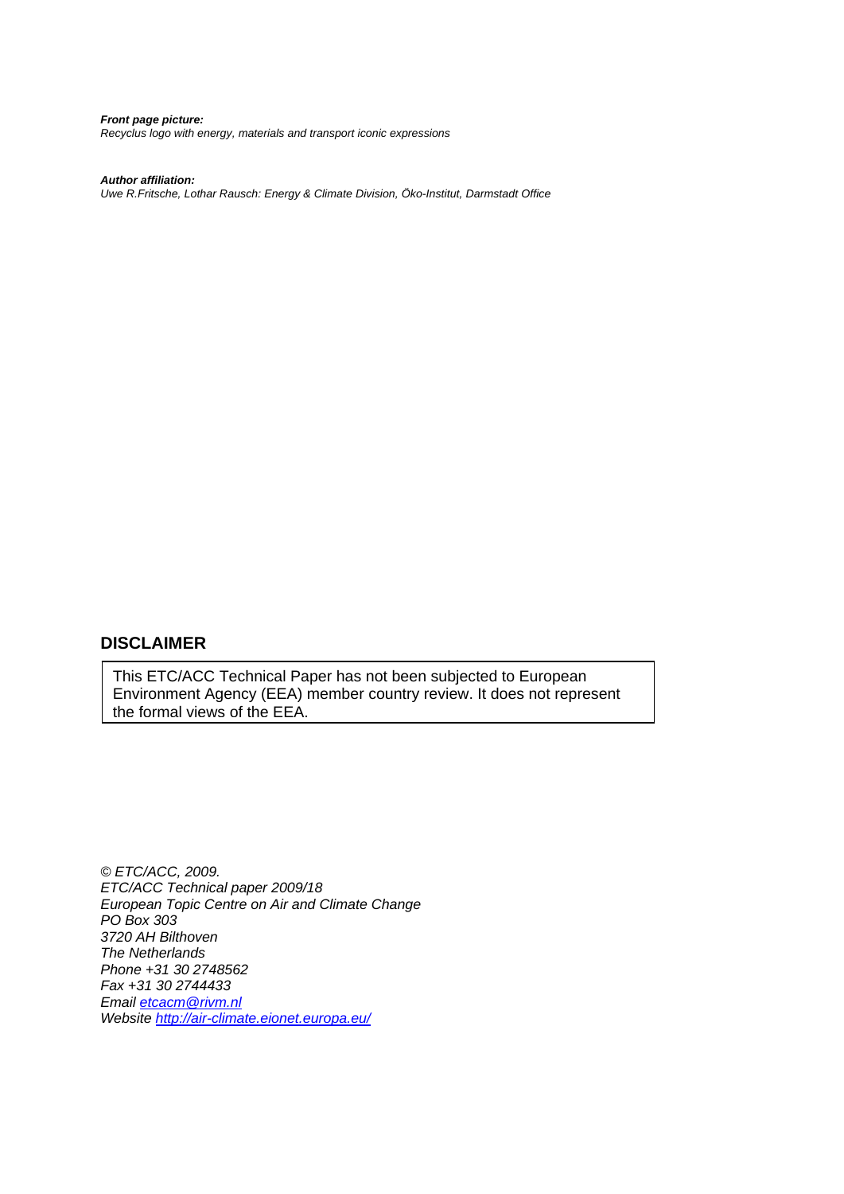***Front page picture:***
*Recyclus logo with energy, materials and transport iconic expressions*

***Author affiliation:***
*Uwe R.Fritsche, Lothar Rausch: Energy & Climate Division, Öko-Institut, Darmstadt Office*

## DISCLAIMER

This ETC/ACC Technical Paper has not been subjected to European Environment Agency (EEA) member country review. It does not represent the formal views of the EEA.

*© ETC/ACC, 2009.*
*ETC/ACC Technical paper 2009/18*
*European Topic Centre on Air and Climate Change*
*PO Box 303*
*3720 AH Bilthoven*
*The Netherlands*
*Phone +31 30 2748562*
*Fax +31 30 2744433*
*Email [etcacm@rivm.nl](mailto:etcacm@rivm.nl)*
*Website [http://air-climate.eionet.europa.eu/](http://air-climate.eionet.europa.eu/)*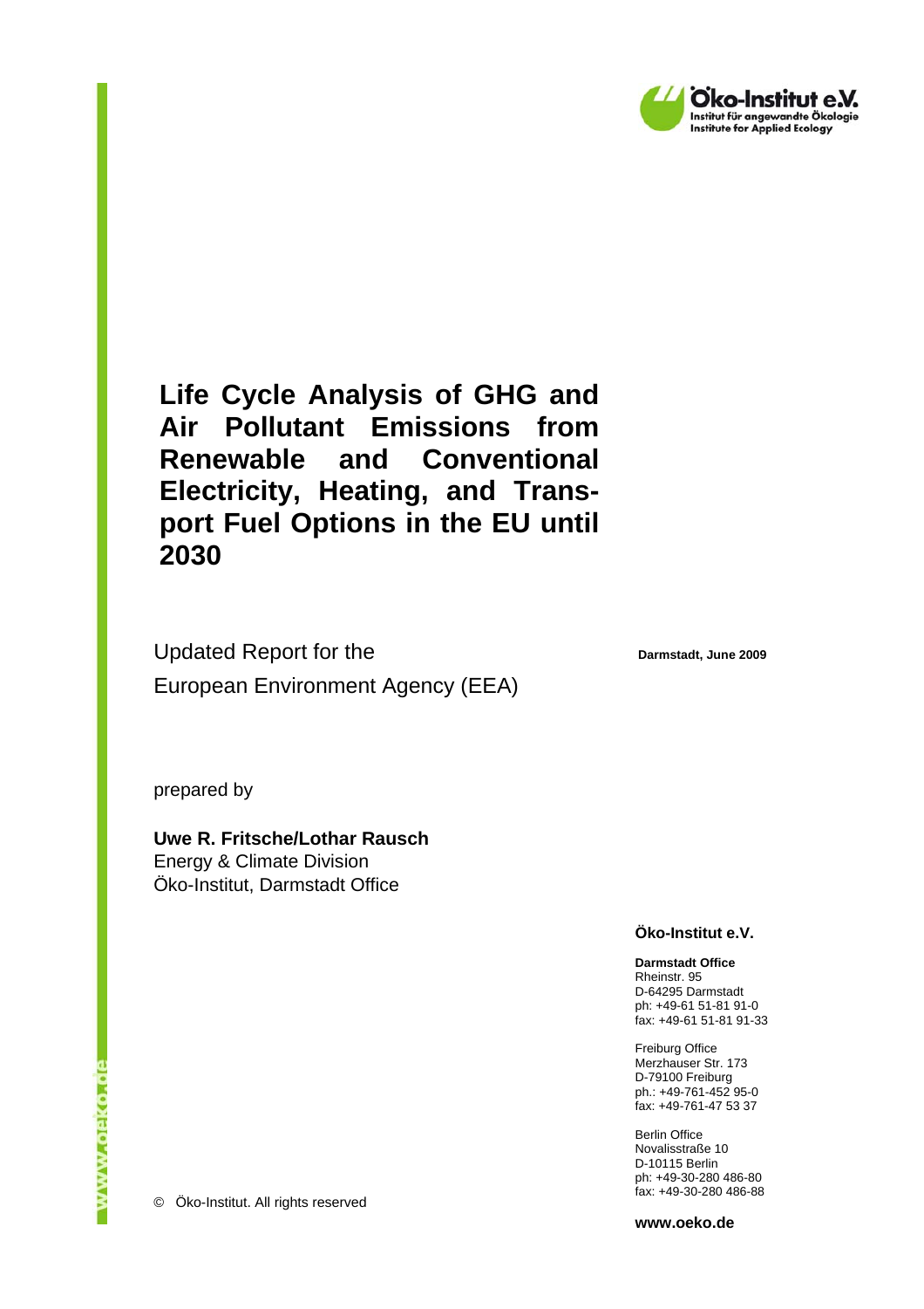Öko-Institut e.V.
Institut für angewandte Ökologie
Institute for Applied Ecology

# Life Cycle Analysis of GHG and Air Pollutant Emissions from Renewable and Conventional Electricity, Heating, and Transport Fuel Options in the EU until 2030

Updated Report for the European Environment Agency (EEA)

**Darmstadt, June 2009**

prepared by

**Uwe R. Fritsche/Lothar Rausch**
Energy & Climate Division
Öko-Institut, Darmstadt Office

**Öko-Institut e.V.**

**Darmstadt Office**
Rheinstr. 95
D-64295 Darmstadt
ph: +49-61 51-81 91-0
fax: +49-61 51-81 91-33

Freiburg Office
Merzhauser Str. 173
D-79100 Freiburg
ph.: +49-761-452 95-0
fax: +49-761-47 53 37

Berlin Office
Novalisstraße 10
D-10115 Berlin
ph: +49-30-280 486-80
fax: +49-30-280 486-88

**www.oeko.de**

© Öko-Institut. All rights reserved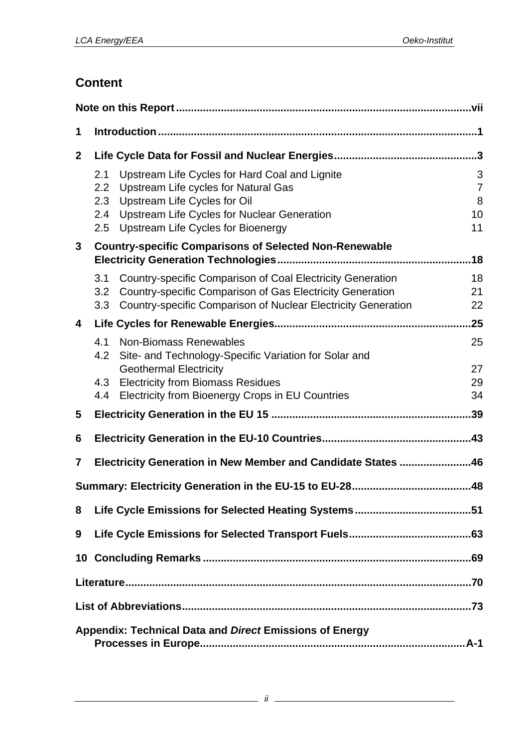## Content

**Note on this Report** ..... vii

**1 Introduction** ..... 1

**2 Life Cycle Data for Fossil and Nuclear Energies** ..... 3

- 2.1 Upstream Life Cycles for Hard Coal and Lignite ..... 3
- 2.2 Upstream Life cycles for Natural Gas ..... 7
- 2.3 Upstream Life Cycles for Oil ..... 8
- 2.4 Upstream Life Cycles for Nuclear Generation ..... 10
- 2.5 Upstream Life Cycles for Bioenergy ..... 11

**3 Country-specific Comparisons of Selected Non-Renewable Electricity Generation Technologies** ..... 18

- 3.1 Country-specific Comparison of Coal Electricity Generation ..... 18
- 3.2 Country-specific Comparison of Gas Electricity Generation ..... 21
- 3.3 Country-specific Comparison of Nuclear Electricity Generation ..... 22

**4 Life Cycles for Renewable Energies** ..... 25

- 4.1 Non-Biomass Renewables ..... 25
- 4.2 Site- and Technology-Specific Variation for Solar and Geothermal Electricity ..... 27
- 4.3 Electricity from Biomass Residues ..... 29
- 4.4 Electricity from Bioenergy Crops in EU Countries ..... 34

**5 Electricity Generation in the EU 15** ..... 39

**6 Electricity Generation in the EU-10 Countries** ..... 43

**7 Electricity Generation in New Member and Candidate States** ..... 46

**Summary: Electricity Generation in the EU-15 to EU-28** ..... 48

**8 Life Cycle Emissions for Selected Heating Systems** ..... 51

**9 Life Cycle Emissions for Selected Transport Fuels** ..... 63

**10 Concluding Remarks** ..... 69

**Literature** ..... 70

**List of Abbreviations** ..... 73

**Appendix: Technical Data and *Direct* Emissions of Energy Processes in Europe** ..... A-1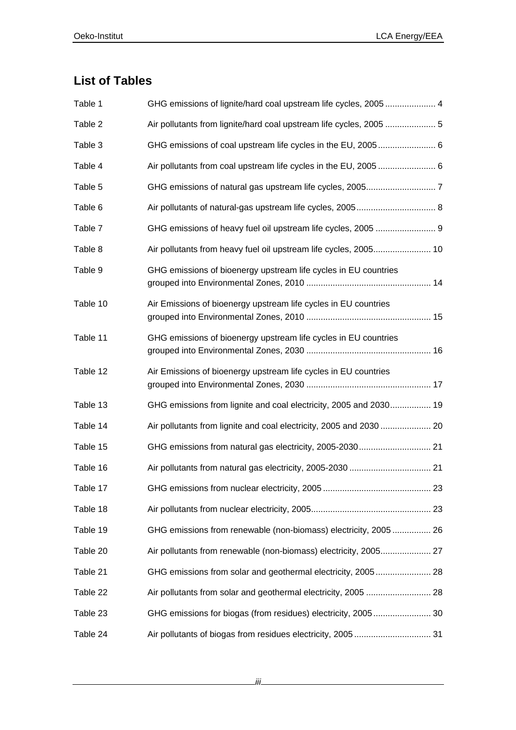## List of Tables

| | | |
|---|---|---|
| Table 1 | GHG emissions of lignite/hard coal upstream life cycles, 2005 | 4 |
| Table 2 | Air pollutants from lignite/hard coal upstream life cycles, 2005 | 5 |
| Table 3 | GHG emissions of coal upstream life cycles in the EU, 2005 | 6 |
| Table 4 | Air pollutants from coal upstream life cycles in the EU, 2005 | 6 |
| Table 5 | GHG emissions of natural gas upstream life cycles, 2005 | 7 |
| Table 6 | Air pollutants of natural-gas upstream life cycles, 2005 | 8 |
| Table 7 | GHG emissions of heavy fuel oil upstream life cycles, 2005 | 9 |
| Table 8 | Air pollutants from heavy fuel oil upstream life cycles, 2005 | 10 |
| Table 9 | GHG emissions of bioenergy upstream life cycles in EU countries grouped into Environmental Zones, 2010 | 14 |
| Table 10 | Air Emissions of bioenergy upstream life cycles in EU countries grouped into Environmental Zones, 2010 | 15 |
| Table 11 | GHG emissions of bioenergy upstream life cycles in EU countries grouped into Environmental Zones, 2030 | 16 |
| Table 12 | Air Emissions of bioenergy upstream life cycles in EU countries grouped into Environmental Zones, 2030 | 17 |
| Table 13 | GHG emissions from lignite and coal electricity, 2005 and 2030 | 19 |
| Table 14 | Air pollutants from lignite and coal electricity, 2005 and 2030 | 20 |
| Table 15 | GHG emissions from natural gas electricity, 2005-2030 | 21 |
| Table 16 | Air pollutants from natural gas electricity, 2005-2030 | 21 |
| Table 17 | GHG emissions from nuclear electricity, 2005 | 23 |
| Table 18 | Air pollutants from nuclear electricity, 2005 | 23 |
| Table 19 | GHG emissions from renewable (non-biomass) electricity, 2005 | 26 |
| Table 20 | Air pollutants from renewable (non-biomass) electricity, 2005 | 27 |
| Table 21 | GHG emissions from solar and geothermal electricity, 2005 | 28 |
| Table 22 | Air pollutants from solar and geothermal electricity, 2005 | 28 |
| Table 23 | GHG emissions for biogas (from residues) electricity, 2005 | 30 |
| Table 24 | Air pollutants of biogas from residues electricity, 2005 | 31 |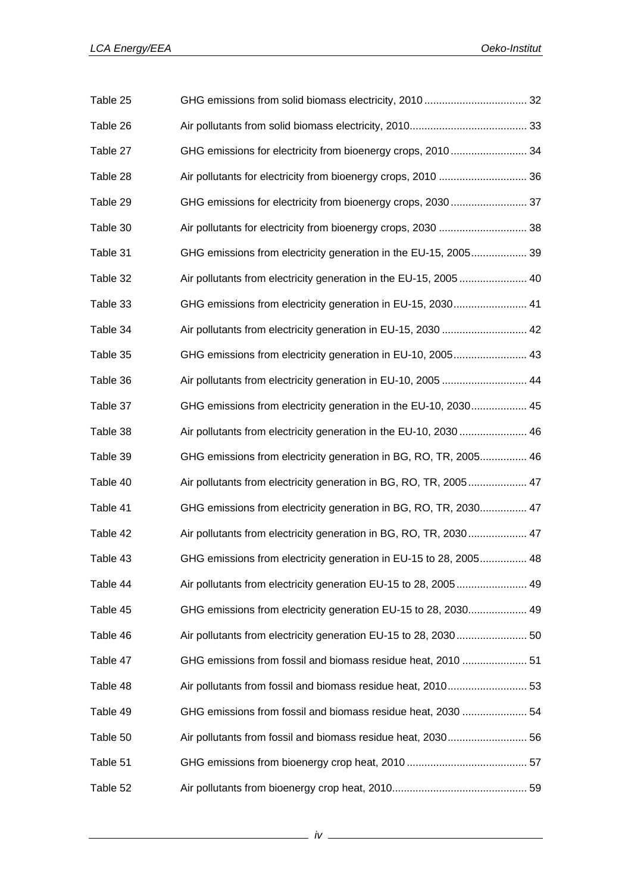| | | |
|---|---|---|
| Table 25 | GHG emissions from solid biomass electricity, 2010 | 32 |
| Table 26 | Air pollutants from solid biomass electricity, 2010 | 33 |
| Table 27 | GHG emissions for electricity from bioenergy crops, 2010 | 34 |
| Table 28 | Air pollutants for electricity from bioenergy crops, 2010 | 36 |
| Table 29 | GHG emissions for electricity from bioenergy crops, 2030 | 37 |
| Table 30 | Air pollutants for electricity from bioenergy crops, 2030 | 38 |
| Table 31 | GHG emissions from electricity generation in the EU-15, 2005 | 39 |
| Table 32 | Air pollutants from electricity generation in the EU-15, 2005 | 40 |
| Table 33 | GHG emissions from electricity generation in EU-15, 2030 | 41 |
| Table 34 | Air pollutants from electricity generation in EU-15, 2030 | 42 |
| Table 35 | GHG emissions from electricity generation in EU-10, 2005 | 43 |
| Table 36 | Air pollutants from electricity generation in EU-10, 2005 | 44 |
| Table 37 | GHG emissions from electricity generation in the EU-10, 2030 | 45 |
| Table 38 | Air pollutants from electricity generation in the EU-10, 2030 | 46 |
| Table 39 | GHG emissions from electricity generation in BG, RO, TR, 2005 | 46 |
| Table 40 | Air pollutants from electricity generation in BG, RO, TR, 2005 | 47 |
| Table 41 | GHG emissions from electricity generation in BG, RO, TR, 2030 | 47 |
| Table 42 | Air pollutants from electricity generation in BG, RO, TR, 2030 | 47 |
| Table 43 | GHG emissions from electricity generation in EU-15 to 28, 2005 | 48 |
| Table 44 | Air pollutants from electricity generation EU-15 to 28, 2005 | 49 |
| Table 45 | GHG emissions from electricity generation EU-15 to 28, 2030 | 49 |
| Table 46 | Air pollutants from electricity generation EU-15 to 28, 2030 | 50 |
| Table 47 | GHG emissions from fossil and biomass residue heat, 2010 | 51 |
| Table 48 | Air pollutants from fossil and biomass residue heat, 2010 | 53 |
| Table 49 | GHG emissions from fossil and biomass residue heat, 2030 | 54 |
| Table 50 | Air pollutants from fossil and biomass residue heat, 2030 | 56 |
| Table 51 | GHG emissions from bioenergy crop heat, 2010 | 57 |
| Table 52 | Air pollutants from bioenergy crop heat, 2010 | 59 |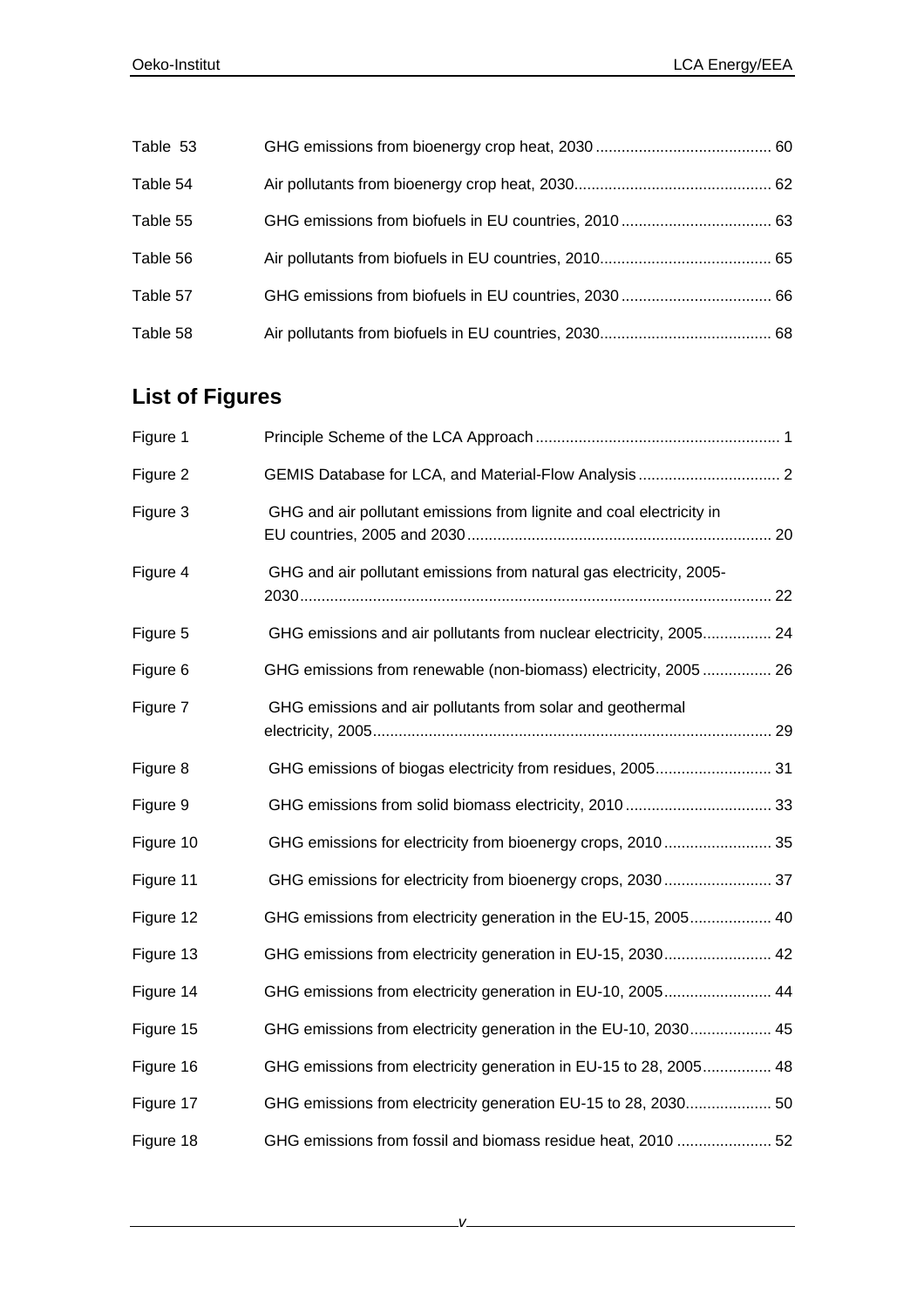| | | |
|---|---|---|
| Table 53 | GHG emissions from bioenergy crop heat, 2030 | 60 |
| Table 54 | Air pollutants from bioenergy crop heat, 2030 | 62 |
| Table 55 | GHG emissions from biofuels in EU countries, 2010 | 63 |
| Table 56 | Air pollutants from biofuels in EU countries, 2010 | 65 |
| Table 57 | GHG emissions from biofuels in EU countries, 2030 | 66 |
| Table 58 | Air pollutants from biofuels in EU countries, 2030 | 68 |

## List of Figures

| | | |
|---|---|---|
| Figure 1 | Principle Scheme of the LCA Approach | 1 |
| Figure 2 | GEMIS Database for LCA, and Material-Flow Analysis | 2 |
| Figure 3 | GHG and air pollutant emissions from lignite and coal electricity in EU countries, 2005 and 2030 | 20 |
| Figure 4 | GHG and air pollutant emissions from natural gas electricity, 2005-2030 | 22 |
| Figure 5 | GHG emissions and air pollutants from nuclear electricity, 2005 | 24 |
| Figure 6 | GHG emissions from renewable (non-biomass) electricity, 2005 | 26 |
| Figure 7 | GHG emissions and air pollutants from solar and geothermal electricity, 2005 | 29 |
| Figure 8 | GHG emissions of biogas electricity from residues, 2005 | 31 |
| Figure 9 | GHG emissions from solid biomass electricity, 2010 | 33 |
| Figure 10 | GHG emissions for electricity from bioenergy crops, 2010 | 35 |
| Figure 11 | GHG emissions for electricity from bioenergy crops, 2030 | 37 |
| Figure 12 | GHG emissions from electricity generation in the EU-15, 2005 | 40 |
| Figure 13 | GHG emissions from electricity generation in EU-15, 2030 | 42 |
| Figure 14 | GHG emissions from electricity generation in EU-10, 2005 | 44 |
| Figure 15 | GHG emissions from electricity generation in the EU-10, 2030 | 45 |
| Figure 16 | GHG emissions from electricity generation in EU-15 to 28, 2005 | 48 |
| Figure 17 | GHG emissions from electricity generation EU-15 to 28, 2030 | 50 |
| Figure 18 | GHG emissions from fossil and biomass residue heat, 2010 | 52 |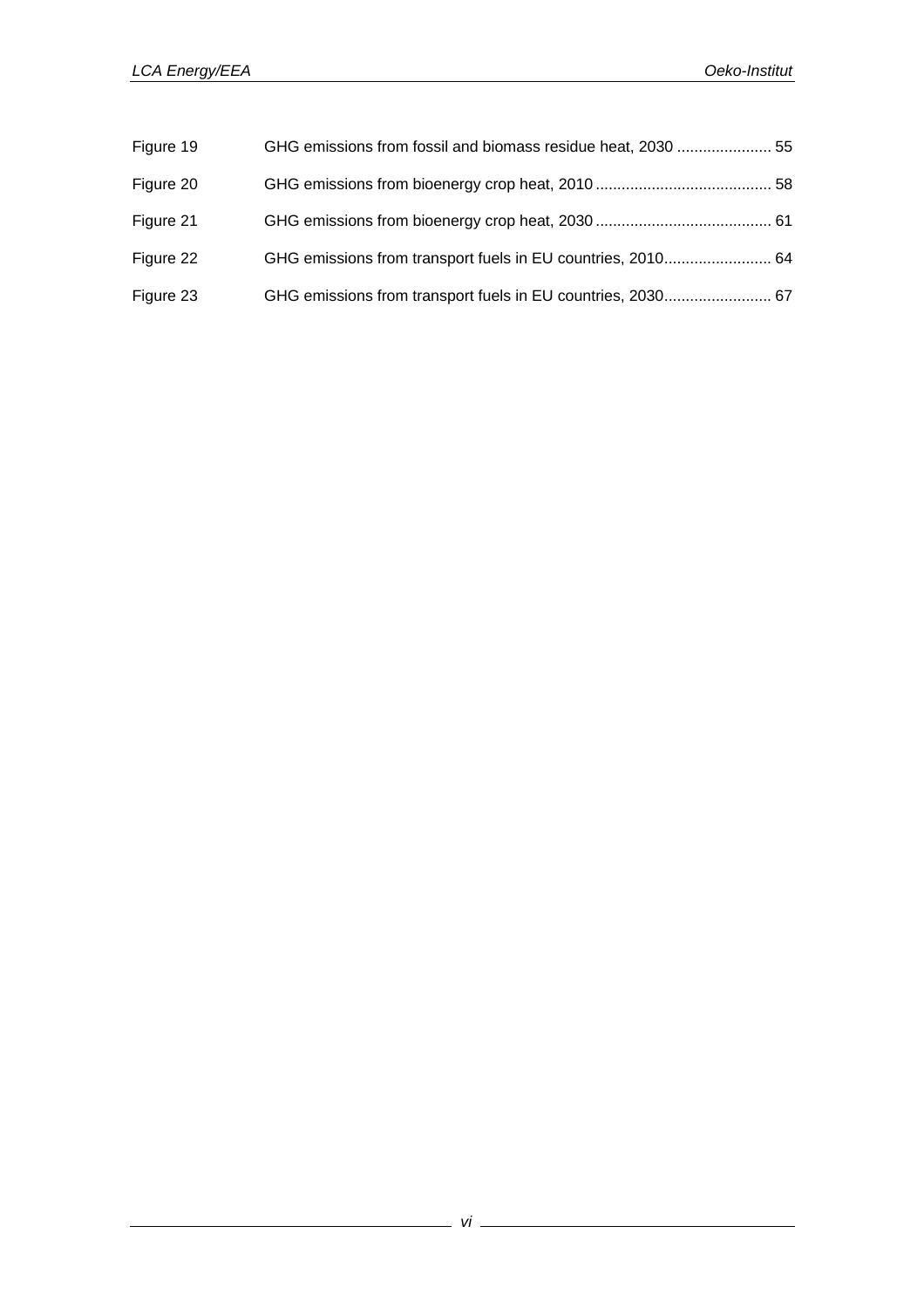| | | |
|---|---|---|
| Figure 19 | GHG emissions from fossil and biomass residue heat, 2030 | 55 |
| Figure 20 | GHG emissions from bioenergy crop heat, 2010 | 58 |
| Figure 21 | GHG emissions from bioenergy crop heat, 2030 | 61 |
| Figure 22 | GHG emissions from transport fuels in EU countries, 2010 | 64 |
| Figure 23 | GHG emissions from transport fuels in EU countries, 2030 | 67 |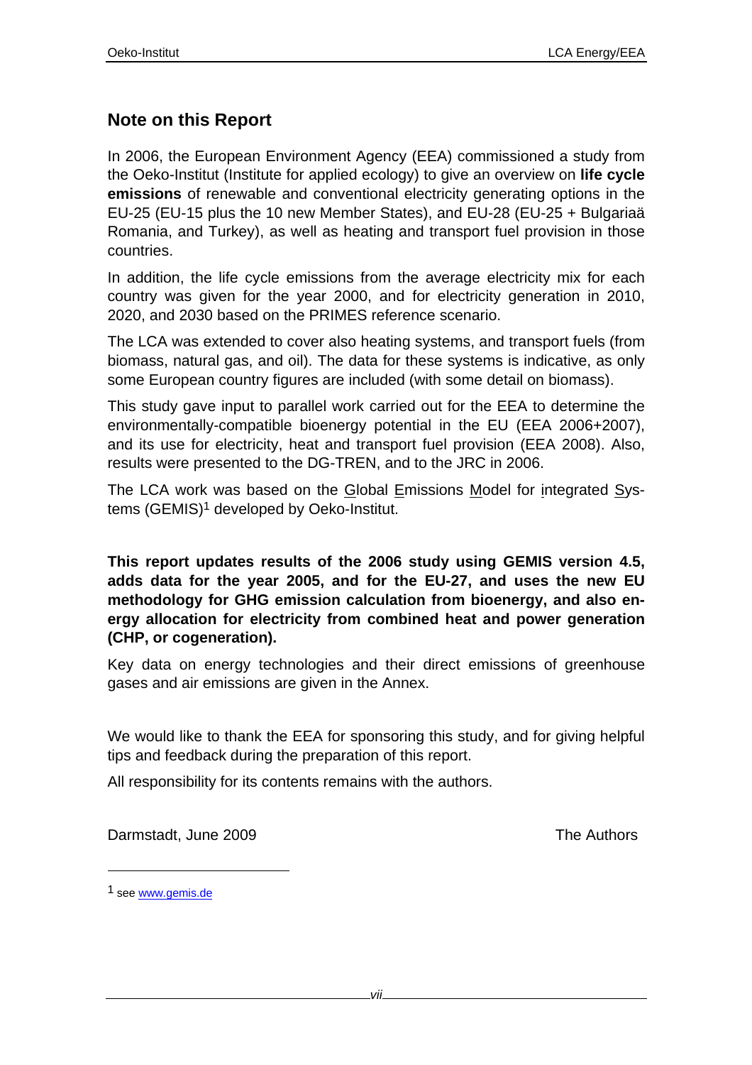## Note on this Report

In 2006, the European Environment Agency (EEA) commissioned a study from the Oeko-Institut (Institute for applied ecology) to give an overview on **life cycle emissions** of renewable and conventional electricity generating options in the EU-25 (EU-15 plus the 10 new Member States), and EU-28 (EU-25 + Bulgariaä Romania, and Turkey), as well as heating and transport fuel provision in those countries.

In addition, the life cycle emissions from the average electricity mix for each country was given for the year 2000, and for electricity generation in 2010, 2020, and 2030 based on the PRIMES reference scenario.

The LCA was extended to cover also heating systems, and transport fuels (from biomass, natural gas, and oil). The data for these systems is indicative, as only some European country figures are included (with some detail on biomass).

This study gave input to parallel work carried out for the EEA to determine the environmentally-compatible bioenergy potential in the EU (EEA 2006+2007), and its use for electricity, heat and transport fuel provision (EEA 2008). Also, results were presented to the DG-TREN, and to the JRC in 2006.

The LCA work was based on the Global Emissions Model for integrated Systems (GEMIS)[1] developed by Oeko-Institut.

**This report updates results of the 2006 study using GEMIS version 4.5, adds data for the year 2005, and for the EU-27, and uses the new EU methodology for GHG emission calculation from bioenergy, and also energy allocation for electricity from combined heat and power generation (CHP, or cogeneration).**

Key data on energy technologies and their direct emissions of greenhouse gases and air emissions are given in the Annex.

We would like to thank the EEA for sponsoring this study, and for giving helpful tips and feedback during the preparation of this report.

All responsibility for its contents remains with the authors.

Darmstadt, June 2009 The Authors

[1] see www.gemis.de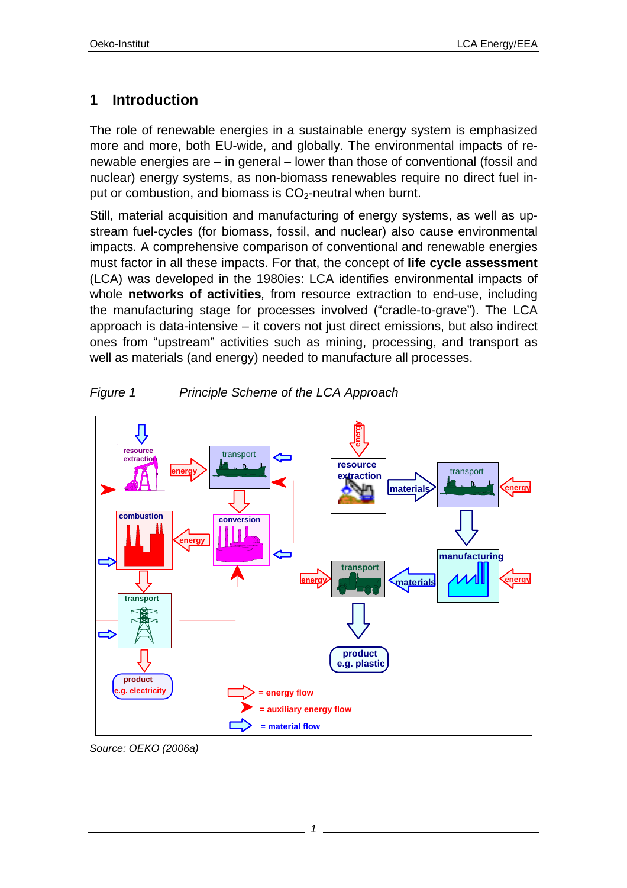# 1 Introduction

The role of renewable energies in a sustainable energy system is emphasized more and more, both EU-wide, and globally. The environmental impacts of renewable energies are – in general – lower than those of conventional (fossil and nuclear) energy systems, as non-biomass renewables require no direct fuel input or combustion, and biomass is $CO_2$-neutral when burnt.

Still, material acquisition and manufacturing of energy systems, as well as upstream fuel-cycles (for biomass, fossil, and nuclear) also cause environmental impacts. A comprehensive comparison of conventional and renewable energies must factor in all these impacts. For that, the concept of **life cycle assessment** (LCA) was developed in the 1980ies: LCA identifies environmental impacts of whole **networks of activities**, from resource extraction to end-use, including the manufacturing stage for processes involved ("cradle-to-grave"). The LCA approach is data-intensive – it covers not just direct emissions, but also indirect ones from "upstream" activities such as mining, processing, and transport as well as materials (and energy) needed to manufacture all processes.

*Figure 1 Principle Scheme of the LCA Approach*

*Source: OEKO (2006a)*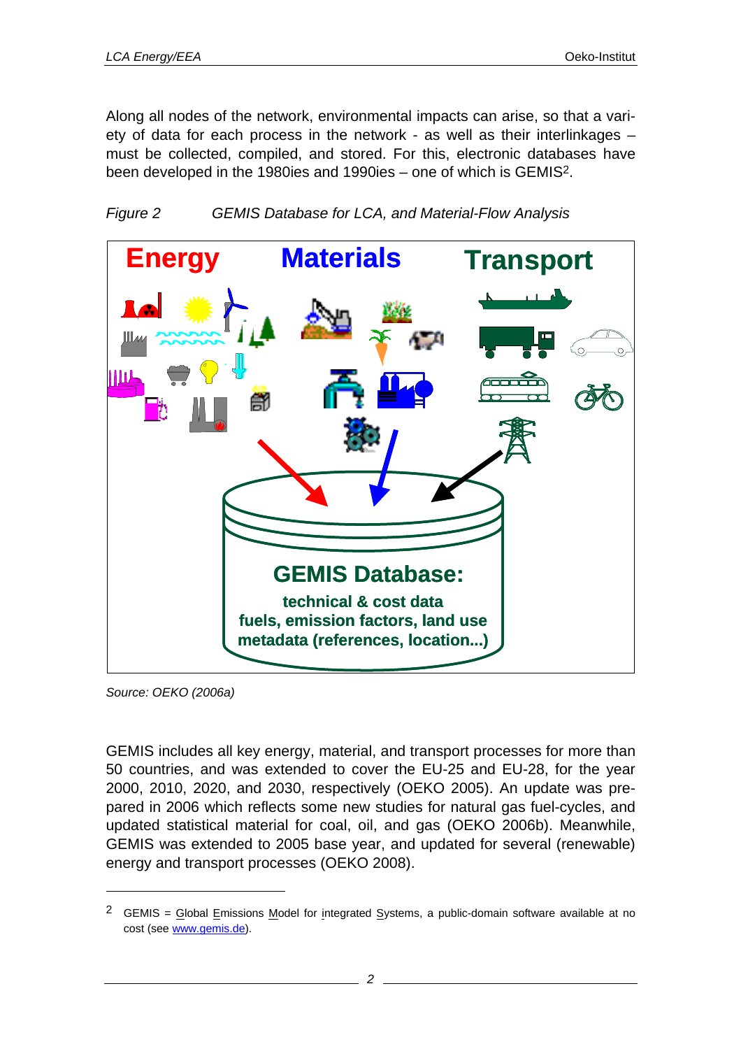Along all nodes of the network, environmental impacts can arise, so that a variety of data for each process in the network - as well as their interlinkages – must be collected, compiled, and stored. For this, electronic databases have been developed in the 1980ies and 1990ies – one of which is GEMIS[2].

*Figure 2 GEMIS Database for LCA, and Material-Flow Analysis*

Energy Materials Transport

GEMIS Database:
technical & cost data
fuels, emission factors, land use
metadata (references, location...)

*Source: OEKO (2006a)*

GEMIS includes all key energy, material, and transport processes for more than 50 countries, and was extended to cover the EU-25 and EU-28, for the year 2000, 2010, 2020, and 2030, respectively (OEKO 2005). An update was prepared in 2006 which reflects some new studies for natural gas fuel-cycles, and updated statistical material for coal, oil, and gas (OEKO 2006b). Meanwhile, GEMIS was extended to 2005 base year, and updated for several (renewable) energy and transport processes (OEKO 2008).

---

[2] GEMIS = Global Emissions Model for integrated Systems, a public-domain software available at no cost (see www.gemis.de).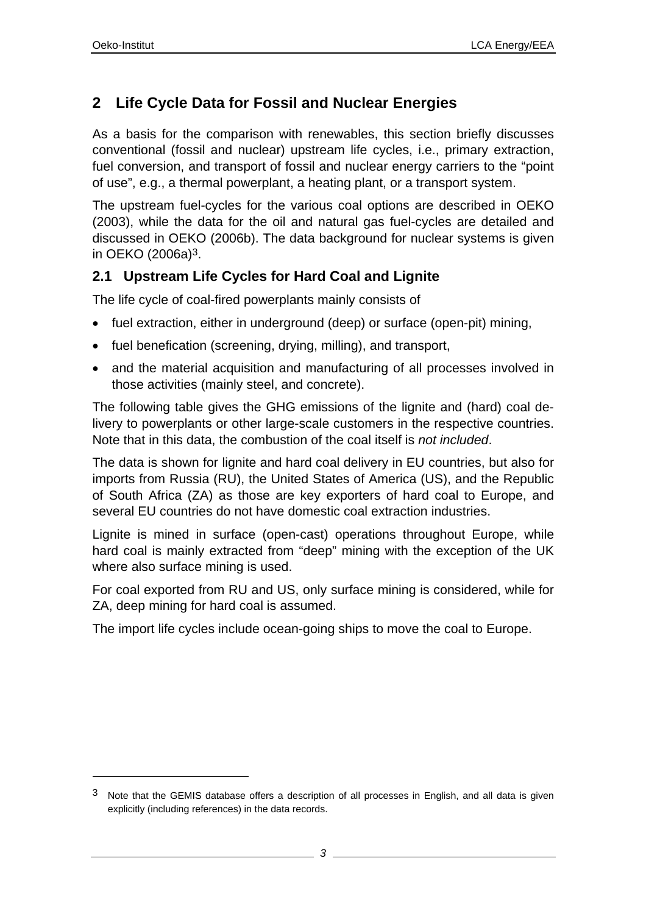## 2 Life Cycle Data for Fossil and Nuclear Energies

As a basis for the comparison with renewables, this section briefly discusses conventional (fossil and nuclear) upstream life cycles, i.e., primary extraction, fuel conversion, and transport of fossil and nuclear energy carriers to the "point of use", e.g., a thermal powerplant, a heating plant, or a transport system.

The upstream fuel-cycles for the various coal options are described in OEKO (2003), while the data for the oil and natural gas fuel-cycles are detailed and discussed in OEKO (2006b). The data background for nuclear systems is given in OEKO (2006a)[3].

### 2.1 Upstream Life Cycles for Hard Coal and Lignite

The life cycle of coal-fired powerplants mainly consists of

- fuel extraction, either in underground (deep) or surface (open-pit) mining,
- fuel benefication (screening, drying, milling), and transport,
- and the material acquisition and manufacturing of all processes involved in those activities (mainly steel, and concrete).

The following table gives the GHG emissions of the lignite and (hard) coal delivery to powerplants or other large-scale customers in the respective countries. Note that in this data, the combustion of the coal itself is *not included*.

The data is shown for lignite and hard coal delivery in EU countries, but also for imports from Russia (RU), the United States of America (US), and the Republic of South Africa (ZA) as those are key exporters of hard coal to Europe, and several EU countries do not have domestic coal extraction industries.

Lignite is mined in surface (open-cast) operations throughout Europe, while hard coal is mainly extracted from "deep" mining with the exception of the UK where also surface mining is used.

For coal exported from RU and US, only surface mining is considered, while for ZA, deep mining for hard coal is assumed.

The import life cycles include ocean-going ships to move the coal to Europe.

---

[3] Note that the GEMIS database offers a description of all processes in English, and all data is given explicitly (including references) in the data records.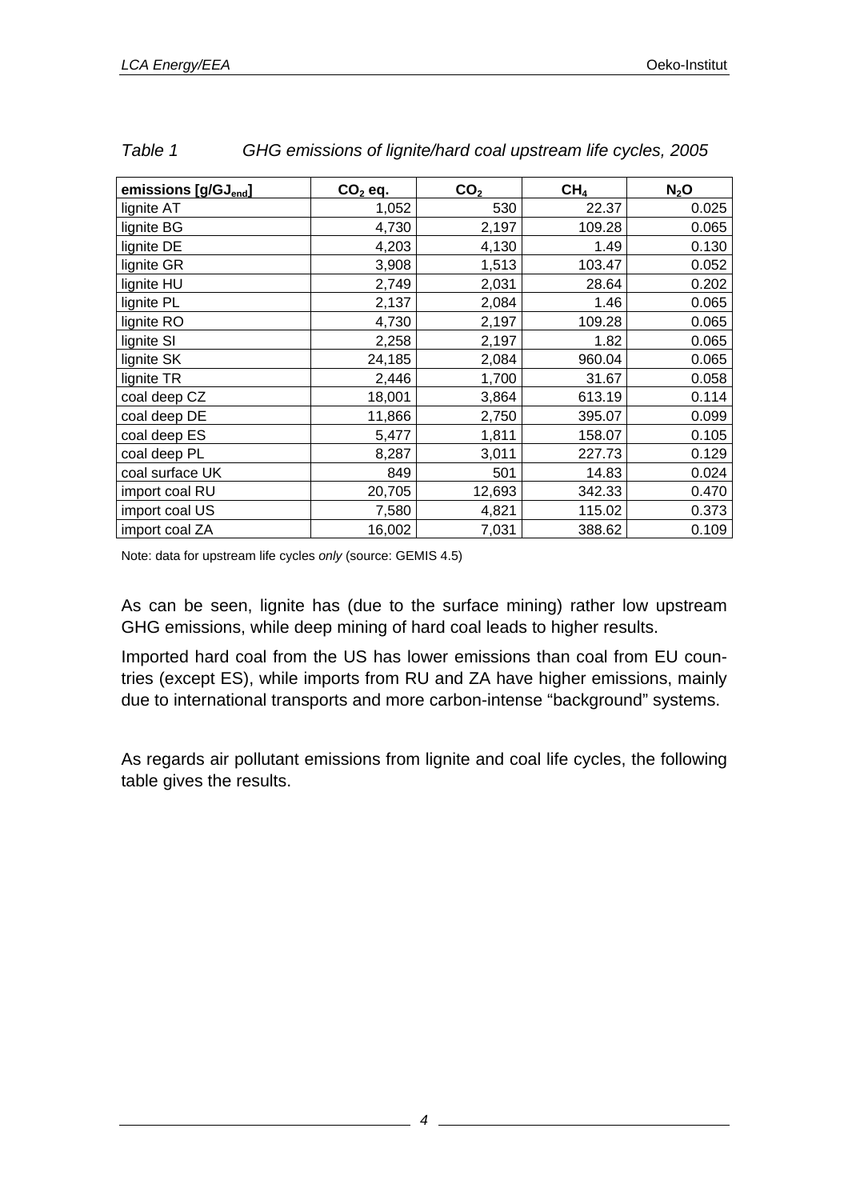*Table 1 GHG emissions of lignite/hard coal upstream life cycles, 2005*

| emissions [g/$GJ_{end}$] | $CO_2$ eq. | $CO_2$ | $CH_4$ | $N_2O$ |
|---|---|---|---|---|
| lignite AT | 1,052 | 530 | 22.37 | 0.025 |
| lignite BG | 4,730 | 2,197 | 109.28 | 0.065 |
| lignite DE | 4,203 | 4,130 | 1.49 | 0.130 |
| lignite GR | 3,908 | 1,513 | 103.47 | 0.052 |
| lignite HU | 2,749 | 2,031 | 28.64 | 0.202 |
| lignite PL | 2,137 | 2,084 | 1.46 | 0.065 |
| lignite RO | 4,730 | 2,197 | 109.28 | 0.065 |
| lignite SI | 2,258 | 2,197 | 1.82 | 0.065 |
| lignite SK | 24,185 | 2,084 | 960.04 | 0.065 |
| lignite TR | 2,446 | 1,700 | 31.67 | 0.058 |
| coal deep CZ | 18,001 | 3,864 | 613.19 | 0.114 |
| coal deep DE | 11,866 | 2,750 | 395.07 | 0.099 |
| coal deep ES | 5,477 | 1,811 | 158.07 | 0.105 |
| coal deep PL | 8,287 | 3,011 | 227.73 | 0.129 |
| coal surface UK | 849 | 501 | 14.83 | 0.024 |
| import coal RU | 20,705 | 12,693 | 342.33 | 0.470 |
| import coal US | 7,580 | 4,821 | 115.02 | 0.373 |
| import coal ZA | 16,002 | 7,031 | 388.62 | 0.109 |

Note: data for upstream life cycles *only* (source: GEMIS 4.5)

As can be seen, lignite has (due to the surface mining) rather low upstream GHG emissions, while deep mining of hard coal leads to higher results.

Imported hard coal from the US has lower emissions than coal from EU countries (except ES), while imports from RU and ZA have higher emissions, mainly due to international transports and more carbon-intense "background" systems.

As regards air pollutant emissions from lignite and coal life cycles, the following table gives the results.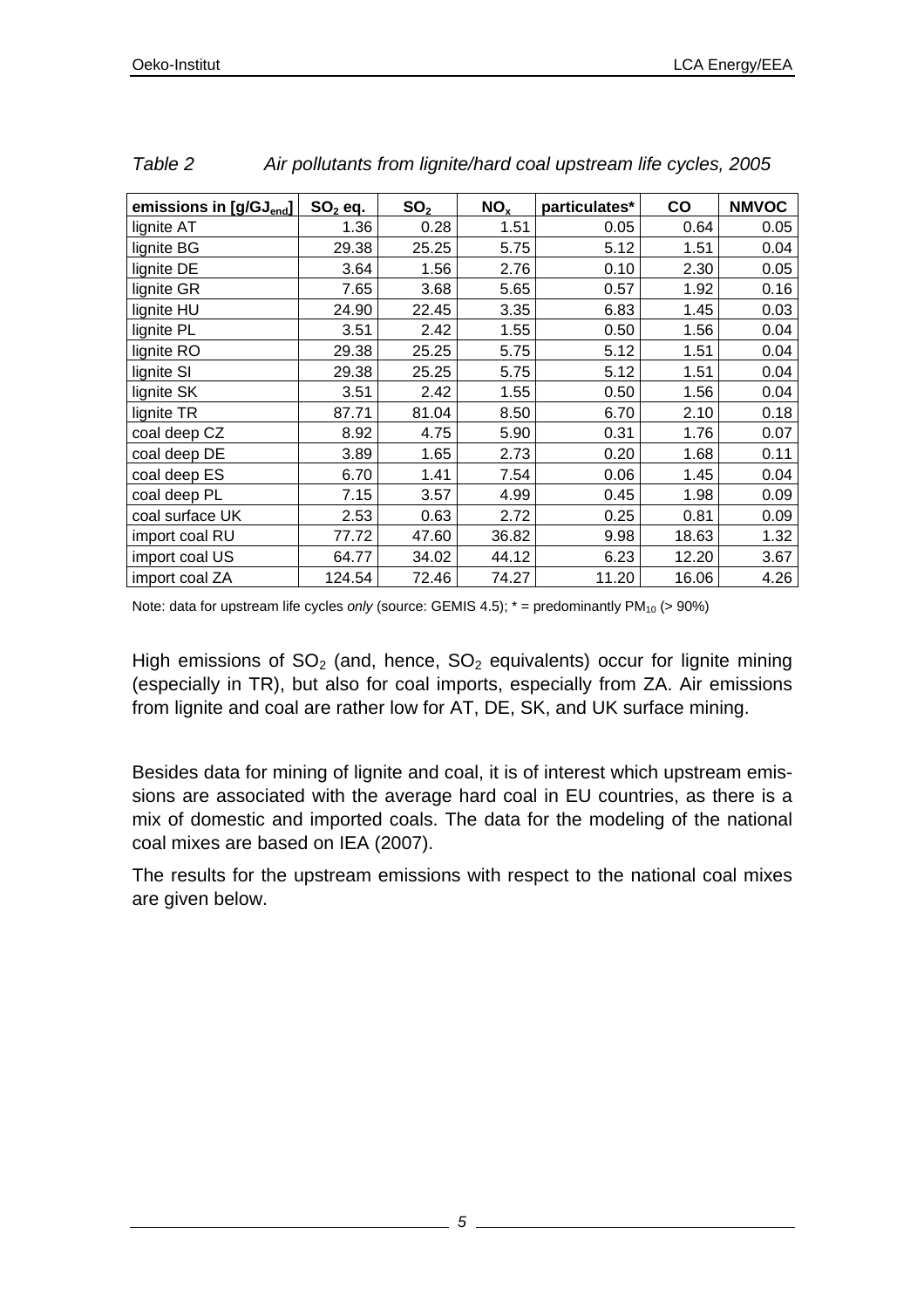*Table 2 Air pollutants from lignite/hard coal upstream life cycles, 2005*

| emissions in [g/$GJ_{end}$] | $SO_2$ eq. | $SO_2$ | $NO_x$ | particulates* | CO | NMVOC |
|---|---|---|---|---|---|---|
| lignite AT | 1.36 | 0.28 | 1.51 | 0.05 | 0.64 | 0.05 |
| lignite BG | 29.38 | 25.25 | 5.75 | 5.12 | 1.51 | 0.04 |
| lignite DE | 3.64 | 1.56 | 2.76 | 0.10 | 2.30 | 0.05 |
| lignite GR | 7.65 | 3.68 | 5.65 | 0.57 | 1.92 | 0.16 |
| lignite HU | 24.90 | 22.45 | 3.35 | 6.83 | 1.45 | 0.03 |
| lignite PL | 3.51 | 2.42 | 1.55 | 0.50 | 1.56 | 0.04 |
| lignite RO | 29.38 | 25.25 | 5.75 | 5.12 | 1.51 | 0.04 |
| lignite SI | 29.38 | 25.25 | 5.75 | 5.12 | 1.51 | 0.04 |
| lignite SK | 3.51 | 2.42 | 1.55 | 0.50 | 1.56 | 0.04 |
| lignite TR | 87.71 | 81.04 | 8.50 | 6.70 | 2.10 | 0.18 |
| coal deep CZ | 8.92 | 4.75 | 5.90 | 0.31 | 1.76 | 0.07 |
| coal deep DE | 3.89 | 1.65 | 2.73 | 0.20 | 1.68 | 0.11 |
| coal deep ES | 6.70 | 1.41 | 7.54 | 0.06 | 1.45 | 0.04 |
| coal deep PL | 7.15 | 3.57 | 4.99 | 0.45 | 1.98 | 0.09 |
| coal surface UK | 2.53 | 0.63 | 2.72 | 0.25 | 0.81 | 0.09 |
| import coal RU | 77.72 | 47.60 | 36.82 | 9.98 | 18.63 | 1.32 |
| import coal US | 64.77 | 34.02 | 44.12 | 6.23 | 12.20 | 3.67 |
| import coal ZA | 124.54 | 72.46 | 74.27 | 11.20 | 16.06 | 4.26 |

Note: data for upstream life cycles *only* (source: GEMIS 4.5); * = predominantly $PM_{10}$ (> 90%)

High emissions of $SO_2$ (and, hence, $SO_2$ equivalents) occur for lignite mining (especially in TR), but also for coal imports, especially from ZA. Air emissions from lignite and coal are rather low for AT, DE, SK, and UK surface mining.

Besides data for mining of lignite and coal, it is of interest which upstream emissions are associated with the average hard coal in EU countries, as there is a mix of domestic and imported coals. The data for the modeling of the national coal mixes are based on IEA (2007).

The results for the upstream emissions with respect to the national coal mixes are given below.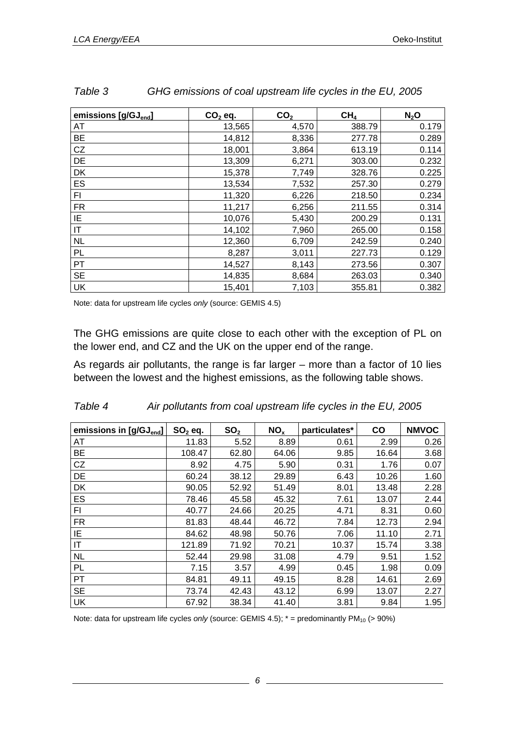*Table 3 GHG emissions of coal upstream life cycles in the EU, 2005*

| emissions [$g/GJ_{end}$] | $CO_2$ eq. | $CO_2$ | $CH_4$ | $N_2O$ |
|---|---|---|---|---|
| AT | 13,565 | 4,570 | 388.79 | 0.179 |
| BE | 14,812 | 8,336 | 277.78 | 0.289 |
| CZ | 18,001 | 3,864 | 613.19 | 0.114 |
| DE | 13,309 | 6,271 | 303.00 | 0.232 |
| DK | 15,378 | 7,749 | 328.76 | 0.225 |
| ES | 13,534 | 7,532 | 257.30 | 0.279 |
| FI | 11,320 | 6,226 | 218.50 | 0.234 |
| FR | 11,217 | 6,256 | 211.55 | 0.314 |
| IE | 10,076 | 5,430 | 200.29 | 0.131 |
| IT | 14,102 | 7,960 | 265.00 | 0.158 |
| NL | 12,360 | 6,709 | 242.59 | 0.240 |
| PL | 8,287 | 3,011 | 227.73 | 0.129 |
| PT | 14,527 | 8,143 | 273.56 | 0.307 |
| SE | 14,835 | 8,684 | 263.03 | 0.340 |
| UK | 15,401 | 7,103 | 355.81 | 0.382 |

Note: data for upstream life cycles *only* (source: GEMIS 4.5)

The GHG emissions are quite close to each other with the exception of PL on the lower end, and CZ and the UK on the upper end of the range.

As regards air pollutants, the range is far larger – more than a factor of 10 lies between the lowest and the highest emissions, as the following table shows.

*Table 4 Air pollutants from coal upstream life cycles in the EU, 2005*

| emissions in [$g/GJ_{end}$] | $SO_2$ eq. | $SO_2$ | $NO_x$ | particulates* | CO | NMVOC |
|---|---|---|---|---|---|---|
| AT | 11.83 | 5.52 | 8.89 | 0.61 | 2.99 | 0.26 |
| BE | 108.47 | 62.80 | 64.06 | 9.85 | 16.64 | 3.68 |
| CZ | 8.92 | 4.75 | 5.90 | 0.31 | 1.76 | 0.07 |
| DE | 60.24 | 38.12 | 29.89 | 6.43 | 10.26 | 1.60 |
| DK | 90.05 | 52.92 | 51.49 | 8.01 | 13.48 | 2.28 |
| ES | 78.46 | 45.58 | 45.32 | 7.61 | 13.07 | 2.44 |
| FI | 40.77 | 24.66 | 20.25 | 4.71 | 8.31 | 0.60 |
| FR | 81.83 | 48.44 | 46.72 | 7.84 | 12.73 | 2.94 |
| IE | 84.62 | 48.98 | 50.76 | 7.06 | 11.10 | 2.71 |
| IT | 121.89 | 71.92 | 70.21 | 10.37 | 15.74 | 3.38 |
| NL | 52.44 | 29.98 | 31.08 | 4.79 | 9.51 | 1.52 |
| PL | 7.15 | 3.57 | 4.99 | 0.45 | 1.98 | 0.09 |
| PT | 84.81 | 49.11 | 49.15 | 8.28 | 14.61 | 2.69 |
| SE | 73.74 | 42.43 | 43.12 | 6.99 | 13.07 | 2.27 |
| UK | 67.92 | 38.34 | 41.40 | 3.81 | 9.84 | 1.95 |

Note: data for upstream life cycles *only* (source: GEMIS 4.5); * = predominantly $PM_{10}$ (> 90%)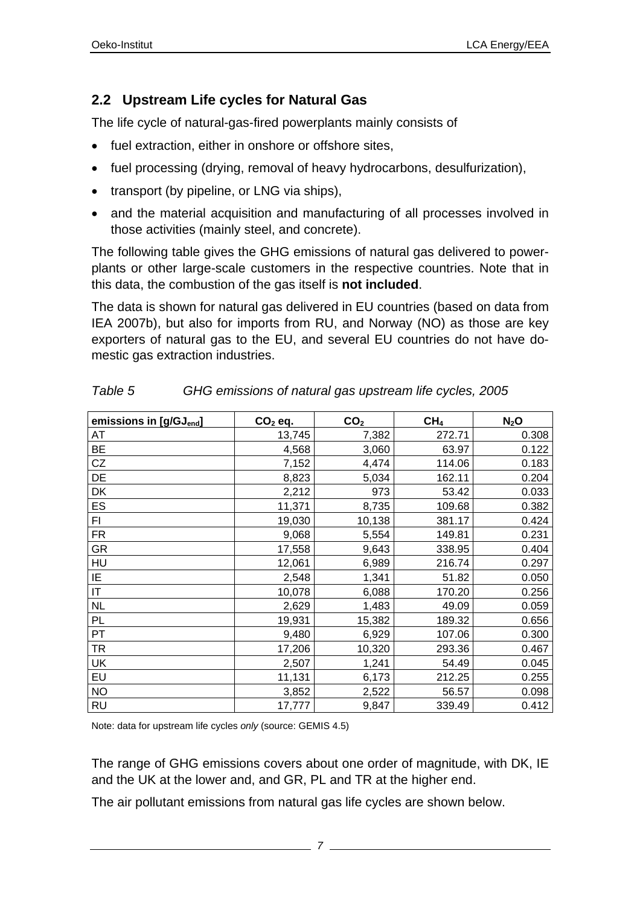## 2.2 Upstream Life cycles for Natural Gas

The life cycle of natural-gas-fired powerplants mainly consists of

- fuel extraction, either in onshore or offshore sites,
- fuel processing (drying, removal of heavy hydrocarbons, desulfurization),
- transport (by pipeline, or LNG via ships),
- and the material acquisition and manufacturing of all processes involved in those activities (mainly steel, and concrete).

The following table gives the GHG emissions of natural gas delivered to power-plants or other large-scale customers in the respective countries. Note that in this data, the combustion of the gas itself is **not included**.

The data is shown for natural gas delivered in EU countries (based on data from IEA 2007b), but also for imports from RU, and Norway (NO) as those are key exporters of natural gas to the EU, and several EU countries do not have domestic gas extraction industries.

*Table 5 GHG emissions of natural gas upstream life cycles, 2005*

| emissions in [g/$GJ_{end}$] | $CO_2$ eq. | $CO_2$ | $CH_4$ | $N_2O$ |
|---|---|---|---|---|
| AT | 13,745 | 7,382 | 272.71 | 0.308 |
| BE | 4,568 | 3,060 | 63.97 | 0.122 |
| CZ | 7,152 | 4,474 | 114.06 | 0.183 |
| DE | 8,823 | 5,034 | 162.11 | 0.204 |
| DK | 2,212 | 973 | 53.42 | 0.033 |
| ES | 11,371 | 8,735 | 109.68 | 0.382 |
| FI | 19,030 | 10,138 | 381.17 | 0.424 |
| FR | 9,068 | 5,554 | 149.81 | 0.231 |
| GR | 17,558 | 9,643 | 338.95 | 0.404 |
| HU | 12,061 | 6,989 | 216.74 | 0.297 |
| IE | 2,548 | 1,341 | 51.82 | 0.050 |
| IT | 10,078 | 6,088 | 170.20 | 0.256 |
| NL | 2,629 | 1,483 | 49.09 | 0.059 |
| PL | 19,931 | 15,382 | 189.32 | 0.656 |
| PT | 9,480 | 6,929 | 107.06 | 0.300 |
| TR | 17,206 | 10,320 | 293.36 | 0.467 |
| UK | 2,507 | 1,241 | 54.49 | 0.045 |
| EU | 11,131 | 6,173 | 212.25 | 0.255 |
| NO | 3,852 | 2,522 | 56.57 | 0.098 |
| RU | 17,777 | 9,847 | 339.49 | 0.412 |

Note: data for upstream life cycles *only* (source: GEMIS 4.5)

The range of GHG emissions covers about one order of magnitude, with DK, IE and the UK at the lower and, and GR, PL and TR at the higher end.

The air pollutant emissions from natural gas life cycles are shown below.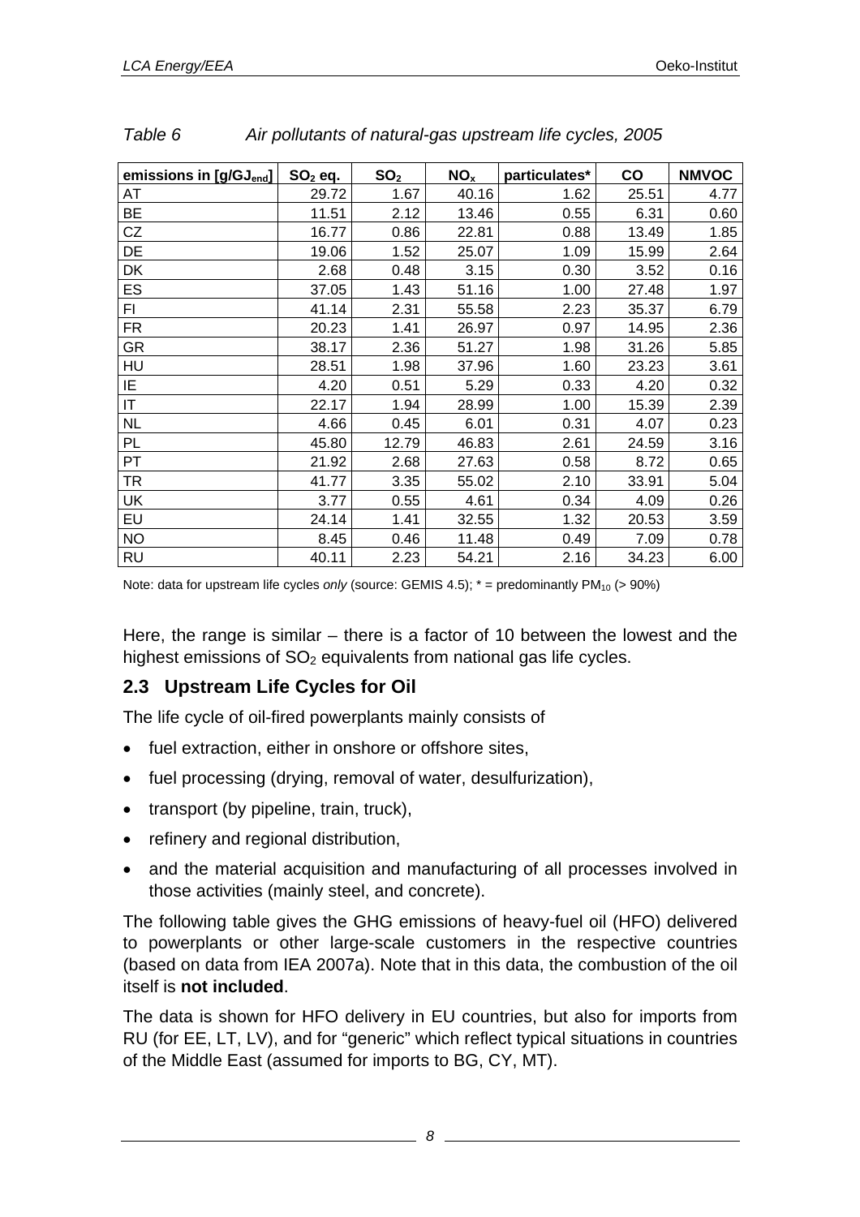*Table 6 Air pollutants of natural-gas upstream life cycles, 2005*

| emissions in [g/$GJ_{end}$] | $SO_2$ eq. | $SO_2$ | $NO_x$ | particulates* | CO | NMVOC |
|---|---|---|---|---|---|---|
| AT | 29.72 | 1.67 | 40.16 | 1.62 | 25.51 | 4.77 |
| BE | 11.51 | 2.12 | 13.46 | 0.55 | 6.31 | 0.60 |
| CZ | 16.77 | 0.86 | 22.81 | 0.88 | 13.49 | 1.85 |
| DE | 19.06 | 1.52 | 25.07 | 1.09 | 15.99 | 2.64 |
| DK | 2.68 | 0.48 | 3.15 | 0.30 | 3.52 | 0.16 |
| ES | 37.05 | 1.43 | 51.16 | 1.00 | 27.48 | 1.97 |
| FI | 41.14 | 2.31 | 55.58 | 2.23 | 35.37 | 6.79 |
| FR | 20.23 | 1.41 | 26.97 | 0.97 | 14.95 | 2.36 |
| GR | 38.17 | 2.36 | 51.27 | 1.98 | 31.26 | 5.85 |
| HU | 28.51 | 1.98 | 37.96 | 1.60 | 23.23 | 3.61 |
| IE | 4.20 | 0.51 | 5.29 | 0.33 | 4.20 | 0.32 |
| IT | 22.17 | 1.94 | 28.99 | 1.00 | 15.39 | 2.39 |
| NL | 4.66 | 0.45 | 6.01 | 0.31 | 4.07 | 0.23 |
| PL | 45.80 | 12.79 | 46.83 | 2.61 | 24.59 | 3.16 |
| PT | 21.92 | 2.68 | 27.63 | 0.58 | 8.72 | 0.65 |
| TR | 41.77 | 3.35 | 55.02 | 2.10 | 33.91 | 5.04 |
| UK | 3.77 | 0.55 | 4.61 | 0.34 | 4.09 | 0.26 |
| EU | 24.14 | 1.41 | 32.55 | 1.32 | 20.53 | 3.59 |
| NO | 8.45 | 0.46 | 11.48 | 0.49 | 7.09 | 0.78 |
| RU | 40.11 | 2.23 | 54.21 | 2.16 | 34.23 | 6.00 |

Note: data for upstream life cycles *only* (source: GEMIS 4.5); * = predominantly $PM_{10}$ (> 90%)

Here, the range is similar – there is a factor of 10 between the lowest and the highest emissions of $SO_2$ equivalents from national gas life cycles.

## 2.3 Upstream Life Cycles for Oil

The life cycle of oil-fired powerplants mainly consists of

- fuel extraction, either in onshore or offshore sites,
- fuel processing (drying, removal of water, desulfurization),
- transport (by pipeline, train, truck),
- refinery and regional distribution,
- and the material acquisition and manufacturing of all processes involved in those activities (mainly steel, and concrete).

The following table gives the GHG emissions of heavy-fuel oil (HFO) delivered to powerplants or other large-scale customers in the respective countries (based on data from IEA 2007a). Note that in this data, the combustion of the oil itself is **not included**.

The data is shown for HFO delivery in EU countries, but also for imports from RU (for EE, LT, LV), and for "generic" which reflect typical situations in countries of the Middle East (assumed for imports to BG, CY, MT).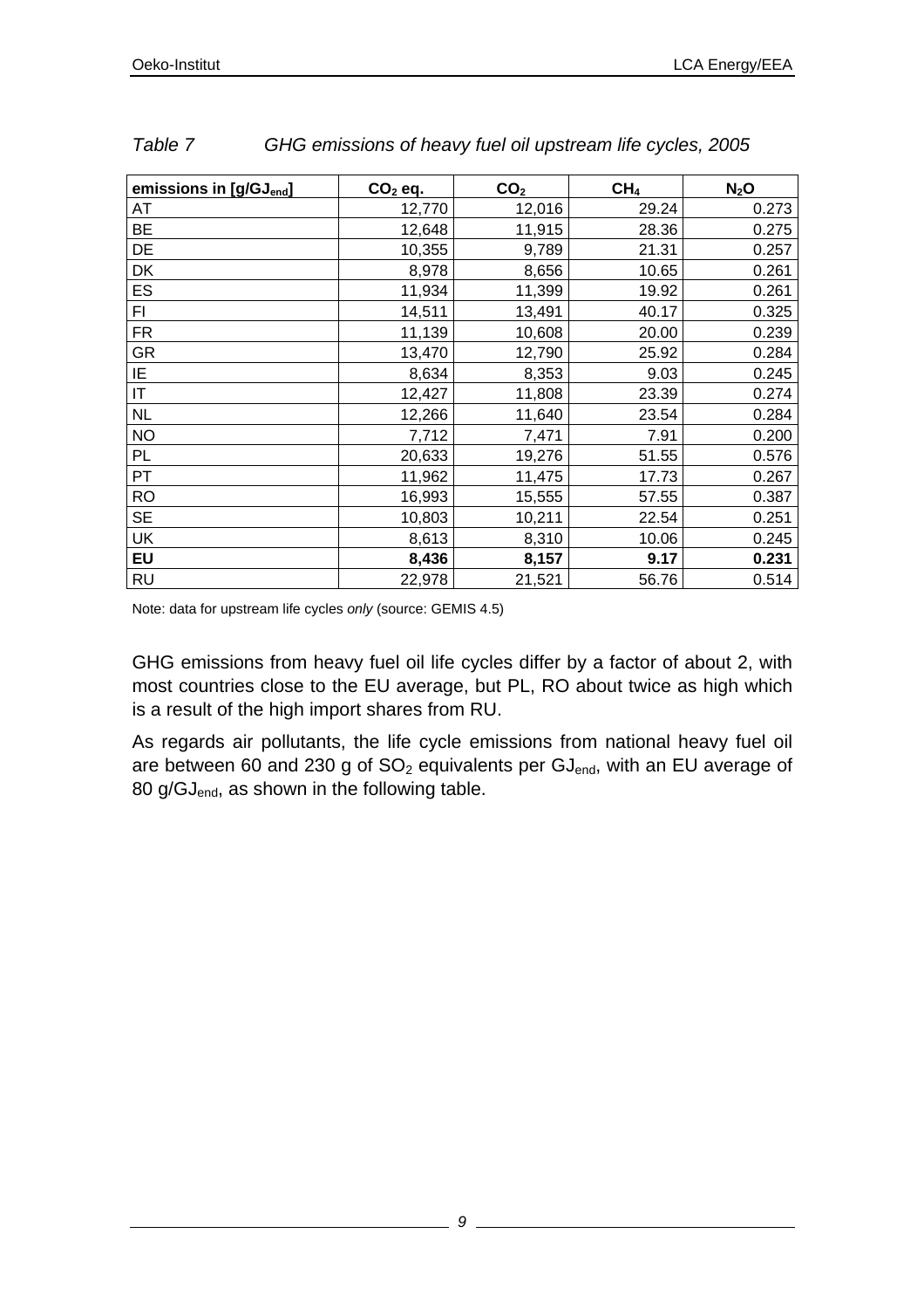*Table 7 GHG emissions of heavy fuel oil upstream life cycles, 2005*

| emissions in [$g/GJ_{end}$] | $CO_2$ eq. | $CO_2$ | $CH_4$ | $N_2O$ |
|---|---|---|---|---|
| AT | 12,770 | 12,016 | 29.24 | 0.273 |
| BE | 12,648 | 11,915 | 28.36 | 0.275 |
| DE | 10,355 | 9,789 | 21.31 | 0.257 |
| DK | 8,978 | 8,656 | 10.65 | 0.261 |
| ES | 11,934 | 11,399 | 19.92 | 0.261 |
| FI | 14,511 | 13,491 | 40.17 | 0.325 |
| FR | 11,139 | 10,608 | 20.00 | 0.239 |
| GR | 13,470 | 12,790 | 25.92 | 0.284 |
| IE | 8,634 | 8,353 | 9.03 | 0.245 |
| IT | 12,427 | 11,808 | 23.39 | 0.274 |
| NL | 12,266 | 11,640 | 23.54 | 0.284 |
| NO | 7,712 | 7,471 | 7.91 | 0.200 |
| PL | 20,633 | 19,276 | 51.55 | 0.576 |
| PT | 11,962 | 11,475 | 17.73 | 0.267 |
| RO | 16,993 | 15,555 | 57.55 | 0.387 |
| SE | 10,803 | 10,211 | 22.54 | 0.251 |
| UK | 8,613 | 8,310 | 10.06 | 0.245 |
| **EU** | **8,436** | **8,157** | **9.17** | **0.231** |
| RU | 22,978 | 21,521 | 56.76 | 0.514 |

Note: data for upstream life cycles *only* (source: GEMIS 4.5)

GHG emissions from heavy fuel oil life cycles differ by a factor of about 2, with most countries close to the EU average, but PL, RO about twice as high which is a result of the high import shares from RU.

As regards air pollutants, the life cycle emissions from national heavy fuel oil are between 60 and 230 g of $SO_2$ equivalents per $GJ_{end}$, with an EU average of 80 $g/GJ_{end}$, as shown in the following table.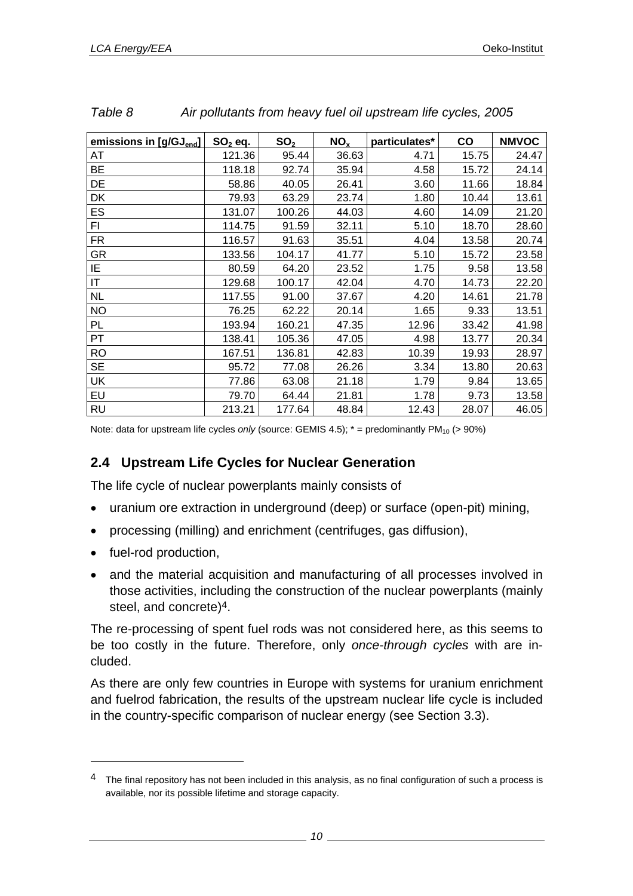*Table 8 Air pollutants from heavy fuel oil upstream life cycles, 2005*

| emissions in [$g/GJ_{end}$] | $SO_2$ eq. | $SO_2$ | $NO_x$ | particulates* | CO | NMVOC |
|---|---|---|---|---|---|---|
| AT | 121.36 | 95.44 | 36.63 | 4.71 | 15.75 | 24.47 |
| BE | 118.18 | 92.74 | 35.94 | 4.58 | 15.72 | 24.14 |
| DE | 58.86 | 40.05 | 26.41 | 3.60 | 11.66 | 18.84 |
| DK | 79.93 | 63.29 | 23.74 | 1.80 | 10.44 | 13.61 |
| ES | 131.07 | 100.26 | 44.03 | 4.60 | 14.09 | 21.20 |
| FI | 114.75 | 91.59 | 32.11 | 5.10 | 18.70 | 28.60 |
| FR | 116.57 | 91.63 | 35.51 | 4.04 | 13.58 | 20.74 |
| GR | 133.56 | 104.17 | 41.77 | 5.10 | 15.72 | 23.58 |
| IE | 80.59 | 64.20 | 23.52 | 1.75 | 9.58 | 13.58 |
| IT | 129.68 | 100.17 | 42.04 | 4.70 | 14.73 | 22.20 |
| NL | 117.55 | 91.00 | 37.67 | 4.20 | 14.61 | 21.78 |
| NO | 76.25 | 62.22 | 20.14 | 1.65 | 9.33 | 13.51 |
| PL | 193.94 | 160.21 | 47.35 | 12.96 | 33.42 | 41.98 |
| PT | 138.41 | 105.36 | 47.05 | 4.98 | 13.77 | 20.34 |
| RO | 167.51 | 136.81 | 42.83 | 10.39 | 19.93 | 28.97 |
| SE | 95.72 | 77.08 | 26.26 | 3.34 | 13.80 | 20.63 |
| UK | 77.86 | 63.08 | 21.18 | 1.79 | 9.84 | 13.65 |
| EU | 79.70 | 64.44 | 21.81 | 1.78 | 9.73 | 13.58 |
| RU | 213.21 | 177.64 | 48.84 | 12.43 | 28.07 | 46.05 |

Note: data for upstream life cycles *only* (source: GEMIS 4.5); * = predominantly $PM_{10}$ (> 90%)

## 2.4 Upstream Life Cycles for Nuclear Generation

The life cycle of nuclear powerplants mainly consists of

- uranium ore extraction in underground (deep) or surface (open-pit) mining,
- processing (milling) and enrichment (centrifuges, gas diffusion),
- fuel-rod production,
- and the material acquisition and manufacturing of all processes involved in those activities, including the construction of the nuclear powerplants (mainly steel, and concrete)[4].

The re-processing of spent fuel rods was not considered here, as this seems to be too costly in the future. Therefore, only *once-through cycles* with are included.

As there are only few countries in Europe with systems for uranium enrichment and fuelrod fabrication, the results of the upstream nuclear life cycle is included in the country-specific comparison of nuclear energy (see Section 3.3).

---

[4] The final repository has not been included in this analysis, as no final configuration of such a process is available, nor its possible lifetime and storage capacity.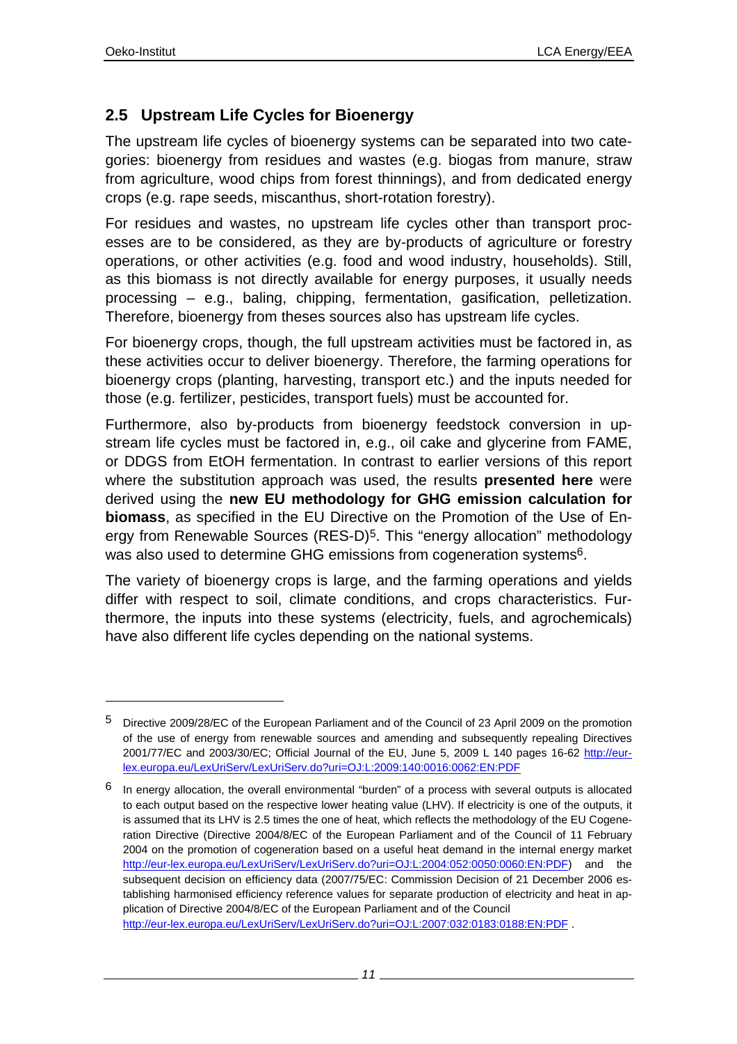## 2.5 Upstream Life Cycles for Bioenergy

The upstream life cycles of bioenergy systems can be separated into two categories: bioenergy from residues and wastes (e.g. biogas from manure, straw from agriculture, wood chips from forest thinnings), and from dedicated energy crops (e.g. rape seeds, miscanthus, short-rotation forestry).

For residues and wastes, no upstream life cycles other than transport processes are to be considered, as they are by-products of agriculture or forestry operations, or other activities (e.g. food and wood industry, households). Still, as this biomass is not directly available for energy purposes, it usually needs processing – e.g., baling, chipping, fermentation, gasification, pelletization. Therefore, bioenergy from theses sources also has upstream life cycles.

For bioenergy crops, though, the full upstream activities must be factored in, as these activities occur to deliver bioenergy. Therefore, the farming operations for bioenergy crops (planting, harvesting, transport etc.) and the inputs needed for those (e.g. fertilizer, pesticides, transport fuels) must be accounted for.

Furthermore, also by-products from bioenergy feedstock conversion in upstream life cycles must be factored in, e.g., oil cake and glycerine from FAME, or DDGS from EtOH fermentation. In contrast to earlier versions of this report where the substitution approach was used, the results **presented here** were derived using the **new EU methodology for GHG emission calculation for biomass**, as specified in the EU Directive on the Promotion of the Use of Energy from Renewable Sources (RES-D)[5]. This "energy allocation" methodology was also used to determine GHG emissions from cogeneration systems[6].

The variety of bioenergy crops is large, and the farming operations and yields differ with respect to soil, climate conditions, and crops characteristics. Furthermore, the inputs into these systems (electricity, fuels, and agrochemicals) have also different life cycles depending on the national systems.

---

[5] Directive 2009/28/EC of the European Parliament and of the Council of 23 April 2009 on the promotion of the use of energy from renewable sources and amending and subsequently repealing Directives 2001/77/EC and 2003/30/EC; Official Journal of the EU, June 5, 2009 L 140 pages 16-62 http://eur-lex.europa.eu/LexUriServ/LexUriServ.do?uri=OJ:L:2009:140:0016:0062:EN:PDF

[6] In energy allocation, the overall environmental "burden" of a process with several outputs is allocated to each output based on the respective lower heating value (LHV). If electricity is one of the outputs, it is assumed that its LHV is 2.5 times the one of heat, which reflects the methodology of the EU Cogeneration Directive (Directive 2004/8/EC of the European Parliament and of the Council of 11 February 2004 on the promotion of cogeneration based on a useful heat demand in the internal energy market http://eur-lex.europa.eu/LexUriServ/LexUriServ.do?uri=OJ:L:2004:052:0050:0060:EN:PDF) and the subsequent decision on efficiency data (2007/75/EC: Commission Decision of 21 December 2006 establishing harmonised efficiency reference values for separate production of electricity and heat in application of Directive 2004/8/EC of the European Parliament and of the Council http://eur-lex.europa.eu/LexUriServ/LexUriServ.do?uri=OJ:L:2007:032:0183:0188:EN:PDF .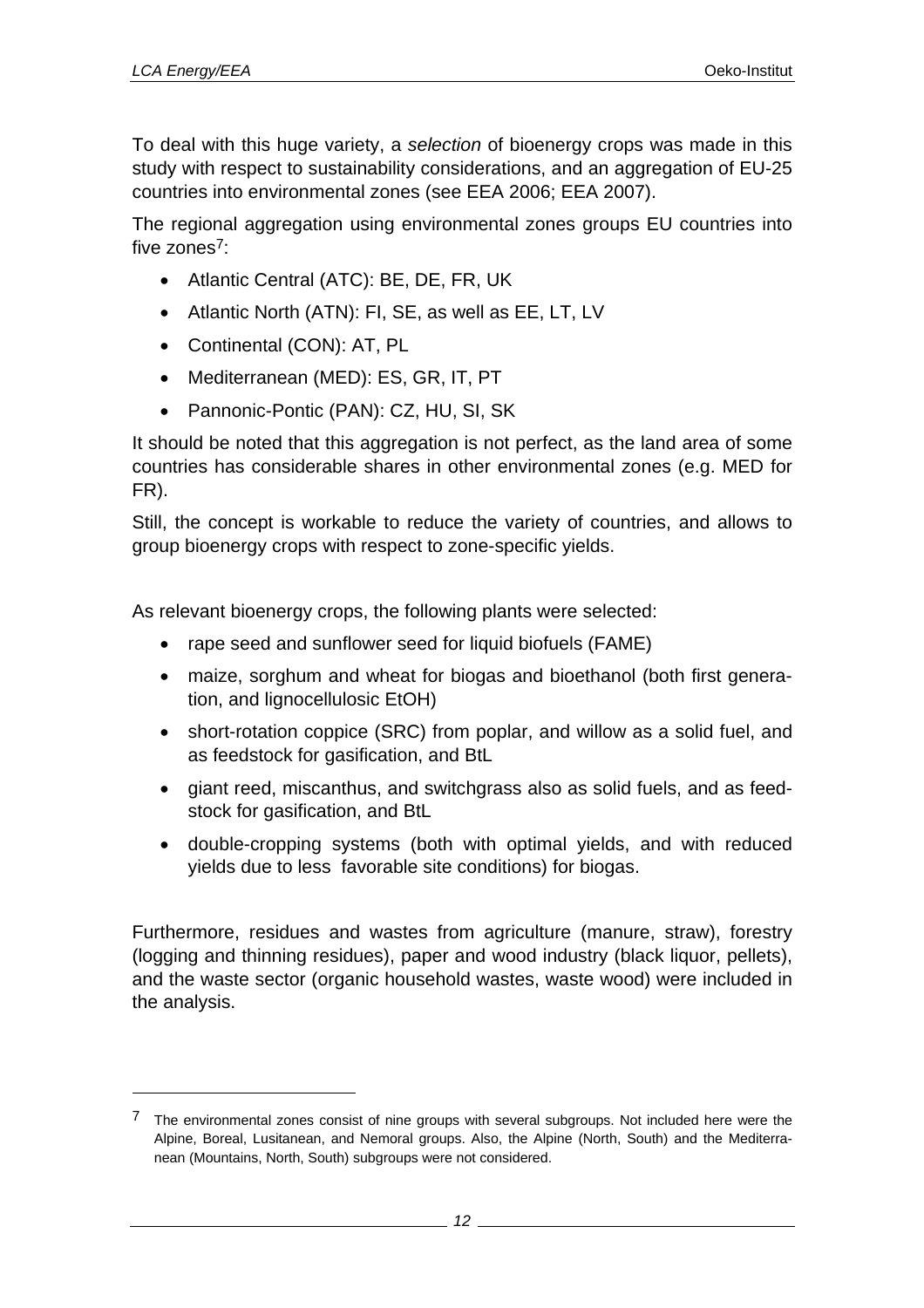To deal with this huge variety, a *selection* of bioenergy crops was made in this study with respect to sustainability considerations, and an aggregation of EU-25 countries into environmental zones (see EEA 2006; EEA 2007).

The regional aggregation using environmental zones groups EU countries into five zones[7]:

- Atlantic Central (ATC): BE, DE, FR, UK
- Atlantic North (ATN): FI, SE, as well as EE, LT, LV
- Continental (CON): AT, PL
- Mediterranean (MED): ES, GR, IT, PT
- Pannonic-Pontic (PAN): CZ, HU, SI, SK

It should be noted that this aggregation is not perfect, as the land area of some countries has considerable shares in other environmental zones (e.g. MED for FR).

Still, the concept is workable to reduce the variety of countries, and allows to group bioenergy crops with respect to zone-specific yields.

As relevant bioenergy crops, the following plants were selected:

- rape seed and sunflower seed for liquid biofuels (FAME)
- maize, sorghum and wheat for biogas and bioethanol (both first generation, and lignocellulosic EtOH)
- short-rotation coppice (SRC) from poplar, and willow as a solid fuel, and as feedstock for gasification, and BtL
- giant reed, miscanthus, and switchgrass also as solid fuels, and as feedstock for gasification, and BtL
- double-cropping systems (both with optimal yields, and with reduced yields due to less favorable site conditions) for biogas.

Furthermore, residues and wastes from agriculture (manure, straw), forestry (logging and thinning residues), paper and wood industry (black liquor, pellets), and the waste sector (organic household wastes, waste wood) were included in the analysis.

---

[7] The environmental zones consist of nine groups with several subgroups. Not included here were the Alpine, Boreal, Lusitanean, and Nemoral groups. Also, the Alpine (North, South) and the Mediterranean (Mountains, North, South) subgroups were not considered.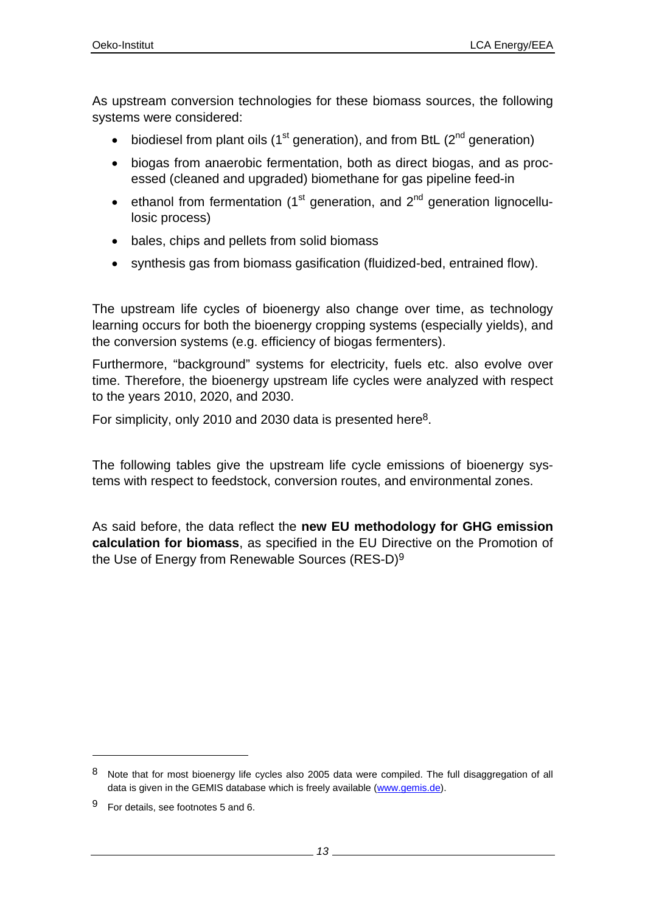As upstream conversion technologies for these biomass sources, the following systems were considered:

- biodiesel from plant oils (1st generation), and from BtL (2nd generation)
- biogas from anaerobic fermentation, both as direct biogas, and as processed (cleaned and upgraded) biomethane for gas pipeline feed-in
- ethanol from fermentation (1st generation, and 2nd generation lignocellulosic process)
- bales, chips and pellets from solid biomass
- synthesis gas from biomass gasification (fluidized-bed, entrained flow).

The upstream life cycles of bioenergy also change over time, as technology learning occurs for both the bioenergy cropping systems (especially yields), and the conversion systems (e.g. efficiency of biogas fermenters).

Furthermore, "background" systems for electricity, fuels etc. also evolve over time. Therefore, the bioenergy upstream life cycles were analyzed with respect to the years 2010, 2020, and 2030.

For simplicity, only 2010 and 2030 data is presented here[8].

The following tables give the upstream life cycle emissions of bioenergy systems with respect to feedstock, conversion routes, and environmental zones.

As said before, the data reflect the **new EU methodology for GHG emission calculation for biomass**, as specified in the EU Directive on the Promotion of the Use of Energy from Renewable Sources (RES-D)[9]

---

[8] Note that for most bioenergy life cycles also 2005 data were compiled. The full disaggregation of all data is given in the GEMIS database which is freely available (www.gemis.de).

[9] For details, see footnotes 5 and 6.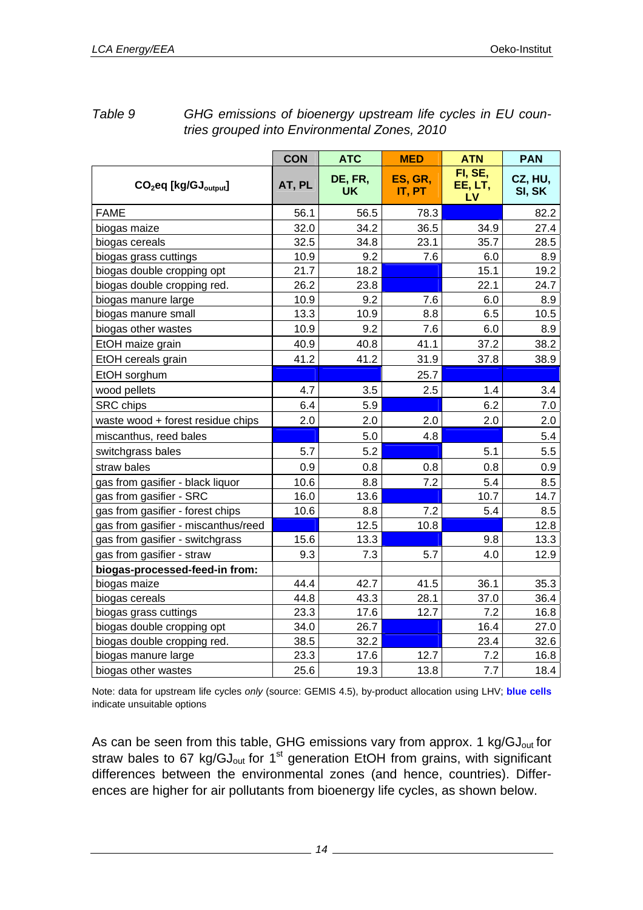*Table 9 GHG emissions of bioenergy upstream life cycles in EU countries grouped into Environmental Zones, 2010*

| | CON | ATC | MED | ATN | PAN |
|---|---|---|---|---|---|
| $CO_2$eq [kg/$GJ_{output}$] | AT, PL | DE, FR, UK | ES, GR, IT, PT | FI, SE, EE, LT, LV | CZ, HU, SI, SK |
| FAME | 56.1 | 56.5 | 78.3 | | 82.2 |
| biogas maize | 32.0 | 34.2 | 36.5 | 34.9 | 27.4 |
| biogas cereals | 32.5 | 34.8 | 23.1 | 35.7 | 28.5 |
| biogas grass cuttings | 10.9 | 9.2 | 7.6 | 6.0 | 8.9 |
| biogas double cropping opt | 21.7 | 18.2 | | 15.1 | 19.2 |
| biogas double cropping red. | 26.2 | 23.8 | | 22.1 | 24.7 |
| biogas manure large | 10.9 | 9.2 | 7.6 | 6.0 | 8.9 |
| biogas manure small | 13.3 | 10.9 | 8.8 | 6.5 | 10.5 |
| biogas other wastes | 10.9 | 9.2 | 7.6 | 6.0 | 8.9 |
| EtOH maize grain | 40.9 | 40.8 | 41.1 | 37.2 | 38.2 |
| EtOH cereals grain | 41.2 | 41.2 | 31.9 | 37.8 | 38.9 |
| EtOH sorghum | | | 25.7 | | |
| wood pellets | 4.7 | 3.5 | 2.5 | 1.4 | 3.4 |
| SRC chips | 6.4 | 5.9 | | 6.2 | 7.0 |
| waste wood + forest residue chips | 2.0 | 2.0 | 2.0 | 2.0 | 2.0 |
| miscanthus, reed bales | | 5.0 | 4.8 | | 5.4 |
| switchgrass bales | 5.7 | 5.2 | | 5.1 | 5.5 |
| straw bales | 0.9 | 0.8 | 0.8 | 0.8 | 0.9 |
| gas from gasifier - black liquor | 10.6 | 8.8 | 7.2 | 5.4 | 8.5 |
| gas from gasifier - SRC | 16.0 | 13.6 | | 10.7 | 14.7 |
| gas from gasifier - forest chips | 10.6 | 8.8 | 7.2 | 5.4 | 8.5 |
| gas from gasifier - miscanthus/reed | | 12.5 | 10.8 | | 12.8 |
| gas from gasifier - switchgrass | 15.6 | 13.3 | | 9.8 | 13.3 |
| gas from gasifier - straw | 9.3 | 7.3 | 5.7 | 4.0 | 12.9 |
| **biogas-processed-feed-in from:** | | | | | |
| biogas maize | 44.4 | 42.7 | 41.5 | 36.1 | 35.3 |
| biogas cereals | 44.8 | 43.3 | 28.1 | 37.0 | 36.4 |
| biogas grass cuttings | 23.3 | 17.6 | 12.7 | 7.2 | 16.8 |
| biogas double cropping opt | 34.0 | 26.7 | | 16.4 | 27.0 |
| biogas double cropping red. | 38.5 | 32.2 | | 23.4 | 32.6 |
| biogas manure large | 23.3 | 17.6 | 12.7 | 7.2 | 16.8 |
| biogas other wastes | 25.6 | 19.3 | 13.8 | 7.7 | 18.4 |

Note: data for upstream life cycles *only* (source: GEMIS 4.5), by-product allocation using LHV; **blue cells** indicate unsuitable options

As can be seen from this table, GHG emissions vary from approx. 1 kg/$GJ_{out}$ for straw bales to 67 kg/$GJ_{out}$ for 1st generation EtOH from grains, with significant differences between the environmental zones (and hence, countries). Differences are higher for air pollutants from bioenergy life cycles, as shown below.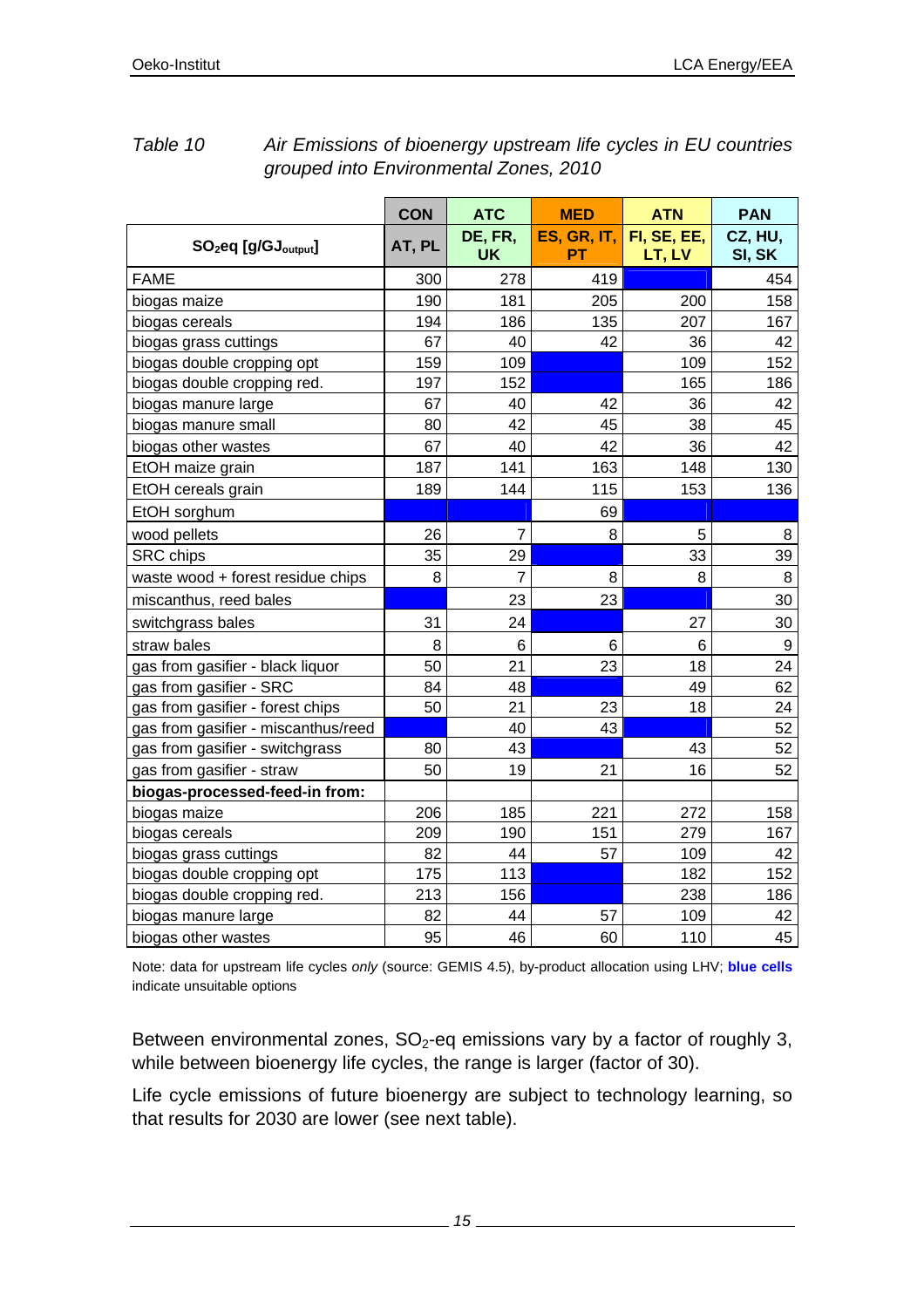*Table 10 Air Emissions of bioenergy upstream life cycles in EU countries grouped into Environmental Zones, 2010*

| | CON | ATC | MED | ATN | PAN |
|---|---|---|---|---|---|
| $SO_2$eq [g/GJ$_{output}$] | AT, PL | DE, FR, UK | ES, GR, IT, PT | FI, SE, EE, LT, LV | CZ, HU, SI, SK |
| FAME | 300 | 278 | 419 | | 454 |
| biogas maize | 190 | 181 | 205 | 200 | 158 |
| biogas cereals | 194 | 186 | 135 | 207 | 167 |
| biogas grass cuttings | 67 | 40 | 42 | 36 | 42 |
| biogas double cropping opt | 159 | 109 | | 109 | 152 |
| biogas double cropping red. | 197 | 152 | | 165 | 186 |
| biogas manure large | 67 | 40 | 42 | 36 | 42 |
| biogas manure small | 80 | 42 | 45 | 38 | 45 |
| biogas other wastes | 67 | 40 | 42 | 36 | 42 |
| EtOH maize grain | 187 | 141 | 163 | 148 | 130 |
| EtOH cereals grain | 189 | 144 | 115 | 153 | 136 |
| EtOH sorghum | | | 69 | | |
| wood pellets | 26 | 7 | 8 | 5 | 8 |
| SRC chips | 35 | 29 | | 33 | 39 |
| waste wood + forest residue chips | 8 | 7 | 8 | 8 | 8 |
| miscanthus, reed bales | | 23 | 23 | | 30 |
| switchgrass bales | 31 | 24 | | 27 | 30 |
| straw bales | 8 | 6 | 6 | 6 | 9 |
| gas from gasifier - black liquor | 50 | 21 | 23 | 18 | 24 |
| gas from gasifier - SRC | 84 | 48 | | 49 | 62 |
| gas from gasifier - forest chips | 50 | 21 | 23 | 18 | 24 |
| gas from gasifier - miscanthus/reed | | 40 | 43 | | 52 |
| gas from gasifier - switchgrass | 80 | 43 | | 43 | 52 |
| gas from gasifier - straw | 50 | 19 | 21 | 16 | 52 |
| **biogas-processed-feed-in from:** | | | | | |
| biogas maize | 206 | 185 | 221 | 272 | 158 |
| biogas cereals | 209 | 190 | 151 | 279 | 167 |
| biogas grass cuttings | 82 | 44 | 57 | 109 | 42 |
| biogas double cropping opt | 175 | 113 | | 182 | 152 |
| biogas double cropping red. | 213 | 156 | | 238 | 186 |
| biogas manure large | 82 | 44 | 57 | 109 | 42 |
| biogas other wastes | 95 | 46 | 60 | 110 | 45 |

Note: data for upstream life cycles *only* (source: GEMIS 4.5), by-product allocation using LHV; **blue cells** indicate unsuitable options

Between environmental zones, $SO_2$-eq emissions vary by a factor of roughly 3, while between bioenergy life cycles, the range is larger (factor of 30).

Life cycle emissions of future bioenergy are subject to technology learning, so that results for 2030 are lower (see next table).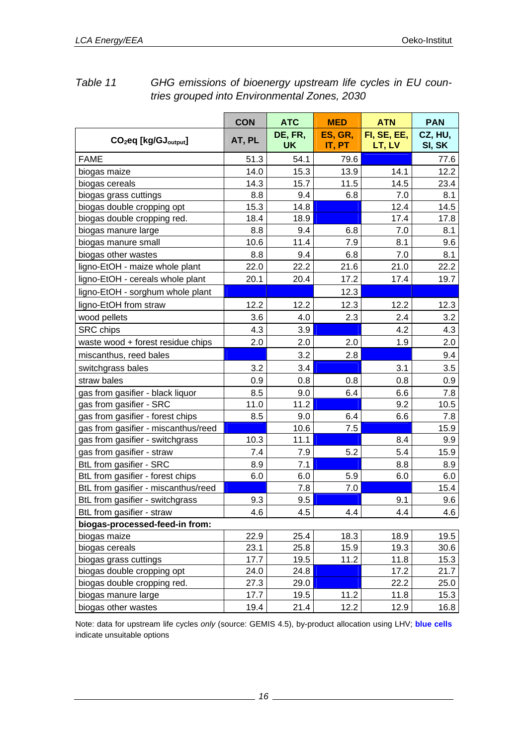*Table 11 GHG emissions of bioenergy upstream life cycles in EU countries grouped into Environmental Zones, 2030*

| | CON | ATC | MED | ATN | PAN |
|---|---|---|---|---|---|
| $CO_2$eq [kg/GJ$_{output}$] | AT, PL | DE, FR, UK | ES, GR, IT, PT | FI, SE, EE, LT, LV | CZ, HU, SI, SK |
| FAME | 51.3 | 54.1 | 79.6 | | 77.6 |
| biogas maize | 14.0 | 15.3 | 13.9 | 14.1 | 12.2 |
| biogas cereals | 14.3 | 15.7 | 11.5 | 14.5 | 23.4 |
| biogas grass cuttings | 8.8 | 9.4 | 6.8 | 7.0 | 8.1 |
| biogas double cropping opt | 15.3 | 14.8 | | 12.4 | 14.5 |
| biogas double cropping red. | 18.4 | 18.9 | | 17.4 | 17.8 |
| biogas manure large | 8.8 | 9.4 | 6.8 | 7.0 | 8.1 |
| biogas manure small | 10.6 | 11.4 | 7.9 | 8.1 | 9.6 |
| biogas other wastes | 8.8 | 9.4 | 6.8 | 7.0 | 8.1 |
| ligno-EtOH - maize whole plant | 22.0 | 22.2 | 21.6 | 21.0 | 22.2 |
| ligno-EtOH - cereals whole plant | 20.1 | 20.4 | 17.2 | 17.4 | 19.7 |
| ligno-EtOH - sorghum whole plant | | | 12.3 | | |
| ligno-EtOH from straw | 12.2 | 12.2 | 12.3 | 12.2 | 12.3 |
| wood pellets | 3.6 | 4.0 | 2.3 | 2.4 | 3.2 |
| SRC chips | 4.3 | 3.9 | | 4.2 | 4.3 |
| waste wood + forest residue chips | 2.0 | 2.0 | 2.0 | 1.9 | 2.0 |
| miscanthus, reed bales | | 3.2 | 2.8 | | 9.4 |
| switchgrass bales | 3.2 | 3.4 | | 3.1 | 3.5 |
| straw bales | 0.9 | 0.8 | 0.8 | 0.8 | 0.9 |
| gas from gasifier - black liquor | 8.5 | 9.0 | 6.4 | 6.6 | 7.8 |
| gas from gasifier - SRC | 11.0 | 11.2 | | 9.2 | 10.5 |
| gas from gasifier - forest chips | 8.5 | 9.0 | 6.4 | 6.6 | 7.8 |
| gas from gasifier - miscanthus/reed | | 10.6 | 7.5 | | 15.9 |
| gas from gasifier - switchgrass | 10.3 | 11.1 | | 8.4 | 9.9 |
| gas from gasifier - straw | 7.4 | 7.9 | 5.2 | 5.4 | 15.9 |
| BtL from gasifier - SRC | 8.9 | 7.1 | | 8.8 | 8.9 |
| BtL from gasifier - forest chips | 6.0 | 6.0 | 5.9 | 6.0 | 6.0 |
| BtL from gasifier - miscanthus/reed | | 7.8 | 7.0 | | 15.4 |
| BtL from gasifier - switchgrass | 9.3 | 9.5 | | 9.1 | 9.6 |
| BtL from gasifier - straw | 4.6 | 4.5 | 4.4 | 4.4 | 4.6 |
| **biogas-processed-feed-in from:** | | | | | |
| biogas maize | 22.9 | 25.4 | 18.3 | 18.9 | 19.5 |
| biogas cereals | 23.1 | 25.8 | 15.9 | 19.3 | 30.6 |
| biogas grass cuttings | 17.7 | 19.5 | 11.2 | 11.8 | 15.3 |
| biogas double cropping opt | 24.0 | 24.8 | | 17.2 | 21.7 |
| biogas double cropping red. | 27.3 | 29.0 | | 22.2 | 25.0 |
| biogas manure large | 17.7 | 19.5 | 11.2 | 11.8 | 15.3 |
| biogas other wastes | 19.4 | 21.4 | 12.2 | 12.9 | 16.8 |

Note: data for upstream life cycles *only* (source: GEMIS 4.5), by-product allocation using LHV; **blue cells** indicate unsuitable options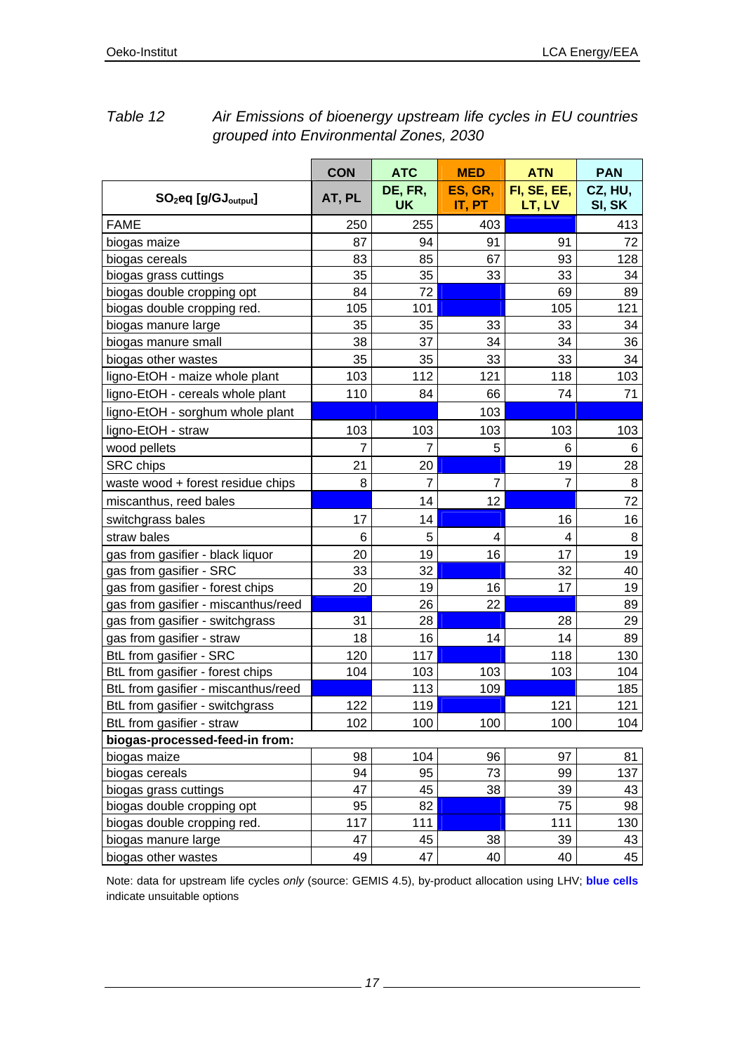*Table 12 Air Emissions of bioenergy upstream life cycles in EU countries grouped into Environmental Zones, 2030*

| | CON | ATC | MED | ATN | PAN |
|---|---|---|---|---|---|
| **$SO_2eq$ [g/GJ$_{output}$]** | **AT, PL** | **DE, FR, UK** | **ES, GR, IT, PT** | **FI, SE, EE, LT, LV** | **CZ, HU, SI, SK** |
| FAME | 250 | 255 | 403 | | 413 |
| biogas maize | 87 | 94 | 91 | 91 | 72 |
| biogas cereals | 83 | 85 | 67 | 93 | 128 |
| biogas grass cuttings | 35 | 35 | 33 | 33 | 34 |
| biogas double cropping opt | 84 | 72 | | 69 | 89 |
| biogas double cropping red. | 105 | 101 | | 105 | 121 |
| biogas manure large | 35 | 35 | 33 | 33 | 34 |
| biogas manure small | 38 | 37 | 34 | 34 | 36 |
| biogas other wastes | 35 | 35 | 33 | 33 | 34 |
| ligno-EtOH - maize whole plant | 103 | 112 | 121 | 118 | 103 |
| ligno-EtOH - cereals whole plant | 110 | 84 | 66 | 74 | 71 |
| ligno-EtOH - sorghum whole plant | | | 103 | | |
| ligno-EtOH - straw | 103 | 103 | 103 | 103 | 103 |
| wood pellets | 7 | 7 | 5 | 6 | 6 |
| SRC chips | 21 | 20 | | 19 | 28 |
| waste wood + forest residue chips | 8 | 7 | 7 | 7 | 8 |
| miscanthus, reed bales | | 14 | 12 | | 72 |
| switchgrass bales | 17 | 14 | | 16 | 16 |
| straw bales | 6 | 5 | 4 | 4 | 8 |
| gas from gasifier - black liquor | 20 | 19 | 16 | 17 | 19 |
| gas from gasifier - SRC | 33 | 32 | | 32 | 40 |
| gas from gasifier - forest chips | 20 | 19 | 16 | 17 | 19 |
| gas from gasifier - miscanthus/reed | | 26 | 22 | | 89 |
| gas from gasifier - switchgrass | 31 | 28 | | 28 | 29 |
| gas from gasifier - straw | 18 | 16 | 14 | 14 | 89 |
| BtL from gasifier - SRC | 120 | 117 | | 118 | 130 |
| BtL from gasifier - forest chips | 104 | 103 | 103 | 103 | 104 |
| BtL from gasifier - miscanthus/reed | | 113 | 109 | | 185 |
| BtL from gasifier - switchgrass | 122 | 119 | | 121 | 121 |
| BtL from gasifier - straw | 102 | 100 | 100 | 100 | 104 |
| **biogas-processed-feed-in from:** | | | | | |
| biogas maize | 98 | 104 | 96 | 97 | 81 |
| biogas cereals | 94 | 95 | 73 | 99 | 137 |
| biogas grass cuttings | 47 | 45 | 38 | 39 | 43 |
| biogas double cropping opt | 95 | 82 | | 75 | 98 |
| biogas double cropping red. | 117 | 111 | | 111 | 130 |
| biogas manure large | 47 | 45 | 38 | 39 | 43 |
| biogas other wastes | 49 | 47 | 40 | 40 | 45 |

Note: data for upstream life cycles *only* (source: GEMIS 4.5), by-product allocation using LHV; **blue cells** indicate unsuitable options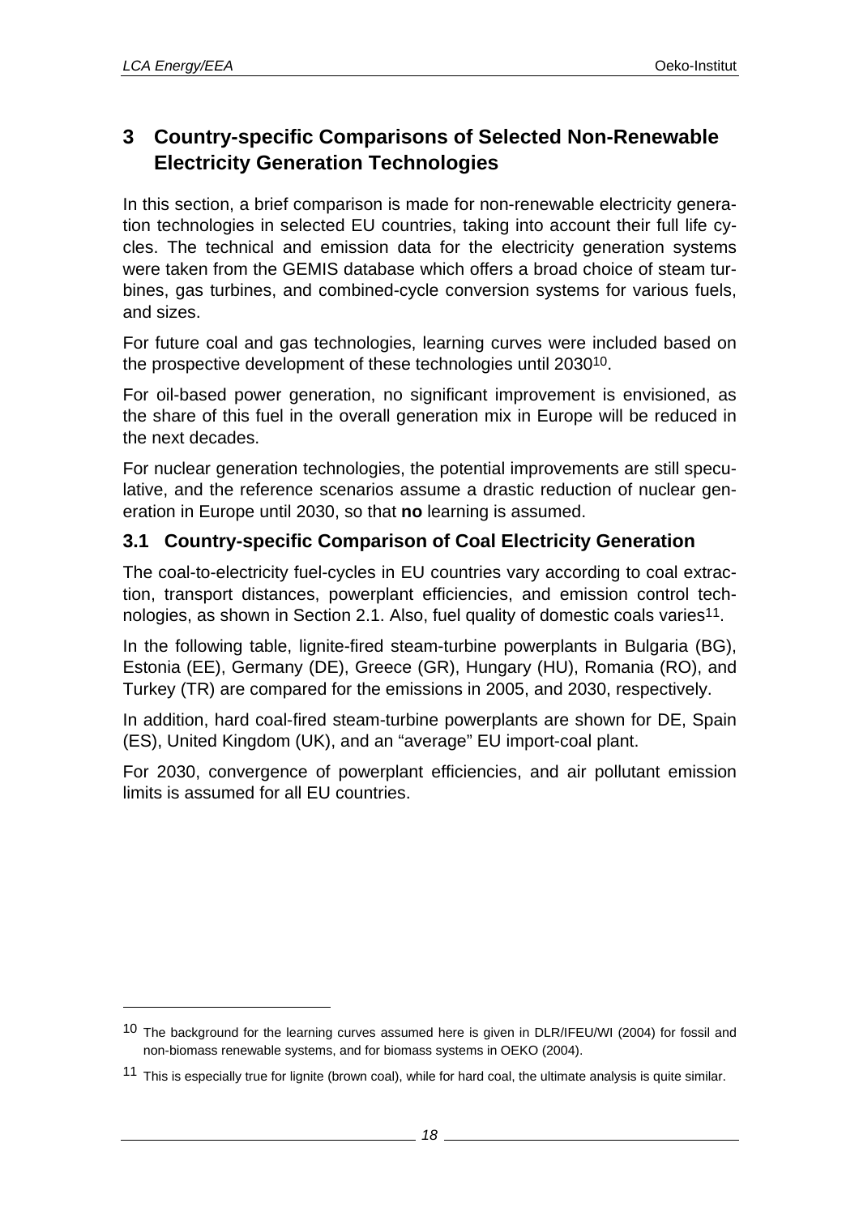# 3 Country-specific Comparisons of Selected Non-Renewable Electricity Generation Technologies

In this section, a brief comparison is made for non-renewable electricity generation technologies in selected EU countries, taking into account their full life cycles. The technical and emission data for the electricity generation systems were taken from the GEMIS database which offers a broad choice of steam turbines, gas turbines, and combined-cycle conversion systems for various fuels, and sizes.

For future coal and gas technologies, learning curves were included based on the prospective development of these technologies until 2030[10].

For oil-based power generation, no significant improvement is envisioned, as the share of this fuel in the overall generation mix in Europe will be reduced in the next decades.

For nuclear generation technologies, the potential improvements are still speculative, and the reference scenarios assume a drastic reduction of nuclear generation in Europe until 2030, so that **no** learning is assumed.

## 3.1 Country-specific Comparison of Coal Electricity Generation

The coal-to-electricity fuel-cycles in EU countries vary according to coal extraction, transport distances, powerplant efficiencies, and emission control technologies, as shown in Section 2.1. Also, fuel quality of domestic coals varies[11].

In the following table, lignite-fired steam-turbine powerplants in Bulgaria (BG), Estonia (EE), Germany (DE), Greece (GR), Hungary (HU), Romania (RO), and Turkey (TR) are compared for the emissions in 2005, and 2030, respectively.

In addition, hard coal-fired steam-turbine powerplants are shown for DE, Spain (ES), United Kingdom (UK), and an "average" EU import-coal plant.

For 2030, convergence of powerplant efficiencies, and air pollutant emission limits is assumed for all EU countries.

---

[10] The background for the learning curves assumed here is given in DLR/IFEU/WI (2004) for fossil and non-biomass renewable systems, and for biomass systems in OEKO (2004).

[11] This is especially true for lignite (brown coal), while for hard coal, the ultimate analysis is quite similar.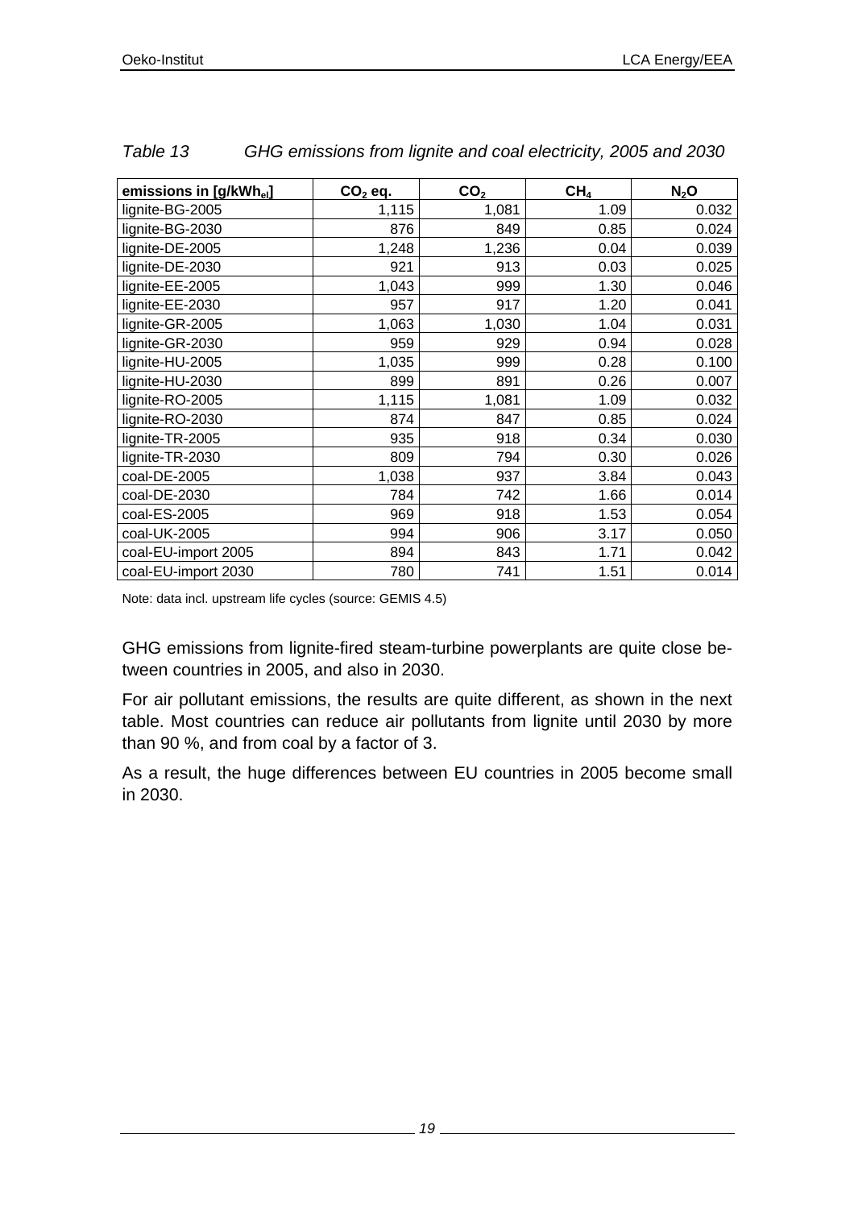*Table 13 GHG emissions from lignite and coal electricity, 2005 and 2030*

| emissions in [g/kWh$_{el}$] | $CO_2$ eq. | $CO_2$ | $CH_4$ | $N_2O$ |
|---|---|---|---|---|
| lignite-BG-2005 | 1,115 | 1,081 | 1.09 | 0.032 |
| lignite-BG-2030 | 876 | 849 | 0.85 | 0.024 |
| lignite-DE-2005 | 1,248 | 1,236 | 0.04 | 0.039 |
| lignite-DE-2030 | 921 | 913 | 0.03 | 0.025 |
| lignite-EE-2005 | 1,043 | 999 | 1.30 | 0.046 |
| lignite-EE-2030 | 957 | 917 | 1.20 | 0.041 |
| lignite-GR-2005 | 1,063 | 1,030 | 1.04 | 0.031 |
| lignite-GR-2030 | 959 | 929 | 0.94 | 0.028 |
| lignite-HU-2005 | 1,035 | 999 | 0.28 | 0.100 |
| lignite-HU-2030 | 899 | 891 | 0.26 | 0.007 |
| lignite-RO-2005 | 1,115 | 1,081 | 1.09 | 0.032 |
| lignite-RO-2030 | 874 | 847 | 0.85 | 0.024 |
| lignite-TR-2005 | 935 | 918 | 0.34 | 0.030 |
| lignite-TR-2030 | 809 | 794 | 0.30 | 0.026 |
| coal-DE-2005 | 1,038 | 937 | 3.84 | 0.043 |
| coal-DE-2030 | 784 | 742 | 1.66 | 0.014 |
| coal-ES-2005 | 969 | 918 | 1.53 | 0.054 |
| coal-UK-2005 | 994 | 906 | 3.17 | 0.050 |
| coal-EU-import 2005 | 894 | 843 | 1.71 | 0.042 |
| coal-EU-import 2030 | 780 | 741 | 1.51 | 0.014 |

Note: data incl. upstream life cycles (source: GEMIS 4.5)

GHG emissions from lignite-fired steam-turbine powerplants are quite close between countries in 2005, and also in 2030.

For air pollutant emissions, the results are quite different, as shown in the next table. Most countries can reduce air pollutants from lignite until 2030 by more than 90 %, and from coal by a factor of 3.

As a result, the huge differences between EU countries in 2005 become small in 2030.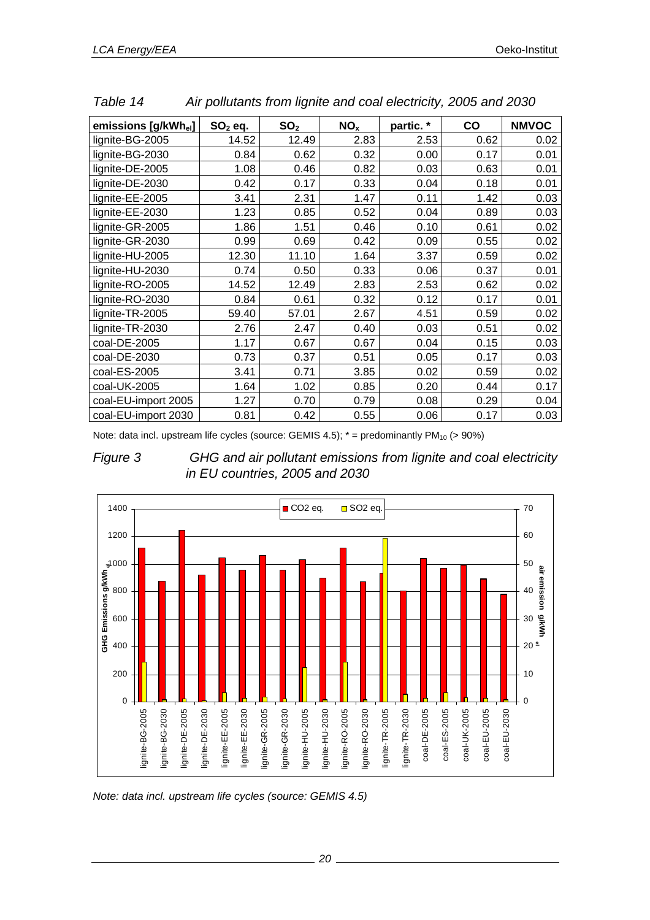*Table 14 Air pollutants from lignite and coal electricity, 2005 and 2030*

| emissions [g/kWh$_{el}$] | $SO_2$ eq. | $SO_2$ | $NO_x$ | partic. * | CO | NMVOC |
|---|---|---|---|---|---|---|
| lignite-BG-2005 | 14.52 | 12.49 | 2.83 | 2.53 | 0.62 | 0.02 |
| lignite-BG-2030 | 0.84 | 0.62 | 0.32 | 0.00 | 0.17 | 0.01 |
| lignite-DE-2005 | 1.08 | 0.46 | 0.82 | 0.03 | 0.63 | 0.01 |
| lignite-DE-2030 | 0.42 | 0.17 | 0.33 | 0.04 | 0.18 | 0.01 |
| lignite-EE-2005 | 3.41 | 2.31 | 1.47 | 0.11 | 1.42 | 0.03 |
| lignite-EE-2030 | 1.23 | 0.85 | 0.52 | 0.04 | 0.89 | 0.03 |
| lignite-GR-2005 | 1.86 | 1.51 | 0.46 | 0.10 | 0.61 | 0.02 |
| lignite-GR-2030 | 0.99 | 0.69 | 0.42 | 0.09 | 0.55 | 0.02 |
| lignite-HU-2005 | 12.30 | 11.10 | 1.64 | 3.37 | 0.59 | 0.02 |
| lignite-HU-2030 | 0.74 | 0.50 | 0.33 | 0.06 | 0.37 | 0.01 |
| lignite-RO-2005 | 14.52 | 12.49 | 2.83 | 2.53 | 0.62 | 0.02 |
| lignite-RO-2030 | 0.84 | 0.61 | 0.32 | 0.12 | 0.17 | 0.01 |
| lignite-TR-2005 | 59.40 | 57.01 | 2.67 | 4.51 | 0.59 | 0.02 |
| lignite-TR-2030 | 2.76 | 2.47 | 0.40 | 0.03 | 0.51 | 0.02 |
| coal-DE-2005 | 1.17 | 0.67 | 0.67 | 0.04 | 0.15 | 0.03 |
| coal-DE-2030 | 0.73 | 0.37 | 0.51 | 0.05 | 0.17 | 0.03 |
| coal-ES-2005 | 3.41 | 0.71 | 3.85 | 0.02 | 0.59 | 0.02 |
| coal-UK-2005 | 1.64 | 1.02 | 0.85 | 0.20 | 0.44 | 0.17 |
| coal-EU-import 2005 | 1.27 | 0.70 | 0.79 | 0.08 | 0.29 | 0.04 |
| coal-EU-import 2030 | 0.81 | 0.42 | 0.55 | 0.06 | 0.17 | 0.03 |

Note: data incl. upstream life cycles (source: GEMIS 4.5); * = predominantly $PM_{10}$ (> 90%)

*Figure 3 GHG and air pollutant emissions from lignite and coal electricity in EU countries, 2005 and 2030*

*Note: data incl. upstream life cycles (source: GEMIS 4.5)*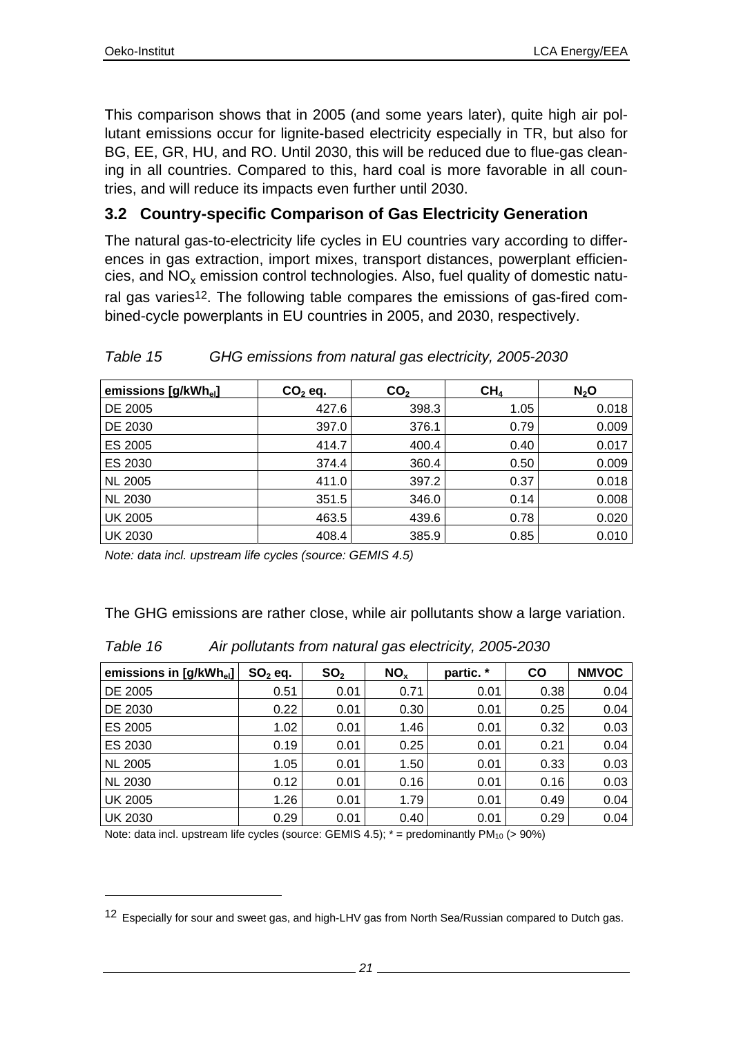This comparison shows that in 2005 (and some years later), quite high air pollutant emissions occur for lignite-based electricity especially in TR, but also for BG, EE, GR, HU, and RO. Until 2030, this will be reduced due to flue-gas cleaning in all countries. Compared to this, hard coal is more favorable in all countries, and will reduce its impacts even further until 2030.

## 3.2 Country-specific Comparison of Gas Electricity Generation

The natural gas-to-electricity life cycles in EU countries vary according to differences in gas extraction, import mixes, transport distances, powerplant efficiencies, and $NO_x$ emission control technologies. Also, fuel quality of domestic natural gas varies[12]. The following table compares the emissions of gas-fired combined-cycle powerplants in EU countries in 2005, and 2030, respectively.

*Table 15 GHG emissions from natural gas electricity, 2005-2030*

| emissions [g/kWh$_{el}$] | $CO_2$ eq. | $CO_2$ | $CH_4$ | $N_2O$ |
|---|---|---|---|---|
| DE 2005 | 427.6 | 398.3 | 1.05 | 0.018 |
| DE 2030 | 397.0 | 376.1 | 0.79 | 0.009 |
| ES 2005 | 414.7 | 400.4 | 0.40 | 0.017 |
| ES 2030 | 374.4 | 360.4 | 0.50 | 0.009 |
| NL 2005 | 411.0 | 397.2 | 0.37 | 0.018 |
| NL 2030 | 351.5 | 346.0 | 0.14 | 0.008 |
| UK 2005 | 463.5 | 439.6 | 0.78 | 0.020 |
| UK 2030 | 408.4 | 385.9 | 0.85 | 0.010 |

*Note: data incl. upstream life cycles (source: GEMIS 4.5)*

The GHG emissions are rather close, while air pollutants show a large variation.

*Table 16 Air pollutants from natural gas electricity, 2005-2030*

| emissions in [g/kWh$_{el}$] | $SO_2$ eq. | $SO_2$ | $NO_x$ | partic. * | CO | NMVOC |
|---|---|---|---|---|---|---|
| DE 2005 | 0.51 | 0.01 | 0.71 | 0.01 | 0.38 | 0.04 |
| DE 2030 | 0.22 | 0.01 | 0.30 | 0.01 | 0.25 | 0.04 |
| ES 2005 | 1.02 | 0.01 | 1.46 | 0.01 | 0.32 | 0.03 |
| ES 2030 | 0.19 | 0.01 | 0.25 | 0.01 | 0.21 | 0.04 |
| NL 2005 | 1.05 | 0.01 | 1.50 | 0.01 | 0.33 | 0.03 |
| NL 2030 | 0.12 | 0.01 | 0.16 | 0.01 | 0.16 | 0.03 |
| UK 2005 | 1.26 | 0.01 | 1.79 | 0.01 | 0.49 | 0.04 |
| UK 2030 | 0.29 | 0.01 | 0.40 | 0.01 | 0.29 | 0.04 |

Note: data incl. upstream life cycles (source: GEMIS 4.5); * = predominantly $PM_{10}$ (> 90%)

[12] Especially for sour and sweet gas, and high-LHV gas from North Sea/Russian compared to Dutch gas.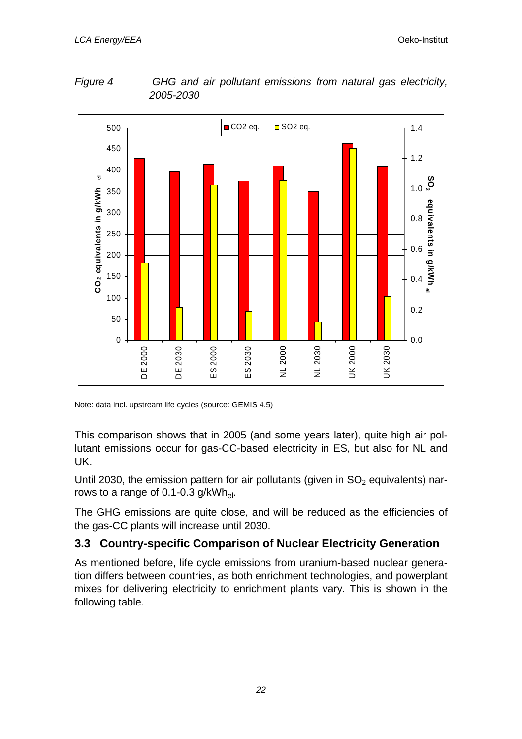*Figure 4 GHG and air pollutant emissions from natural gas electricity, 2005-2030*

Note: data incl. upstream life cycles (source: GEMIS 4.5)

This comparison shows that in 2005 (and some years later), quite high air pollutant emissions occur for gas-CC-based electricity in ES, but also for NL and UK.

Until 2030, the emission pattern for air pollutants (given in $SO_2$ equivalents) narrows to a range of 0.1-0.3 $g/kWh_{el}$.

The GHG emissions are quite close, and will be reduced as the efficiencies of the gas-CC plants will increase until 2030.

## 3.3 Country-specific Comparison of Nuclear Electricity Generation

As mentioned before, life cycle emissions from uranium-based nuclear generation differs between countries, as both enrichment technologies, and powerplant mixes for delivering electricity to enrichment plants vary. This is shown in the following table.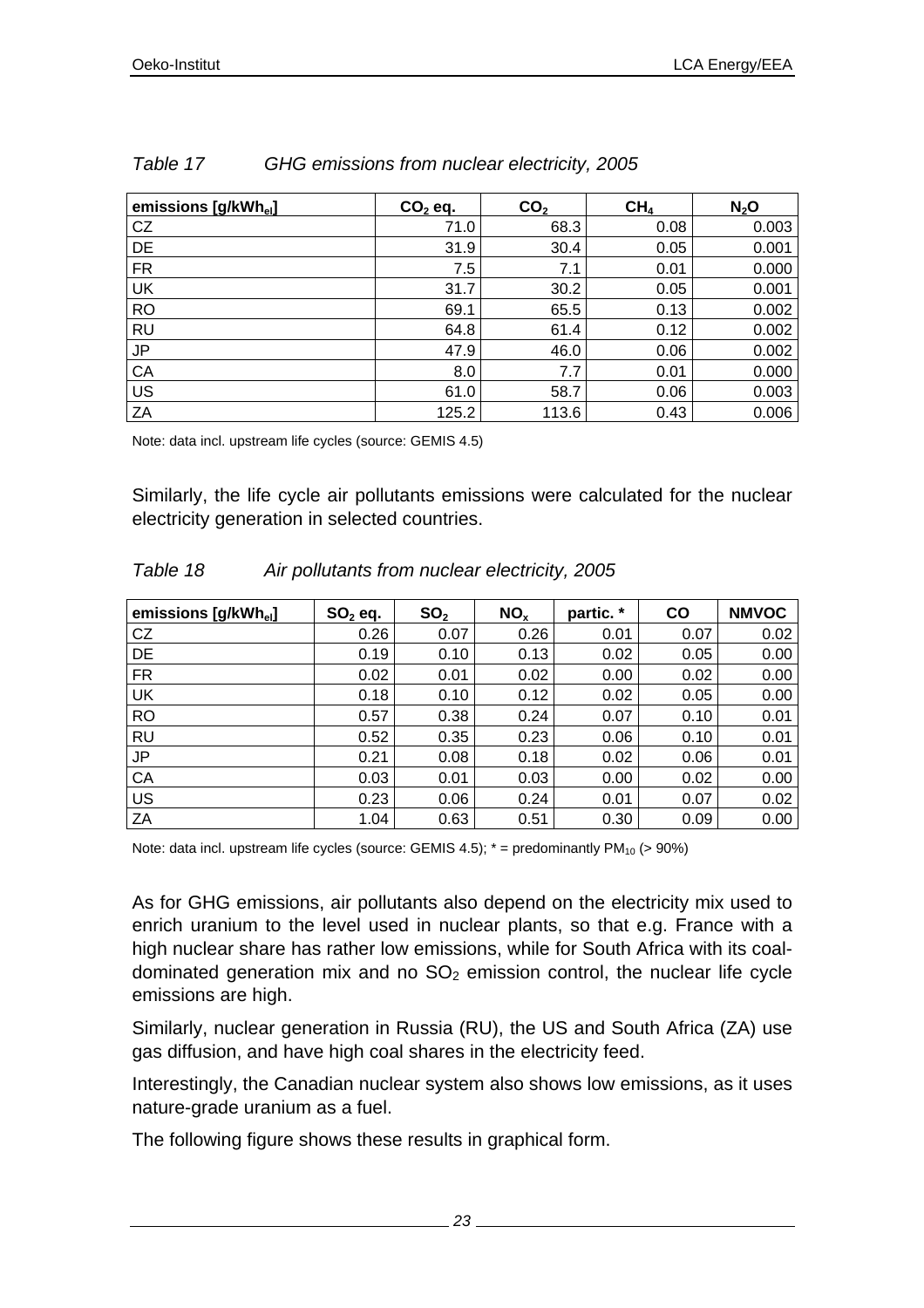*Table 17 GHG emissions from nuclear electricity, 2005*

| emissions [g/kWh$_{el}$] | $CO_2$ eq. | $CO_2$ | $CH_4$ | $N_2O$ |
|---|---|---|---|---|
| CZ | 71.0 | 68.3 | 0.08 | 0.003 |
| DE | 31.9 | 30.4 | 0.05 | 0.001 |
| FR | 7.5 | 7.1 | 0.01 | 0.000 |
| UK | 31.7 | 30.2 | 0.05 | 0.001 |
| RO | 69.1 | 65.5 | 0.13 | 0.002 |
| RU | 64.8 | 61.4 | 0.12 | 0.002 |
| JP | 47.9 | 46.0 | 0.06 | 0.002 |
| CA | 8.0 | 7.7 | 0.01 | 0.000 |
| US | 61.0 | 58.7 | 0.06 | 0.003 |
| ZA | 125.2 | 113.6 | 0.43 | 0.006 |

Note: data incl. upstream life cycles (source: GEMIS 4.5)

Similarly, the life cycle air pollutants emissions were calculated for the nuclear electricity generation in selected countries.

*Table 18 Air pollutants from nuclear electricity, 2005*

| emissions [g/kWh$_{el}$] | $SO_2$ eq. | $SO_2$ | $NO_x$ | partic. * | CO | NMVOC |
|---|---|---|---|---|---|---|
| CZ | 0.26 | 0.07 | 0.26 | 0.01 | 0.07 | 0.02 |
| DE | 0.19 | 0.10 | 0.13 | 0.02 | 0.05 | 0.00 |
| FR | 0.02 | 0.01 | 0.02 | 0.00 | 0.02 | 0.00 |
| UK | 0.18 | 0.10 | 0.12 | 0.02 | 0.05 | 0.00 |
| RO | 0.57 | 0.38 | 0.24 | 0.07 | 0.10 | 0.01 |
| RU | 0.52 | 0.35 | 0.23 | 0.06 | 0.10 | 0.01 |
| JP | 0.21 | 0.08 | 0.18 | 0.02 | 0.06 | 0.01 |
| CA | 0.03 | 0.01 | 0.03 | 0.00 | 0.02 | 0.00 |
| US | 0.23 | 0.06 | 0.24 | 0.01 | 0.07 | 0.02 |
| ZA | 1.04 | 0.63 | 0.51 | 0.30 | 0.09 | 0.00 |

Note: data incl. upstream life cycles (source: GEMIS 4.5); * = predominantly $PM_{10}$ (> 90%)

As for GHG emissions, air pollutants also depend on the electricity mix used to enrich uranium to the level used in nuclear plants, so that e.g. France with a high nuclear share has rather low emissions, while for South Africa with its coal-dominated generation mix and no $SO_2$ emission control, the nuclear life cycle emissions are high.

Similarly, nuclear generation in Russia (RU), the US and South Africa (ZA) use gas diffusion, and have high coal shares in the electricity feed.

Interestingly, the Canadian nuclear system also shows low emissions, as it uses nature-grade uranium as a fuel.

The following figure shows these results in graphical form.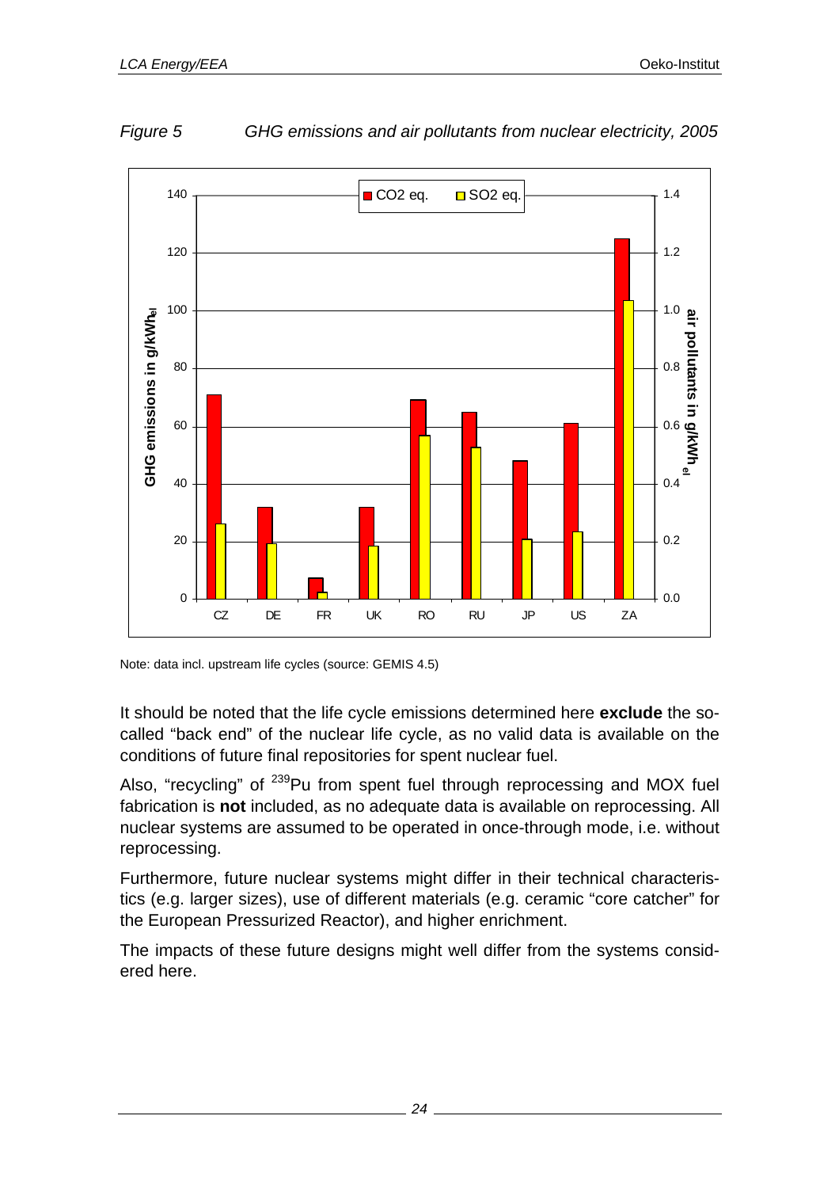*Figure 5 GHG emissions and air pollutants from nuclear electricity, 2005*

Note: data incl. upstream life cycles (source: GEMIS 4.5)

It should be noted that the life cycle emissions determined here **exclude** the so-called "back end" of the nuclear life cycle, as no valid data is available on the conditions of future final repositories for spent nuclear fuel.

Also, "recycling" of $^{239}$Pu from spent fuel through reprocessing and MOX fuel fabrication is **not** included, as no adequate data is available on reprocessing. All nuclear systems are assumed to be operated in once-through mode, i.e. without reprocessing.

Furthermore, future nuclear systems might differ in their technical characteristics (e.g. larger sizes), use of different materials (e.g. ceramic "core catcher" for the European Pressurized Reactor), and higher enrichment.

The impacts of these future designs might well differ from the systems considered here.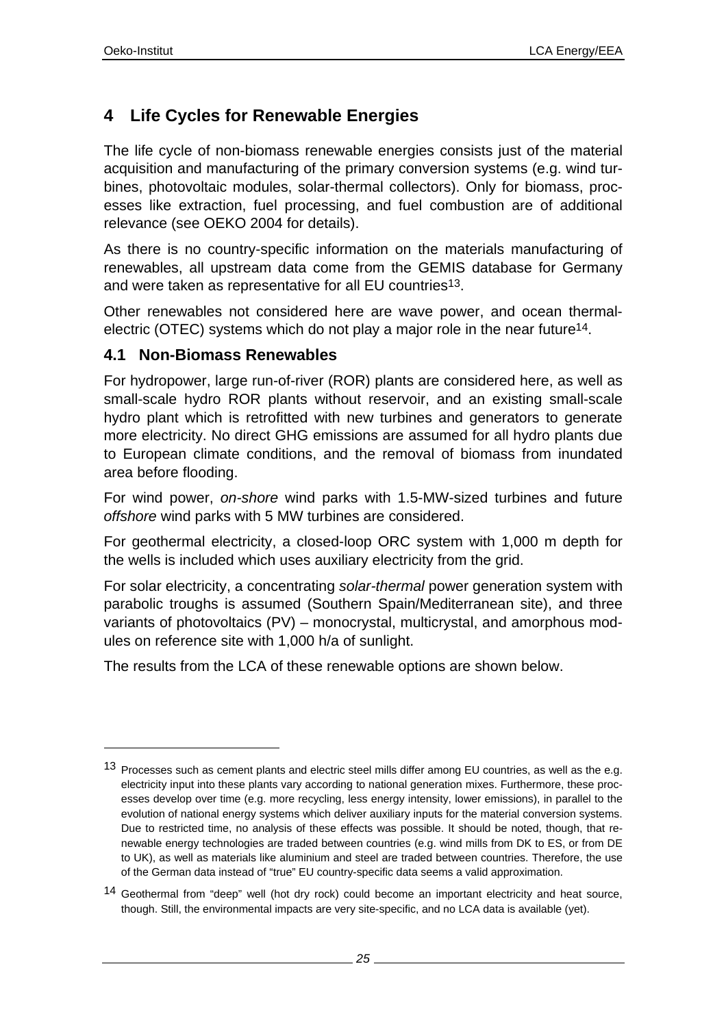# 4 Life Cycles for Renewable Energies

The life cycle of non-biomass renewable energies consists just of the material acquisition and manufacturing of the primary conversion systems (e.g. wind turbines, photovoltaic modules, solar-thermal collectors). Only for biomass, processes like extraction, fuel processing, and fuel combustion are of additional relevance (see OEKO 2004 for details).

As there is no country-specific information on the materials manufacturing of renewables, all upstream data come from the GEMIS database for Germany and were taken as representative for all EU countries[13].

Other renewables not considered here are wave power, and ocean thermal-electric (OTEC) systems which do not play a major role in the near future[14].

## 4.1 Non-Biomass Renewables

For hydropower, large run-of-river (ROR) plants are considered here, as well as small-scale hydro ROR plants without reservoir, and an existing small-scale hydro plant which is retrofitted with new turbines and generators to generate more electricity. No direct GHG emissions are assumed for all hydro plants due to European climate conditions, and the removal of biomass from inundated area before flooding.

For wind power, *on-shore* wind parks with 1.5-MW-sized turbines and future *offshore* wind parks with 5 MW turbines are considered.

For geothermal electricity, a closed-loop ORC system with 1,000 m depth for the wells is included which uses auxiliary electricity from the grid.

For solar electricity, a concentrating *solar-thermal* power generation system with parabolic troughs is assumed (Southern Spain/Mediterranean site), and three variants of photovoltaics (PV) – monocrystal, multicrystal, and amorphous modules on reference site with 1,000 h/a of sunlight.

The results from the LCA of these renewable options are shown below.

---

[13] Processes such as cement plants and electric steel mills differ among EU countries, as well as the e.g. electricity input into these plants vary according to national generation mixes. Furthermore, these processes develop over time (e.g. more recycling, less energy intensity, lower emissions), in parallel to the evolution of national energy systems which deliver auxiliary inputs for the material conversion systems. Due to restricted time, no analysis of these effects was possible. It should be noted, though, that renewable energy technologies are traded between countries (e.g. wind mills from DK to ES, or from DE to UK), as well as materials like aluminium and steel are traded between countries. Therefore, the use of the German data instead of "true" EU country-specific data seems a valid approximation.

[14] Geothermal from "deep" well (hot dry rock) could become an important electricity and heat source, though. Still, the environmental impacts are very site-specific, and no LCA data is available (yet).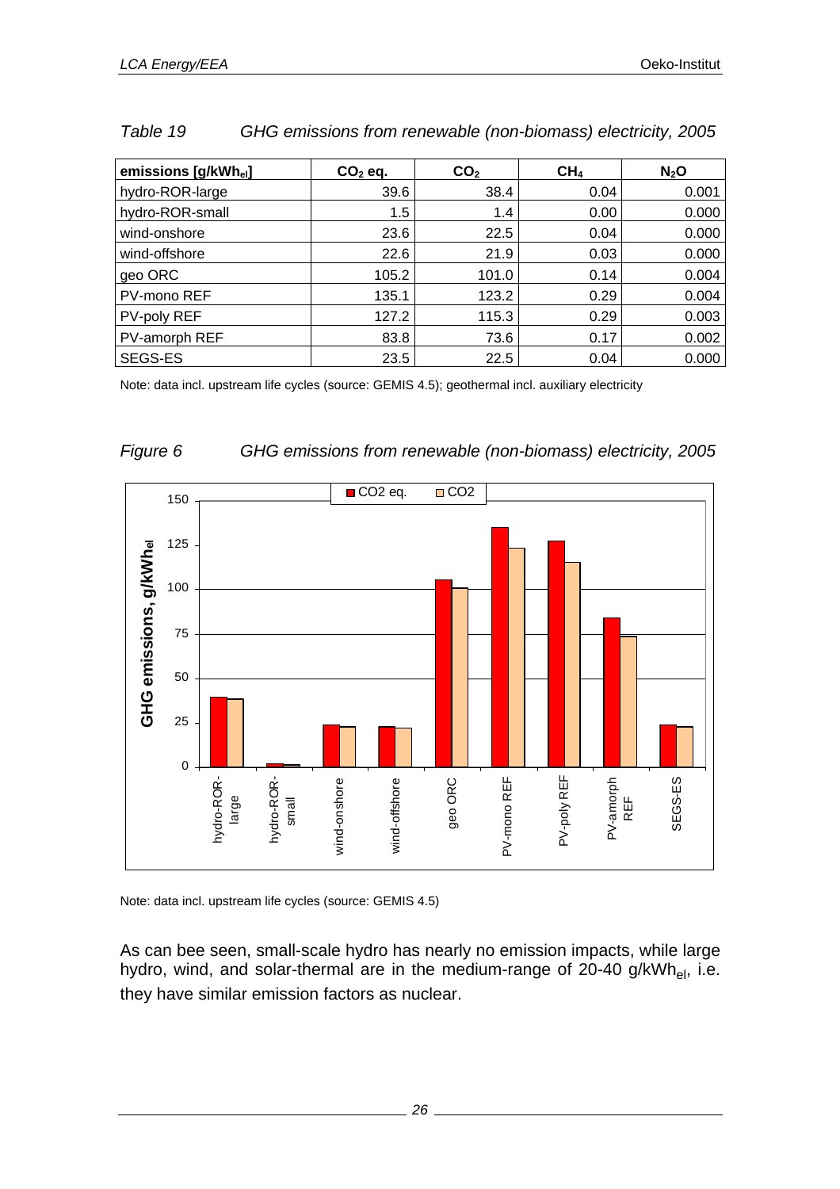*Table 19 GHG emissions from renewable (non-biomass) electricity, 2005*

| emissions [g/kWh$_{el}$] | $CO_2$ eq. | $CO_2$ | $CH_4$ | $N_2O$ |
|---|---|---|---|---|
| hydro-ROR-large | 39.6 | 38.4 | 0.04 | 0.001 |
| hydro-ROR-small | 1.5 | 1.4 | 0.00 | 0.000 |
| wind-onshore | 23.6 | 22.5 | 0.04 | 0.000 |
| wind-offshore | 22.6 | 21.9 | 0.03 | 0.000 |
| geo ORC | 105.2 | 101.0 | 0.14 | 0.004 |
| PV-mono REF | 135.1 | 123.2 | 0.29 | 0.004 |
| PV-poly REF | 127.2 | 115.3 | 0.29 | 0.003 |
| PV-amorph REF | 83.8 | 73.6 | 0.17 | 0.002 |
| SEGS-ES | 23.5 | 22.5 | 0.04 | 0.000 |

Note: data incl. upstream life cycles (source: GEMIS 4.5); geothermal incl. auxiliary electricity

*Figure 6 GHG emissions from renewable (non-biomass) electricity, 2005*

Note: data incl. upstream life cycles (source: GEMIS 4.5)

As can bee seen, small-scale hydro has nearly no emission impacts, while large hydro, wind, and solar-thermal are in the medium-range of 20-40 g/kWh$_{el}$, i.e. they have similar emission factors as nuclear.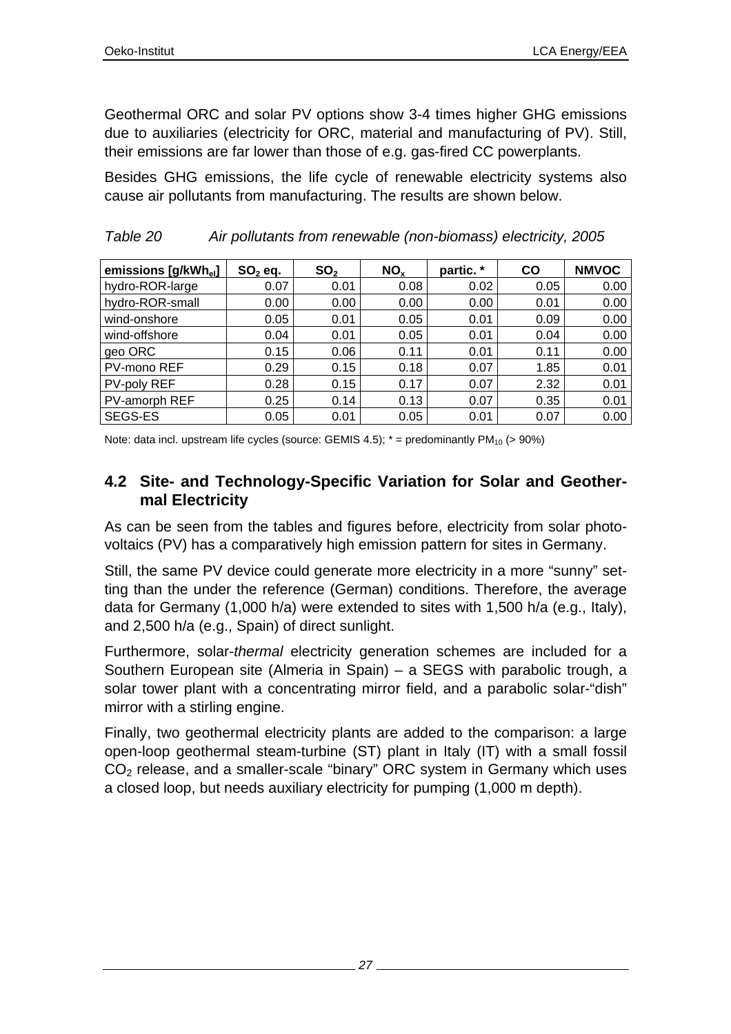Geothermal ORC and solar PV options show 3-4 times higher GHG emissions due to auxiliaries (electricity for ORC, material and manufacturing of PV). Still, their emissions are far lower than those of e.g. gas-fired CC powerplants.

Besides GHG emissions, the life cycle of renewable electricity systems also cause air pollutants from manufacturing. The results are shown below.

*Table 20 Air pollutants from renewable (non-biomass) electricity, 2005*

| emissions [g/kWh$_{el}$] | $SO_2$ eq. | $SO_2$ | $NO_x$ | partic. * | CO | NMVOC |
|---|---|---|---|---|---|---|
| hydro-ROR-large | 0.07 | 0.01 | 0.08 | 0.02 | 0.05 | 0.00 |
| hydro-ROR-small | 0.00 | 0.00 | 0.00 | 0.00 | 0.01 | 0.00 |
| wind-onshore | 0.05 | 0.01 | 0.05 | 0.01 | 0.09 | 0.00 |
| wind-offshore | 0.04 | 0.01 | 0.05 | 0.01 | 0.04 | 0.00 |
| geo ORC | 0.15 | 0.06 | 0.11 | 0.01 | 0.11 | 0.00 |
| PV-mono REF | 0.29 | 0.15 | 0.18 | 0.07 | 1.85 | 0.01 |
| PV-poly REF | 0.28 | 0.15 | 0.17 | 0.07 | 2.32 | 0.01 |
| PV-amorph REF | 0.25 | 0.14 | 0.13 | 0.07 | 0.35 | 0.01 |
| SEGS-ES | 0.05 | 0.01 | 0.05 | 0.01 | 0.07 | 0.00 |

Note: data incl. upstream life cycles (source: GEMIS 4.5); * = predominantly $PM_{10}$ (> 90%)

## 4.2 Site- and Technology-Specific Variation for Solar and Geothermal Electricity

As can be seen from the tables and figures before, electricity from solar photovoltaics (PV) has a comparatively high emission pattern for sites in Germany.

Still, the same PV device could generate more electricity in a more "sunny" setting than the under the reference (German) conditions. Therefore, the average data for Germany (1,000 h/a) were extended to sites with 1,500 h/a (e.g., Italy), and 2,500 h/a (e.g., Spain) of direct sunlight.

Furthermore, solar-*thermal* electricity generation schemes are included for a Southern European site (Almeria in Spain) – a SEGS with parabolic trough, a solar tower plant with a concentrating mirror field, and a parabolic solar-"dish" mirror with a stirling engine.

Finally, two geothermal electricity plants are added to the comparison: a large open-loop geothermal steam-turbine (ST) plant in Italy (IT) with a small fossil $CO_2$ release, and a smaller-scale "binary" ORC system in Germany which uses a closed loop, but needs auxiliary electricity for pumping (1,000 m depth).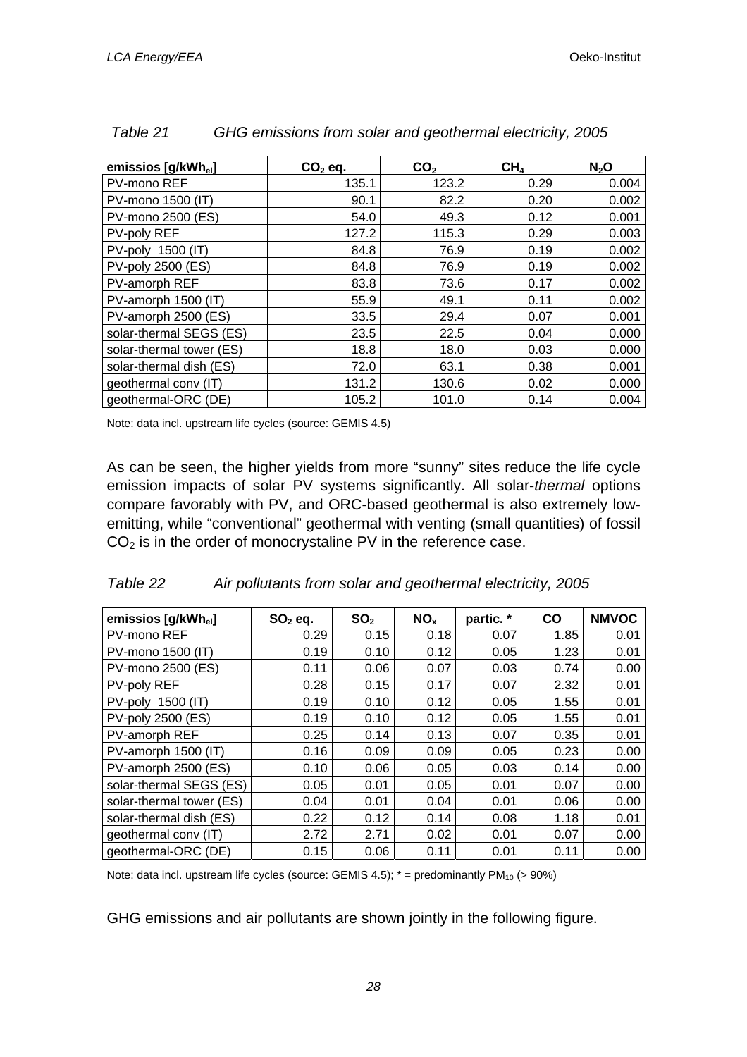*Table 21 GHG emissions from solar and geothermal electricity, 2005*

| emissios [g/kWh$_{el}$] | $CO_2$ eq. | $CO_2$ | $CH_4$ | $N_2O$ |
|---|---|---|---|---|
| PV-mono REF | 135.1 | 123.2 | 0.29 | 0.004 |
| PV-mono 1500 (IT) | 90.1 | 82.2 | 0.20 | 0.002 |
| PV-mono 2500 (ES) | 54.0 | 49.3 | 0.12 | 0.001 |
| PV-poly REF | 127.2 | 115.3 | 0.29 | 0.003 |
| PV-poly 1500 (IT) | 84.8 | 76.9 | 0.19 | 0.002 |
| PV-poly 2500 (ES) | 84.8 | 76.9 | 0.19 | 0.002 |
| PV-amorph REF | 83.8 | 73.6 | 0.17 | 0.002 |
| PV-amorph 1500 (IT) | 55.9 | 49.1 | 0.11 | 0.002 |
| PV-amorph 2500 (ES) | 33.5 | 29.4 | 0.07 | 0.001 |
| solar-thermal SEGS (ES) | 23.5 | 22.5 | 0.04 | 0.000 |
| solar-thermal tower (ES) | 18.8 | 18.0 | 0.03 | 0.000 |
| solar-thermal dish (ES) | 72.0 | 63.1 | 0.38 | 0.001 |
| geothermal conv (IT) | 131.2 | 130.6 | 0.02 | 0.000 |
| geothermal-ORC (DE) | 105.2 | 101.0 | 0.14 | 0.004 |

Note: data incl. upstream life cycles (source: GEMIS 4.5)

As can be seen, the higher yields from more "sunny" sites reduce the life cycle emission impacts of solar PV systems significantly. All solar-*thermal* options compare favorably with PV, and ORC-based geothermal is also extremely low-emitting, while "conventional" geothermal with venting (small quantities) of fossil $CO_2$ is in the order of monocrystaline PV in the reference case.

*Table 22 Air pollutants from solar and geothermal electricity, 2005*

| emissios [g/kWh$_{el}$] | $SO_2$ eq. | $SO_2$ | $NO_x$ | partic. * | CO | NMVOC |
|---|---|---|---|---|---|---|
| PV-mono REF | 0.29 | 0.15 | 0.18 | 0.07 | 1.85 | 0.01 |
| PV-mono 1500 (IT) | 0.19 | 0.10 | 0.12 | 0.05 | 1.23 | 0.01 |
| PV-mono 2500 (ES) | 0.11 | 0.06 | 0.07 | 0.03 | 0.74 | 0.00 |
| PV-poly REF | 0.28 | 0.15 | 0.17 | 0.07 | 2.32 | 0.01 |
| PV-poly 1500 (IT) | 0.19 | 0.10 | 0.12 | 0.05 | 1.55 | 0.01 |
| PV-poly 2500 (ES) | 0.19 | 0.10 | 0.12 | 0.05 | 1.55 | 0.01 |
| PV-amorph REF | 0.25 | 0.14 | 0.13 | 0.07 | 0.35 | 0.01 |
| PV-amorph 1500 (IT) | 0.16 | 0.09 | 0.09 | 0.05 | 0.23 | 0.00 |
| PV-amorph 2500 (ES) | 0.10 | 0.06 | 0.05 | 0.03 | 0.14 | 0.00 |
| solar-thermal SEGS (ES) | 0.05 | 0.01 | 0.05 | 0.01 | 0.07 | 0.00 |
| solar-thermal tower (ES) | 0.04 | 0.01 | 0.04 | 0.01 | 0.06 | 0.00 |
| solar-thermal dish (ES) | 0.22 | 0.12 | 0.14 | 0.08 | 1.18 | 0.01 |
| geothermal conv (IT) | 2.72 | 2.71 | 0.02 | 0.01 | 0.07 | 0.00 |
| geothermal-ORC (DE) | 0.15 | 0.06 | 0.11 | 0.01 | 0.11 | 0.00 |

Note: data incl. upstream life cycles (source: GEMIS 4.5); * = predominantly $PM_{10}$ (> 90%)

GHG emissions and air pollutants are shown jointly in the following figure.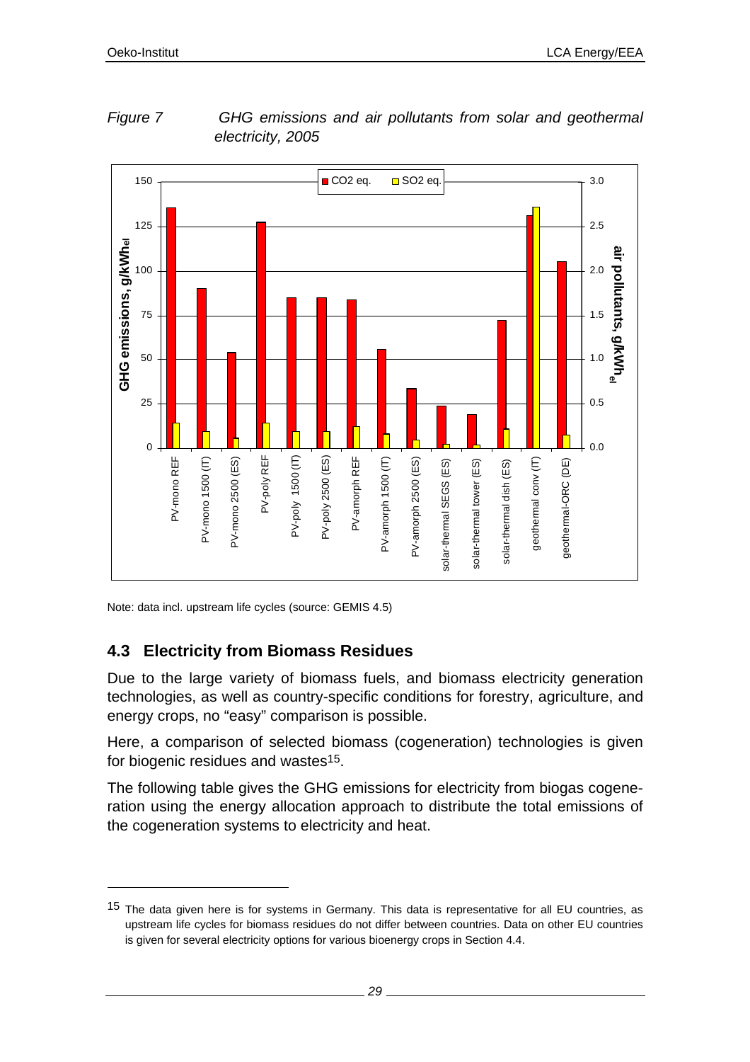*Figure 7 GHG emissions and air pollutants from solar and geothermal electricity, 2005*

Note: data incl. upstream life cycles (source: GEMIS 4.5)

## 4.3 Electricity from Biomass Residues

Due to the large variety of biomass fuels, and biomass electricity generation technologies, as well as country-specific conditions for forestry, agriculture, and energy crops, no "easy" comparison is possible.

Here, a comparison of selected biomass (cogeneration) technologies is given for biogenic residues and wastes[15].

The following table gives the GHG emissions for electricity from biogas cogeneration using the energy allocation approach to distribute the total emissions of the cogeneration systems to electricity and heat.

[15] The data given here is for systems in Germany. This data is representative for all EU countries, as upstream life cycles for biomass residues do not differ between countries. Data on other EU countries is given for several electricity options for various bioenergy crops in Section 4.4.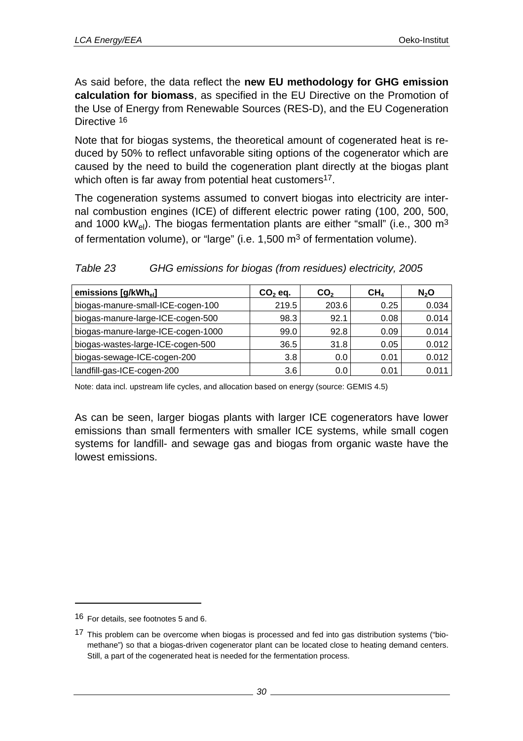As said before, the data reflect the **new EU methodology for GHG emission calculation for biomass**, as specified in the EU Directive on the Promotion of the Use of Energy from Renewable Sources (RES-D), and the EU Cogeneration Directive [16]

Note that for biogas systems, the theoretical amount of cogenerated heat is reduced by 50% to reflect unfavorable siting options of the cogenerator which are caused by the need to build the cogeneration plant directly at the biogas plant which often is far away from potential heat customers[17].

The cogeneration systems assumed to convert biogas into electricity are internal combustion engines (ICE) of different electric power rating (100, 200, 500, and 1000 $kW_{el}$). The biogas fermentation plants are either "small" (i.e., 300 $m^3$ of fermentation volume), or "large" (i.e. 1,500 $m^3$ of fermentation volume).

*Table 23 GHG emissions for biogas (from residues) electricity, 2005*

| emissions [$g/kWh_{el}$] | $CO_2$ eq. | $CO_2$ | $CH_4$ | $N_2O$ |
|---|---|---|---|---|
| biogas-manure-small-ICE-cogen-100 | 219.5 | 203.6 | 0.25 | 0.034 |
| biogas-manure-large-ICE-cogen-500 | 98.3 | 92.1 | 0.08 | 0.014 |
| biogas-manure-large-ICE-cogen-1000 | 99.0 | 92.8 | 0.09 | 0.014 |
| biogas-wastes-large-ICE-cogen-500 | 36.5 | 31.8 | 0.05 | 0.012 |
| biogas-sewage-ICE-cogen-200 | 3.8 | 0.0 | 0.01 | 0.012 |
| landfill-gas-ICE-cogen-200 | 3.6 | 0.0 | 0.01 | 0.011 |

Note: data incl. upstream life cycles, and allocation based on energy (source: GEMIS 4.5)

As can be seen, larger biogas plants with larger ICE cogenerators have lower emissions than small fermenters with smaller ICE systems, while small cogen systems for landfill- and sewage gas and biogas from organic waste have the lowest emissions.

---

[16] For details, see footnotes 5 and 6.

[17] This problem can be overcome when biogas is processed and fed into gas distribution systems ("biomethane") so that a biogas-driven cogenerator plant can be located close to heating demand centers. Still, a part of the cogenerated heat is needed for the fermentation process.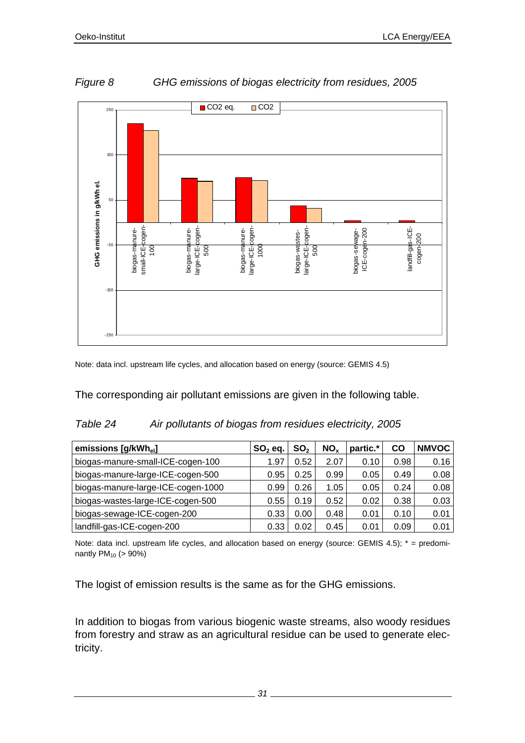*Figure 8 GHG emissions of biogas electricity from residues, 2005*

Note: data incl. upstream life cycles, and allocation based on energy (source: GEMIS 4.5)

The corresponding air pollutant emissions are given in the following table.

*Table 24 Air pollutants of biogas from residues electricity, 2005*

| emissions [g/kWh$_{el}$] | $SO_2$ eq. | $SO_2$ | $NO_x$ | partic.* | CO | NMVOC |
|---|---|---|---|---|---|---|
| biogas-manure-small-ICE-cogen-100 | 1.97 | 0.52 | 2.07 | 0.10 | 0.98 | 0.16 |
| biogas-manure-large-ICE-cogen-500 | 0.95 | 0.25 | 0.99 | 0.05 | 0.49 | 0.08 |
| biogas-manure-large-ICE-cogen-1000 | 0.99 | 0.26 | 1.05 | 0.05 | 0.24 | 0.08 |
| biogas-wastes-large-ICE-cogen-500 | 0.55 | 0.19 | 0.52 | 0.02 | 0.38 | 0.03 |
| biogas-sewage-ICE-cogen-200 | 0.33 | 0.00 | 0.48 | 0.01 | 0.10 | 0.01 |
| landfill-gas-ICE-cogen-200 | 0.33 | 0.02 | 0.45 | 0.01 | 0.09 | 0.01 |

Note: data incl. upstream life cycles, and allocation based on energy (source: GEMIS 4.5); * = predominantly $PM_{10}$ (> 90%)

The logist of emission results is the same as for the GHG emissions.

In addition to biogas from various biogenic waste streams, also woody residues from forestry and straw as an agricultural residue can be used to generate electricity.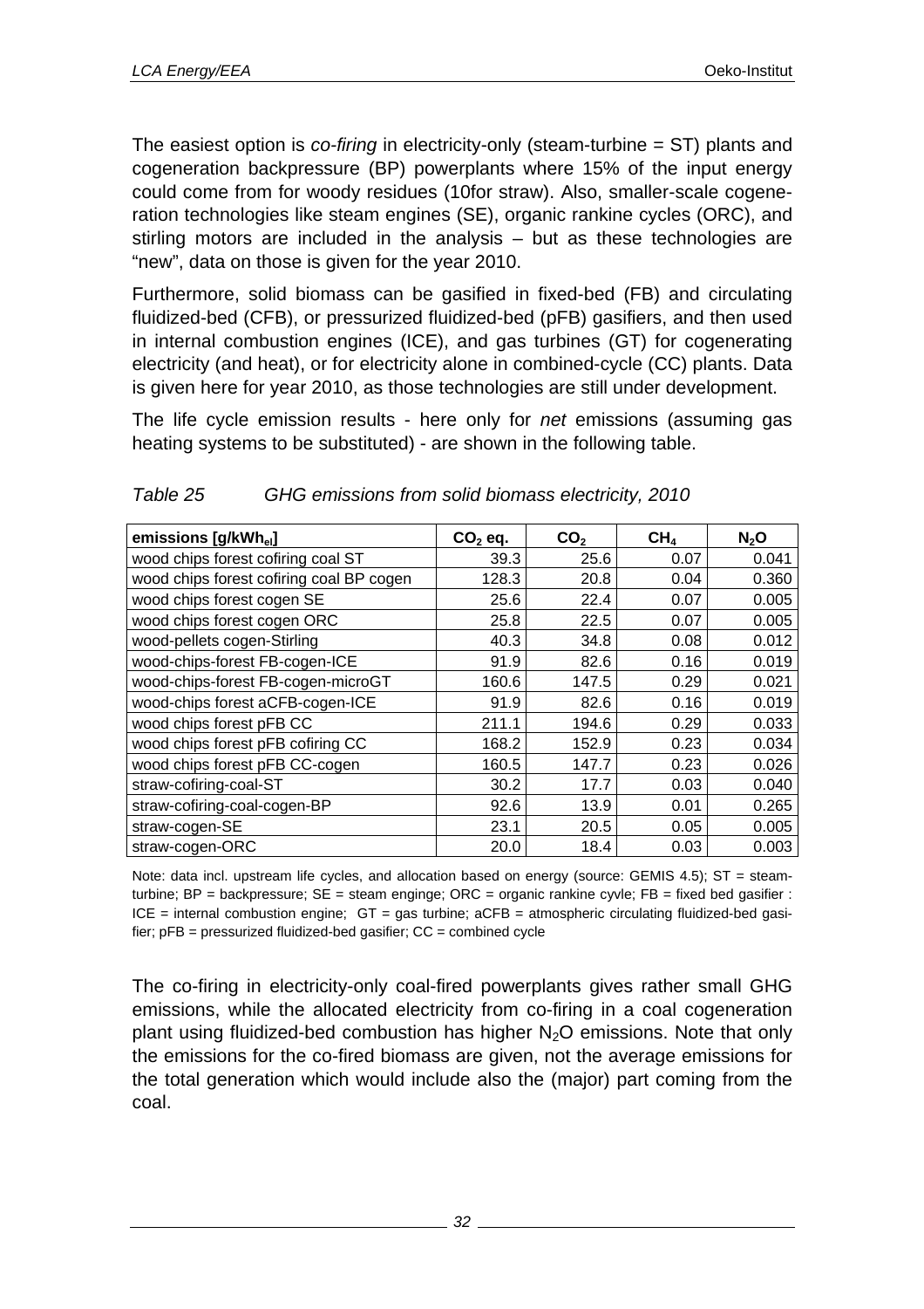The easiest option is *co-firing* in electricity-only (steam-turbine = ST) plants and cogeneration backpressure (BP) powerplants where 15% of the input energy could come from for woody residues (10for straw). Also, smaller-scale cogeneration technologies like steam engines (SE), organic rankine cycles (ORC), and stirling motors are included in the analysis – but as these technologies are "new", data on those is given for the year 2010.

Furthermore, solid biomass can be gasified in fixed-bed (FB) and circulating fluidized-bed (CFB), or pressurized fluidized-bed (pFB) gasifiers, and then used in internal combustion engines (ICE), and gas turbines (GT) for cogenerating electricity (and heat), or for electricity alone in combined-cycle (CC) plants. Data is given here for year 2010, as those technologies are still under development.

The life cycle emission results - here only for *net* emissions (assuming gas heating systems to be substituted) - are shown in the following table.

*Table 25 GHG emissions from solid biomass electricity, 2010*

| emissions [g/kWh$_{el}$] | $CO_2$ eq. | $CO_2$ | $CH_4$ | $N_2O$ |
|---|---|---|---|---|
| wood chips forest cofiring coal ST | 39.3 | 25.6 | 0.07 | 0.041 |
| wood chips forest cofiring coal BP cogen | 128.3 | 20.8 | 0.04 | 0.360 |
| wood chips forest cogen SE | 25.6 | 22.4 | 0.07 | 0.005 |
| wood chips forest cogen ORC | 25.8 | 22.5 | 0.07 | 0.005 |
| wood-pellets cogen-Stirling | 40.3 | 34.8 | 0.08 | 0.012 |
| wood-chips-forest FB-cogen-ICE | 91.9 | 82.6 | 0.16 | 0.019 |
| wood-chips-forest FB-cogen-microGT | 160.6 | 147.5 | 0.29 | 0.021 |
| wood-chips forest aCFB-cogen-ICE | 91.9 | 82.6 | 0.16 | 0.019 |
| wood chips forest pFB CC | 211.1 | 194.6 | 0.29 | 0.033 |
| wood chips forest pFB cofiring CC | 168.2 | 152.9 | 0.23 | 0.034 |
| wood chips forest pFB CC-cogen | 160.5 | 147.7 | 0.23 | 0.026 |
| straw-cofiring-coal-ST | 30.2 | 17.7 | 0.03 | 0.040 |
| straw-cofiring-coal-cogen-BP | 92.6 | 13.9 | 0.01 | 0.265 |
| straw-cogen-SE | 23.1 | 20.5 | 0.05 | 0.005 |
| straw-cogen-ORC | 20.0 | 18.4 | 0.03 | 0.003 |

Note: data incl. upstream life cycles, and allocation based on energy (source: GEMIS 4.5); ST = steam-turbine; BP = backpressure; SE = steam enginge; ORC = organic rankine cyvle; FB = fixed bed gasifier : ICE = internal combustion engine; GT = gas turbine; aCFB = atmospheric circulating fluidized-bed gasifier; pFB = pressurized fluidized-bed gasifier; CC = combined cycle

The co-firing in electricity-only coal-fired powerplants gives rather small GHG emissions, while the allocated electricity from co-firing in a coal cogeneration plant using fluidized-bed combustion has higher $N_2O$ emissions. Note that only the emissions for the co-fired biomass are given, not the average emissions for the total generation which would include also the (major) part coming from the coal.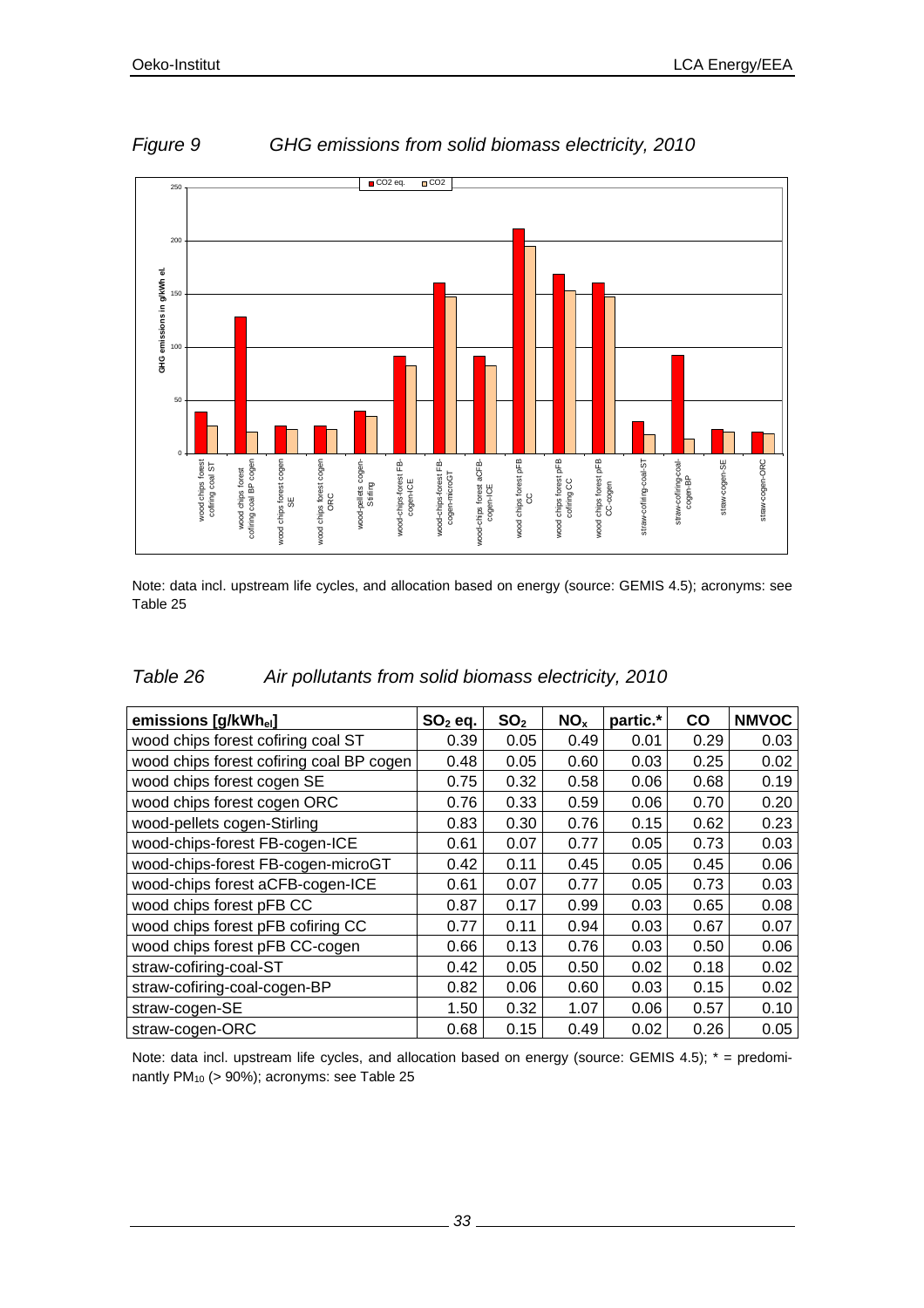*Figure 9 GHG emissions from solid biomass electricity, 2010*

Note: data incl. upstream life cycles, and allocation based on energy (source: GEMIS 4.5); acronyms: see Table 25

*Table 26 Air pollutants from solid biomass electricity, 2010*

| emissions [g/kWh$_{el}$] | $SO_2$ eq. | $SO_2$ | $NO_x$ | partic.* | CO | NMVOC |
|---|---|---|---|---|---|---|
| wood chips forest cofiring coal ST | 0.39 | 0.05 | 0.49 | 0.01 | 0.29 | 0.03 |
| wood chips forest cofiring coal BP cogen | 0.48 | 0.05 | 0.60 | 0.03 | 0.25 | 0.02 |
| wood chips forest cogen SE | 0.75 | 0.32 | 0.58 | 0.06 | 0.68 | 0.19 |
| wood chips forest cogen ORC | 0.76 | 0.33 | 0.59 | 0.06 | 0.70 | 0.20 |
| wood-pellets cogen-Stirling | 0.83 | 0.30 | 0.76 | 0.15 | 0.62 | 0.23 |
| wood-chips-forest FB-cogen-ICE | 0.61 | 0.07 | 0.77 | 0.05 | 0.73 | 0.03 |
| wood-chips-forest FB-cogen-microGT | 0.42 | 0.11 | 0.45 | 0.05 | 0.45 | 0.06 |
| wood-chips forest aCFB-cogen-ICE | 0.61 | 0.07 | 0.77 | 0.05 | 0.73 | 0.03 |
| wood chips forest pFB CC | 0.87 | 0.17 | 0.99 | 0.03 | 0.65 | 0.08 |
| wood chips forest pFB cofiring CC | 0.77 | 0.11 | 0.94 | 0.03 | 0.67 | 0.07 |
| wood chips forest pFB CC-cogen | 0.66 | 0.13 | 0.76 | 0.03 | 0.50 | 0.06 |
| straw-cofiring-coal-ST | 0.42 | 0.05 | 0.50 | 0.02 | 0.18 | 0.02 |
| straw-cofiring-coal-cogen-BP | 0.82 | 0.06 | 0.60 | 0.03 | 0.15 | 0.02 |
| straw-cogen-SE | 1.50 | 0.32 | 1.07 | 0.06 | 0.57 | 0.10 |
| straw-cogen-ORC | 0.68 | 0.15 | 0.49 | 0.02 | 0.26 | 0.05 |

Note: data incl. upstream life cycles, and allocation based on energy (source: GEMIS 4.5); * = predominantly $PM_{10}$ (> 90%); acronyms: see Table 25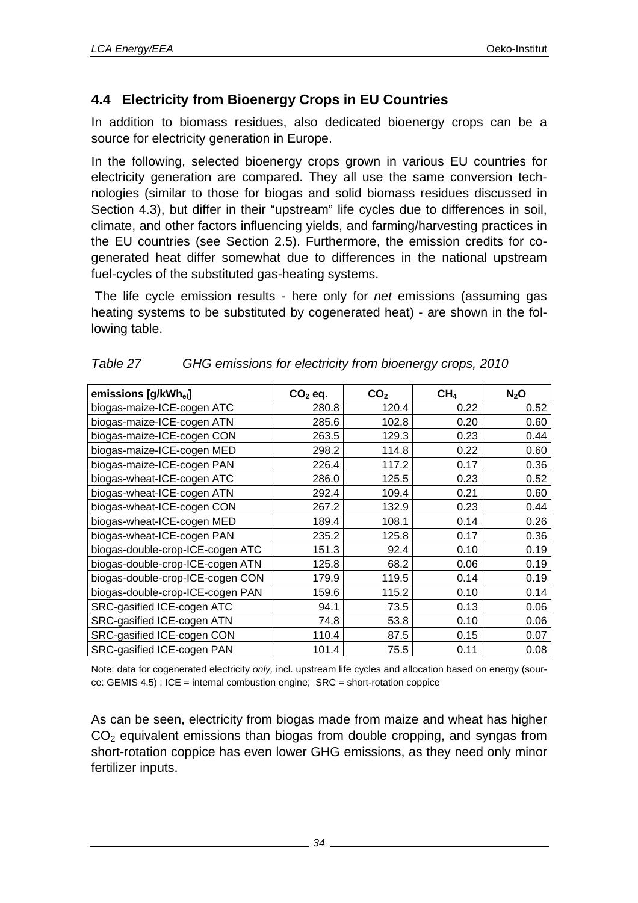## 4.4 Electricity from Bioenergy Crops in EU Countries

In addition to biomass residues, also dedicated bioenergy crops can be a source for electricity generation in Europe.

In the following, selected bioenergy crops grown in various EU countries for electricity generation are compared. They all use the same conversion technologies (similar to those for biogas and solid biomass residues discussed in Section 4.3), but differ in their "upstream" life cycles due to differences in soil, climate, and other factors influencing yields, and farming/harvesting practices in the EU countries (see Section 2.5). Furthermore, the emission credits for cogenerated heat differ somewhat due to differences in the national upstream fuel-cycles of the substituted gas-heating systems.

The life cycle emission results - here only for *net* emissions (assuming gas heating systems to be substituted by cogenerated heat) - are shown in the following table.

*Table 27 GHG emissions for electricity from bioenergy crops, 2010*

| emissions [$g/kWh_{el}$] | $CO_2$ eq. | $CO_2$ | $CH_4$ | $N_2O$ |
|---|---|---|---|---|
| biogas-maize-ICE-cogen ATC | 280.8 | 120.4 | 0.22 | 0.52 |
| biogas-maize-ICE-cogen ATN | 285.6 | 102.8 | 0.20 | 0.60 |
| biogas-maize-ICE-cogen CON | 263.5 | 129.3 | 0.23 | 0.44 |
| biogas-maize-ICE-cogen MED | 298.2 | 114.8 | 0.22 | 0.60 |
| biogas-maize-ICE-cogen PAN | 226.4 | 117.2 | 0.17 | 0.36 |
| biogas-wheat-ICE-cogen ATC | 286.0 | 125.5 | 0.23 | 0.52 |
| biogas-wheat-ICE-cogen ATN | 292.4 | 109.4 | 0.21 | 0.60 |
| biogas-wheat-ICE-cogen CON | 267.2 | 132.9 | 0.23 | 0.44 |
| biogas-wheat-ICE-cogen MED | 189.4 | 108.1 | 0.14 | 0.26 |
| biogas-wheat-ICE-cogen PAN | 235.2 | 125.8 | 0.17 | 0.36 |
| biogas-double-crop-ICE-cogen ATC | 151.3 | 92.4 | 0.10 | 0.19 |
| biogas-double-crop-ICE-cogen ATN | 125.8 | 68.2 | 0.06 | 0.19 |
| biogas-double-crop-ICE-cogen CON | 179.9 | 119.5 | 0.14 | 0.19 |
| biogas-double-crop-ICE-cogen PAN | 159.6 | 115.2 | 0.10 | 0.14 |
| SRC-gasified ICE-cogen ATC | 94.1 | 73.5 | 0.13 | 0.06 |
| SRC-gasified ICE-cogen ATN | 74.8 | 53.8 | 0.10 | 0.06 |
| SRC-gasified ICE-cogen CON | 110.4 | 87.5 | 0.15 | 0.07 |
| SRC-gasified ICE-cogen PAN | 101.4 | 75.5 | 0.11 | 0.08 |

Note: data for cogenerated electricity *only,* incl. upstream life cycles and allocation based on energy (source: GEMIS 4.5) ; ICE = internal combustion engine; SRC = short-rotation coppice

As can be seen, electricity from biogas made from maize and wheat has higher $CO_2$ equivalent emissions than biogas from double cropping, and syngas from short-rotation coppice has even lower GHG emissions, as they need only minor fertilizer inputs.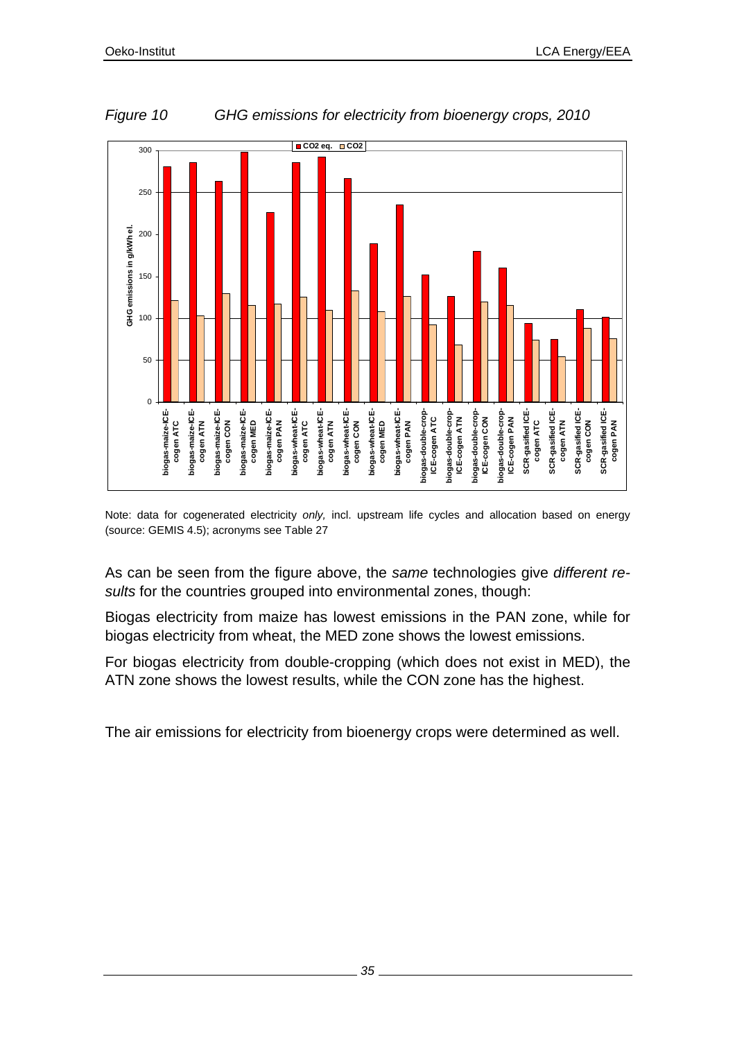*Figure 10 GHG emissions for electricity from bioenergy crops, 2010*

Note: data for cogenerated electricity *only,* incl. upstream life cycles and allocation based on energy (source: GEMIS 4.5); acronyms see Table 27

As can be seen from the figure above, the *same* technologies give *different results* for the countries grouped into environmental zones, though:

Biogas electricity from maize has lowest emissions in the PAN zone, while for biogas electricity from wheat, the MED zone shows the lowest emissions.

For biogas electricity from double-cropping (which does not exist in MED), the ATN zone shows the lowest results, while the CON zone has the highest.

The air emissions for electricity from bioenergy crops were determined as well.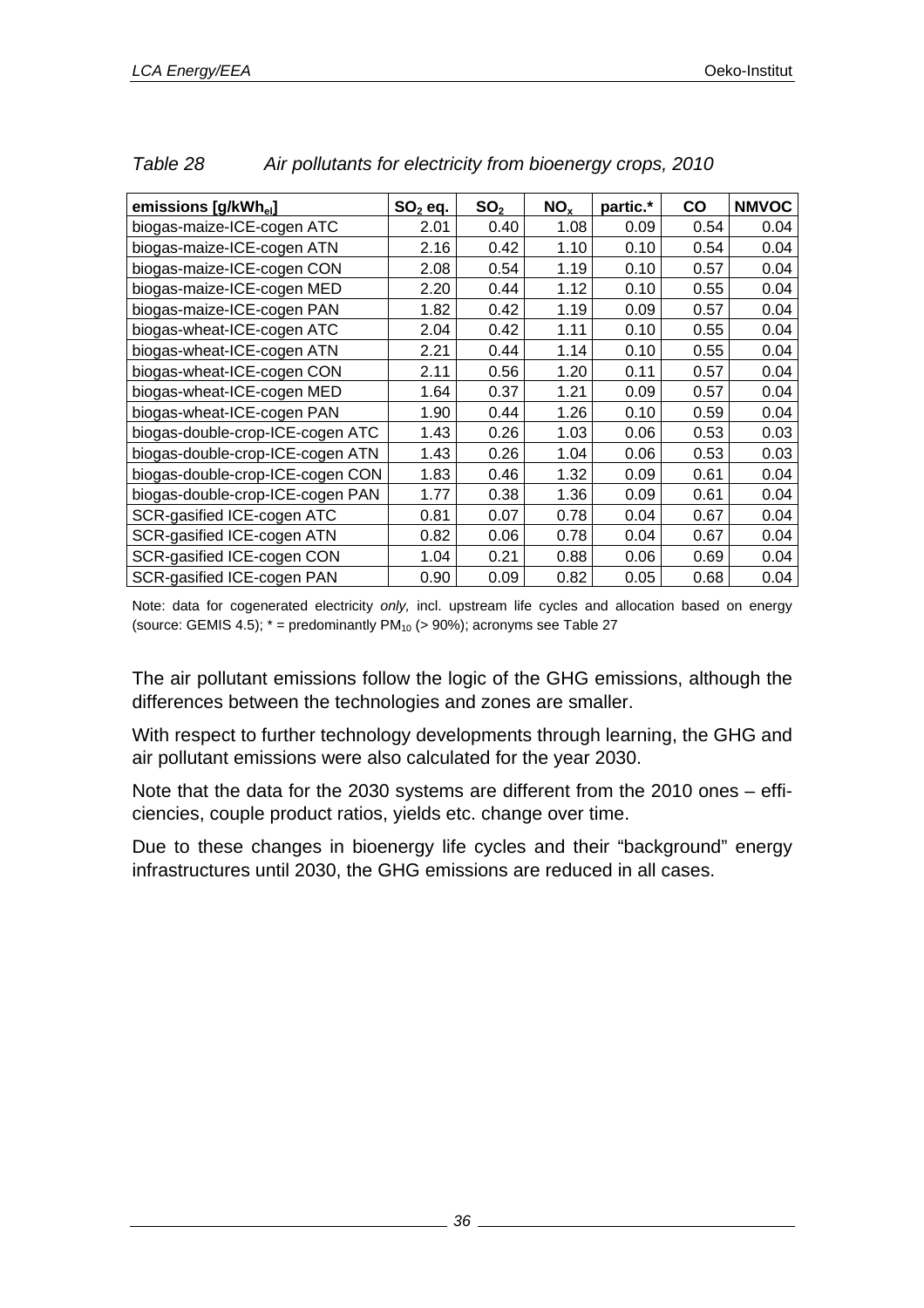*Table 28 Air pollutants for electricity from bioenergy crops, 2010*

| emissions [g/kWh$_{el}$] | $SO_2$ eq. | $SO_2$ | $NO_x$ | partic.* | CO | NMVOC |
|---|---|---|---|---|---|---|
| biogas-maize-ICE-cogen ATC | 2.01 | 0.40 | 1.08 | 0.09 | 0.54 | 0.04 |
| biogas-maize-ICE-cogen ATN | 2.16 | 0.42 | 1.10 | 0.10 | 0.54 | 0.04 |
| biogas-maize-ICE-cogen CON | 2.08 | 0.54 | 1.19 | 0.10 | 0.57 | 0.04 |
| biogas-maize-ICE-cogen MED | 2.20 | 0.44 | 1.12 | 0.10 | 0.55 | 0.04 |
| biogas-maize-ICE-cogen PAN | 1.82 | 0.42 | 1.19 | 0.09 | 0.57 | 0.04 |
| biogas-wheat-ICE-cogen ATC | 2.04 | 0.42 | 1.11 | 0.10 | 0.55 | 0.04 |
| biogas-wheat-ICE-cogen ATN | 2.21 | 0.44 | 1.14 | 0.10 | 0.55 | 0.04 |
| biogas-wheat-ICE-cogen CON | 2.11 | 0.56 | 1.20 | 0.11 | 0.57 | 0.04 |
| biogas-wheat-ICE-cogen MED | 1.64 | 0.37 | 1.21 | 0.09 | 0.57 | 0.04 |
| biogas-wheat-ICE-cogen PAN | 1.90 | 0.44 | 1.26 | 0.10 | 0.59 | 0.04 |
| biogas-double-crop-ICE-cogen ATC | 1.43 | 0.26 | 1.03 | 0.06 | 0.53 | 0.03 |
| biogas-double-crop-ICE-cogen ATN | 1.43 | 0.26 | 1.04 | 0.06 | 0.53 | 0.03 |
| biogas-double-crop-ICE-cogen CON | 1.83 | 0.46 | 1.32 | 0.09 | 0.61 | 0.04 |
| biogas-double-crop-ICE-cogen PAN | 1.77 | 0.38 | 1.36 | 0.09 | 0.61 | 0.04 |
| SCR-gasified ICE-cogen ATC | 0.81 | 0.07 | 0.78 | 0.04 | 0.67 | 0.04 |
| SCR-gasified ICE-cogen ATN | 0.82 | 0.06 | 0.78 | 0.04 | 0.67 | 0.04 |
| SCR-gasified ICE-cogen CON | 1.04 | 0.21 | 0.88 | 0.06 | 0.69 | 0.04 |
| SCR-gasified ICE-cogen PAN | 0.90 | 0.09 | 0.82 | 0.05 | 0.68 | 0.04 |

Note: data for cogenerated electricity *only,* incl. upstream life cycles and allocation based on energy (source: GEMIS 4.5); * = predominantly $PM_{10}$ (> 90%); acronyms see Table 27

The air pollutant emissions follow the logic of the GHG emissions, although the differences between the technologies and zones are smaller.

With respect to further technology developments through learning, the GHG and air pollutant emissions were also calculated for the year 2030.

Note that the data for the 2030 systems are different from the 2010 ones – efficiencies, couple product ratios, yields etc. change over time.

Due to these changes in bioenergy life cycles and their "background" energy infrastructures until 2030, the GHG emissions are reduced in all cases.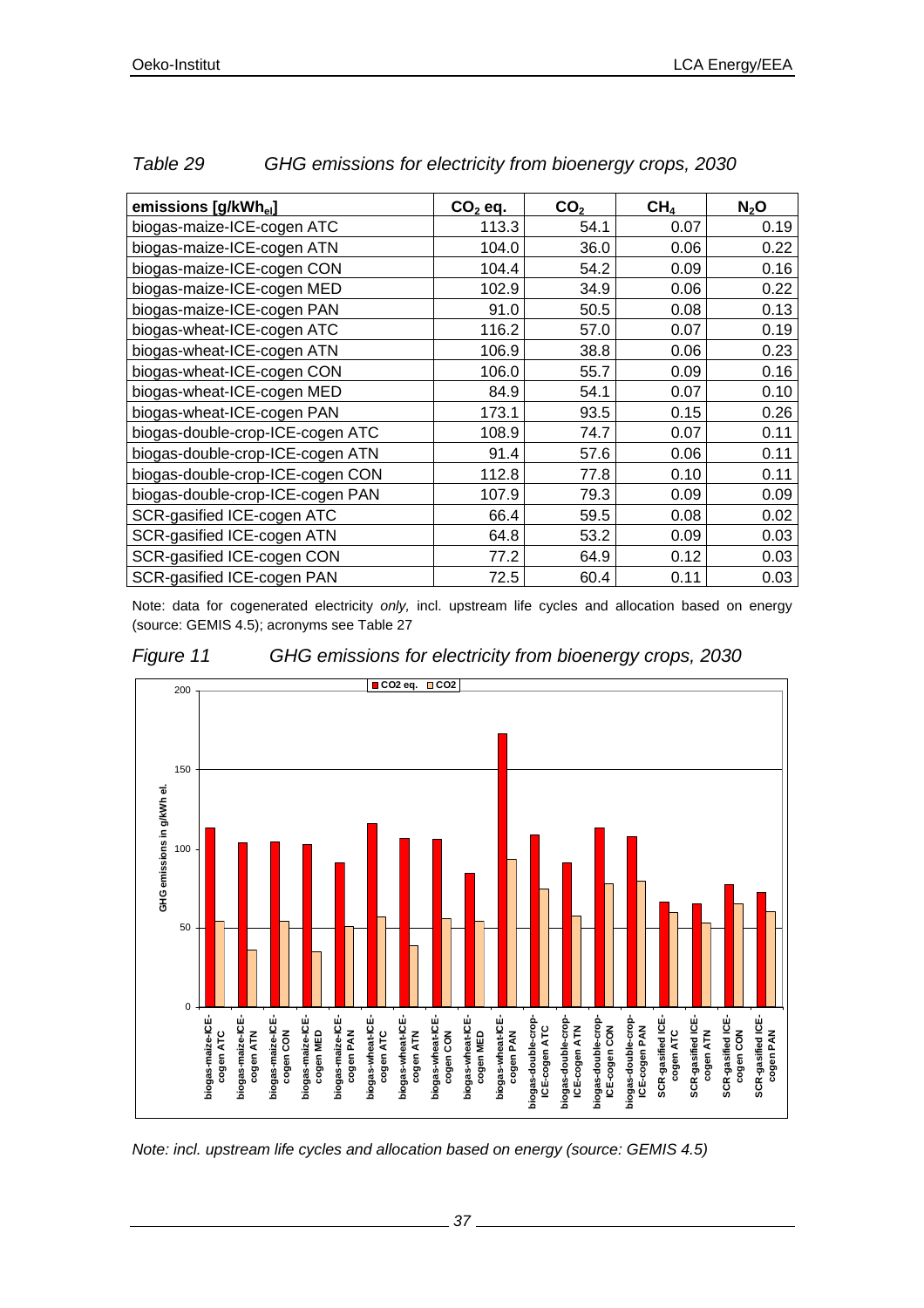*Table 29 GHG emissions for electricity from bioenergy crops, 2030*

| emissions [g/kWh$_{el}$] | $CO_2$ eq. | $CO_2$ | $CH_4$ | $N_2O$ |
|---|---|---|---|---|
| biogas-maize-ICE-cogen ATC | 113.3 | 54.1 | 0.07 | 0.19 |
| biogas-maize-ICE-cogen ATN | 104.0 | 36.0 | 0.06 | 0.22 |
| biogas-maize-ICE-cogen CON | 104.4 | 54.2 | 0.09 | 0.16 |
| biogas-maize-ICE-cogen MED | 102.9 | 34.9 | 0.06 | 0.22 |
| biogas-maize-ICE-cogen PAN | 91.0 | 50.5 | 0.08 | 0.13 |
| biogas-wheat-ICE-cogen ATC | 116.2 | 57.0 | 0.07 | 0.19 |
| biogas-wheat-ICE-cogen ATN | 106.9 | 38.8 | 0.06 | 0.23 |
| biogas-wheat-ICE-cogen CON | 106.0 | 55.7 | 0.09 | 0.16 |
| biogas-wheat-ICE-cogen MED | 84.9 | 54.1 | 0.07 | 0.10 |
| biogas-wheat-ICE-cogen PAN | 173.1 | 93.5 | 0.15 | 0.26 |
| biogas-double-crop-ICE-cogen ATC | 108.9 | 74.7 | 0.07 | 0.11 |
| biogas-double-crop-ICE-cogen ATN | 91.4 | 57.6 | 0.06 | 0.11 |
| biogas-double-crop-ICE-cogen CON | 112.8 | 77.8 | 0.10 | 0.11 |
| biogas-double-crop-ICE-cogen PAN | 107.9 | 79.3 | 0.09 | 0.09 |
| SCR-gasified ICE-cogen ATC | 66.4 | 59.5 | 0.08 | 0.02 |
| SCR-gasified ICE-cogen ATN | 64.8 | 53.2 | 0.09 | 0.03 |
| SCR-gasified ICE-cogen CON | 77.2 | 64.9 | 0.12 | 0.03 |
| SCR-gasified ICE-cogen PAN | 72.5 | 60.4 | 0.11 | 0.03 |

Note: data for cogenerated electricity *only,* incl. upstream life cycles and allocation based on energy (source: GEMIS 4.5); acronyms see Table 27

*Figure 11 GHG emissions for electricity from bioenergy crops, 2030*

*Note: incl. upstream life cycles and allocation based on energy (source: GEMIS 4.5)*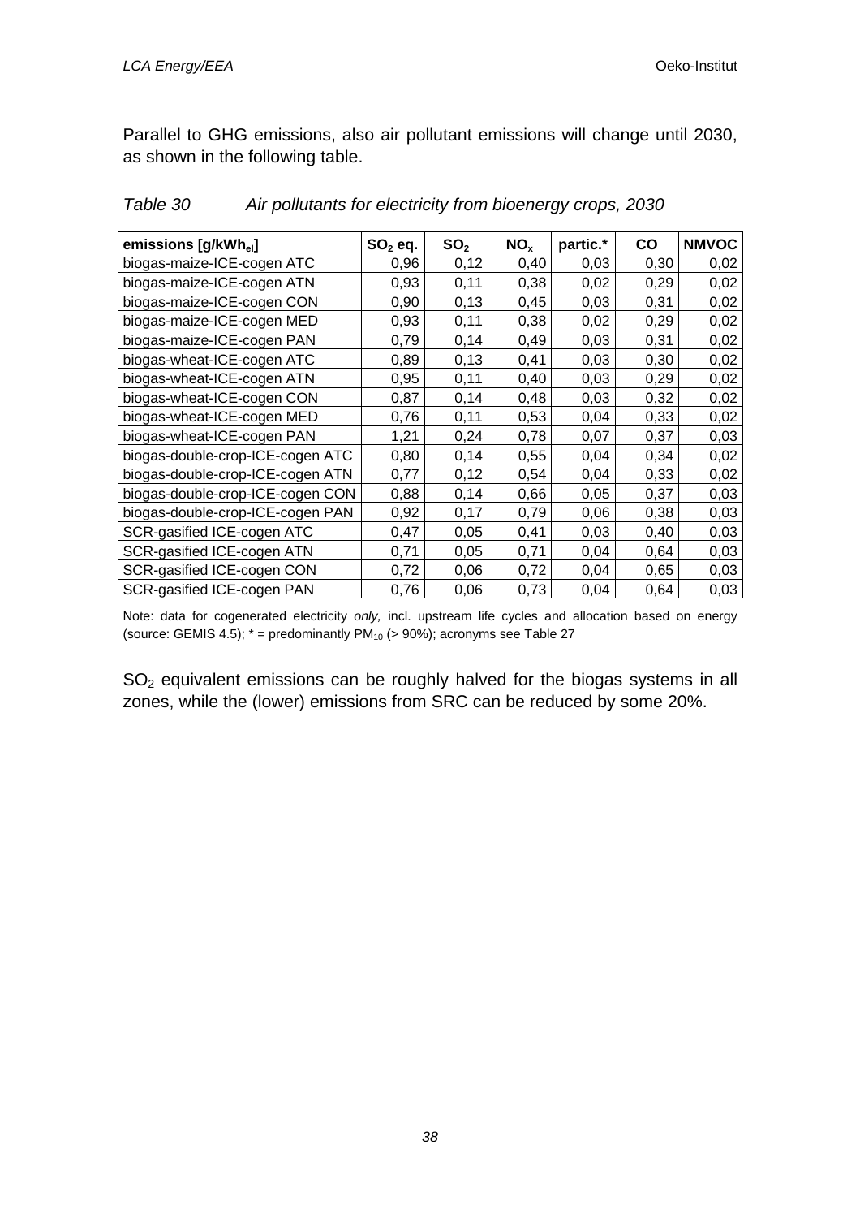Parallel to GHG emissions, also air pollutant emissions will change until 2030, as shown in the following table.

*Table 30 Air pollutants for electricity from bioenergy crops, 2030*

| emissions [g/kWh$_{el}$] | $SO_2$ eq. | $SO_2$ | $NO_x$ | partic.* | CO | NMVOC |
|---|---|---|---|---|---|---|
| biogas-maize-ICE-cogen ATC | 0,96 | 0,12 | 0,40 | 0,03 | 0,30 | 0,02 |
| biogas-maize-ICE-cogen ATN | 0,93 | 0,11 | 0,38 | 0,02 | 0,29 | 0,02 |
| biogas-maize-ICE-cogen CON | 0,90 | 0,13 | 0,45 | 0,03 | 0,31 | 0,02 |
| biogas-maize-ICE-cogen MED | 0,93 | 0,11 | 0,38 | 0,02 | 0,29 | 0,02 |
| biogas-maize-ICE-cogen PAN | 0,79 | 0,14 | 0,49 | 0,03 | 0,31 | 0,02 |
| biogas-wheat-ICE-cogen ATC | 0,89 | 0,13 | 0,41 | 0,03 | 0,30 | 0,02 |
| biogas-wheat-ICE-cogen ATN | 0,95 | 0,11 | 0,40 | 0,03 | 0,29 | 0,02 |
| biogas-wheat-ICE-cogen CON | 0,87 | 0,14 | 0,48 | 0,03 | 0,32 | 0,02 |
| biogas-wheat-ICE-cogen MED | 0,76 | 0,11 | 0,53 | 0,04 | 0,33 | 0,02 |
| biogas-wheat-ICE-cogen PAN | 1,21 | 0,24 | 0,78 | 0,07 | 0,37 | 0,03 |
| biogas-double-crop-ICE-cogen ATC | 0,80 | 0,14 | 0,55 | 0,04 | 0,34 | 0,02 |
| biogas-double-crop-ICE-cogen ATN | 0,77 | 0,12 | 0,54 | 0,04 | 0,33 | 0,02 |
| biogas-double-crop-ICE-cogen CON | 0,88 | 0,14 | 0,66 | 0,05 | 0,37 | 0,03 |
| biogas-double-crop-ICE-cogen PAN | 0,92 | 0,17 | 0,79 | 0,06 | 0,38 | 0,03 |
| SCR-gasified ICE-cogen ATC | 0,47 | 0,05 | 0,41 | 0,03 | 0,40 | 0,03 |
| SCR-gasified ICE-cogen ATN | 0,71 | 0,05 | 0,71 | 0,04 | 0,64 | 0,03 |
| SCR-gasified ICE-cogen CON | 0,72 | 0,06 | 0,72 | 0,04 | 0,65 | 0,03 |
| SCR-gasified ICE-cogen PAN | 0,76 | 0,06 | 0,73 | 0,04 | 0,64 | 0,03 |

Note: data for cogenerated electricity *only,* incl. upstream life cycles and allocation based on energy (source: GEMIS 4.5); * = predominantly $PM_{10}$ (> 90%); acronyms see Table 27

$SO_2$ equivalent emissions can be roughly halved for the biogas systems in all zones, while the (lower) emissions from SRC can be reduced by some 20%.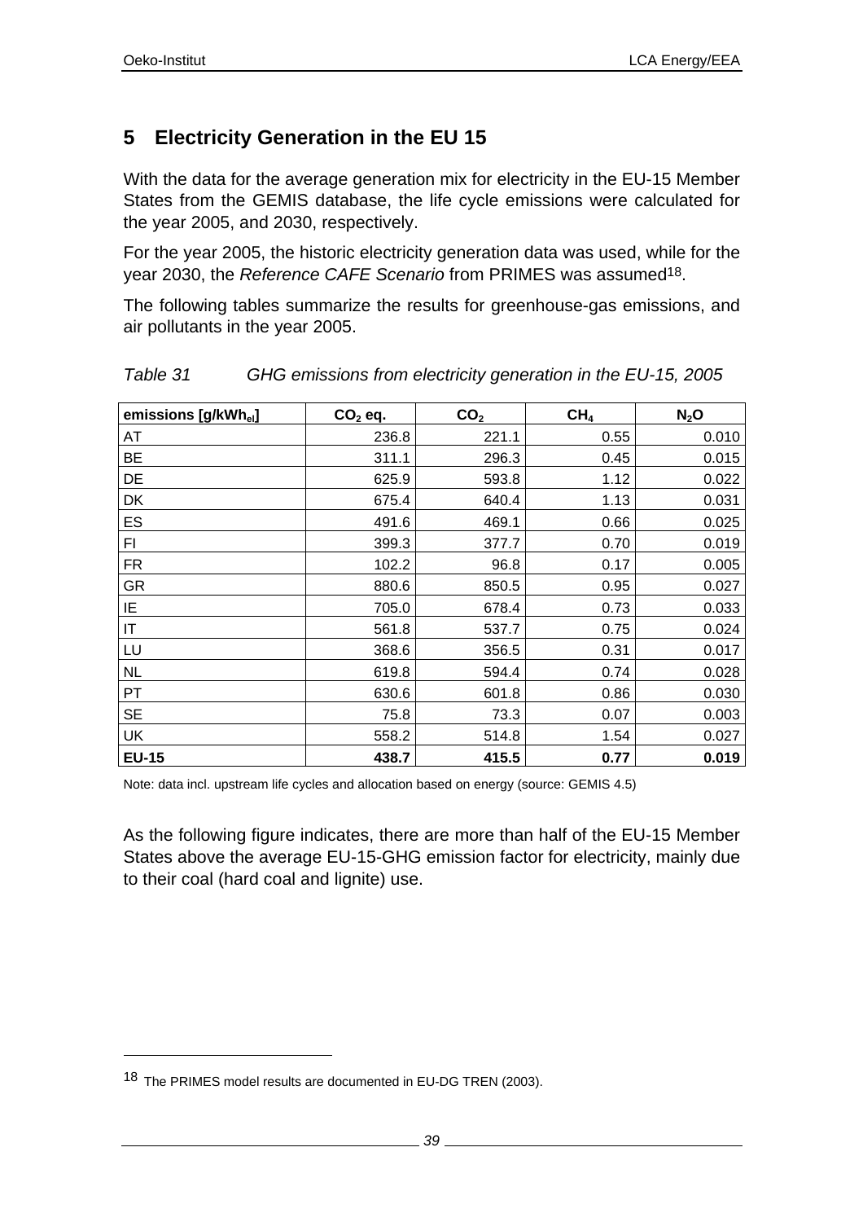# 5 Electricity Generation in the EU 15

With the data for the average generation mix for electricity in the EU-15 Member States from the GEMIS database, the life cycle emissions were calculated for the year 2005, and 2030, respectively.

For the year 2005, the historic electricity generation data was used, while for the year 2030, the *Reference CAFE Scenario* from PRIMES was assumed[18].

The following tables summarize the results for greenhouse-gas emissions, and air pollutants in the year 2005.

*Table 31 GHG emissions from electricity generation in the EU-15, 2005*

| emissions [$g/kWh_{el}$] | $CO_2$ eq. | $CO_2$ | $CH_4$ | $N_2O$ |
|---|---|---|---|---|
| AT | 236.8 | 221.1 | 0.55 | 0.010 |
| BE | 311.1 | 296.3 | 0.45 | 0.015 |
| DE | 625.9 | 593.8 | 1.12 | 0.022 |
| DK | 675.4 | 640.4 | 1.13 | 0.031 |
| ES | 491.6 | 469.1 | 0.66 | 0.025 |
| FI | 399.3 | 377.7 | 0.70 | 0.019 |
| FR | 102.2 | 96.8 | 0.17 | 0.005 |
| GR | 880.6 | 850.5 | 0.95 | 0.027 |
| IE | 705.0 | 678.4 | 0.73 | 0.033 |
| IT | 561.8 | 537.7 | 0.75 | 0.024 |
| LU | 368.6 | 356.5 | 0.31 | 0.017 |
| NL | 619.8 | 594.4 | 0.74 | 0.028 |
| PT | 630.6 | 601.8 | 0.86 | 0.030 |
| SE | 75.8 | 73.3 | 0.07 | 0.003 |
| UK | 558.2 | 514.8 | 1.54 | 0.027 |
| **EU-15** | **438.7** | **415.5** | **0.77** | **0.019** |

Note: data incl. upstream life cycles and allocation based on energy (source: GEMIS 4.5)

As the following figure indicates, there are more than half of the EU-15 Member States above the average EU-15-GHG emission factor for electricity, mainly due to their coal (hard coal and lignite) use.

[18] The PRIMES model results are documented in EU-DG TREN (2003).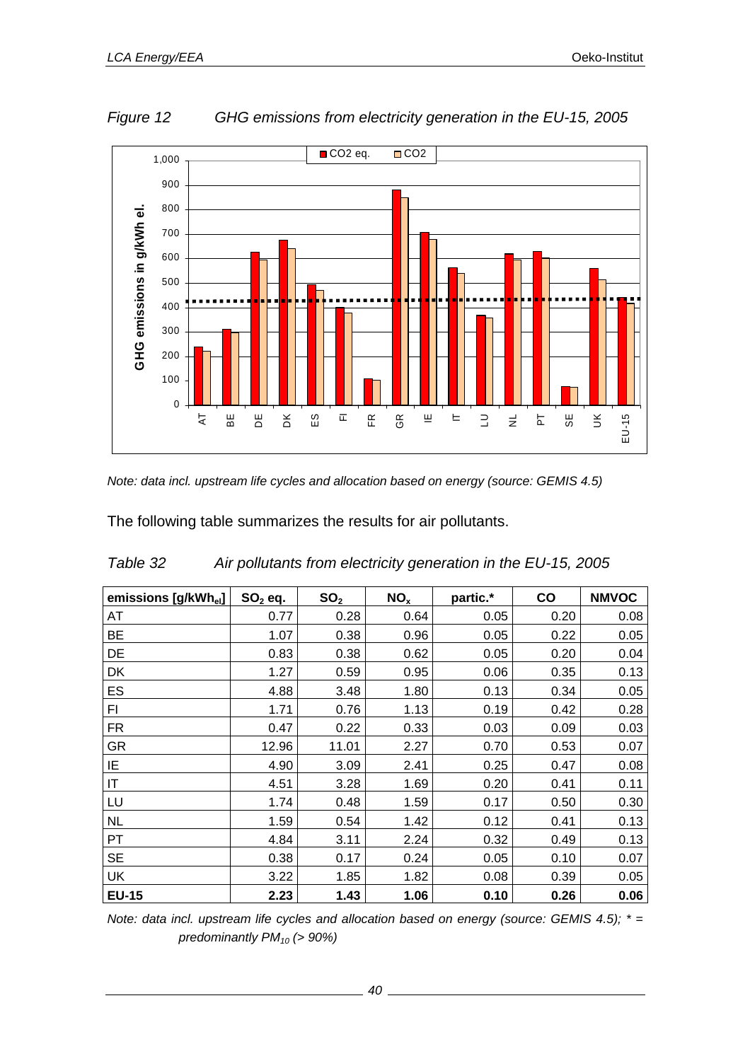*Figure 12 GHG emissions from electricity generation in the EU-15, 2005*

*Note: data incl. upstream life cycles and allocation based on energy (source: GEMIS 4.5)*

The following table summarizes the results for air pollutants.

*Table 32 Air pollutants from electricity generation in the EU-15, 2005*

| emissions [g/kWh$_{el}$] | $SO_2$ eq. | $SO_2$ | $NO_x$ | partic.* | CO | NMVOC |
|---|---|---|---|---|---|---|
| AT | 0.77 | 0.28 | 0.64 | 0.05 | 0.20 | 0.08 |
| BE | 1.07 | 0.38 | 0.96 | 0.05 | 0.22 | 0.05 |
| DE | 0.83 | 0.38 | 0.62 | 0.05 | 0.20 | 0.04 |
| DK | 1.27 | 0.59 | 0.95 | 0.06 | 0.35 | 0.13 |
| ES | 4.88 | 3.48 | 1.80 | 0.13 | 0.34 | 0.05 |
| FI | 1.71 | 0.76 | 1.13 | 0.19 | 0.42 | 0.28 |
| FR | 0.47 | 0.22 | 0.33 | 0.03 | 0.09 | 0.03 |
| GR | 12.96 | 11.01 | 2.27 | 0.70 | 0.53 | 0.07 |
| IE | 4.90 | 3.09 | 2.41 | 0.25 | 0.47 | 0.08 |
| IT | 4.51 | 3.28 | 1.69 | 0.20 | 0.41 | 0.11 |
| LU | 1.74 | 0.48 | 1.59 | 0.17 | 0.50 | 0.30 |
| NL | 1.59 | 0.54 | 1.42 | 0.12 | 0.41 | 0.13 |
| PT | 4.84 | 3.11 | 2.24 | 0.32 | 0.49 | 0.13 |
| SE | 0.38 | 0.17 | 0.24 | 0.05 | 0.10 | 0.07 |
| UK | 3.22 | 1.85 | 1.82 | 0.08 | 0.39 | 0.05 |
| **EU-15** | **2.23** | **1.43** | **1.06** | **0.10** | **0.26** | **0.06** |

*Note: data incl. upstream life cycles and allocation based on energy (source: GEMIS 4.5); * = predominantly $PM_{10}$ (> 90%)*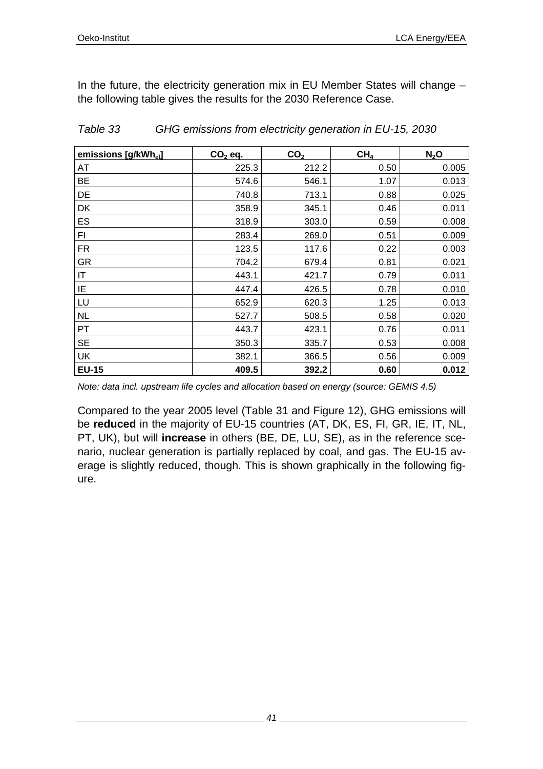In the future, the electricity generation mix in EU Member States will change – the following table gives the results for the 2030 Reference Case.

*Table 33 GHG emissions from electricity generation in EU-15, 2030*

| emissions [$g/kWh_{el}$] | $CO_2$ eq. | $CO_2$ | $CH_4$ | $N_2O$ |
|---|---|---|---|---|
| AT | 225.3 | 212.2 | 0.50 | 0.005 |
| BE | 574.6 | 546.1 | 1.07 | 0.013 |
| DE | 740.8 | 713.1 | 0.88 | 0.025 |
| DK | 358.9 | 345.1 | 0.46 | 0.011 |
| ES | 318.9 | 303.0 | 0.59 | 0.008 |
| FI | 283.4 | 269.0 | 0.51 | 0.009 |
| FR | 123.5 | 117.6 | 0.22 | 0.003 |
| GR | 704.2 | 679.4 | 0.81 | 0.021 |
| IT | 443.1 | 421.7 | 0.79 | 0.011 |
| IE | 447.4 | 426.5 | 0.78 | 0.010 |
| LU | 652.9 | 620.3 | 1.25 | 0.013 |
| NL | 527.7 | 508.5 | 0.58 | 0.020 |
| PT | 443.7 | 423.1 | 0.76 | 0.011 |
| SE | 350.3 | 335.7 | 0.53 | 0.008 |
| UK | 382.1 | 366.5 | 0.56 | 0.009 |
| **EU-15** | **409.5** | **392.2** | **0.60** | **0.012** |

*Note: data incl. upstream life cycles and allocation based on energy (source: GEMIS 4.5)*

Compared to the year 2005 level (Table 31 and Figure 12), GHG emissions will be **reduced** in the majority of EU-15 countries (AT, DK, ES, FI, GR, IE, IT, NL, PT, UK), but will **increase** in others (BE, DE, LU, SE), as in the reference scenario, nuclear generation is partially replaced by coal, and gas. The EU-15 average is slightly reduced, though. This is shown graphically in the following figure.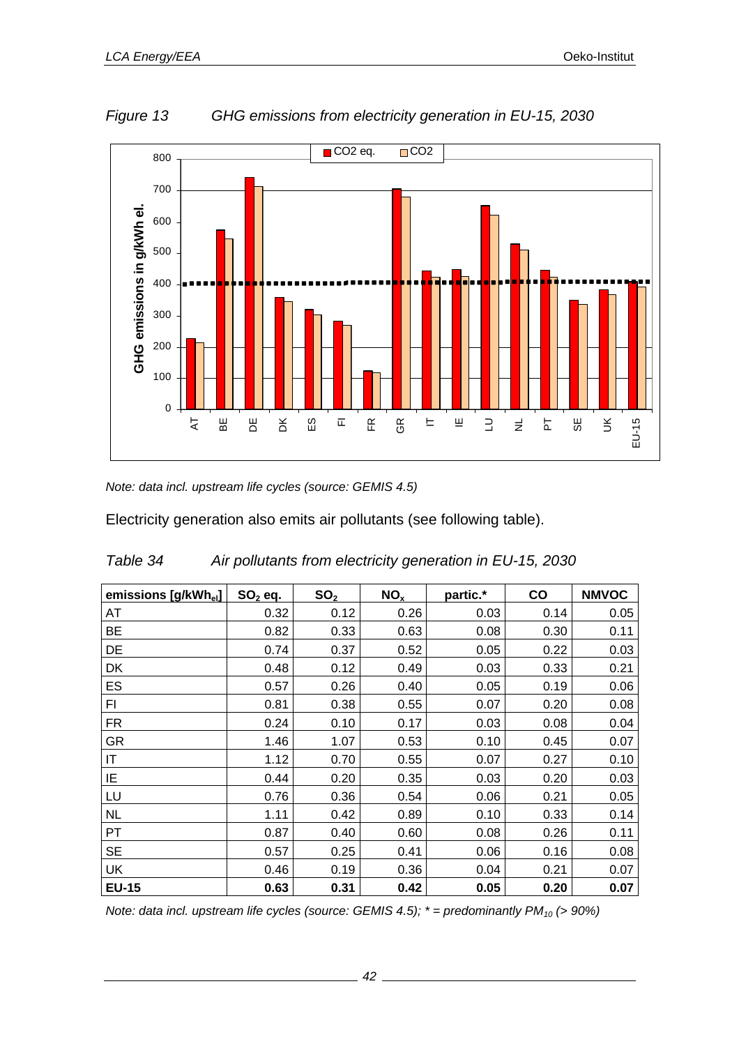*Figure 13 GHG emissions from electricity generation in EU-15, 2030*

*Note: data incl. upstream life cycles (source: GEMIS 4.5)*

Electricity generation also emits air pollutants (see following table).

*Table 34 Air pollutants from electricity generation in EU-15, 2030*

| emissions [g/kWh$_{el}$] | $SO_2$ eq. | $SO_2$ | $NO_x$ | partic.* | CO | NMVOC |
|---|---|---|---|---|---|---|
| AT | 0.32 | 0.12 | 0.26 | 0.03 | 0.14 | 0.05 |
| BE | 0.82 | 0.33 | 0.63 | 0.08 | 0.30 | 0.11 |
| DE | 0.74 | 0.37 | 0.52 | 0.05 | 0.22 | 0.03 |
| DK | 0.48 | 0.12 | 0.49 | 0.03 | 0.33 | 0.21 |
| ES | 0.57 | 0.26 | 0.40 | 0.05 | 0.19 | 0.06 |
| FI | 0.81 | 0.38 | 0.55 | 0.07 | 0.20 | 0.08 |
| FR | 0.24 | 0.10 | 0.17 | 0.03 | 0.08 | 0.04 |
| GR | 1.46 | 1.07 | 0.53 | 0.10 | 0.45 | 0.07 |
| IT | 1.12 | 0.70 | 0.55 | 0.07 | 0.27 | 0.10 |
| IE | 0.44 | 0.20 | 0.35 | 0.03 | 0.20 | 0.03 |
| LU | 0.76 | 0.36 | 0.54 | 0.06 | 0.21 | 0.05 |
| NL | 1.11 | 0.42 | 0.89 | 0.10 | 0.33 | 0.14 |
| PT | 0.87 | 0.40 | 0.60 | 0.08 | 0.26 | 0.11 |
| SE | 0.57 | 0.25 | 0.41 | 0.06 | 0.16 | 0.08 |
| UK | 0.46 | 0.19 | 0.36 | 0.04 | 0.21 | 0.07 |
| **EU-15** | **0.63** | **0.31** | **0.42** | **0.05** | **0.20** | **0.07** |

*Note: data incl. upstream life cycles (source: GEMIS 4.5); * = predominantly $PM_{10}$ (> 90%)*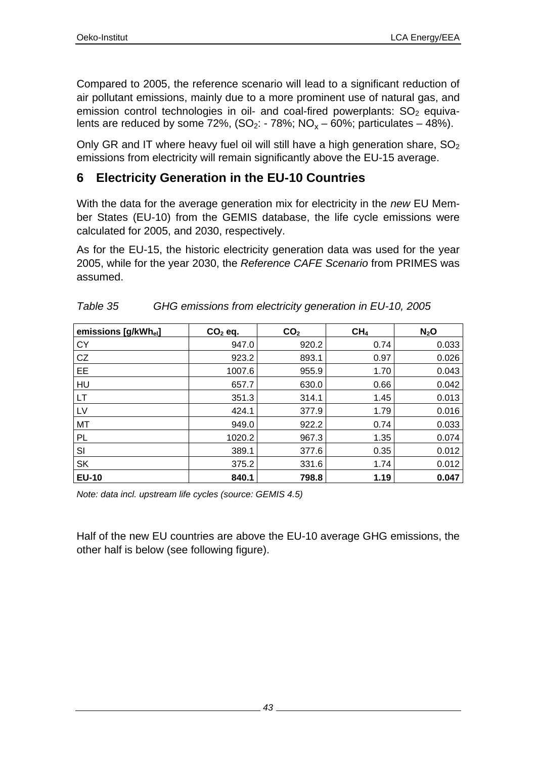Compared to 2005, the reference scenario will lead to a significant reduction of air pollutant emissions, mainly due to a more prominent use of natural gas, and emission control technologies in oil- and coal-fired powerplants: $SO_2$ equivalents are reduced by some 72%, ($SO_2$: - 78%; $NO_x$ – 60%; particulates – 48%).

Only GR and IT where heavy fuel oil will still have a high generation share, $SO_2$ emissions from electricity will remain significantly above the EU-15 average.

## 6 Electricity Generation in the EU-10 Countries

With the data for the average generation mix for electricity in the *new* EU Member States (EU-10) from the GEMIS database, the life cycle emissions were calculated for 2005, and 2030, respectively.

As for the EU-15, the historic electricity generation data was used for the year 2005, while for the year 2030, the *Reference CAFE Scenario* from PRIMES was assumed.

*Table 35 GHG emissions from electricity generation in EU-10, 2005*

| emissions [g/kWh$_{el}$] | $CO_2$ eq. | $CO_2$ | $CH_4$ | $N_2O$ |
|---|---|---|---|---|
| CY | 947.0 | 920.2 | 0.74 | 0.033 |
| CZ | 923.2 | 893.1 | 0.97 | 0.026 |
| EE | 1007.6 | 955.9 | 1.70 | 0.043 |
| HU | 657.7 | 630.0 | 0.66 | 0.042 |
| LT | 351.3 | 314.1 | 1.45 | 0.013 |
| LV | 424.1 | 377.9 | 1.79 | 0.016 |
| MT | 949.0 | 922.2 | 0.74 | 0.033 |
| PL | 1020.2 | 967.3 | 1.35 | 0.074 |
| SI | 389.1 | 377.6 | 0.35 | 0.012 |
| SK | 375.2 | 331.6 | 1.74 | 0.012 |
| **EU-10** | **840.1** | **798.8** | **1.19** | **0.047** |

*Note: data incl. upstream life cycles (source: GEMIS 4.5)*

Half of the new EU countries are above the EU-10 average GHG emissions, the other half is below (see following figure).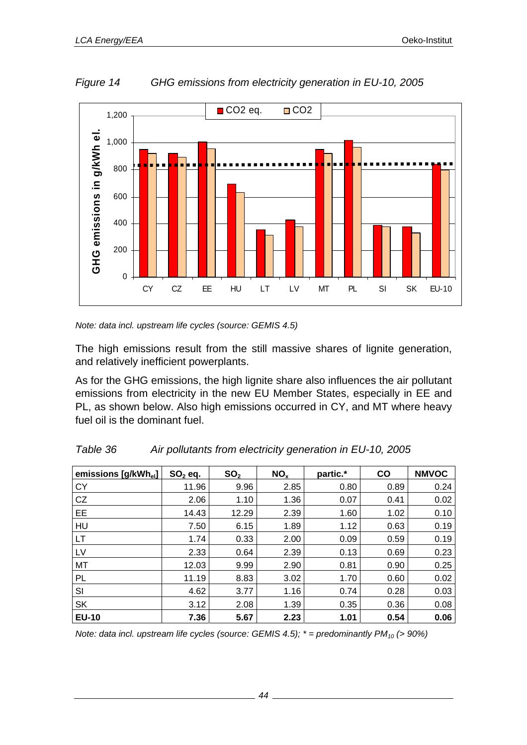*Figure 14 GHG emissions from electricity generation in EU-10, 2005*

*Note: data incl. upstream life cycles (source: GEMIS 4.5)*

The high emissions result from the still massive shares of lignite generation, and relatively inefficient powerplants.

As for the GHG emissions, the high lignite share also influences the air pollutant emissions from electricity in the new EU Member States, especially in EE and PL, as shown below. Also high emissions occurred in CY, and MT where heavy fuel oil is the dominant fuel.

*Table 36 Air pollutants from electricity generation in EU-10, 2005*

| emissions [$g/kWh_{el}$] | $SO_2$ eq. | $SO_2$ | $NO_x$ | partic.* | CO | NMVOC |
|---|---|---|---|---|---|---|
| CY | 11.96 | 9.96 | 2.85 | 0.80 | 0.89 | 0.24 |
| CZ | 2.06 | 1.10 | 1.36 | 0.07 | 0.41 | 0.02 |
| EE | 14.43 | 12.29 | 2.39 | 1.60 | 1.02 | 0.10 |
| HU | 7.50 | 6.15 | 1.89 | 1.12 | 0.63 | 0.19 |
| LT | 1.74 | 0.33 | 2.00 | 0.09 | 0.59 | 0.19 |
| LV | 2.33 | 0.64 | 2.39 | 0.13 | 0.69 | 0.23 |
| MT | 12.03 | 9.99 | 2.90 | 0.81 | 0.90 | 0.25 |
| PL | 11.19 | 8.83 | 3.02 | 1.70 | 0.60 | 0.02 |
| SI | 4.62 | 3.77 | 1.16 | 0.74 | 0.28 | 0.03 |
| SK | 3.12 | 2.08 | 1.39 | 0.35 | 0.36 | 0.08 |
| **EU-10** | **7.36** | **5.67** | **2.23** | **1.01** | **0.54** | **0.06** |

*Note: data incl. upstream life cycles (source: GEMIS 4.5); * = predominantly $PM_{10}$ (> 90%)*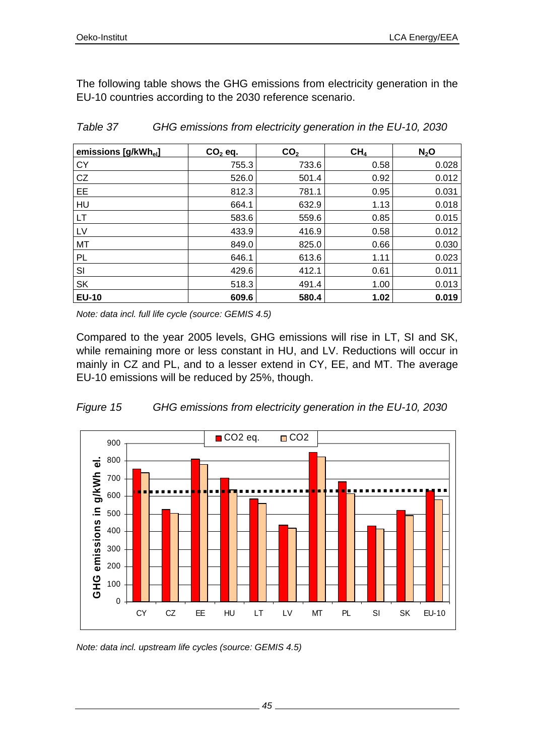The following table shows the GHG emissions from electricity generation in the EU-10 countries according to the 2030 reference scenario.

*Table 37 GHG emissions from electricity generation in the EU-10, 2030*

| emissions [g/kWh$_{el}$] | $CO_2$ eq. | $CO_2$ | $CH_4$ | $N_2O$ |
|---|---|---|---|---|
| CY | 755.3 | 733.6 | 0.58 | 0.028 |
| CZ | 526.0 | 501.4 | 0.92 | 0.012 |
| EE | 812.3 | 781.1 | 0.95 | 0.031 |
| HU | 664.1 | 632.9 | 1.13 | 0.018 |
| LT | 583.6 | 559.6 | 0.85 | 0.015 |
| LV | 433.9 | 416.9 | 0.58 | 0.012 |
| MT | 849.0 | 825.0 | 0.66 | 0.030 |
| PL | 646.1 | 613.6 | 1.11 | 0.023 |
| SI | 429.6 | 412.1 | 0.61 | 0.011 |
| SK | 518.3 | 491.4 | 1.00 | 0.013 |
| **EU-10** | **609.6** | **580.4** | **1.02** | **0.019** |

*Note: data incl. full life cycle (source: GEMIS 4.5)*

Compared to the year 2005 levels, GHG emissions will rise in LT, SI and SK, while remaining more or less constant in HU, and LV. Reductions will occur in mainly in CZ and PL, and to a lesser extend in CY, EE, and MT. The average EU-10 emissions will be reduced by 25%, though.

*Figure 15 GHG emissions from electricity generation in the EU-10, 2030*

*Note: data incl. upstream life cycles (source: GEMIS 4.5)*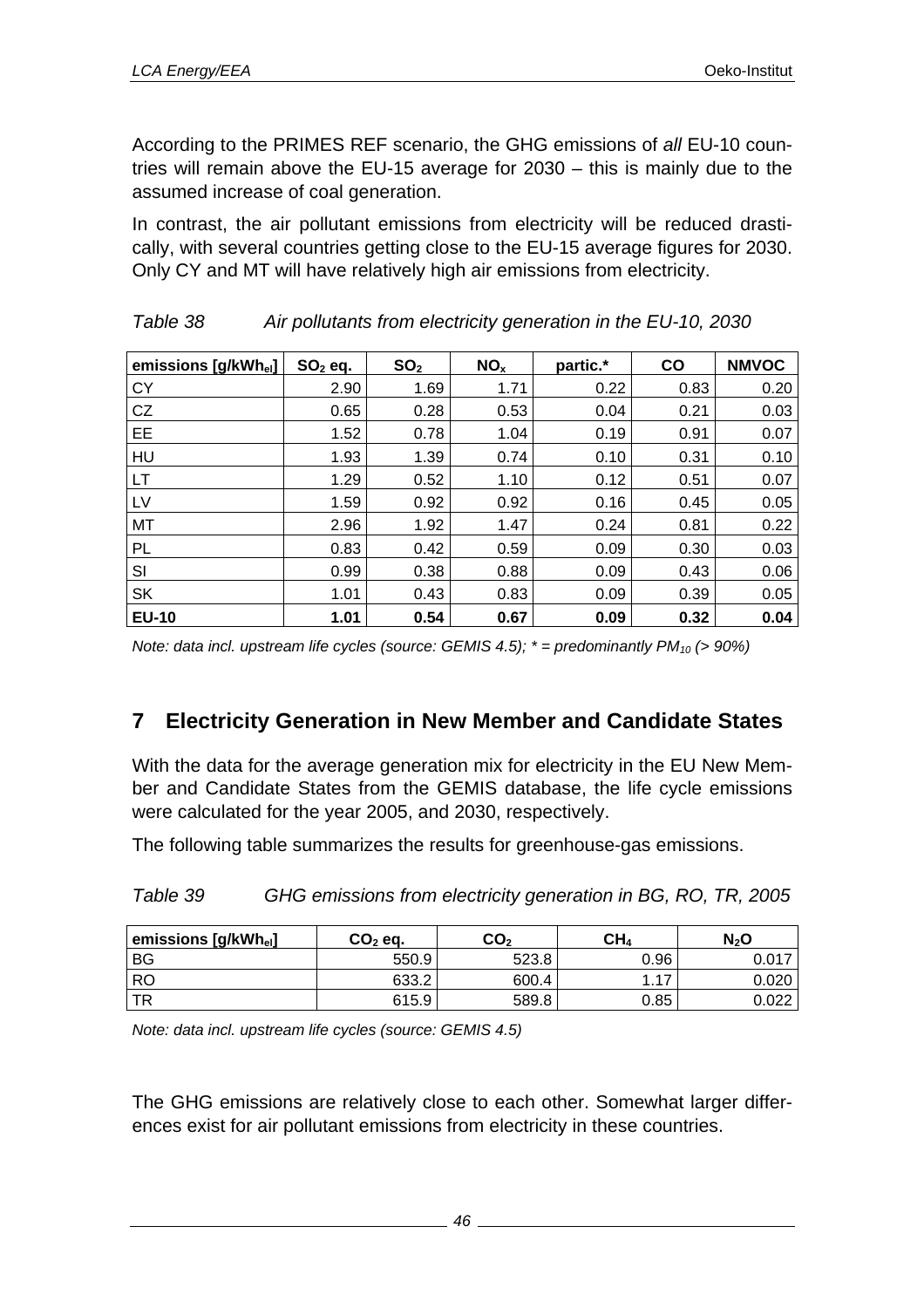According to the PRIMES REF scenario, the GHG emissions of *all* EU-10 countries will remain above the EU-15 average for 2030 – this is mainly due to the assumed increase of coal generation.

In contrast, the air pollutant emissions from electricity will be reduced drastically, with several countries getting close to the EU-15 average figures for 2030. Only CY and MT will have relatively high air emissions from electricity.

*Table 38 Air pollutants from electricity generation in the EU-10, 2030*

| emissions [g/kWh$_{el}$] | $SO_2$ eq. | $SO_2$ | $NO_x$ | partic.* | CO | NMVOC |
|---|---|---|---|---|---|---|
| CY | 2.90 | 1.69 | 1.71 | 0.22 | 0.83 | 0.20 |
| CZ | 0.65 | 0.28 | 0.53 | 0.04 | 0.21 | 0.03 |
| EE | 1.52 | 0.78 | 1.04 | 0.19 | 0.91 | 0.07 |
| HU | 1.93 | 1.39 | 0.74 | 0.10 | 0.31 | 0.10 |
| LT | 1.29 | 0.52 | 1.10 | 0.12 | 0.51 | 0.07 |
| LV | 1.59 | 0.92 | 0.92 | 0.16 | 0.45 | 0.05 |
| MT | 2.96 | 1.92 | 1.47 | 0.24 | 0.81 | 0.22 |
| PL | 0.83 | 0.42 | 0.59 | 0.09 | 0.30 | 0.03 |
| SI | 0.99 | 0.38 | 0.88 | 0.09 | 0.43 | 0.06 |
| SK | 1.01 | 0.43 | 0.83 | 0.09 | 0.39 | 0.05 |
| **EU-10** | **1.01** | **0.54** | **0.67** | **0.09** | **0.32** | **0.04** |

*Note: data incl. upstream life cycles (source: GEMIS 4.5); * = predominantly $PM_{10}$ (> 90%)*

## 7 Electricity Generation in New Member and Candidate States

With the data for the average generation mix for electricity in the EU New Member and Candidate States from the GEMIS database, the life cycle emissions were calculated for the year 2005, and 2030, respectively.

The following table summarizes the results for greenhouse-gas emissions.

*Table 39 GHG emissions from electricity generation in BG, RO, TR, 2005*

| emissions [g/kWh$_{el}$] | $CO_2$ eq. | $CO_2$ | $CH_4$ | $N_2O$ |
|---|---|---|---|---|
| BG | 550.9 | 523.8 | 0.96 | 0.017 |
| RO | 633.2 | 600.4 | 1.17 | 0.020 |
| TR | 615.9 | 589.8 | 0.85 | 0.022 |

*Note: data incl. upstream life cycles (source: GEMIS 4.5)*

The GHG emissions are relatively close to each other. Somewhat larger differences exist for air pollutant emissions from electricity in these countries.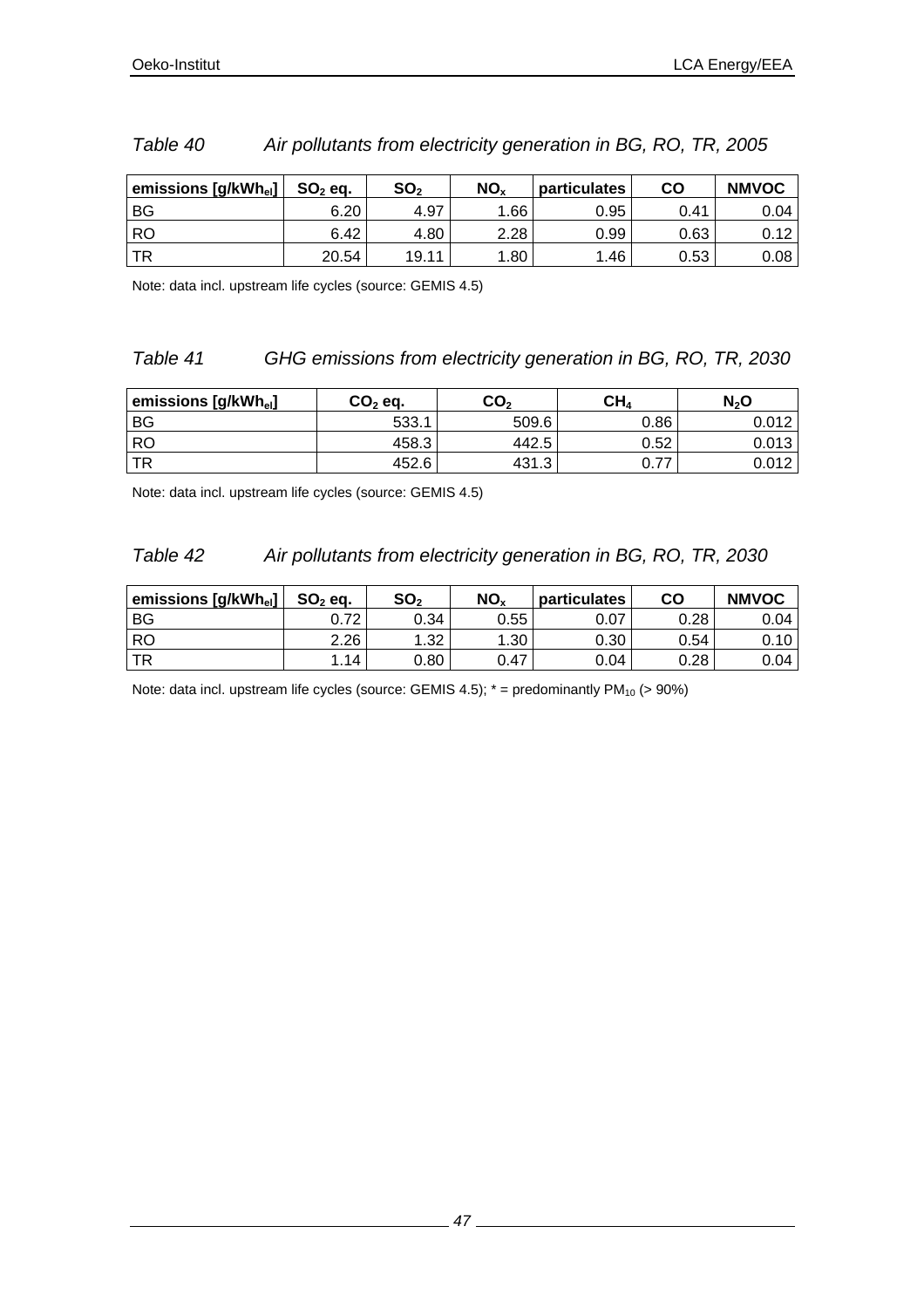*Table 40 Air pollutants from electricity generation in BG, RO, TR, 2005*

| emissions [g/kWh$_{el}$] | $SO_2$ eq. | $SO_2$ | $NO_x$ | particulates | CO | NMVOC |
|---|---|---|---|---|---|---|
| BG | 6.20 | 4.97 | 1.66 | 0.95 | 0.41 | 0.04 |
| RO | 6.42 | 4.80 | 2.28 | 0.99 | 0.63 | 0.12 |
| TR | 20.54 | 19.11 | 1.80 | 1.46 | 0.53 | 0.08 |

Note: data incl. upstream life cycles (source: GEMIS 4.5)

*Table 41 GHG emissions from electricity generation in BG, RO, TR, 2030*

| emissions [g/kWh$_{el}$] | $CO_2$ eq. | $CO_2$ | $CH_4$ | $N_2O$ |
|---|---|---|---|---|
| BG | 533.1 | 509.6 | 0.86 | 0.012 |
| RO | 458.3 | 442.5 | 0.52 | 0.013 |
| TR | 452.6 | 431.3 | 0.77 | 0.012 |

Note: data incl. upstream life cycles (source: GEMIS 4.5)

*Table 42 Air pollutants from electricity generation in BG, RO, TR, 2030*

| emissions [g/kWh$_{el}$] | $SO_2$ eq. | $SO_2$ | $NO_x$ | particulates | CO | NMVOC |
|---|---|---|---|---|---|---|
| BG | 0.72 | 0.34 | 0.55 | 0.07 | 0.28 | 0.04 |
| RO | 2.26 | 1.32 | 1.30 | 0.30 | 0.54 | 0.10 |
| TR | 1.14 | 0.80 | 0.47 | 0.04 | 0.28 | 0.04 |

Note: data incl. upstream life cycles (source: GEMIS 4.5); * = predominantly $PM_{10}$ (> 90%)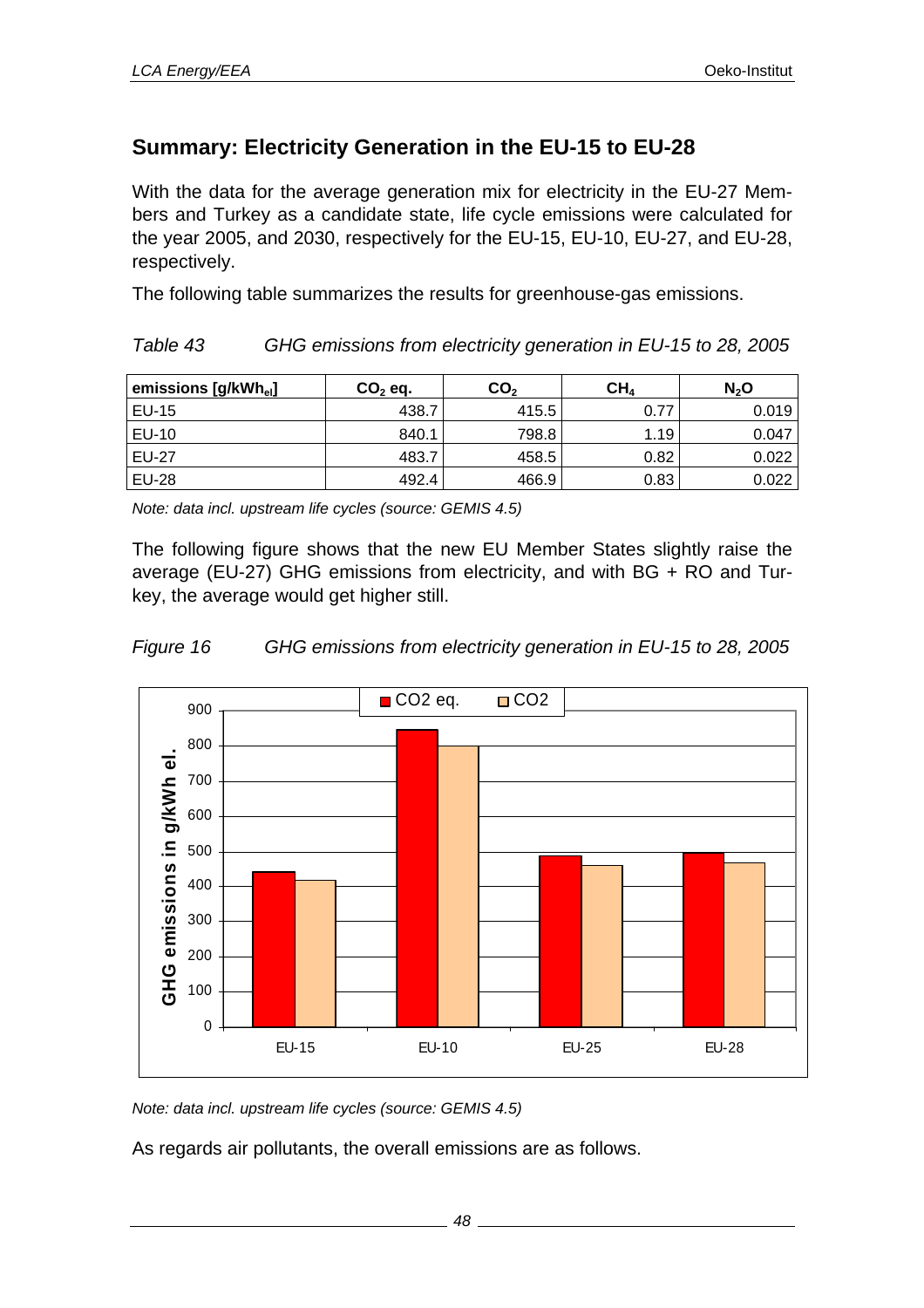## Summary: Electricity Generation in the EU-15 to EU-28

With the data for the average generation mix for electricity in the EU-27 Members and Turkey as a candidate state, life cycle emissions were calculated for the year 2005, and 2030, respectively for the EU-15, EU-10, EU-27, and EU-28, respectively.

The following table summarizes the results for greenhouse-gas emissions.

*Table 43 GHG emissions from electricity generation in EU-15 to 28, 2005*

| emissions [$g/kWh_{el}$] | $CO_2$ eq. | $CO_2$ | $CH_4$ | $N_2O$ |
|---|---|---|---|---|
| EU-15 | 438.7 | 415.5 | 0.77 | 0.019 |
| EU-10 | 840.1 | 798.8 | 1.19 | 0.047 |
| EU-27 | 483.7 | 458.5 | 0.82 | 0.022 |
| EU-28 | 492.4 | 466.9 | 0.83 | 0.022 |

*Note: data incl. upstream life cycles (source: GEMIS 4.5)*

The following figure shows that the new EU Member States slightly raise the average (EU-27) GHG emissions from electricity, and with BG + RO and Turkey, the average would get higher still.

*Figure 16 GHG emissions from electricity generation in EU-15 to 28, 2005*

*Note: data incl. upstream life cycles (source: GEMIS 4.5)*

As regards air pollutants, the overall emissions are as follows.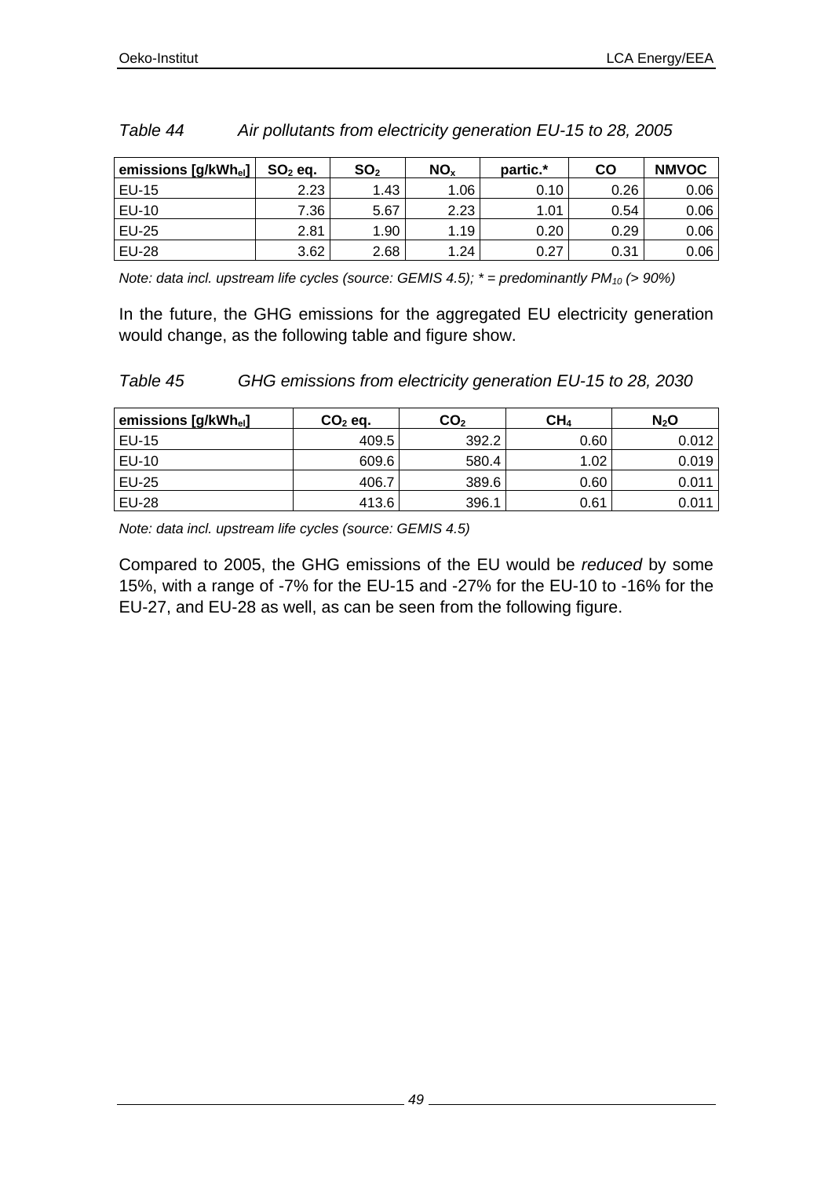*Table 44 Air pollutants from electricity generation EU-15 to 28, 2005*

| emissions [g/kWh$_{el}$] | $SO_2$ eq. | $SO_2$ | $NO_x$ | partic.* | CO | NMVOC |
|---|---|---|---|---|---|---|
| EU-15 | 2.23 | 1.43 | 1.06 | 0.10 | 0.26 | 0.06 |
| EU-10 | 7.36 | 5.67 | 2.23 | 1.01 | 0.54 | 0.06 |
| EU-25 | 2.81 | 1.90 | 1.19 | 0.20 | 0.29 | 0.06 |
| EU-28 | 3.62 | 2.68 | 1.24 | 0.27 | 0.31 | 0.06 |

*Note: data incl. upstream life cycles (source: GEMIS 4.5); * = predominantly $PM_{10}$ (> 90%)*

In the future, the GHG emissions for the aggregated EU electricity generation would change, as the following table and figure show.

*Table 45 GHG emissions from electricity generation EU-15 to 28, 2030*

| emissions [g/kWh$_{el}$] | $CO_2$ eq. | $CO_2$ | $CH_4$ | $N_2O$ |
|---|---|---|---|---|
| EU-15 | 409.5 | 392.2 | 0.60 | 0.012 |
| EU-10 | 609.6 | 580.4 | 1.02 | 0.019 |
| EU-25 | 406.7 | 389.6 | 0.60 | 0.011 |
| EU-28 | 413.6 | 396.1 | 0.61 | 0.011 |

*Note: data incl. upstream life cycles (source: GEMIS 4.5)*

Compared to 2005, the GHG emissions of the EU would be *reduced* by some 15%, with a range of -7% for the EU-15 and -27% for the EU-10 to -16% for the EU-27, and EU-28 as well, as can be seen from the following figure.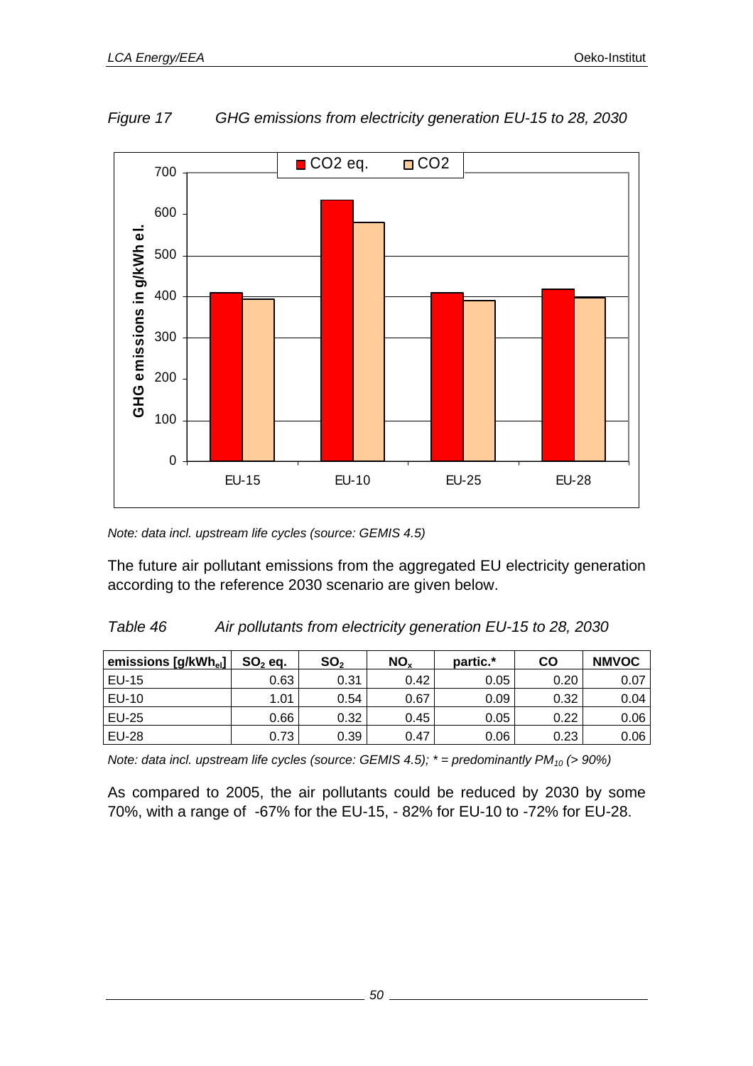*Figure 17 GHG emissions from electricity generation EU-15 to 28, 2030*

*Note: data incl. upstream life cycles (source: GEMIS 4.5)*

The future air pollutant emissions from the aggregated EU electricity generation according to the reference 2030 scenario are given below.

*Table 46 Air pollutants from electricity generation EU-15 to 28, 2030*

| emissions [g/kWh$_{el}$] | $SO_2$ eq. | $SO_2$ | $NO_x$ | partic.* | CO | NMVOC |
|---|---|---|---|---|---|---|
| EU-15 | 0.63 | 0.31 | 0.42 | 0.05 | 0.20 | 0.07 |
| EU-10 | 1.01 | 0.54 | 0.67 | 0.09 | 0.32 | 0.04 |
| EU-25 | 0.66 | 0.32 | 0.45 | 0.05 | 0.22 | 0.06 |
| EU-28 | 0.73 | 0.39 | 0.47 | 0.06 | 0.23 | 0.06 |

*Note: data incl. upstream life cycles (source: GEMIS 4.5); * = predominantly $PM_{10}$ (> 90%)*

As compared to 2005, the air pollutants could be reduced by 2030 by some 70%, with a range of -67% for the EU-15, - 82% for EU-10 to -72% for EU-28.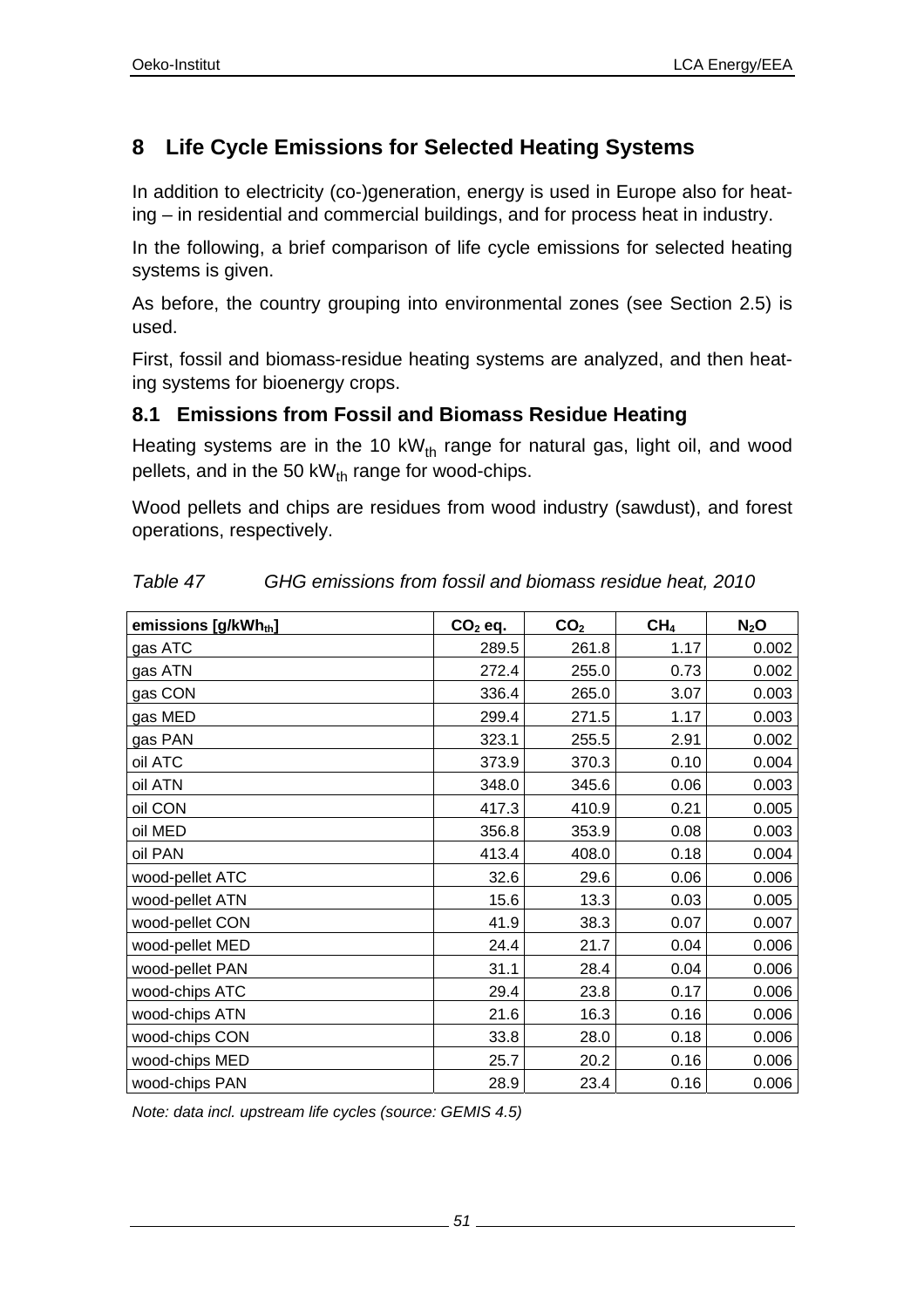# 8 Life Cycle Emissions for Selected Heating Systems

In addition to electricity (co-)generation, energy is used in Europe also for heating – in residential and commercial buildings, and for process heat in industry.

In the following, a brief comparison of life cycle emissions for selected heating systems is given.

As before, the country grouping into environmental zones (see Section 2.5) is used.

First, fossil and biomass-residue heating systems are analyzed, and then heating systems for bioenergy crops.

## 8.1 Emissions from Fossil and Biomass Residue Heating

Heating systems are in the 10 $kW_{th}$ range for natural gas, light oil, and wood pellets, and in the 50 $kW_{th}$ range for wood-chips.

Wood pellets and chips are residues from wood industry (sawdust), and forest operations, respectively.

*Table 47 GHG emissions from fossil and biomass residue heat, 2010*

| emissions [$g/kWh_{th}$] | $CO_2$ eq. | $CO_2$ | $CH_4$ | $N_2O$ |
|---|---|---|---|---|
| gas ATC | 289.5 | 261.8 | 1.17 | 0.002 |
| gas ATN | 272.4 | 255.0 | 0.73 | 0.002 |
| gas CON | 336.4 | 265.0 | 3.07 | 0.003 |
| gas MED | 299.4 | 271.5 | 1.17 | 0.003 |
| gas PAN | 323.1 | 255.5 | 2.91 | 0.002 |
| oil ATC | 373.9 | 370.3 | 0.10 | 0.004 |
| oil ATN | 348.0 | 345.6 | 0.06 | 0.003 |
| oil CON | 417.3 | 410.9 | 0.21 | 0.005 |
| oil MED | 356.8 | 353.9 | 0.08 | 0.003 |
| oil PAN | 413.4 | 408.0 | 0.18 | 0.004 |
| wood-pellet ATC | 32.6 | 29.6 | 0.06 | 0.006 |
| wood-pellet ATN | 15.6 | 13.3 | 0.03 | 0.005 |
| wood-pellet CON | 41.9 | 38.3 | 0.07 | 0.007 |
| wood-pellet MED | 24.4 | 21.7 | 0.04 | 0.006 |
| wood-pellet PAN | 31.1 | 28.4 | 0.04 | 0.006 |
| wood-chips ATC | 29.4 | 23.8 | 0.17 | 0.006 |
| wood-chips ATN | 21.6 | 16.3 | 0.16 | 0.006 |
| wood-chips CON | 33.8 | 28.0 | 0.18 | 0.006 |
| wood-chips MED | 25.7 | 20.2 | 0.16 | 0.006 |
| wood-chips PAN | 28.9 | 23.4 | 0.16 | 0.006 |

*Note: data incl. upstream life cycles (source: GEMIS 4.5)*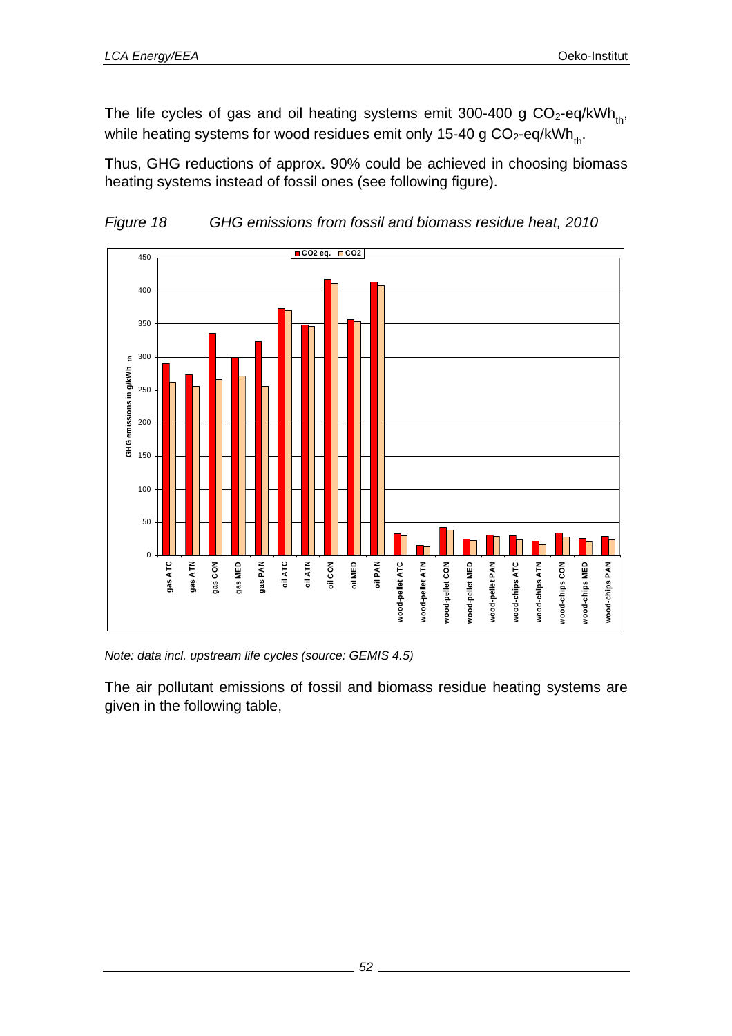The life cycles of gas and oil heating systems emit 300-400 g $CO_2$-eq/$kWh_{th}$, while heating systems for wood residues emit only 15-40 g $CO_2$-eq/$kWh_{th}$.

Thus, GHG reductions of approx. 90% could be achieved in choosing biomass heating systems instead of fossil ones (see following figure).

*Figure 18 GHG emissions from fossil and biomass residue heat, 2010*

*Note: data incl. upstream life cycles (source: GEMIS 4.5)*

The air pollutant emissions of fossil and biomass residue heating systems are given in the following table,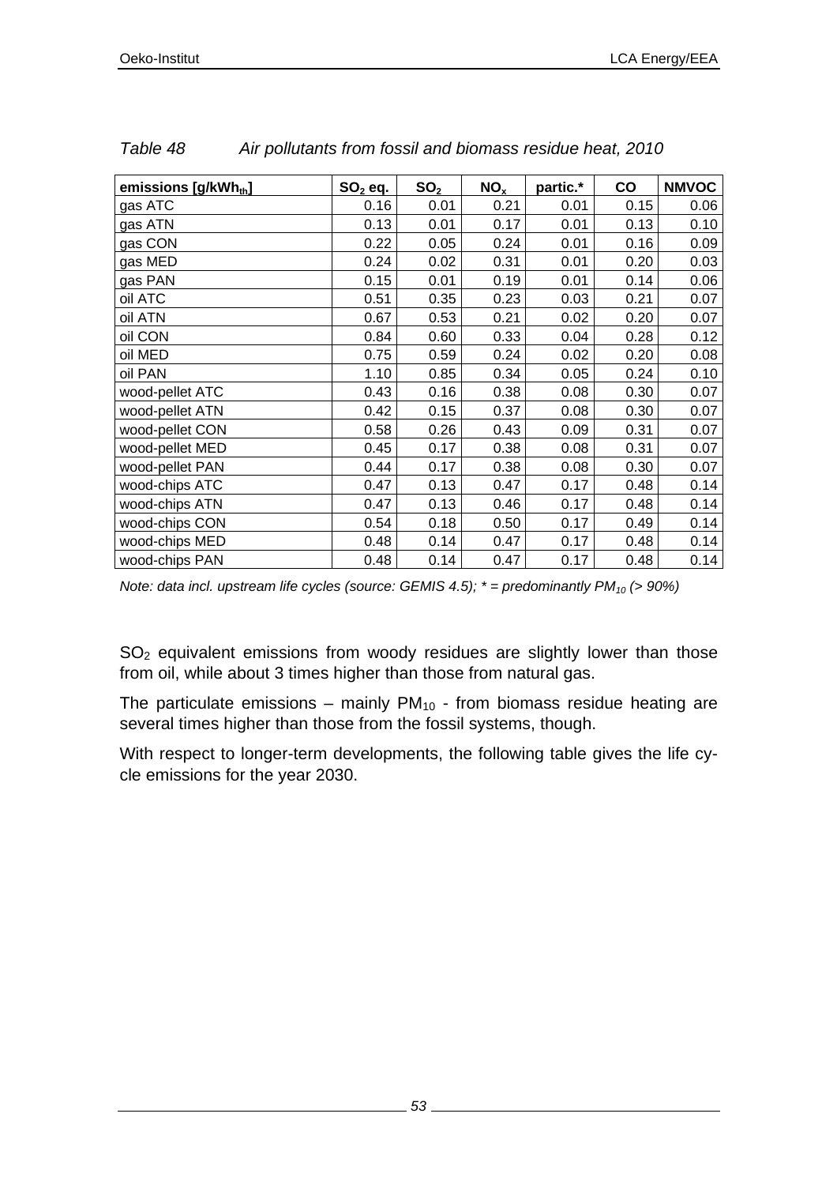*Table 48 Air pollutants from fossil and biomass residue heat, 2010*

| emissions [g/kWh$_{th}$] | $SO_2$ eq. | $SO_2$ | $NO_x$ | partic.* | CO | NMVOC |
|---|---|---|---|---|---|---|
| gas ATC | 0.16 | 0.01 | 0.21 | 0.01 | 0.15 | 0.06 |
| gas ATN | 0.13 | 0.01 | 0.17 | 0.01 | 0.13 | 0.10 |
| gas CON | 0.22 | 0.05 | 0.24 | 0.01 | 0.16 | 0.09 |
| gas MED | 0.24 | 0.02 | 0.31 | 0.01 | 0.20 | 0.03 |
| gas PAN | 0.15 | 0.01 | 0.19 | 0.01 | 0.14 | 0.06 |
| oil ATC | 0.51 | 0.35 | 0.23 | 0.03 | 0.21 | 0.07 |
| oil ATN | 0.67 | 0.53 | 0.21 | 0.02 | 0.20 | 0.07 |
| oil CON | 0.84 | 0.60 | 0.33 | 0.04 | 0.28 | 0.12 |
| oil MED | 0.75 | 0.59 | 0.24 | 0.02 | 0.20 | 0.08 |
| oil PAN | 1.10 | 0.85 | 0.34 | 0.05 | 0.24 | 0.10 |
| wood-pellet ATC | 0.43 | 0.16 | 0.38 | 0.08 | 0.30 | 0.07 |
| wood-pellet ATN | 0.42 | 0.15 | 0.37 | 0.08 | 0.30 | 0.07 |
| wood-pellet CON | 0.58 | 0.26 | 0.43 | 0.09 | 0.31 | 0.07 |
| wood-pellet MED | 0.45 | 0.17 | 0.38 | 0.08 | 0.31 | 0.07 |
| wood-pellet PAN | 0.44 | 0.17 | 0.38 | 0.08 | 0.30 | 0.07 |
| wood-chips ATC | 0.47 | 0.13 | 0.47 | 0.17 | 0.48 | 0.14 |
| wood-chips ATN | 0.47 | 0.13 | 0.46 | 0.17 | 0.48 | 0.14 |
| wood-chips CON | 0.54 | 0.18 | 0.50 | 0.17 | 0.49 | 0.14 |
| wood-chips MED | 0.48 | 0.14 | 0.47 | 0.17 | 0.48 | 0.14 |
| wood-chips PAN | 0.48 | 0.14 | 0.47 | 0.17 | 0.48 | 0.14 |

*Note: data incl. upstream life cycles (source: GEMIS 4.5); * = predominantly $PM_{10}$ (> 90%)*

$SO_2$ equivalent emissions from woody residues are slightly lower than those from oil, while about 3 times higher than those from natural gas.

The particulate emissions – mainly $PM_{10}$ - from biomass residue heating are several times higher than those from the fossil systems, though.

With respect to longer-term developments, the following table gives the life cycle emissions for the year 2030.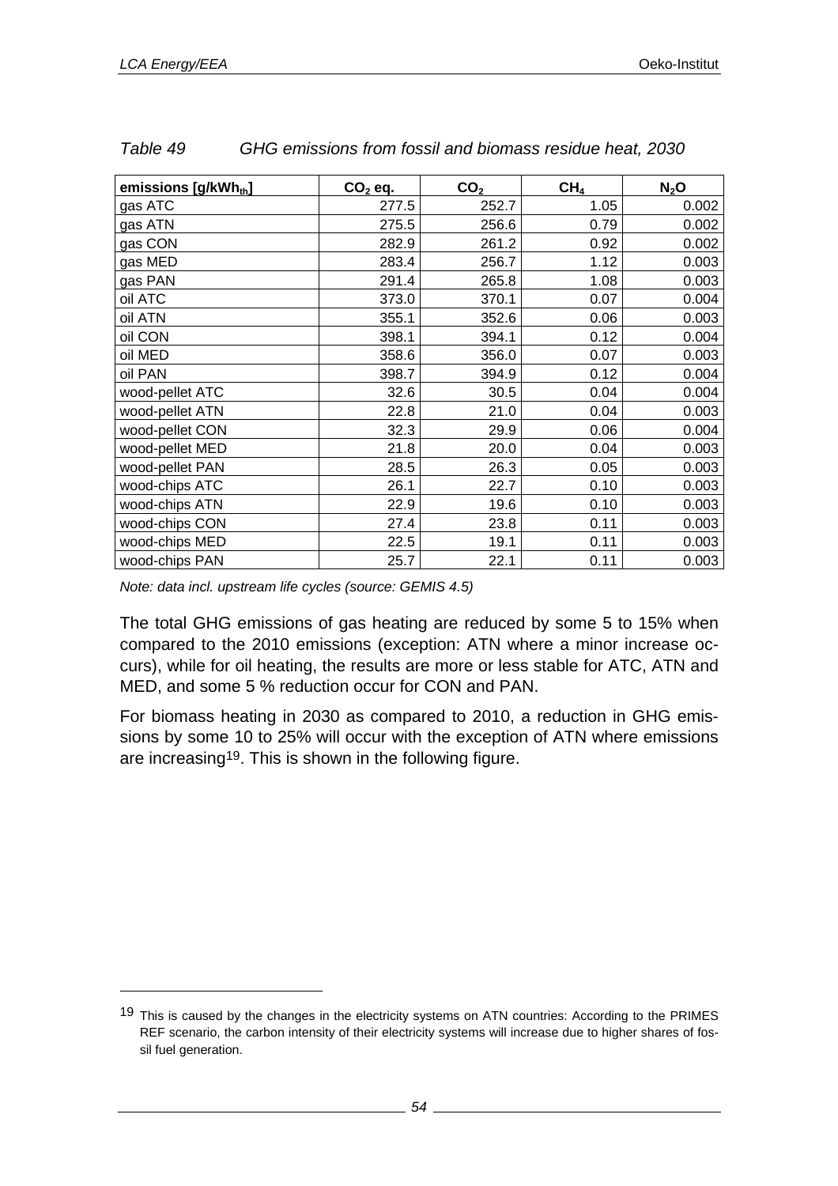*Table 49 GHG emissions from fossil and biomass residue heat, 2030*

| emissions [g/kWh$_{th}$] | $CO_2$ eq. | $CO_2$ | $CH_4$ | $N_2O$ |
|---|---|---|---|---|
| gas ATC | 277.5 | 252.7 | 1.05 | 0.002 |
| gas ATN | 275.5 | 256.6 | 0.79 | 0.002 |
| gas CON | 282.9 | 261.2 | 0.92 | 0.002 |
| gas MED | 283.4 | 256.7 | 1.12 | 0.003 |
| gas PAN | 291.4 | 265.8 | 1.08 | 0.003 |
| oil ATC | 373.0 | 370.1 | 0.07 | 0.004 |
| oil ATN | 355.1 | 352.6 | 0.06 | 0.003 |
| oil CON | 398.1 | 394.1 | 0.12 | 0.004 |
| oil MED | 358.6 | 356.0 | 0.07 | 0.003 |
| oil PAN | 398.7 | 394.9 | 0.12 | 0.004 |
| wood-pellet ATC | 32.6 | 30.5 | 0.04 | 0.004 |
| wood-pellet ATN | 22.8 | 21.0 | 0.04 | 0.003 |
| wood-pellet CON | 32.3 | 29.9 | 0.06 | 0.004 |
| wood-pellet MED | 21.8 | 20.0 | 0.04 | 0.003 |
| wood-pellet PAN | 28.5 | 26.3 | 0.05 | 0.003 |
| wood-chips ATC | 26.1 | 22.7 | 0.10 | 0.003 |
| wood-chips ATN | 22.9 | 19.6 | 0.10 | 0.003 |
| wood-chips CON | 27.4 | 23.8 | 0.11 | 0.003 |
| wood-chips MED | 22.5 | 19.1 | 0.11 | 0.003 |
| wood-chips PAN | 25.7 | 22.1 | 0.11 | 0.003 |

*Note: data incl. upstream life cycles (source: GEMIS 4.5)*

The total GHG emissions of gas heating are reduced by some 5 to 15% when compared to the 2010 emissions (exception: ATN where a minor increase occurs), while for oil heating, the results are more or less stable for ATC, ATN and MED, and some 5 % reduction occur for CON and PAN.

For biomass heating in 2030 as compared to 2010, a reduction in GHG emissions by some 10 to 25% will occur with the exception of ATN where emissions are increasing[19]. This is shown in the following figure.

[19] This is caused by the changes in the electricity systems on ATN countries: According to the PRIMES REF scenario, the carbon intensity of their electricity systems will increase due to higher shares of fossil fuel generation.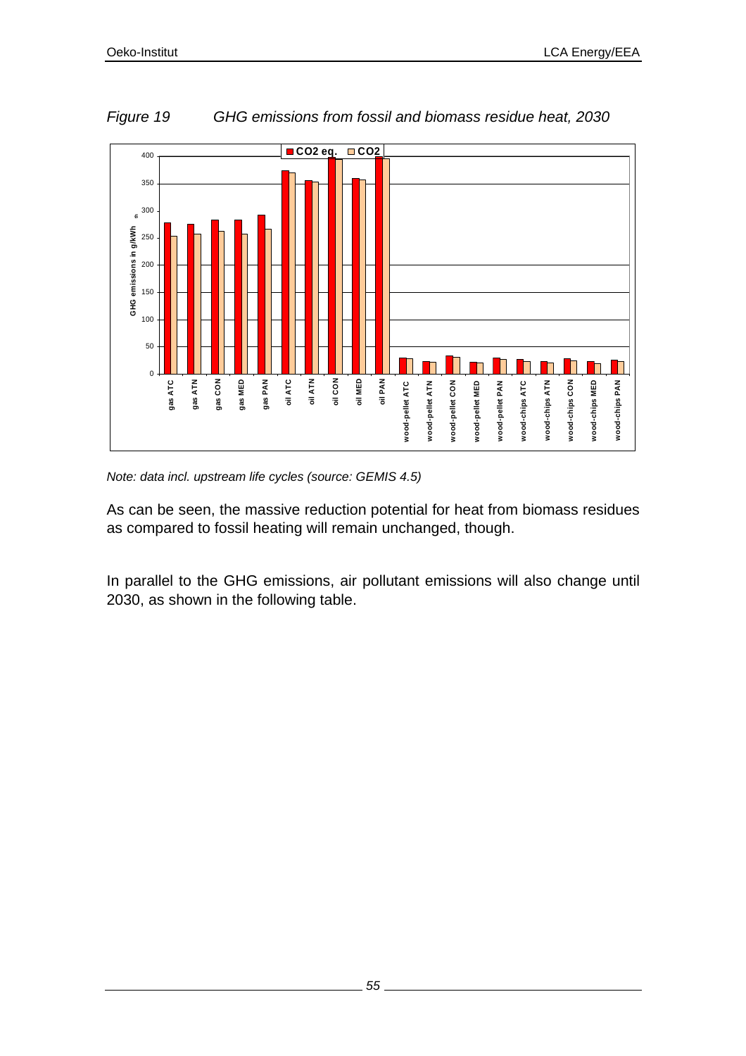*Figure 19 GHG emissions from fossil and biomass residue heat, 2030*

*Note: data incl. upstream life cycles (source: GEMIS 4.5)*

As can be seen, the massive reduction potential for heat from biomass residues as compared to fossil heating will remain unchanged, though.

In parallel to the GHG emissions, air pollutant emissions will also change until 2030, as shown in the following table.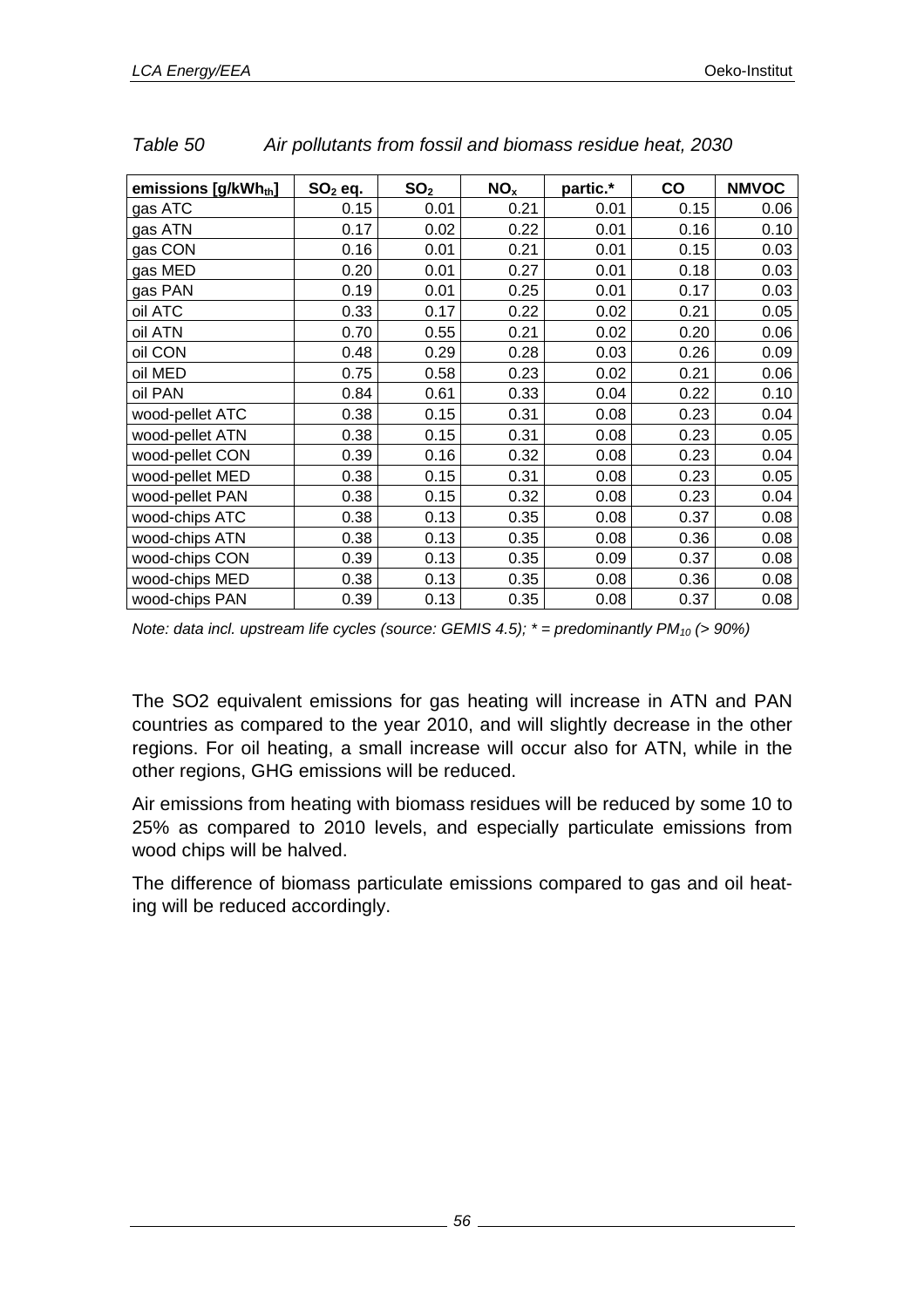*Table 50 Air pollutants from fossil and biomass residue heat, 2030*

| emissions [g/kWh$_{th}$] | $SO_2$ eq. | $SO_2$ | $NO_x$ | partic.* | CO | NMVOC |
|---|---|---|---|---|---|---|
| gas ATC | 0.15 | 0.01 | 0.21 | 0.01 | 0.15 | 0.06 |
| gas ATN | 0.17 | 0.02 | 0.22 | 0.01 | 0.16 | 0.10 |
| gas CON | 0.16 | 0.01 | 0.21 | 0.01 | 0.15 | 0.03 |
| gas MED | 0.20 | 0.01 | 0.27 | 0.01 | 0.18 | 0.03 |
| gas PAN | 0.19 | 0.01 | 0.25 | 0.01 | 0.17 | 0.03 |
| oil ATC | 0.33 | 0.17 | 0.22 | 0.02 | 0.21 | 0.05 |
| oil ATN | 0.70 | 0.55 | 0.21 | 0.02 | 0.20 | 0.06 |
| oil CON | 0.48 | 0.29 | 0.28 | 0.03 | 0.26 | 0.09 |
| oil MED | 0.75 | 0.58 | 0.23 | 0.02 | 0.21 | 0.06 |
| oil PAN | 0.84 | 0.61 | 0.33 | 0.04 | 0.22 | 0.10 |
| wood-pellet ATC | 0.38 | 0.15 | 0.31 | 0.08 | 0.23 | 0.04 |
| wood-pellet ATN | 0.38 | 0.15 | 0.31 | 0.08 | 0.23 | 0.05 |
| wood-pellet CON | 0.39 | 0.16 | 0.32 | 0.08 | 0.23 | 0.04 |
| wood-pellet MED | 0.38 | 0.15 | 0.31 | 0.08 | 0.23 | 0.05 |
| wood-pellet PAN | 0.38 | 0.15 | 0.32 | 0.08 | 0.23 | 0.04 |
| wood-chips ATC | 0.38 | 0.13 | 0.35 | 0.08 | 0.37 | 0.08 |
| wood-chips ATN | 0.38 | 0.13 | 0.35 | 0.08 | 0.36 | 0.08 |
| wood-chips CON | 0.39 | 0.13 | 0.35 | 0.09 | 0.37 | 0.08 |
| wood-chips MED | 0.38 | 0.13 | 0.35 | 0.08 | 0.36 | 0.08 |
| wood-chips PAN | 0.39 | 0.13 | 0.35 | 0.08 | 0.37 | 0.08 |

*Note: data incl. upstream life cycles (source: GEMIS 4.5); * = predominantly $PM_{10}$ (> 90%)*

The SO2 equivalent emissions for gas heating will increase in ATN and PAN countries as compared to the year 2010, and will slightly decrease in the other regions. For oil heating, a small increase will occur also for ATN, while in the other regions, GHG emissions will be reduced.

Air emissions from heating with biomass residues will be reduced by some 10 to 25% as compared to 2010 levels, and especially particulate emissions from wood chips will be halved.

The difference of biomass particulate emissions compared to gas and oil heating will be reduced accordingly.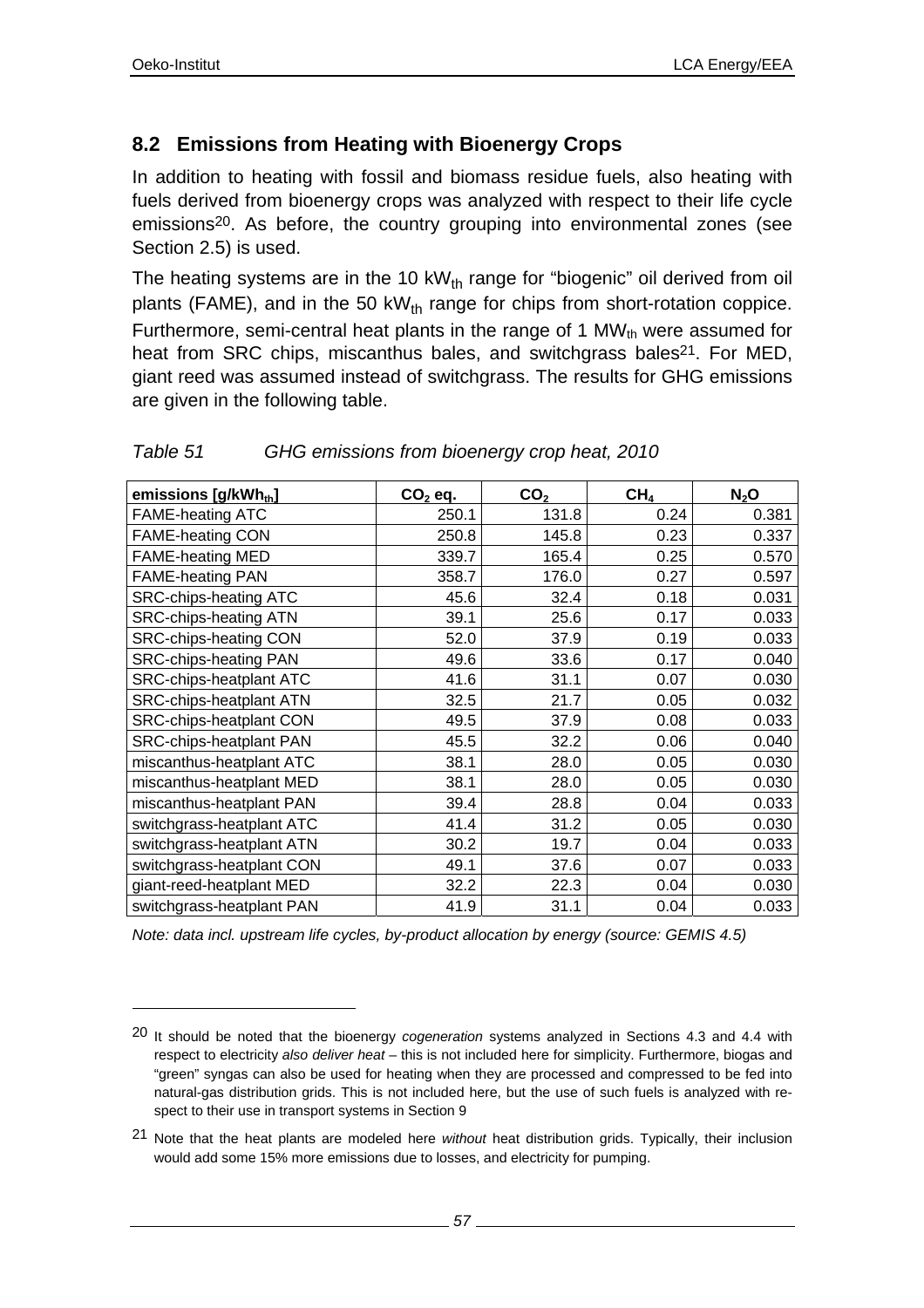## 8.2 Emissions from Heating with Bioenergy Crops

In addition to heating with fossil and biomass residue fuels, also heating with fuels derived from bioenergy crops was analyzed with respect to their life cycle emissions[20]. As before, the country grouping into environmental zones (see Section 2.5) is used.

The heating systems are in the 10 $kW_{th}$ range for "biogenic" oil derived from oil plants (FAME), and in the 50 $kW_{th}$ range for chips from short-rotation coppice. Furthermore, semi-central heat plants in the range of 1 $MW_{th}$ were assumed for heat from SRC chips, miscanthus bales, and switchgrass bales[21]. For MED, giant reed was assumed instead of switchgrass. The results for GHG emissions are given in the following table.

*Table 51 GHG emissions from bioenergy crop heat, 2010*

| emissions [$g/kWh_{th}$] | $CO_2$ eq. | $CO_2$ | $CH_4$ | $N_2O$ |
|---|---|---|---|---|
| FAME-heating ATC | 250.1 | 131.8 | 0.24 | 0.381 |
| FAME-heating CON | 250.8 | 145.8 | 0.23 | 0.337 |
| FAME-heating MED | 339.7 | 165.4 | 0.25 | 0.570 |
| FAME-heating PAN | 358.7 | 176.0 | 0.27 | 0.597 |
| SRC-chips-heating ATC | 45.6 | 32.4 | 0.18 | 0.031 |
| SRC-chips-heating ATN | 39.1 | 25.6 | 0.17 | 0.033 |
| SRC-chips-heating CON | 52.0 | 37.9 | 0.19 | 0.033 |
| SRC-chips-heating PAN | 49.6 | 33.6 | 0.17 | 0.040 |
| SRC-chips-heatplant ATC | 41.6 | 31.1 | 0.07 | 0.030 |
| SRC-chips-heatplant ATN | 32.5 | 21.7 | 0.05 | 0.032 |
| SRC-chips-heatplant CON | 49.5 | 37.9 | 0.08 | 0.033 |
| SRC-chips-heatplant PAN | 45.5 | 32.2 | 0.06 | 0.040 |
| miscanthus-heatplant ATC | 38.1 | 28.0 | 0.05 | 0.030 |
| miscanthus-heatplant MED | 38.1 | 28.0 | 0.05 | 0.030 |
| miscanthus-heatplant PAN | 39.4 | 28.8 | 0.04 | 0.033 |
| switchgrass-heatplant ATC | 41.4 | 31.2 | 0.05 | 0.030 |
| switchgrass-heatplant ATN | 30.2 | 19.7 | 0.04 | 0.033 |
| switchgrass-heatplant CON | 49.1 | 37.6 | 0.07 | 0.033 |
| giant-reed-heatplant MED | 32.2 | 22.3 | 0.04 | 0.030 |
| switchgrass-heatplant PAN | 41.9 | 31.1 | 0.04 | 0.033 |

*Note: data incl. upstream life cycles, by-product allocation by energy (source: GEMIS 4.5)*

---

[20] It should be noted that the bioenergy *cogeneration* systems analyzed in Sections 4.3 and 4.4 with respect to electricity *also deliver heat* – this is not included here for simplicity. Furthermore, biogas and "green" syngas can also be used for heating when they are processed and compressed to be fed into natural-gas distribution grids. This is not included here, but the use of such fuels is analyzed with respect to their use in transport systems in Section 9

[21] Note that the heat plants are modeled here *without* heat distribution grids. Typically, their inclusion would add some 15% more emissions due to losses, and electricity for pumping.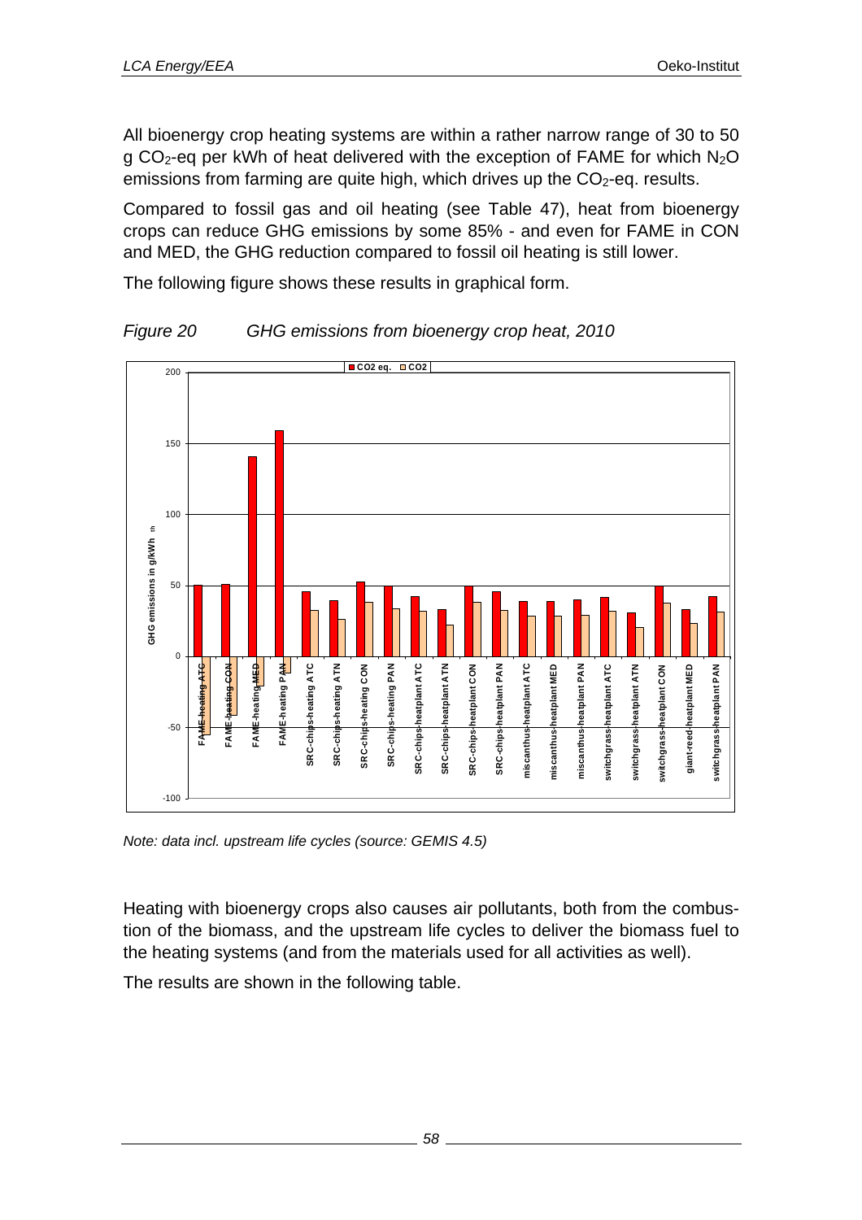All bioenergy crop heating systems are within a rather narrow range of 30 to 50 g $CO_2$-eq per kWh of heat delivered with the exception of FAME for which $N_2O$ emissions from farming are quite high, which drives up the $CO_2$-eq. results.

Compared to fossil gas and oil heating (see Table 47), heat from bioenergy crops can reduce GHG emissions by some 85% - and even for FAME in CON and MED, the GHG reduction compared to fossil oil heating is still lower.

The following figure shows these results in graphical form.

*Figure 20 GHG emissions from bioenergy crop heat, 2010*

*Note: data incl. upstream life cycles (source: GEMIS 4.5)*

Heating with bioenergy crops also causes air pollutants, both from the combustion of the biomass, and the upstream life cycles to deliver the biomass fuel to the heating systems (and from the materials used for all activities as well).

The results are shown in the following table.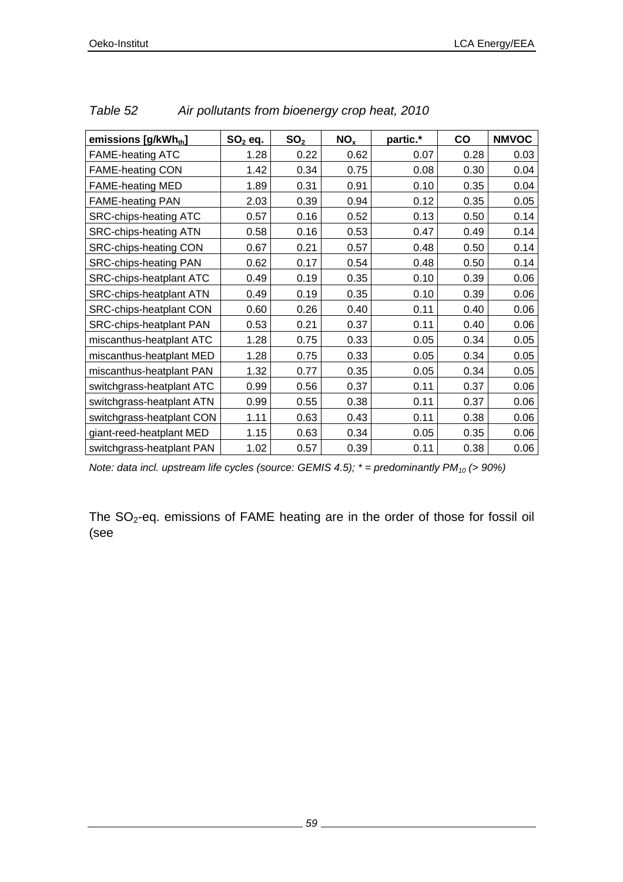*Table 52 Air pollutants from bioenergy crop heat, 2010*

| emissions [g/kWh$_{th}$] | $SO_2$ eq. | $SO_2$ | $NO_x$ | partic.* | CO | NMVOC |
|---|---|---|---|---|---|---|
| FAME-heating ATC | 1.28 | 0.22 | 0.62 | 0.07 | 0.28 | 0.03 |
| FAME-heating CON | 1.42 | 0.34 | 0.75 | 0.08 | 0.30 | 0.04 |
| FAME-heating MED | 1.89 | 0.31 | 0.91 | 0.10 | 0.35 | 0.04 |
| FAME-heating PAN | 2.03 | 0.39 | 0.94 | 0.12 | 0.35 | 0.05 |
| SRC-chips-heating ATC | 0.57 | 0.16 | 0.52 | 0.13 | 0.50 | 0.14 |
| SRC-chips-heating ATN | 0.58 | 0.16 | 0.53 | 0.47 | 0.49 | 0.14 |
| SRC-chips-heating CON | 0.67 | 0.21 | 0.57 | 0.48 | 0.50 | 0.14 |
| SRC-chips-heating PAN | 0.62 | 0.17 | 0.54 | 0.48 | 0.50 | 0.14 |
| SRC-chips-heatplant ATC | 0.49 | 0.19 | 0.35 | 0.10 | 0.39 | 0.06 |
| SRC-chips-heatplant ATN | 0.49 | 0.19 | 0.35 | 0.10 | 0.39 | 0.06 |
| SRC-chips-heatplant CON | 0.60 | 0.26 | 0.40 | 0.11 | 0.40 | 0.06 |
| SRC-chips-heatplant PAN | 0.53 | 0.21 | 0.37 | 0.11 | 0.40 | 0.06 |
| miscanthus-heatplant ATC | 1.28 | 0.75 | 0.33 | 0.05 | 0.34 | 0.05 |
| miscanthus-heatplant MED | 1.28 | 0.75 | 0.33 | 0.05 | 0.34 | 0.05 |
| miscanthus-heatplant PAN | 1.32 | 0.77 | 0.35 | 0.05 | 0.34 | 0.05 |
| switchgrass-heatplant ATC | 0.99 | 0.56 | 0.37 | 0.11 | 0.37 | 0.06 |
| switchgrass-heatplant ATN | 0.99 | 0.55 | 0.38 | 0.11 | 0.37 | 0.06 |
| switchgrass-heatplant CON | 1.11 | 0.63 | 0.43 | 0.11 | 0.38 | 0.06 |
| giant-reed-heatplant MED | 1.15 | 0.63 | 0.34 | 0.05 | 0.35 | 0.06 |
| switchgrass-heatplant PAN | 1.02 | 0.57 | 0.39 | 0.11 | 0.38 | 0.06 |

*Note: data incl. upstream life cycles (source: GEMIS 4.5); * = predominantly $PM_{10}$ (> 90%)*

The $SO_2$-eq. emissions of FAME heating are in the order of those for fossil oil (see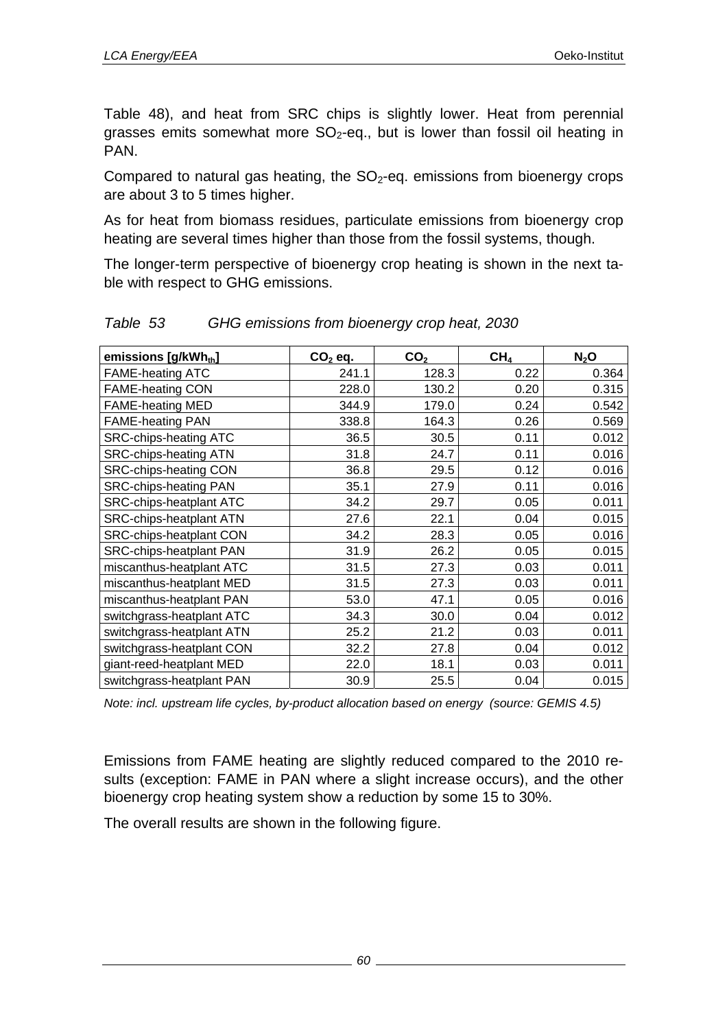Table 48), and heat from SRC chips is slightly lower. Heat from perennial grasses emits somewhat more $SO_2$-eq., but is lower than fossil oil heating in PAN.

Compared to natural gas heating, the $SO_2$-eq. emissions from bioenergy crops are about 3 to 5 times higher.

As for heat from biomass residues, particulate emissions from bioenergy crop heating are several times higher than those from the fossil systems, though.

The longer-term perspective of bioenergy crop heating is shown in the next table with respect to GHG emissions.

*Table 53 GHG emissions from bioenergy crop heat, 2030*

| emissions [g/$kWh_{th}$] | $CO_2$ eq. | $CO_2$ | $CH_4$ | $N_2O$ |
|---|---|---|---|---|
| FAME-heating ATC | 241.1 | 128.3 | 0.22 | 0.364 |
| FAME-heating CON | 228.0 | 130.2 | 0.20 | 0.315 |
| FAME-heating MED | 344.9 | 179.0 | 0.24 | 0.542 |
| FAME-heating PAN | 338.8 | 164.3 | 0.26 | 0.569 |
| SRC-chips-heating ATC | 36.5 | 30.5 | 0.11 | 0.012 |
| SRC-chips-heating ATN | 31.8 | 24.7 | 0.11 | 0.016 |
| SRC-chips-heating CON | 36.8 | 29.5 | 0.12 | 0.016 |
| SRC-chips-heating PAN | 35.1 | 27.9 | 0.11 | 0.016 |
| SRC-chips-heatplant ATC | 34.2 | 29.7 | 0.05 | 0.011 |
| SRC-chips-heatplant ATN | 27.6 | 22.1 | 0.04 | 0.015 |
| SRC-chips-heatplant CON | 34.2 | 28.3 | 0.05 | 0.016 |
| SRC-chips-heatplant PAN | 31.9 | 26.2 | 0.05 | 0.015 |
| miscanthus-heatplant ATC | 31.5 | 27.3 | 0.03 | 0.011 |
| miscanthus-heatplant MED | 31.5 | 27.3 | 0.03 | 0.011 |
| miscanthus-heatplant PAN | 53.0 | 47.1 | 0.05 | 0.016 |
| switchgrass-heatplant ATC | 34.3 | 30.0 | 0.04 | 0.012 |
| switchgrass-heatplant ATN | 25.2 | 21.2 | 0.03 | 0.011 |
| switchgrass-heatplant CON | 32.2 | 27.8 | 0.04 | 0.012 |
| giant-reed-heatplant MED | 22.0 | 18.1 | 0.03 | 0.011 |
| switchgrass-heatplant PAN | 30.9 | 25.5 | 0.04 | 0.015 |

*Note: incl. upstream life cycles, by-product allocation based on energy (source: GEMIS 4.5)*

Emissions from FAME heating are slightly reduced compared to the 2010 results (exception: FAME in PAN where a slight increase occurs), and the other bioenergy crop heating system show a reduction by some 15 to 30%.

The overall results are shown in the following figure.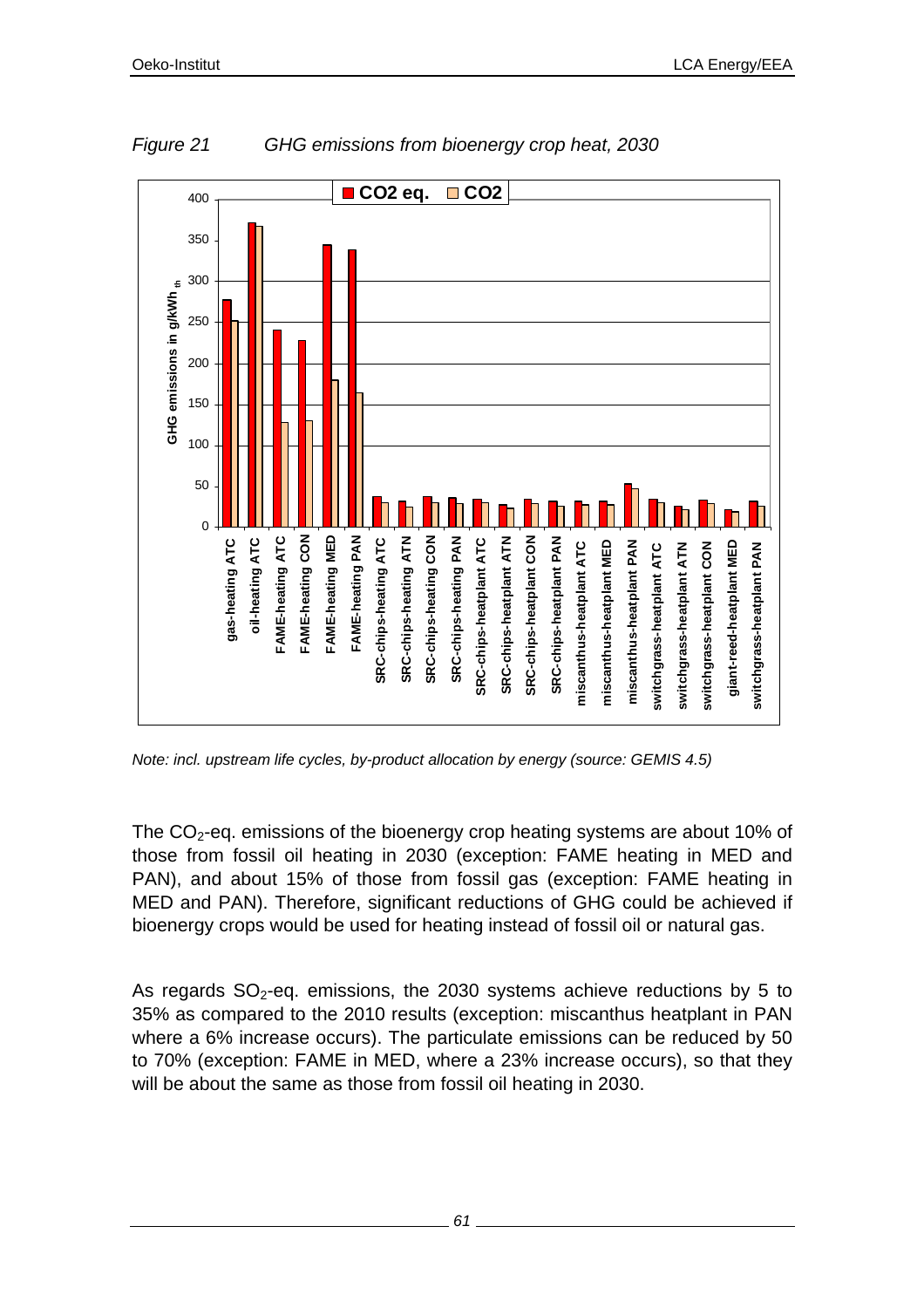*Figure 21 GHG emissions from bioenergy crop heat, 2030*

*Note: incl. upstream life cycles, by-product allocation by energy (source: GEMIS 4.5)*

The $CO_2$-eq. emissions of the bioenergy crop heating systems are about 10% of those from fossil oil heating in 2030 (exception: FAME heating in MED and PAN), and about 15% of those from fossil gas (exception: FAME heating in MED and PAN). Therefore, significant reductions of GHG could be achieved if bioenergy crops would be used for heating instead of fossil oil or natural gas.

As regards $SO_2$-eq. emissions, the 2030 systems achieve reductions by 5 to 35% as compared to the 2010 results (exception: miscanthus heatplant in PAN where a 6% increase occurs). The particulate emissions can be reduced by 50 to 70% (exception: FAME in MED, where a 23% increase occurs), so that they will be about the same as those from fossil oil heating in 2030.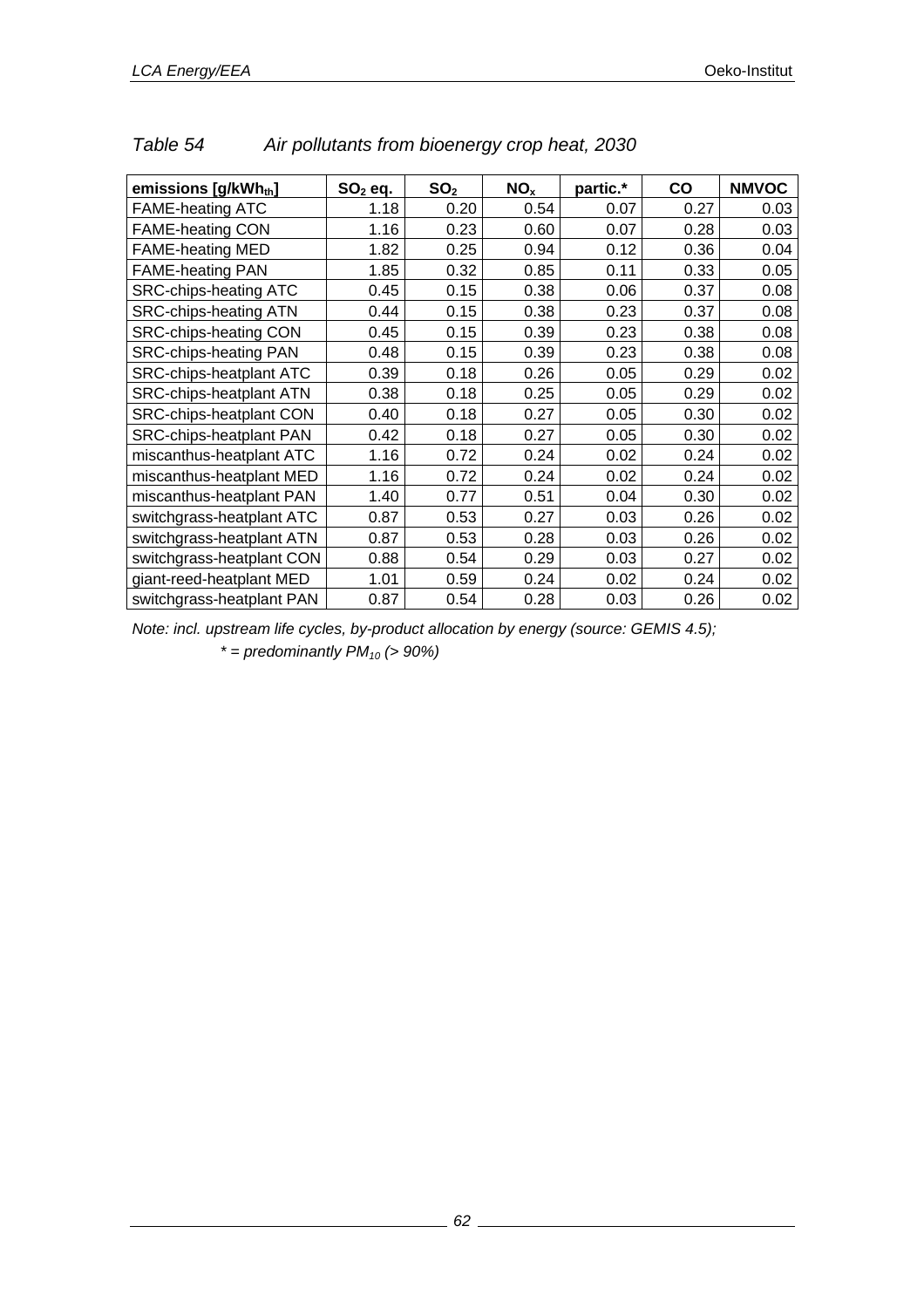*Table 54 Air pollutants from bioenergy crop heat, 2030*

| emissions [g/kWh$_{th}$] | $SO_2$ eq. | $SO_2$ | $NO_x$ | partic.* | CO | NMVOC |
|---|---|---|---|---|---|---|
| FAME-heating ATC | 1.18 | 0.20 | 0.54 | 0.07 | 0.27 | 0.03 |
| FAME-heating CON | 1.16 | 0.23 | 0.60 | 0.07 | 0.28 | 0.03 |
| FAME-heating MED | 1.82 | 0.25 | 0.94 | 0.12 | 0.36 | 0.04 |
| FAME-heating PAN | 1.85 | 0.32 | 0.85 | 0.11 | 0.33 | 0.05 |
| SRC-chips-heating ATC | 0.45 | 0.15 | 0.38 | 0.06 | 0.37 | 0.08 |
| SRC-chips-heating ATN | 0.44 | 0.15 | 0.38 | 0.23 | 0.37 | 0.08 |
| SRC-chips-heating CON | 0.45 | 0.15 | 0.39 | 0.23 | 0.38 | 0.08 |
| SRC-chips-heating PAN | 0.48 | 0.15 | 0.39 | 0.23 | 0.38 | 0.08 |
| SRC-chips-heatplant ATC | 0.39 | 0.18 | 0.26 | 0.05 | 0.29 | 0.02 |
| SRC-chips-heatplant ATN | 0.38 | 0.18 | 0.25 | 0.05 | 0.29 | 0.02 |
| SRC-chips-heatplant CON | 0.40 | 0.18 | 0.27 | 0.05 | 0.30 | 0.02 |
| SRC-chips-heatplant PAN | 0.42 | 0.18 | 0.27 | 0.05 | 0.30 | 0.02 |
| miscanthus-heatplant ATC | 1.16 | 0.72 | 0.24 | 0.02 | 0.24 | 0.02 |
| miscanthus-heatplant MED | 1.16 | 0.72 | 0.24 | 0.02 | 0.24 | 0.02 |
| miscanthus-heatplant PAN | 1.40 | 0.77 | 0.51 | 0.04 | 0.30 | 0.02 |
| switchgrass-heatplant ATC | 0.87 | 0.53 | 0.27 | 0.03 | 0.26 | 0.02 |
| switchgrass-heatplant ATN | 0.87 | 0.53 | 0.28 | 0.03 | 0.26 | 0.02 |
| switchgrass-heatplant CON | 0.88 | 0.54 | 0.29 | 0.03 | 0.27 | 0.02 |
| giant-reed-heatplant MED | 1.01 | 0.59 | 0.24 | 0.02 | 0.24 | 0.02 |
| switchgrass-heatplant PAN | 0.87 | 0.54 | 0.28 | 0.03 | 0.26 | 0.02 |

*Note: incl. upstream life cycles, by-product allocation by energy (source: GEMIS 4.5);*
*\* = predominantly $PM_{10}$ (> 90%)*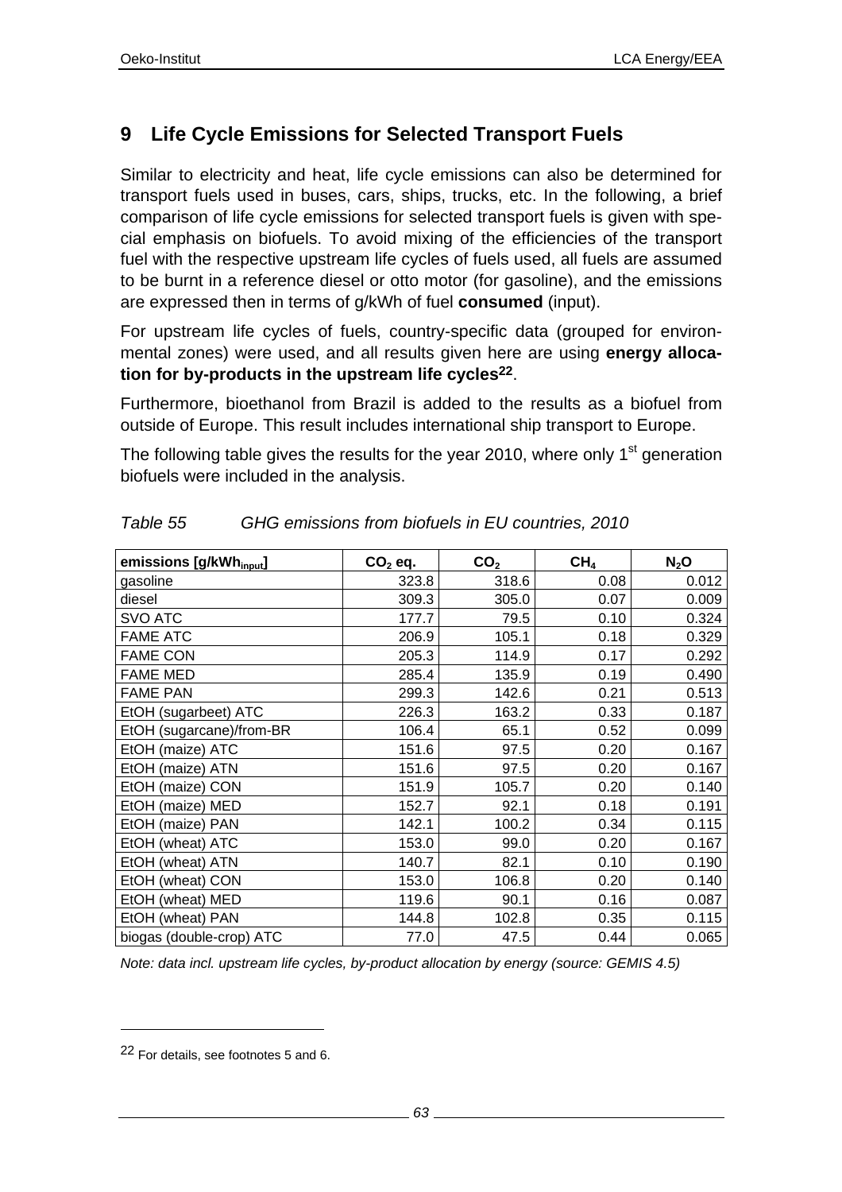## 9 Life Cycle Emissions for Selected Transport Fuels

Similar to electricity and heat, life cycle emissions can also be determined for transport fuels used in buses, cars, ships, trucks, etc. In the following, a brief comparison of life cycle emissions for selected transport fuels is given with special emphasis on biofuels. To avoid mixing of the efficiencies of the transport fuel with the respective upstream life cycles of fuels used, all fuels are assumed to be burnt in a reference diesel or otto motor (for gasoline), and the emissions are expressed then in terms of g/kWh of fuel **consumed** (input).

For upstream life cycles of fuels, country-specific data (grouped for environmental zones) were used, and all results given here are using **energy allocation for by-products in the upstream life cycles[22]**.

Furthermore, bioethanol from Brazil is added to the results as a biofuel from outside of Europe. This result includes international ship transport to Europe.

The following table gives the results for the year 2010, where only 1[st] generation biofuels were included in the analysis.

*Table 55 GHG emissions from biofuels in EU countries, 2010*

| emissions [g/kWh$_{input}$] | $CO_2$ eq. | $CO_2$ | $CH_4$ | $N_2O$ |
|---|---|---|---|---|
| gasoline | 323.8 | 318.6 | 0.08 | 0.012 |
| diesel | 309.3 | 305.0 | 0.07 | 0.009 |
| SVO ATC | 177.7 | 79.5 | 0.10 | 0.324 |
| FAME ATC | 206.9 | 105.1 | 0.18 | 0.329 |
| FAME CON | 205.3 | 114.9 | 0.17 | 0.292 |
| FAME MED | 285.4 | 135.9 | 0.19 | 0.490 |
| FAME PAN | 299.3 | 142.6 | 0.21 | 0.513 |
| EtOH (sugarbeet) ATC | 226.3 | 163.2 | 0.33 | 0.187 |
| EtOH (sugarcane)/from-BR | 106.4 | 65.1 | 0.52 | 0.099 |
| EtOH (maize) ATC | 151.6 | 97.5 | 0.20 | 0.167 |
| EtOH (maize) ATN | 151.6 | 97.5 | 0.20 | 0.167 |
| EtOH (maize) CON | 151.9 | 105.7 | 0.20 | 0.140 |
| EtOH (maize) MED | 152.7 | 92.1 | 0.18 | 0.191 |
| EtOH (maize) PAN | 142.1 | 100.2 | 0.34 | 0.115 |
| EtOH (wheat) ATC | 153.0 | 99.0 | 0.20 | 0.167 |
| EtOH (wheat) ATN | 140.7 | 82.1 | 0.10 | 0.190 |
| EtOH (wheat) CON | 153.0 | 106.8 | 0.20 | 0.140 |
| EtOH (wheat) MED | 119.6 | 90.1 | 0.16 | 0.087 |
| EtOH (wheat) PAN | 144.8 | 102.8 | 0.35 | 0.115 |
| biogas (double-crop) ATC | 77.0 | 47.5 | 0.44 | 0.065 |

*Note: data incl. upstream life cycles, by-product allocation by energy (source: GEMIS 4.5)*

[22] For details, see footnotes 5 and 6.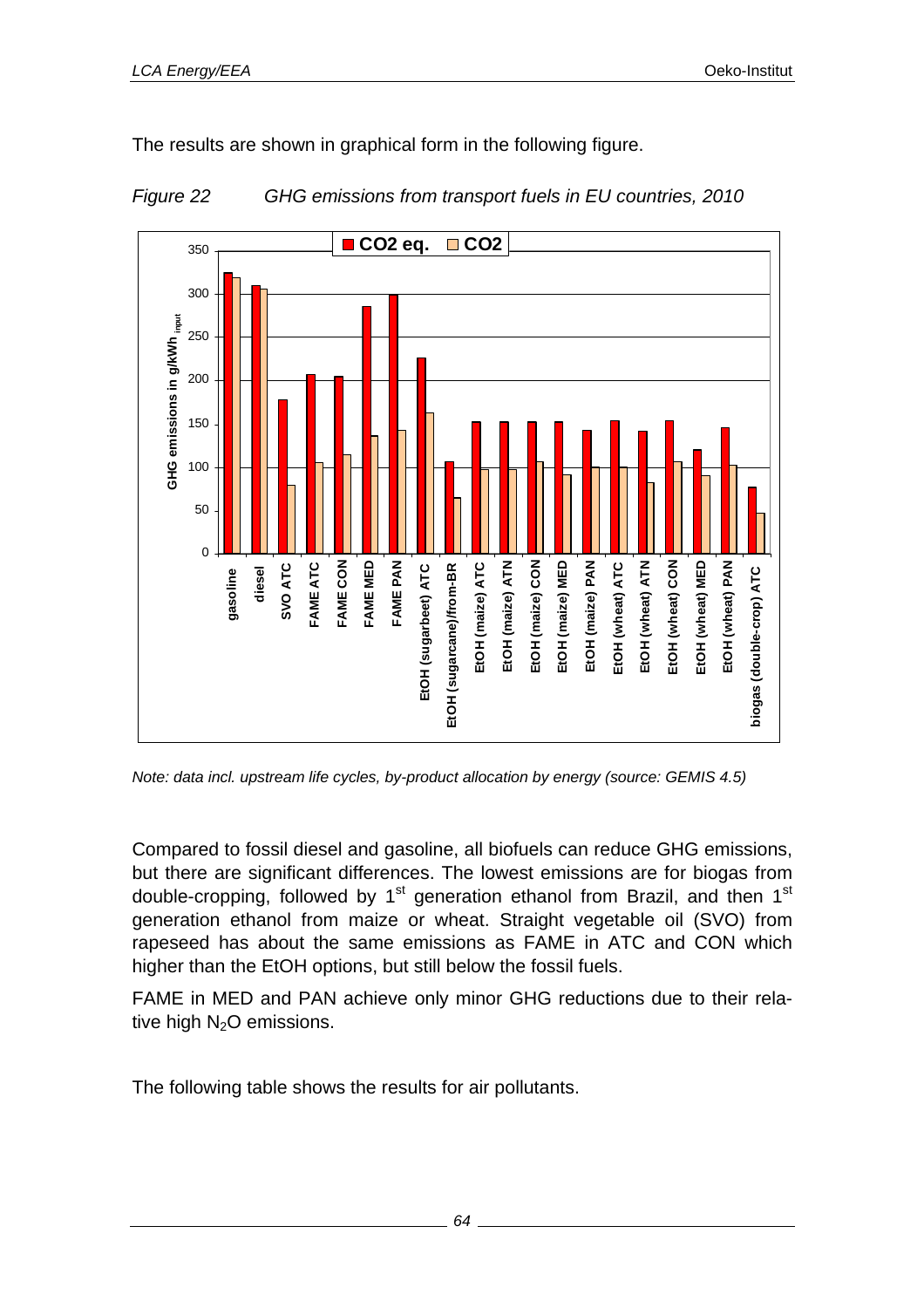The results are shown in graphical form in the following figure.

*Figure 22 GHG emissions from transport fuels in EU countries, 2010*

*Note: data incl. upstream life cycles, by-product allocation by energy (source: GEMIS 4.5)*

Compared to fossil diesel and gasoline, all biofuels can reduce GHG emissions, but there are significant differences. The lowest emissions are for biogas from double-cropping, followed by 1st generation ethanol from Brazil, and then 1st generation ethanol from maize or wheat. Straight vegetable oil (SVO) from rapeseed has about the same emissions as FAME in ATC and CON which higher than the EtOH options, but still below the fossil fuels.

FAME in MED and PAN achieve only minor GHG reductions due to their relative high $N_2O$ emissions.

The following table shows the results for air pollutants.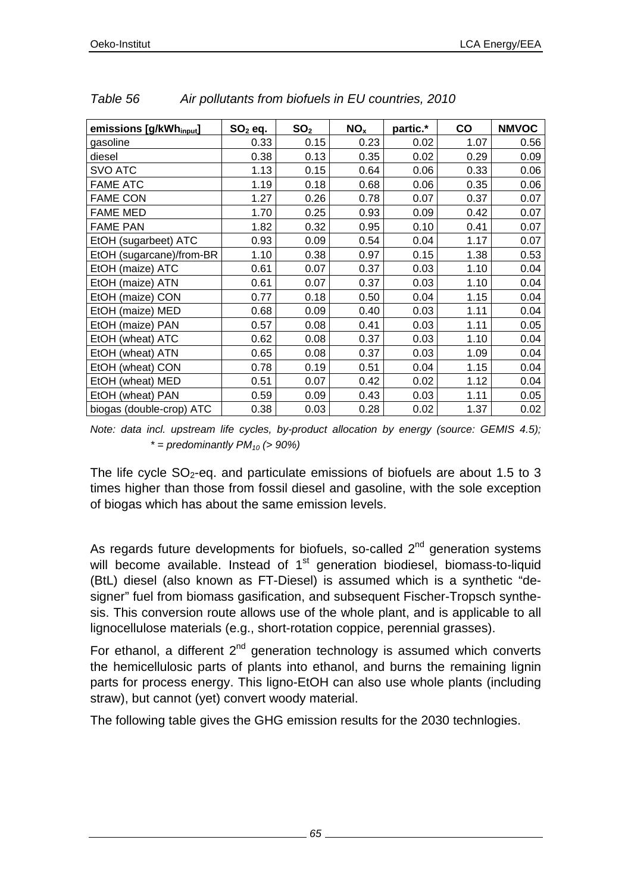*Table 56 Air pollutants from biofuels in EU countries, 2010*

| emissions [g/kWh$_{input}$] | $SO_2$ eq. | $SO_2$ | $NO_x$ | partic.* | CO | NMVOC |
|---|---|---|---|---|---|---|
| gasoline | 0.33 | 0.15 | 0.23 | 0.02 | 1.07 | 0.56 |
| diesel | 0.38 | 0.13 | 0.35 | 0.02 | 0.29 | 0.09 |
| SVO ATC | 1.13 | 0.15 | 0.64 | 0.06 | 0.33 | 0.06 |
| FAME ATC | 1.19 | 0.18 | 0.68 | 0.06 | 0.35 | 0.06 |
| FAME CON | 1.27 | 0.26 | 0.78 | 0.07 | 0.37 | 0.07 |
| FAME MED | 1.70 | 0.25 | 0.93 | 0.09 | 0.42 | 0.07 |
| FAME PAN | 1.82 | 0.32 | 0.95 | 0.10 | 0.41 | 0.07 |
| EtOH (sugarbeet) ATC | 0.93 | 0.09 | 0.54 | 0.04 | 1.17 | 0.07 |
| EtOH (sugarcane)/from-BR | 1.10 | 0.38 | 0.97 | 0.15 | 1.38 | 0.53 |
| EtOH (maize) ATC | 0.61 | 0.07 | 0.37 | 0.03 | 1.10 | 0.04 |
| EtOH (maize) ATN | 0.61 | 0.07 | 0.37 | 0.03 | 1.10 | 0.04 |
| EtOH (maize) CON | 0.77 | 0.18 | 0.50 | 0.04 | 1.15 | 0.04 |
| EtOH (maize) MED | 0.68 | 0.09 | 0.40 | 0.03 | 1.11 | 0.04 |
| EtOH (maize) PAN | 0.57 | 0.08 | 0.41 | 0.03 | 1.11 | 0.05 |
| EtOH (wheat) ATC | 0.62 | 0.08 | 0.37 | 0.03 | 1.10 | 0.04 |
| EtOH (wheat) ATN | 0.65 | 0.08 | 0.37 | 0.03 | 1.09 | 0.04 |
| EtOH (wheat) CON | 0.78 | 0.19 | 0.51 | 0.04 | 1.15 | 0.04 |
| EtOH (wheat) MED | 0.51 | 0.07 | 0.42 | 0.02 | 1.12 | 0.04 |
| EtOH (wheat) PAN | 0.59 | 0.09 | 0.43 | 0.03 | 1.11 | 0.05 |
| biogas (double-crop) ATC | 0.38 | 0.03 | 0.28 | 0.02 | 1.37 | 0.02 |

*Note: data incl. upstream life cycles, by-product allocation by energy (source: GEMIS 4.5); * = predominantly $PM_{10}$ (> 90%)*

The life cycle $SO_2$-eq. and particulate emissions of biofuels are about 1.5 to 3 times higher than those from fossil diesel and gasoline, with the sole exception of biogas which has about the same emission levels.

As regards future developments for biofuels, so-called 2nd generation systems will become available. Instead of 1st generation biodiesel, biomass-to-liquid (BtL) diesel (also known as FT-Diesel) is assumed which is a synthetic "designer" fuel from biomass gasification, and subsequent Fischer-Tropsch synthesis. This conversion route allows use of the whole plant, and is applicable to all lignocellulose materials (e.g., short-rotation coppice, perennial grasses).

For ethanol, a different 2nd generation technology is assumed which converts the hemicellulosic parts of plants into ethanol, and burns the remaining lignin parts for process energy. This ligno-EtOH can also use whole plants (including straw), but cannot (yet) convert woody material.

The following table gives the GHG emission results for the 2030 technlogies.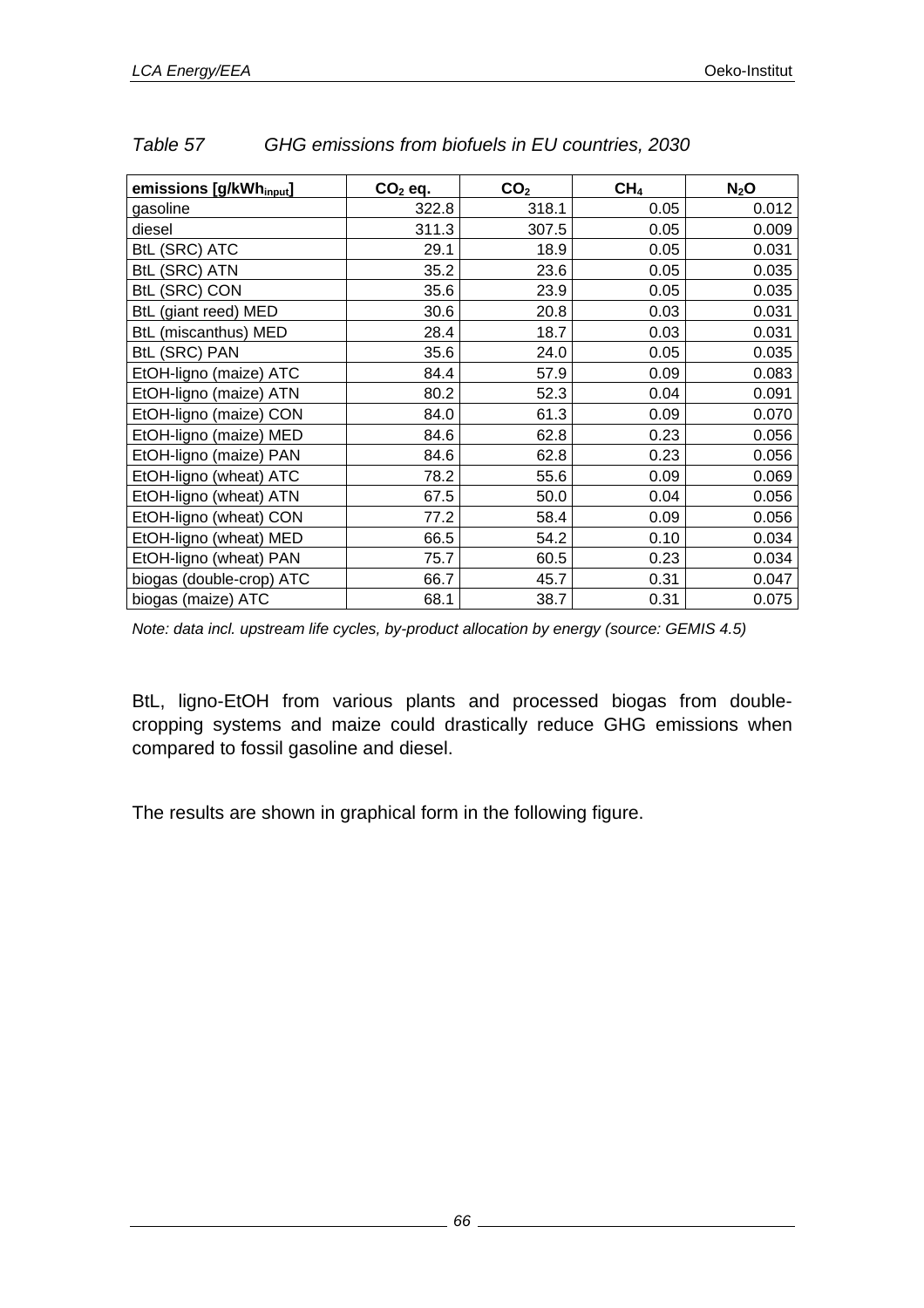*Table 57 GHG emissions from biofuels in EU countries, 2030*

| emissions [g/kWh$_{input}$] | $CO_2$ eq. | $CO_2$ | $CH_4$ | $N_2O$ |
|---|---|---|---|---|
| gasoline | 322.8 | 318.1 | 0.05 | 0.012 |
| diesel | 311.3 | 307.5 | 0.05 | 0.009 |
| BtL (SRC) ATC | 29.1 | 18.9 | 0.05 | 0.031 |
| BtL (SRC) ATN | 35.2 | 23.6 | 0.05 | 0.035 |
| BtL (SRC) CON | 35.6 | 23.9 | 0.05 | 0.035 |
| BtL (giant reed) MED | 30.6 | 20.8 | 0.03 | 0.031 |
| BtL (miscanthus) MED | 28.4 | 18.7 | 0.03 | 0.031 |
| BtL (SRC) PAN | 35.6 | 24.0 | 0.05 | 0.035 |
| EtOH-ligno (maize) ATC | 84.4 | 57.9 | 0.09 | 0.083 |
| EtOH-ligno (maize) ATN | 80.2 | 52.3 | 0.04 | 0.091 |
| EtOH-ligno (maize) CON | 84.0 | 61.3 | 0.09 | 0.070 |
| EtOH-ligno (maize) MED | 84.6 | 62.8 | 0.23 | 0.056 |
| EtOH-ligno (maize) PAN | 84.6 | 62.8 | 0.23 | 0.056 |
| EtOH-ligno (wheat) ATC | 78.2 | 55.6 | 0.09 | 0.069 |
| EtOH-ligno (wheat) ATN | 67.5 | 50.0 | 0.04 | 0.056 |
| EtOH-ligno (wheat) CON | 77.2 | 58.4 | 0.09 | 0.056 |
| EtOH-ligno (wheat) MED | 66.5 | 54.2 | 0.10 | 0.034 |
| EtOH-ligno (wheat) PAN | 75.7 | 60.5 | 0.23 | 0.034 |
| biogas (double-crop) ATC | 66.7 | 45.7 | 0.31 | 0.047 |
| biogas (maize) ATC | 68.1 | 38.7 | 0.31 | 0.075 |

*Note: data incl. upstream life cycles, by-product allocation by energy (source: GEMIS 4.5)*

BtL, ligno-EtOH from various plants and processed biogas from double-cropping systems and maize could drastically reduce GHG emissions when compared to fossil gasoline and diesel.

The results are shown in graphical form in the following figure.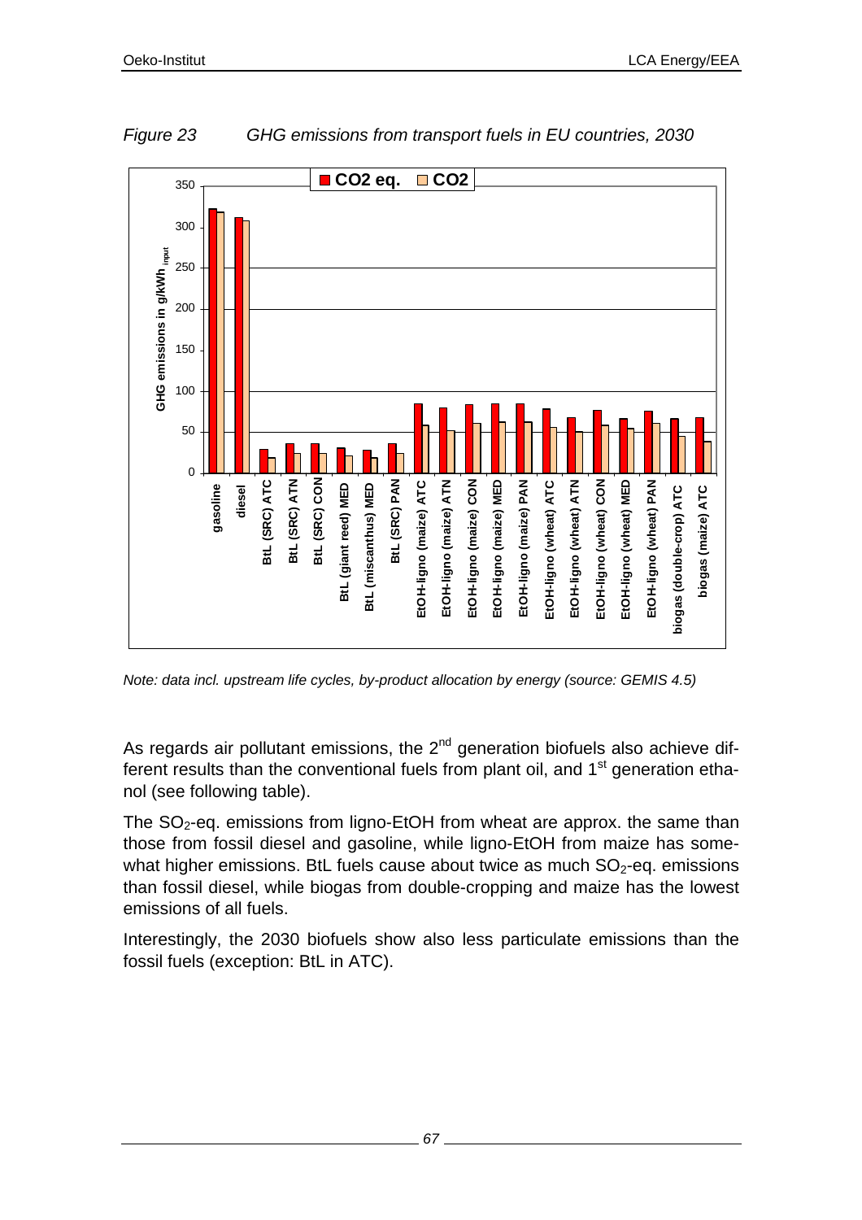*Figure 23 GHG emissions from transport fuels in EU countries, 2030*

*Note: data incl. upstream life cycles, by-product allocation by energy (source: GEMIS 4.5)*

As regards air pollutant emissions, the 2[nd] generation biofuels also achieve different results than the conventional fuels from plant oil, and 1[st] generation ethanol (see following table).

The $SO_2$-eq. emissions from ligno-EtOH from wheat are approx. the same than those from fossil diesel and gasoline, while ligno-EtOH from maize has somewhat higher emissions. BtL fuels cause about twice as much $SO_2$-eq. emissions than fossil diesel, while biogas from double-cropping and maize has the lowest emissions of all fuels.

Interestingly, the 2030 biofuels show also less particulate emissions than the fossil fuels (exception: BtL in ATC).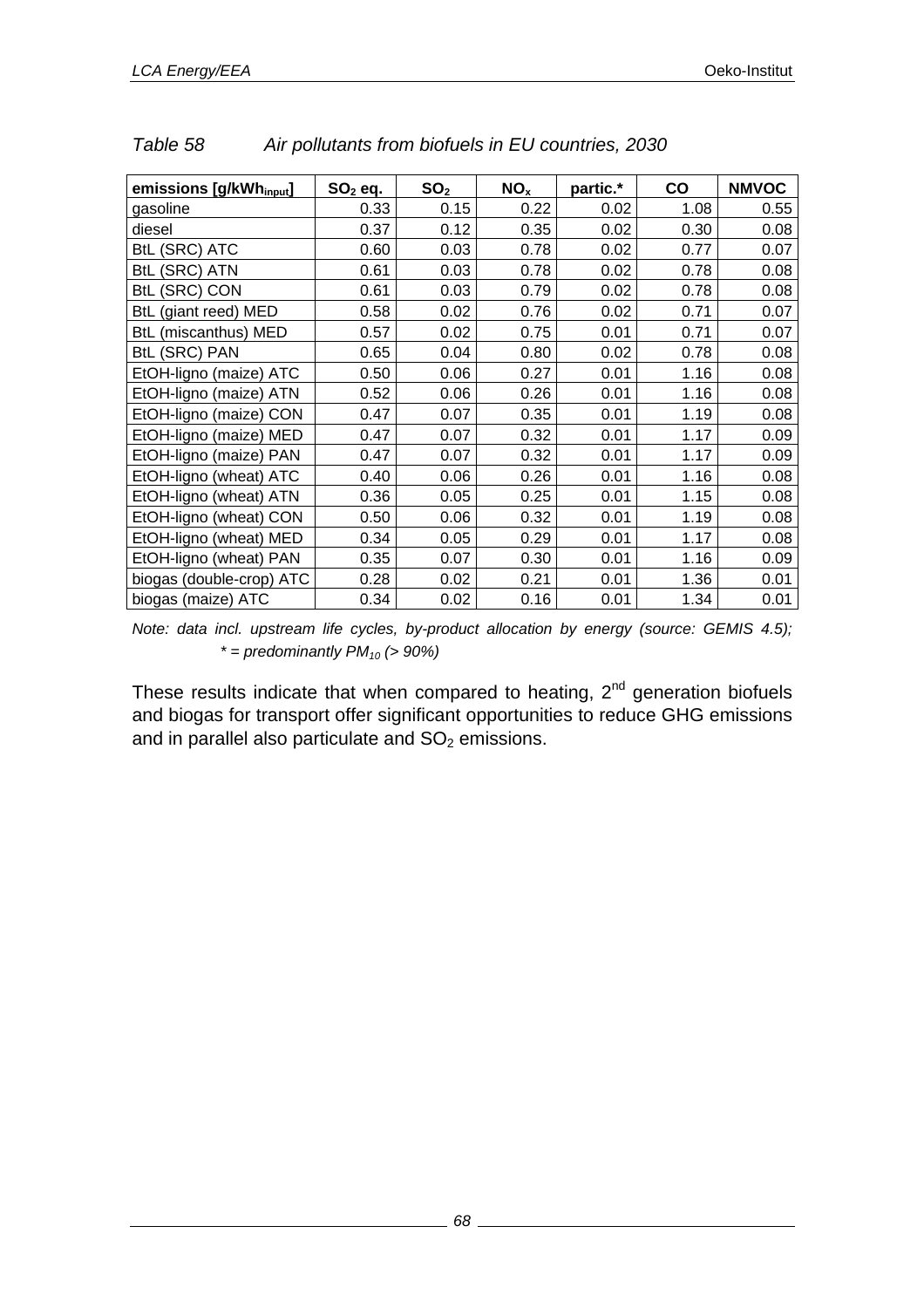*Table 58 Air pollutants from biofuels in EU countries, 2030*

| emissions [g/kWh$_{input}$] | $SO_2$ eq. | $SO_2$ | $NO_x$ | partic.* | CO | NMVOC |
|---|---|---|---|---|---|---|
| gasoline | 0.33 | 0.15 | 0.22 | 0.02 | 1.08 | 0.55 |
| diesel | 0.37 | 0.12 | 0.35 | 0.02 | 0.30 | 0.08 |
| BtL (SRC) ATC | 0.60 | 0.03 | 0.78 | 0.02 | 0.77 | 0.07 |
| BtL (SRC) ATN | 0.61 | 0.03 | 0.78 | 0.02 | 0.78 | 0.08 |
| BtL (SRC) CON | 0.61 | 0.03 | 0.79 | 0.02 | 0.78 | 0.08 |
| BtL (giant reed) MED | 0.58 | 0.02 | 0.76 | 0.02 | 0.71 | 0.07 |
| BtL (miscanthus) MED | 0.57 | 0.02 | 0.75 | 0.01 | 0.71 | 0.07 |
| BtL (SRC) PAN | 0.65 | 0.04 | 0.80 | 0.02 | 0.78 | 0.08 |
| EtOH-ligno (maize) ATC | 0.50 | 0.06 | 0.27 | 0.01 | 1.16 | 0.08 |
| EtOH-ligno (maize) ATN | 0.52 | 0.06 | 0.26 | 0.01 | 1.16 | 0.08 |
| EtOH-ligno (maize) CON | 0.47 | 0.07 | 0.35 | 0.01 | 1.19 | 0.08 |
| EtOH-ligno (maize) MED | 0.47 | 0.07 | 0.32 | 0.01 | 1.17 | 0.09 |
| EtOH-ligno (maize) PAN | 0.47 | 0.07 | 0.32 | 0.01 | 1.17 | 0.09 |
| EtOH-ligno (wheat) ATC | 0.40 | 0.06 | 0.26 | 0.01 | 1.16 | 0.08 |
| EtOH-ligno (wheat) ATN | 0.36 | 0.05 | 0.25 | 0.01 | 1.15 | 0.08 |
| EtOH-ligno (wheat) CON | 0.50 | 0.06 | 0.32 | 0.01 | 1.19 | 0.08 |
| EtOH-ligno (wheat) MED | 0.34 | 0.05 | 0.29 | 0.01 | 1.17 | 0.08 |
| EtOH-ligno (wheat) PAN | 0.35 | 0.07 | 0.30 | 0.01 | 1.16 | 0.09 |
| biogas (double-crop) ATC | 0.28 | 0.02 | 0.21 | 0.01 | 1.36 | 0.01 |
| biogas (maize) ATC | 0.34 | 0.02 | 0.16 | 0.01 | 1.34 | 0.01 |

*Note: data incl. upstream life cycles, by-product allocation by energy (source: GEMIS 4.5); * = predominantly $PM_{10}$ (> 90%)*

These results indicate that when compared to heating, 2nd generation biofuels and biogas for transport offer significant opportunities to reduce GHG emissions and in parallel also particulate and $SO_2$ emissions.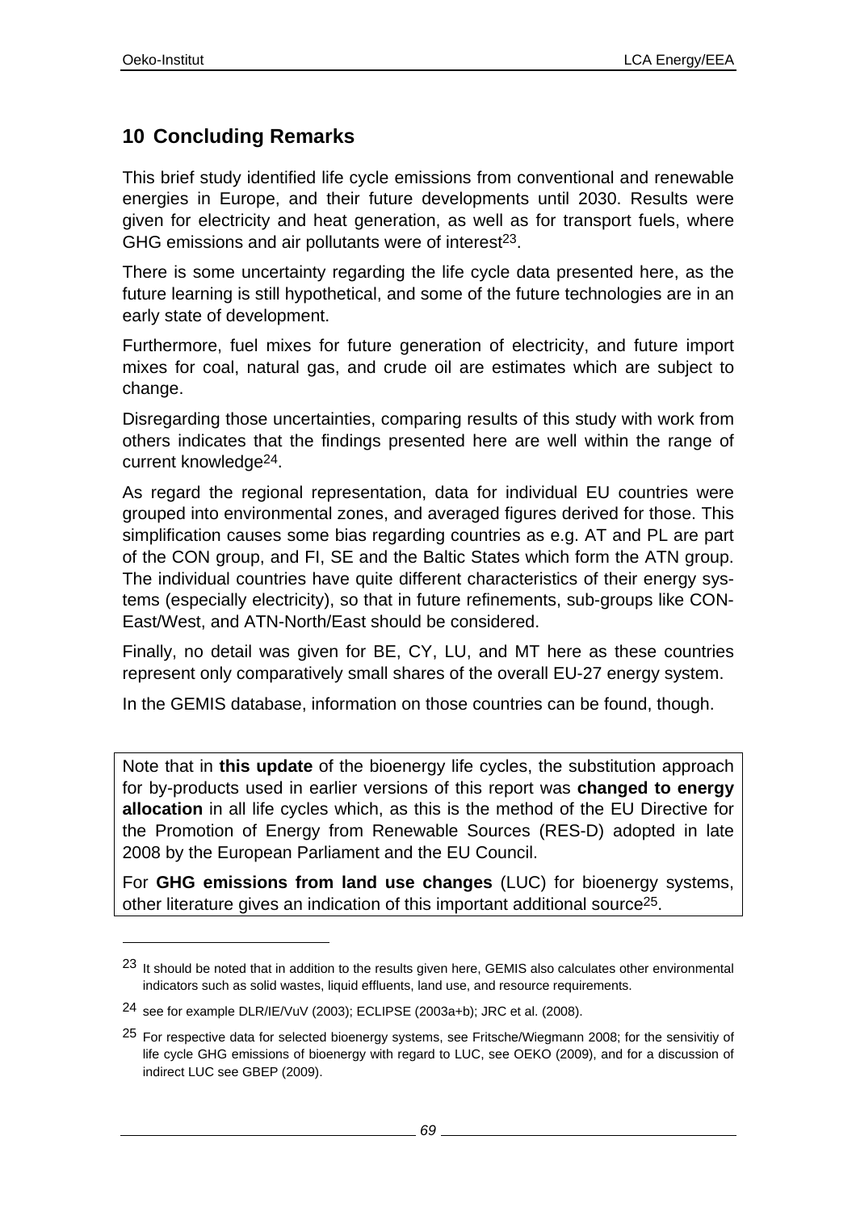# 10 Concluding Remarks

This brief study identified life cycle emissions from conventional and renewable energies in Europe, and their future developments until 2030. Results were given for electricity and heat generation, as well as for transport fuels, where GHG emissions and air pollutants were of interest[23].

There is some uncertainty regarding the life cycle data presented here, as the future learning is still hypothetical, and some of the future technologies are in an early state of development.

Furthermore, fuel mixes for future generation of electricity, and future import mixes for coal, natural gas, and crude oil are estimates which are subject to change.

Disregarding those uncertainties, comparing results of this study with work from others indicates that the findings presented here are well within the range of current knowledge[24].

As regard the regional representation, data for individual EU countries were grouped into environmental zones, and averaged figures derived for those. This simplification causes some bias regarding countries as e.g. AT and PL are part of the CON group, and FI, SE and the Baltic States which form the ATN group. The individual countries have quite different characteristics of their energy systems (especially electricity), so that in future refinements, sub-groups like CON-East/West, and ATN-North/East should be considered.

Finally, no detail was given for BE, CY, LU, and MT here as these countries represent only comparatively small shares of the overall EU-27 energy system.

In the GEMIS database, information on those countries can be found, though.

Note that in **this update** of the bioenergy life cycles, the substitution approach for by-products used in earlier versions of this report was **changed to energy allocation** in all life cycles which, as this is the method of the EU Directive for the Promotion of Energy from Renewable Sources (RES-D) adopted in late 2008 by the European Parliament and the EU Council.

For **GHG emissions from land use changes** (LUC) for bioenergy systems, other literature gives an indication of this important additional source[25].

---

[23] It should be noted that in addition to the results given here, GEMIS also calculates other environmental indicators such as solid wastes, liquid effluents, land use, and resource requirements.

[24] see for example DLR/IE/VuV (2003); ECLIPSE (2003a+b); JRC et al. (2008).

[25] For respective data for selected bioenergy systems, see Fritsche/Wiegmann 2008; for the sensivitiy of life cycle GHG emissions of bioenergy with regard to LUC, see OEKO (2009), and for a discussion of indirect LUC see GBEP (2009).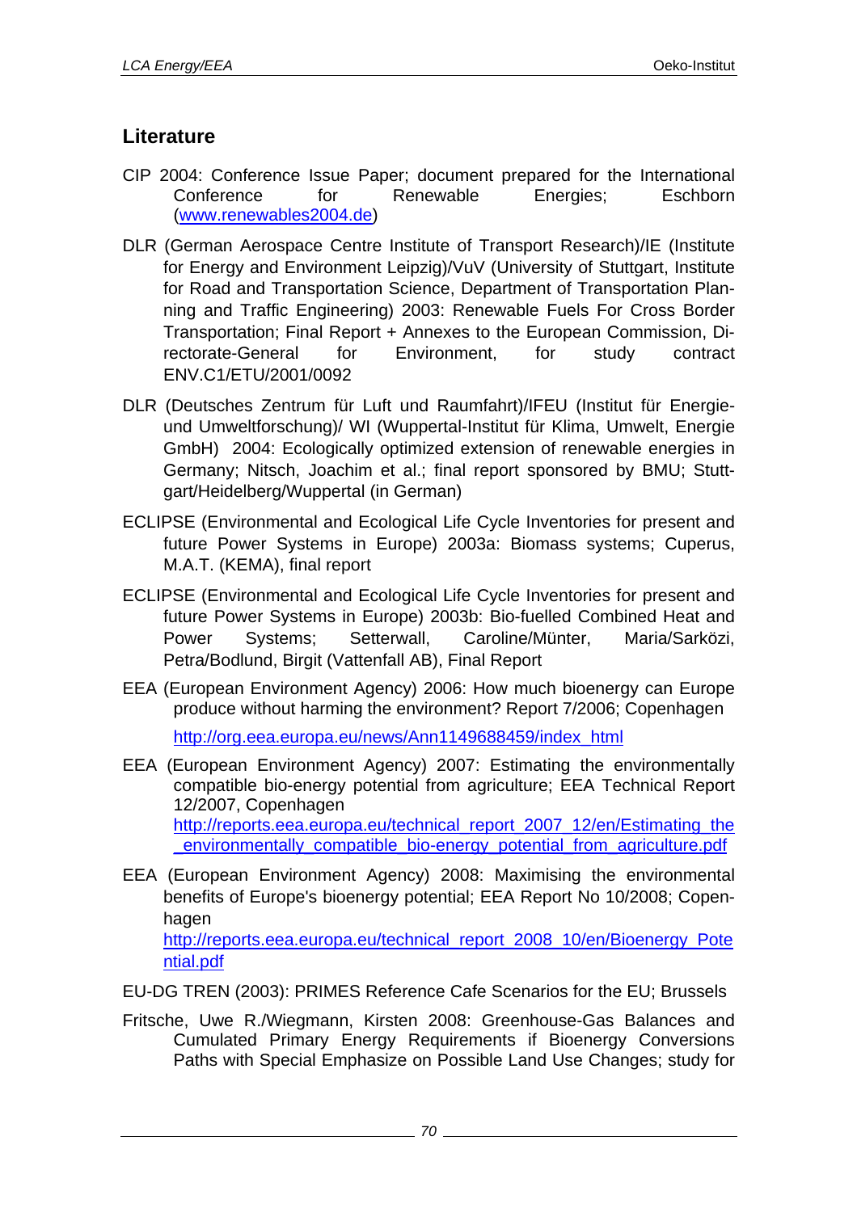## Literature

CIP 2004: Conference Issue Paper; document prepared for the International Conference for Renewable Energies; Eschborn (www.renewables2004.de)

DLR (German Aerospace Centre Institute of Transport Research)/IE (Institute for Energy and Environment Leipzig)/VuV (University of Stuttgart, Institute for Road and Transportation Science, Department of Transportation Planning and Traffic Engineering) 2003: Renewable Fuels For Cross Border Transportation; Final Report + Annexes to the European Commission, Directorate-General for Environment, for study contract ENV.C1/ETU/2001/0092

DLR (Deutsches Zentrum für Luft und Raumfahrt)/IFEU (Institut für Energie- und Umweltforschung)/ WI (Wuppertal-Institut für Klima, Umwelt, Energie GmbH) 2004: Ecologically optimized extension of renewable energies in Germany; Nitsch, Joachim et al.; final report sponsored by BMU; Stuttgart/Heidelberg/Wuppertal (in German)

ECLIPSE (Environmental and Ecological Life Cycle Inventories for present and future Power Systems in Europe) 2003a: Biomass systems; Cuperus, M.A.T. (KEMA), final report

ECLIPSE (Environmental and Ecological Life Cycle Inventories for present and future Power Systems in Europe) 2003b: Bio-fuelled Combined Heat and Power Systems; Setterwall, Caroline/Münter, Maria/Sarközi, Petra/Bodlund, Birgit (Vattenfall AB), Final Report

EEA (European Environment Agency) 2006: How much bioenergy can Europe produce without harming the environment? Report 7/2006; Copenhagen

http://org.eea.europa.eu/news/Ann1149688459/index_html

EEA (European Environment Agency) 2007: Estimating the environmentally compatible bio-energy potential from agriculture; EEA Technical Report 12/2007, Copenhagen http://reports.eea.europa.eu/technical_report_2007_12/en/Estimating_the_environmentally_compatible_bio-energy_potential_from_agriculture.pdf

EEA (European Environment Agency) 2008: Maximising the environmental benefits of Europe's bioenergy potential; EEA Report No 10/2008; Copenhagen http://reports.eea.europa.eu/technical_report_2008_10/en/Bioenergy_Potential.pdf

EU-DG TREN (2003): PRIMES Reference Cafe Scenarios for the EU; Brussels

Fritsche, Uwe R./Wiegmann, Kirsten 2008: Greenhouse-Gas Balances and Cumulated Primary Energy Requirements if Bioenergy Conversions Paths with Special Emphasize on Possible Land Use Changes; study for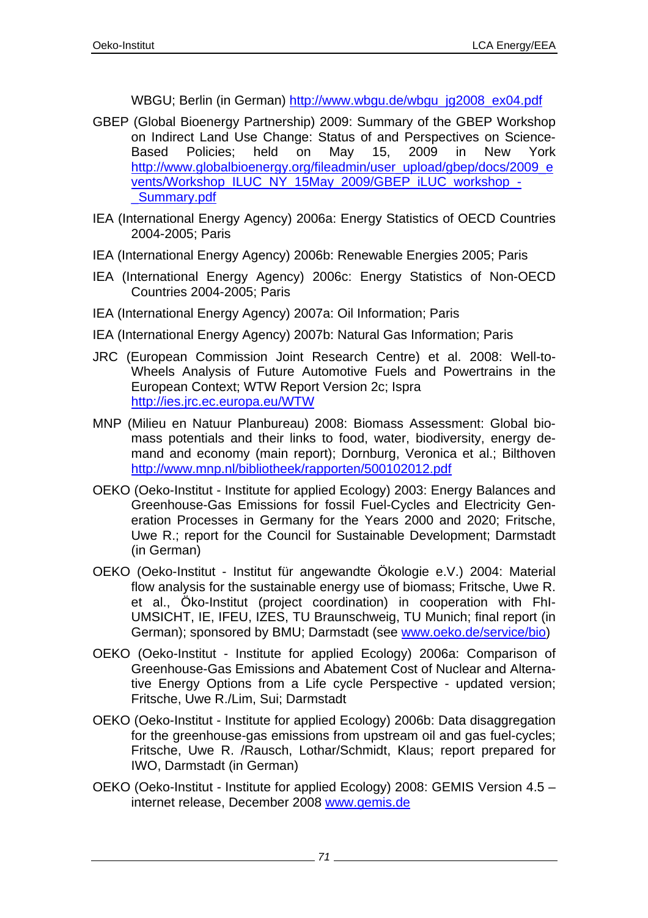WBGU; Berlin (in German) http://www.wbgu.de/wbgu_jg2008_ex04.pdf

GBEP (Global Bioenergy Partnership) 2009: Summary of the GBEP Workshop on Indirect Land Use Change: Status of and Perspectives on Science-Based Policies; held on May 15, 2009 in New York http://www.globalbioenergy.org/fileadmin/user_upload/gbep/docs/2009_events/Workshop_ILUC_NY_15May_2009/GBEP_iLUC_workshop_-_Summary.pdf

IEA (International Energy Agency) 2006a: Energy Statistics of OECD Countries 2004-2005; Paris

IEA (International Energy Agency) 2006b: Renewable Energies 2005; Paris

IEA (International Energy Agency) 2006c: Energy Statistics of Non-OECD Countries 2004-2005; Paris

IEA (International Energy Agency) 2007a: Oil Information; Paris

IEA (International Energy Agency) 2007b: Natural Gas Information; Paris

JRC (European Commission Joint Research Centre) et al. 2008: Well-to-Wheels Analysis of Future Automotive Fuels and Powertrains in the European Context; WTW Report Version 2c; Ispra http://ies.jrc.ec.europa.eu/WTW

MNP (Milieu en Natuur Planbureau) 2008: Biomass Assessment: Global biomass potentials and their links to food, water, biodiversity, energy demand and economy (main report); Dornburg, Veronica et al.; Bilthoven http://www.mnp.nl/bibliotheek/rapporten/500102012.pdf

OEKO (Oeko-Institut - Institute for applied Ecology) 2003: Energy Balances and Greenhouse-Gas Emissions for fossil Fuel-Cycles and Electricity Generation Processes in Germany for the Years 2000 and 2020; Fritsche, Uwe R.; report for the Council for Sustainable Development; Darmstadt (in German)

OEKO (Oeko-Institut - Institut für angewandte Ökologie e.V.) 2004: Material flow analysis for the sustainable energy use of biomass; Fritsche, Uwe R. et al., Öko-Institut (project coordination) in cooperation with FhI-UMSICHT, IE, IFEU, IZES, TU Braunschweig, TU Munich; final report (in German); sponsored by BMU; Darmstadt (see www.oeko.de/service/bio)

OEKO (Oeko-Institut - Institute for applied Ecology) 2006a: Comparison of Greenhouse-Gas Emissions and Abatement Cost of Nuclear and Alternative Energy Options from a Life cycle Perspective - updated version; Fritsche, Uwe R./Lim, Sui; Darmstadt

OEKO (Oeko-Institut - Institute for applied Ecology) 2006b: Data disaggregation for the greenhouse-gas emissions from upstream oil and gas fuel-cycles; Fritsche, Uwe R. /Rausch, Lothar/Schmidt, Klaus; report prepared for IWO, Darmstadt (in German)

OEKO (Oeko-Institut - Institute for applied Ecology) 2008: GEMIS Version 4.5 – internet release, December 2008 www.gemis.de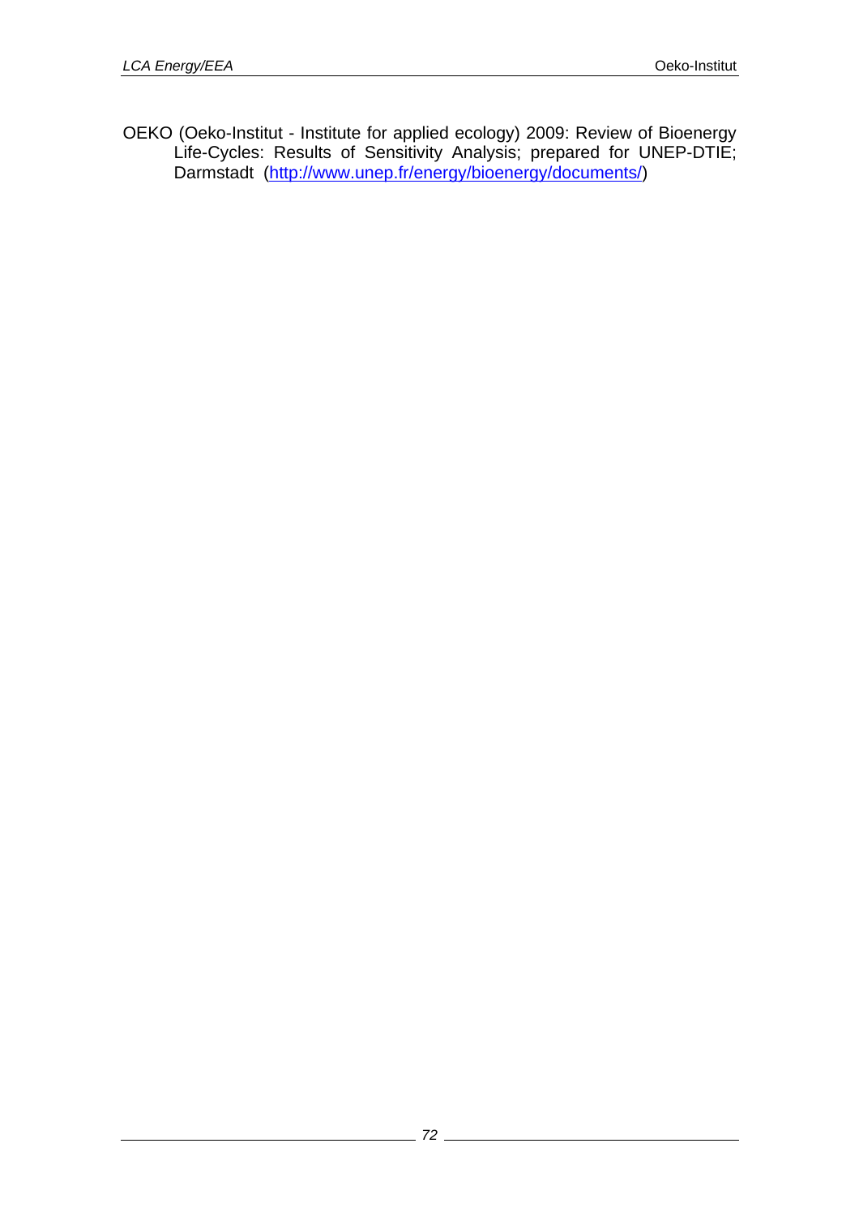OEKO (Oeko-Institut - Institute for applied ecology) 2009: Review of Bioenergy Life-Cycles: Results of Sensitivity Analysis; prepared for UNEP-DTIE; Darmstadt (http://www.unep.fr/energy/bioenergy/documents/)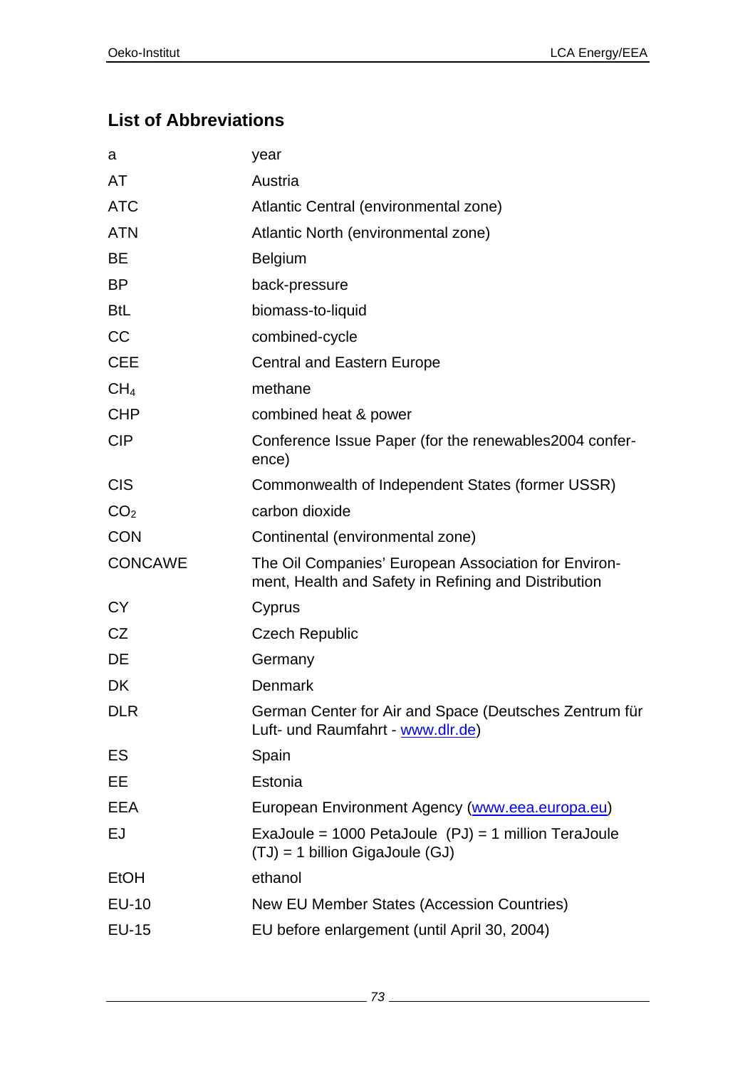## List of Abbreviations

| | |
|---|---|
| a | year |
| AT | Austria |
| ATC | Atlantic Central (environmental zone) |
| ATN | Atlantic North (environmental zone) |
| BE | Belgium |
| BP | back-pressure |
| BtL | biomass-to-liquid |
| CC | combined-cycle |
| CEE | Central and Eastern Europe |
| $CH_4$ | methane |
| CHP | combined heat & power |
| CIP | Conference Issue Paper (for the renewables2004 conference) |
| CIS | Commonwealth of Independent States (former USSR) |
| $CO_2$ | carbon dioxide |
| CON | Continental (environmental zone) |
| CONCAWE | The Oil Companies' European Association for Environment, Health and Safety in Refining and Distribution |
| CY | Cyprus |
| CZ | Czech Republic |
| DE | Germany |
| DK | Denmark |
| DLR | German Center for Air and Space (Deutsches Zentrum für Luft- und Raumfahrt - www.dlr.de) |
| ES | Spain |
| EE | Estonia |
| EEA | European Environment Agency (www.eea.europa.eu) |
| EJ | ExaJoule = 1000 PetaJoule (PJ) = 1 million TeraJoule (TJ) = 1 billion GigaJoule (GJ) |
| EtOH | ethanol |
| EU-10 | New EU Member States (Accession Countries) |
| EU-15 | EU before enlargement (until April 30, 2004) |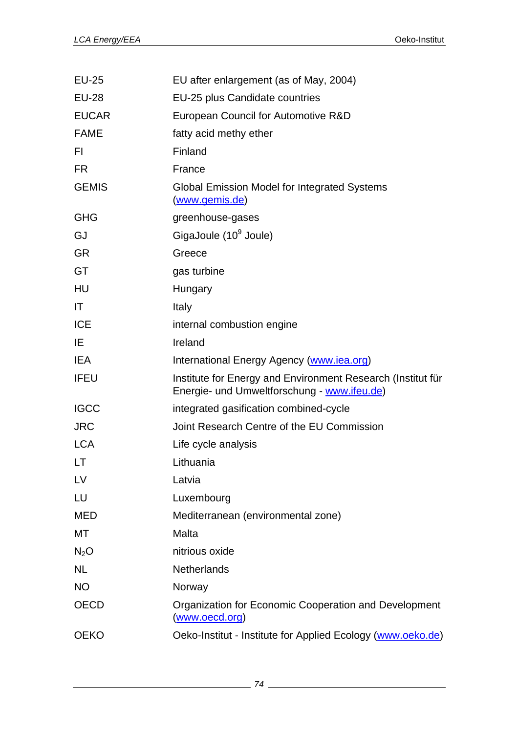| | |
|---|---|
| EU-25 | EU after enlargement (as of May, 2004) |
| EU-28 | EU-25 plus Candidate countries |
| EUCAR | European Council for Automotive R&D |
| FAME | fatty acid methy ether |
| FI | Finland |
| FR | France |
| GEMIS | Global Emission Model for Integrated Systems (www.gemis.de) |
| GHG | greenhouse-gases |
| GJ | GigaJoule ($10^9$ Joule) |
| GR | Greece |
| GT | gas turbine |
| HU | Hungary |
| IT | Italy |
| ICE | internal combustion engine |
| IE | Ireland |
| IEA | International Energy Agency (www.iea.org) |
| IFEU | Institute for Energy and Environment Research (Institut für Energie- und Umweltforschung - www.ifeu.de) |
| IGCC | integrated gasification combined-cycle |
| JRC | Joint Research Centre of the EU Commission |
| LCA | Life cycle analysis |
| LT | Lithuania |
| LV | Latvia |
| LU | Luxembourg |
| MED | Mediterranean (environmental zone) |
| MT | Malta |
| $N_2O$ | nitrious oxide |
| NL | Netherlands |
| NO | Norway |
| OECD | Organization for Economic Cooperation and Development (www.oecd.org) |
| OEKO | Oeko-Institut - Institute for Applied Ecology (www.oeko.de) |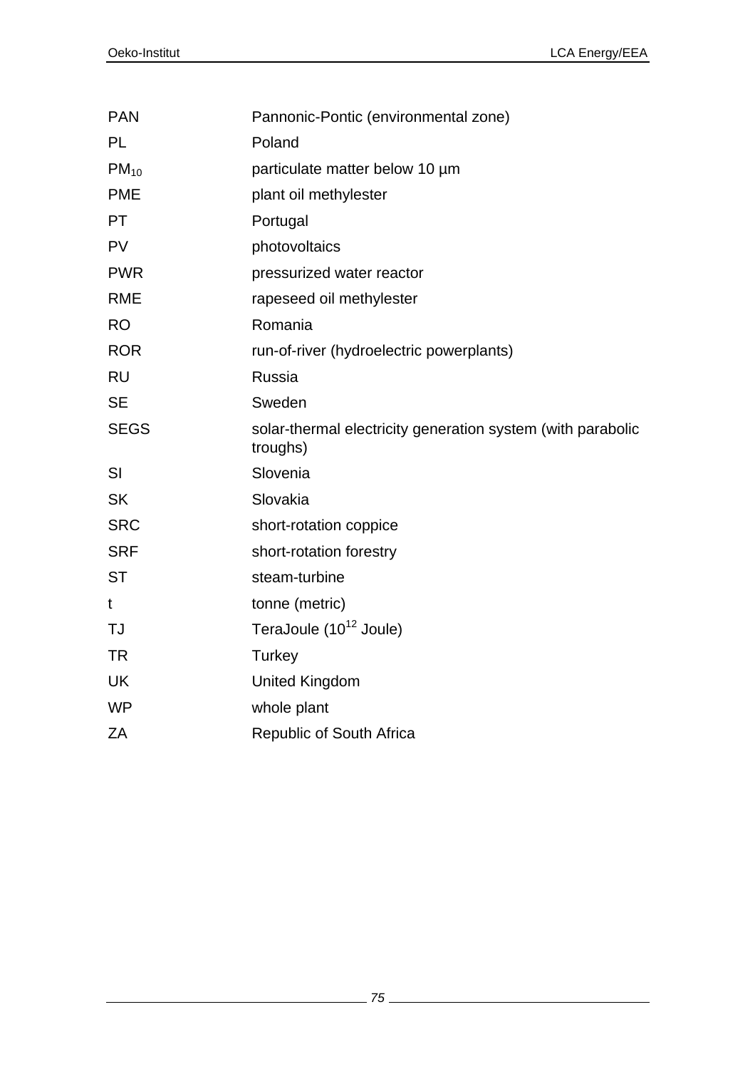| | |
|---|---|
| PAN | Pannonic-Pontic (environmental zone) |
| PL | Poland |
| $PM_{10}$ | particulate matter below 10 µm |
| PME | plant oil methylester |
| PT | Portugal |
| PV | photovoltaics |
| PWR | pressurized water reactor |
| RME | rapeseed oil methylester |
| RO | Romania |
| ROR | run-of-river (hydroelectric powerplants) |
| RU | Russia |
| SE | Sweden |
| SEGS | solar-thermal electricity generation system (with parabolic troughs) |
| SI | Slovenia |
| SK | Slovakia |
| SRC | short-rotation coppice |
| SRF | short-rotation forestry |
| ST | steam-turbine |
| t | tonne (metric) |
| TJ | TeraJoule ($10^{12}$ Joule) |
| TR | Turkey |
| UK | United Kingdom |
| WP | whole plant |
| ZA | Republic of South Africa |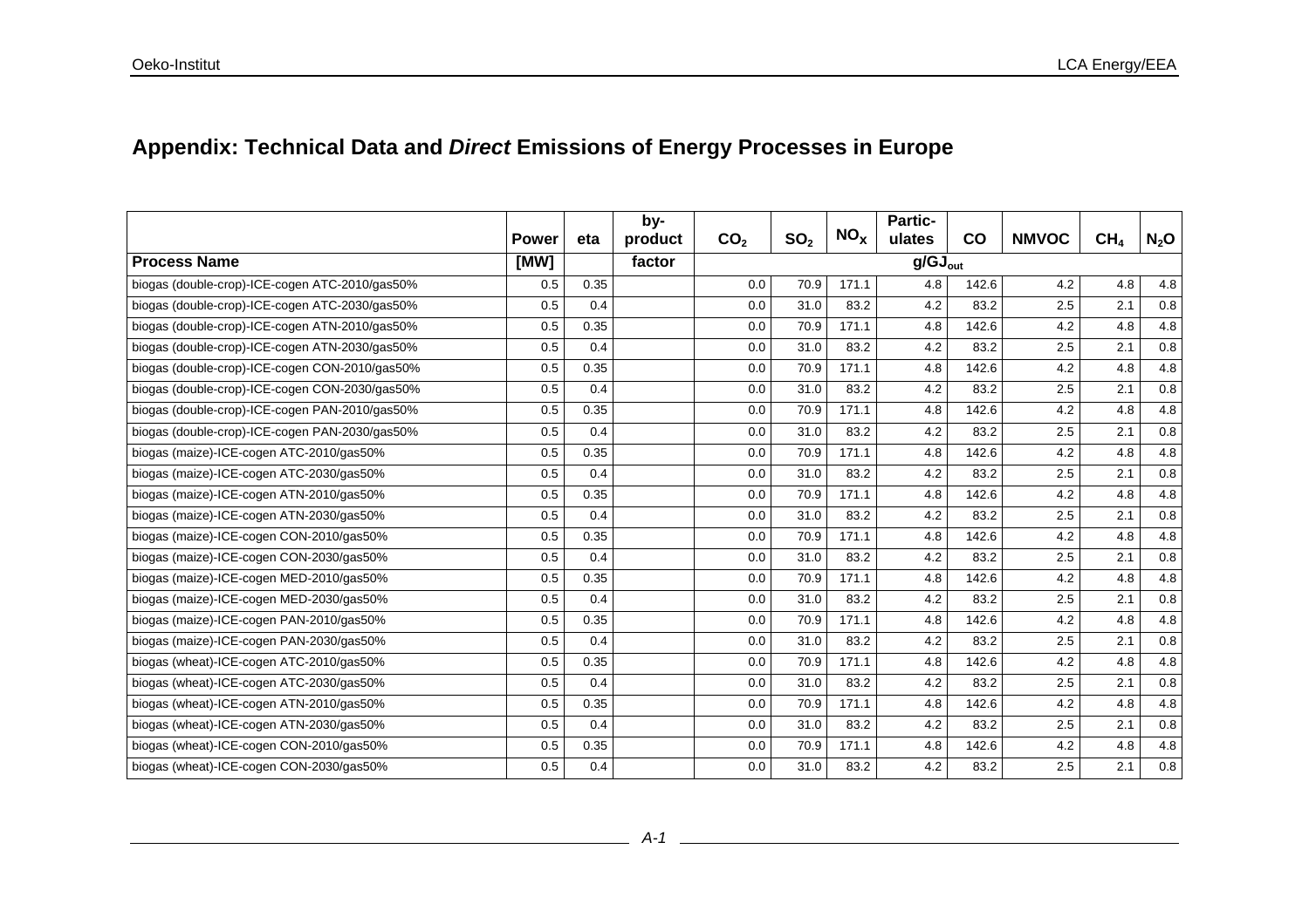## Appendix: Technical Data and *Direct* Emissions of Energy Processes in Europe

| | Power | eta | by-product | $CO_2$ | $SO_2$ | $NO_x$ | Partic-ulates | CO | NMVOC | $CH_4$ | $N_2O$ |
|---|---|---|---|---|---|---|---|---|---|---|---|
| **Process Name** | **[MW]** | | **factor** | $g/GJ_{out}$ | | | | | | | |
| biogas (double-crop)-ICE-cogen ATC-2010/gas50% | 0.5 | 0.35 | | 0.0 | 70.9 | 171.1 | 4.8 | 142.6 | 4.2 | 4.8 | 4.8 |
| biogas (double-crop)-ICE-cogen ATC-2030/gas50% | 0.5 | 0.4 | | 0.0 | 31.0 | 83.2 | 4.2 | 83.2 | 2.5 | 2.1 | 0.8 |
| biogas (double-crop)-ICE-cogen ATN-2010/gas50% | 0.5 | 0.35 | | 0.0 | 70.9 | 171.1 | 4.8 | 142.6 | 4.2 | 4.8 | 4.8 |
| biogas (double-crop)-ICE-cogen ATN-2030/gas50% | 0.5 | 0.4 | | 0.0 | 31.0 | 83.2 | 4.2 | 83.2 | 2.5 | 2.1 | 0.8 |
| biogas (double-crop)-ICE-cogen CON-2010/gas50% | 0.5 | 0.35 | | 0.0 | 70.9 | 171.1 | 4.8 | 142.6 | 4.2 | 4.8 | 4.8 |
| biogas (double-crop)-ICE-cogen CON-2030/gas50% | 0.5 | 0.4 | | 0.0 | 31.0 | 83.2 | 4.2 | 83.2 | 2.5 | 2.1 | 0.8 |
| biogas (double-crop)-ICE-cogen PAN-2010/gas50% | 0.5 | 0.35 | | 0.0 | 70.9 | 171.1 | 4.8 | 142.6 | 4.2 | 4.8 | 4.8 |
| biogas (double-crop)-ICE-cogen PAN-2030/gas50% | 0.5 | 0.4 | | 0.0 | 31.0 | 83.2 | 4.2 | 83.2 | 2.5 | 2.1 | 0.8 |
| biogas (maize)-ICE-cogen ATC-2010/gas50% | 0.5 | 0.35 | | 0.0 | 70.9 | 171.1 | 4.8 | 142.6 | 4.2 | 4.8 | 4.8 |
| biogas (maize)-ICE-cogen ATC-2030/gas50% | 0.5 | 0.4 | | 0.0 | 31.0 | 83.2 | 4.2 | 83.2 | 2.5 | 2.1 | 0.8 |
| biogas (maize)-ICE-cogen ATN-2010/gas50% | 0.5 | 0.35 | | 0.0 | 70.9 | 171.1 | 4.8 | 142.6 | 4.2 | 4.8 | 4.8 |
| biogas (maize)-ICE-cogen ATN-2030/gas50% | 0.5 | 0.4 | | 0.0 | 31.0 | 83.2 | 4.2 | 83.2 | 2.5 | 2.1 | 0.8 |
| biogas (maize)-ICE-cogen CON-2010/gas50% | 0.5 | 0.35 | | 0.0 | 70.9 | 171.1 | 4.8 | 142.6 | 4.2 | 4.8 | 4.8 |
| biogas (maize)-ICE-cogen CON-2030/gas50% | 0.5 | 0.4 | | 0.0 | 31.0 | 83.2 | 4.2 | 83.2 | 2.5 | 2.1 | 0.8 |
| biogas (maize)-ICE-cogen MED-2010/gas50% | 0.5 | 0.35 | | 0.0 | 70.9 | 171.1 | 4.8 | 142.6 | 4.2 | 4.8 | 4.8 |
| biogas (maize)-ICE-cogen MED-2030/gas50% | 0.5 | 0.4 | | 0.0 | 31.0 | 83.2 | 4.2 | 83.2 | 2.5 | 2.1 | 0.8 |
| biogas (maize)-ICE-cogen PAN-2010/gas50% | 0.5 | 0.35 | | 0.0 | 70.9 | 171.1 | 4.8 | 142.6 | 4.2 | 4.8 | 4.8 |
| biogas (maize)-ICE-cogen PAN-2030/gas50% | 0.5 | 0.4 | | 0.0 | 31.0 | 83.2 | 4.2 | 83.2 | 2.5 | 2.1 | 0.8 |
| biogas (wheat)-ICE-cogen ATC-2010/gas50% | 0.5 | 0.35 | | 0.0 | 70.9 | 171.1 | 4.8 | 142.6 | 4.2 | 4.8 | 4.8 |
| biogas (wheat)-ICE-cogen ATC-2030/gas50% | 0.5 | 0.4 | | 0.0 | 31.0 | 83.2 | 4.2 | 83.2 | 2.5 | 2.1 | 0.8 |
| biogas (wheat)-ICE-cogen ATN-2010/gas50% | 0.5 | 0.35 | | 0.0 | 70.9 | 171.1 | 4.8 | 142.6 | 4.2 | 4.8 | 4.8 |
| biogas (wheat)-ICE-cogen ATN-2030/gas50% | 0.5 | 0.4 | | 0.0 | 31.0 | 83.2 | 4.2 | 83.2 | 2.5 | 2.1 | 0.8 |
| biogas (wheat)-ICE-cogen CON-2010/gas50% | 0.5 | 0.35 | | 0.0 | 70.9 | 171.1 | 4.8 | 142.6 | 4.2 | 4.8 | 4.8 |
| biogas (wheat)-ICE-cogen CON-2030/gas50% | 0.5 | 0.4 | | 0.0 | 31.0 | 83.2 | 4.2 | 83.2 | 2.5 | 2.1 | 0.8 |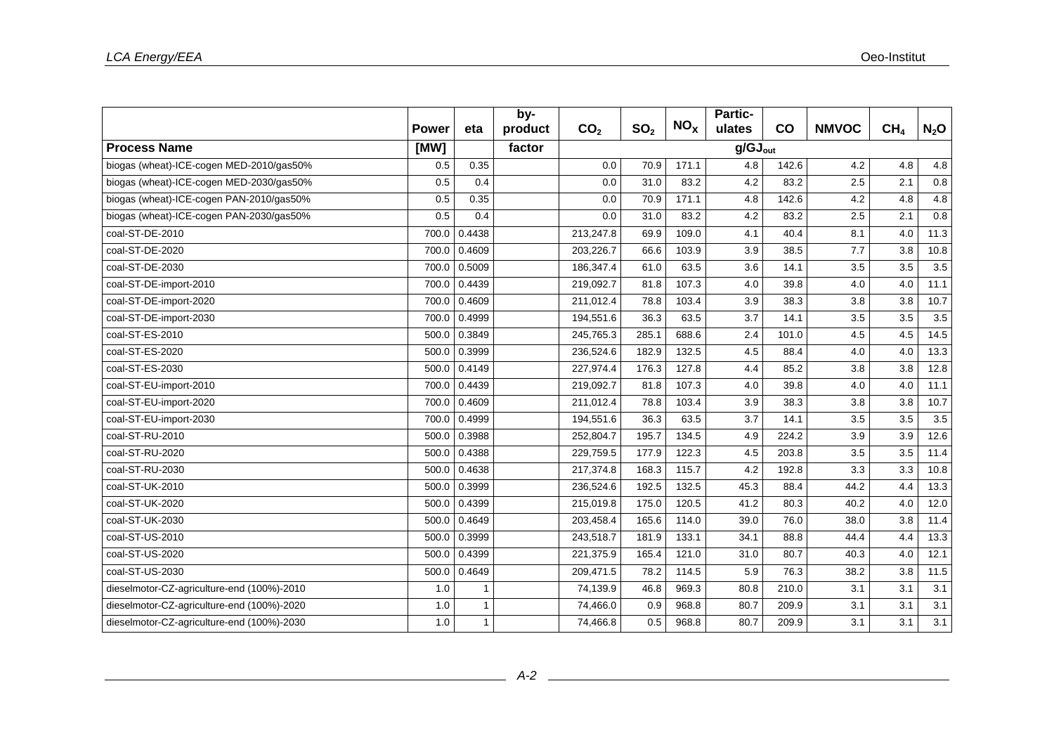| Process Name | Power [MW] | eta | by-product factor | $CO_2$ | $SO_2$ | $NO_X$ | Partic-ulates | CO | NMVOC | $CH_4$ | $N_2O$ |
|---|---|---|---|---|---|---|---|---|---|---|---|
| | | | | $g/GJ_{out}$ | | | | | | | |
| biogas (wheat)-ICE-cogen MED-2010/gas50% | 0.5 | 0.35 | | 0.0 | 70.9 | 171.1 | 4.8 | 142.6 | 4.2 | 4.8 | 4.8 |
| biogas (wheat)-ICE-cogen MED-2030/gas50% | 0.5 | 0.4 | | 0.0 | 31.0 | 83.2 | 4.2 | 83.2 | 2.5 | 2.1 | 0.8 |
| biogas (wheat)-ICE-cogen PAN-2010/gas50% | 0.5 | 0.35 | | 0.0 | 70.9 | 171.1 | 4.8 | 142.6 | 4.2 | 4.8 | 4.8 |
| biogas (wheat)-ICE-cogen PAN-2030/gas50% | 0.5 | 0.4 | | 0.0 | 31.0 | 83.2 | 4.2 | 83.2 | 2.5 | 2.1 | 0.8 |
| coal-ST-DE-2010 | 700.0 | 0.4438 | | 213,247.8 | 69.9 | 109.0 | 4.1 | 40.4 | 8.1 | 4.0 | 11.3 |
| coal-ST-DE-2020 | 700.0 | 0.4609 | | 203,226.7 | 66.6 | 103.9 | 3.9 | 38.5 | 7.7 | 3.8 | 10.8 |
| coal-ST-DE-2030 | 700.0 | 0.5009 | | 186,347.4 | 61.0 | 63.5 | 3.6 | 14.1 | 3.5 | 3.5 | 3.5 |
| coal-ST-DE-import-2010 | 700.0 | 0.4439 | | 219,092.7 | 81.8 | 107.3 | 4.0 | 39.8 | 4.0 | 4.0 | 11.1 |
| coal-ST-DE-import-2020 | 700.0 | 0.4609 | | 211,012.4 | 78.8 | 103.4 | 3.9 | 38.3 | 3.8 | 3.8 | 10.7 |
| coal-ST-DE-import-2030 | 700.0 | 0.4999 | | 194,551.6 | 36.3 | 63.5 | 3.7 | 14.1 | 3.5 | 3.5 | 3.5 |
| coal-ST-ES-2010 | 500.0 | 0.3849 | | 245,765.3 | 285.1 | 688.6 | 2.4 | 101.0 | 4.5 | 4.5 | 14.5 |
| coal-ST-ES-2020 | 500.0 | 0.3999 | | 236,524.6 | 182.9 | 132.5 | 4.5 | 88.4 | 4.0 | 4.0 | 13.3 |
| coal-ST-ES-2030 | 500.0 | 0.4149 | | 227,974.4 | 176.3 | 127.8 | 4.4 | 85.2 | 3.8 | 3.8 | 12.8 |
| coal-ST-EU-import-2010 | 700.0 | 0.4439 | | 219,092.7 | 81.8 | 107.3 | 4.0 | 39.8 | 4.0 | 4.0 | 11.1 |
| coal-ST-EU-import-2020 | 700.0 | 0.4609 | | 211,012.4 | 78.8 | 103.4 | 3.9 | 38.3 | 3.8 | 3.8 | 10.7 |
| coal-ST-EU-import-2030 | 700.0 | 0.4999 | | 194,551.6 | 36.3 | 63.5 | 3.7 | 14.1 | 3.5 | 3.5 | 3.5 |
| coal-ST-RU-2010 | 500.0 | 0.3988 | | 252,804.7 | 195.7 | 134.5 | 4.9 | 224.2 | 3.9 | 3.9 | 12.6 |
| coal-ST-RU-2020 | 500.0 | 0.4388 | | 229,759.5 | 177.9 | 122.3 | 4.5 | 203.8 | 3.5 | 3.5 | 11.4 |
| coal-ST-RU-2030 | 500.0 | 0.4638 | | 217,374.8 | 168.3 | 115.7 | 4.2 | 192.8 | 3.3 | 3.3 | 10.8 |
| coal-ST-UK-2010 | 500.0 | 0.3999 | | 236,524.6 | 192.5 | 132.5 | 45.3 | 88.4 | 44.2 | 4.4 | 13.3 |
| coal-ST-UK-2020 | 500.0 | 0.4399 | | 215,019.8 | 175.0 | 120.5 | 41.2 | 80.3 | 40.2 | 4.0 | 12.0 |
| coal-ST-UK-2030 | 500.0 | 0.4649 | | 203,458.4 | 165.6 | 114.0 | 39.0 | 76.0 | 38.0 | 3.8 | 11.4 |
| coal-ST-US-2010 | 500.0 | 0.3999 | | 243,518.7 | 181.9 | 133.1 | 34.1 | 88.8 | 44.4 | 4.4 | 13.3 |
| coal-ST-US-2020 | 500.0 | 0.4399 | | 221,375.9 | 165.4 | 121.0 | 31.0 | 80.7 | 40.3 | 4.0 | 12.1 |
| coal-ST-US-2030 | 500.0 | 0.4649 | | 209,471.5 | 78.2 | 114.5 | 5.9 | 76.3 | 38.2 | 3.8 | 11.5 |
| dieselmotor-CZ-agriculture-end (100%)-2010 | 1.0 | 1 | | 74,139.9 | 46.8 | 969.3 | 80.8 | 210.0 | 3.1 | 3.1 | 3.1 |
| dieselmotor-CZ-agriculture-end (100%)-2020 | 1.0 | 1 | | 74,466.0 | 0.9 | 968.8 | 80.7 | 209.9 | 3.1 | 3.1 | 3.1 |
| dieselmotor-CZ-agriculture-end (100%)-2030 | 1.0 | 1 | | 74,466.8 | 0.5 | 968.8 | 80.7 | 209.9 | 3.1 | 3.1 | 3.1 |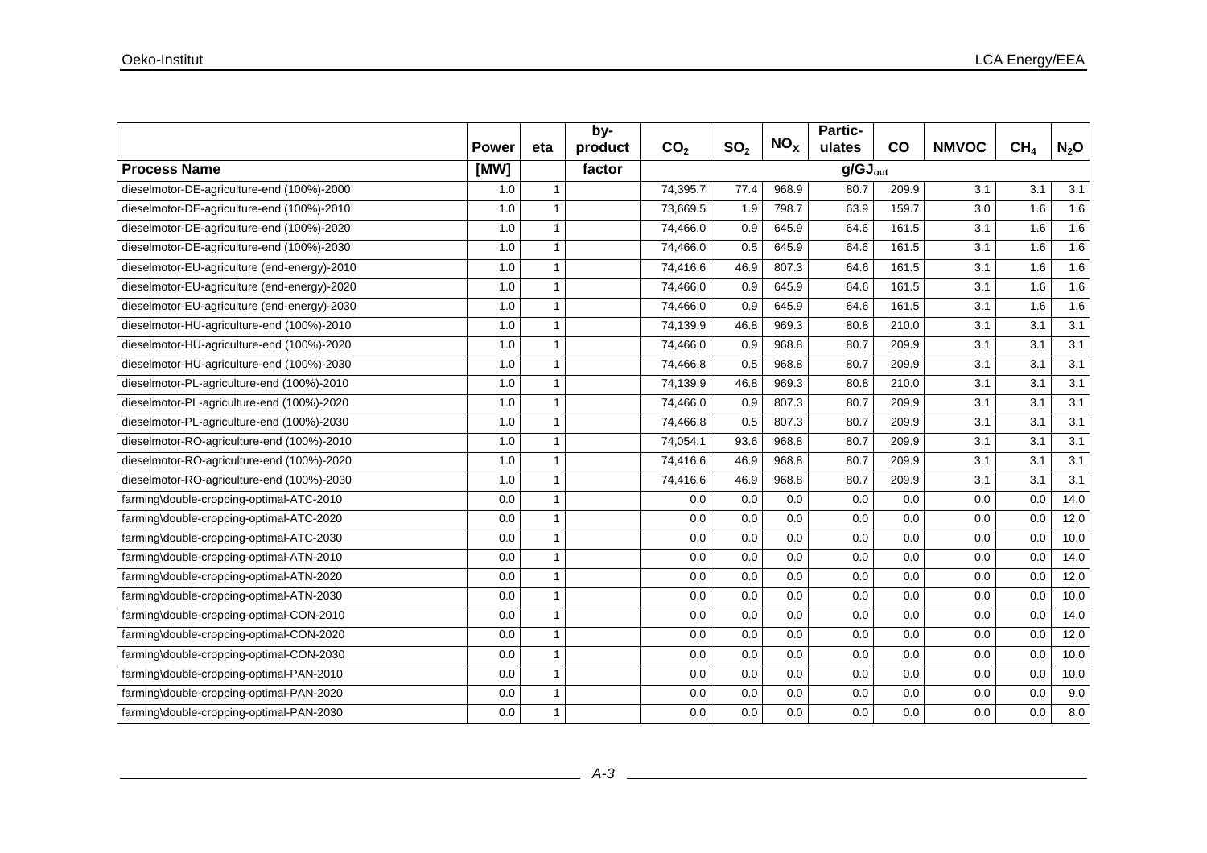| | Power | eta | by-product | $CO_2$ | $SO_2$ | $NO_x$ | Partic-ulates | CO | NMVOC | $CH_4$ | $N_2O$ |
|---|---|---|---|---|---|---|---|---|---|---|---|
| **Process Name** | **[MW]** | | **factor** | **$g/GJ_{out}$** | | | | | | | |
| dieselmotor-DE-agriculture-end (100%)-2000 | 1.0 | 1 | | 74,395.7 | 77.4 | 968.9 | 80.7 | 209.9 | 3.1 | 3.1 | 3.1 |
| dieselmotor-DE-agriculture-end (100%)-2010 | 1.0 | 1 | | 73,669.5 | 1.9 | 798.7 | 63.9 | 159.7 | 3.0 | 1.6 | 1.6 |
| dieselmotor-DE-agriculture-end (100%)-2020 | 1.0 | 1 | | 74,466.0 | 0.9 | 645.9 | 64.6 | 161.5 | 3.1 | 1.6 | 1.6 |
| dieselmotor-DE-agriculture-end (100%)-2030 | 1.0 | 1 | | 74,466.0 | 0.5 | 645.9 | 64.6 | 161.5 | 3.1 | 1.6 | 1.6 |
| dieselmotor-EU-agriculture (end-energy)-2010 | 1.0 | 1 | | 74,416.6 | 46.9 | 807.3 | 64.6 | 161.5 | 3.1 | 1.6 | 1.6 |
| dieselmotor-EU-agriculture (end-energy)-2020 | 1.0 | 1 | | 74,466.0 | 0.9 | 645.9 | 64.6 | 161.5 | 3.1 | 1.6 | 1.6 |
| dieselmotor-EU-agriculture (end-energy)-2030 | 1.0 | 1 | | 74,466.0 | 0.9 | 645.9 | 64.6 | 161.5 | 3.1 | 1.6 | 1.6 |
| dieselmotor-HU-agriculture-end (100%)-2010 | 1.0 | 1 | | 74,139.9 | 46.8 | 969.3 | 80.8 | 210.0 | 3.1 | 3.1 | 3.1 |
| dieselmotor-HU-agriculture-end (100%)-2020 | 1.0 | 1 | | 74,466.0 | 0.9 | 968.8 | 80.7 | 209.9 | 3.1 | 3.1 | 3.1 |
| dieselmotor-HU-agriculture-end (100%)-2030 | 1.0 | 1 | | 74,466.8 | 0.5 | 968.8 | 80.7 | 209.9 | 3.1 | 3.1 | 3.1 |
| dieselmotor-PL-agriculture-end (100%)-2010 | 1.0 | 1 | | 74,139.9 | 46.8 | 969.3 | 80.8 | 210.0 | 3.1 | 3.1 | 3.1 |
| dieselmotor-PL-agriculture-end (100%)-2020 | 1.0 | 1 | | 74,466.0 | 0.9 | 807.3 | 80.7 | 209.9 | 3.1 | 3.1 | 3.1 |
| dieselmotor-PL-agriculture-end (100%)-2030 | 1.0 | 1 | | 74,466.8 | 0.5 | 807.3 | 80.7 | 209.9 | 3.1 | 3.1 | 3.1 |
| dieselmotor-RO-agriculture-end (100%)-2010 | 1.0 | 1 | | 74,054.1 | 93.6 | 968.8 | 80.7 | 209.9 | 3.1 | 3.1 | 3.1 |
| dieselmotor-RO-agriculture-end (100%)-2020 | 1.0 | 1 | | 74,416.6 | 46.9 | 968.8 | 80.7 | 209.9 | 3.1 | 3.1 | 3.1 |
| dieselmotor-RO-agriculture-end (100%)-2030 | 1.0 | 1 | | 74,416.6 | 46.9 | 968.8 | 80.7 | 209.9 | 3.1 | 3.1 | 3.1 |
| farming\double-cropping-optimal-ATC-2010 | 0.0 | 1 | | 0.0 | 0.0 | 0.0 | 0.0 | 0.0 | 0.0 | 0.0 | 14.0 |
| farming\double-cropping-optimal-ATC-2020 | 0.0 | 1 | | 0.0 | 0.0 | 0.0 | 0.0 | 0.0 | 0.0 | 0.0 | 12.0 |
| farming\double-cropping-optimal-ATC-2030 | 0.0 | 1 | | 0.0 | 0.0 | 0.0 | 0.0 | 0.0 | 0.0 | 0.0 | 10.0 |
| farming\double-cropping-optimal-ATN-2010 | 0.0 | 1 | | 0.0 | 0.0 | 0.0 | 0.0 | 0.0 | 0.0 | 0.0 | 14.0 |
| farming\double-cropping-optimal-ATN-2020 | 0.0 | 1 | | 0.0 | 0.0 | 0.0 | 0.0 | 0.0 | 0.0 | 0.0 | 12.0 |
| farming\double-cropping-optimal-ATN-2030 | 0.0 | 1 | | 0.0 | 0.0 | 0.0 | 0.0 | 0.0 | 0.0 | 0.0 | 10.0 |
| farming\double-cropping-optimal-CON-2010 | 0.0 | 1 | | 0.0 | 0.0 | 0.0 | 0.0 | 0.0 | 0.0 | 0.0 | 14.0 |
| farming\double-cropping-optimal-CON-2020 | 0.0 | 1 | | 0.0 | 0.0 | 0.0 | 0.0 | 0.0 | 0.0 | 0.0 | 12.0 |
| farming\double-cropping-optimal-CON-2030 | 0.0 | 1 | | 0.0 | 0.0 | 0.0 | 0.0 | 0.0 | 0.0 | 0.0 | 10.0 |
| farming\double-cropping-optimal-PAN-2010 | 0.0 | 1 | | 0.0 | 0.0 | 0.0 | 0.0 | 0.0 | 0.0 | 0.0 | 10.0 |
| farming\double-cropping-optimal-PAN-2020 | 0.0 | 1 | | 0.0 | 0.0 | 0.0 | 0.0 | 0.0 | 0.0 | 0.0 | 9.0 |
| farming\double-cropping-optimal-PAN-2030 | 0.0 | 1 | | 0.0 | 0.0 | 0.0 | 0.0 | 0.0 | 0.0 | 0.0 | 8.0 |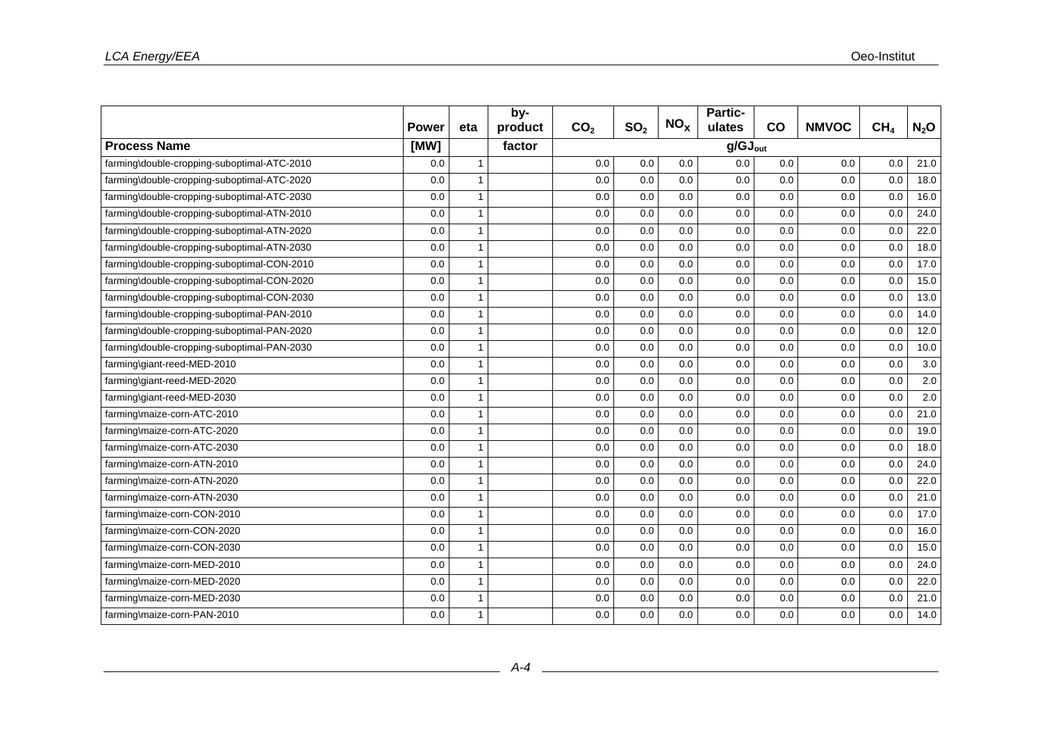| Process Name | Power [MW] | eta | by-product factor | $CO_2$ | $SO_2$ | $NO_X$ | Partic-ulates | CO | NMVOC | $CH_4$ | $N_2O$ |
|---|---|---|---|---|---|---|---|---|---|---|---|
| | | | | $g/GJ_{out}$ | | | | | | | |
| farming\double-cropping-suboptimal-ATC-2010 | 0.0 | 1 | | 0.0 | 0.0 | 0.0 | 0.0 | 0.0 | 0.0 | 0.0 | 21.0 |
| farming\double-cropping-suboptimal-ATC-2020 | 0.0 | 1 | | 0.0 | 0.0 | 0.0 | 0.0 | 0.0 | 0.0 | 0.0 | 18.0 |
| farming\double-cropping-suboptimal-ATC-2030 | 0.0 | 1 | | 0.0 | 0.0 | 0.0 | 0.0 | 0.0 | 0.0 | 0.0 | 16.0 |
| farming\double-cropping-suboptimal-ATN-2010 | 0.0 | 1 | | 0.0 | 0.0 | 0.0 | 0.0 | 0.0 | 0.0 | 0.0 | 24.0 |
| farming\double-cropping-suboptimal-ATN-2020 | 0.0 | 1 | | 0.0 | 0.0 | 0.0 | 0.0 | 0.0 | 0.0 | 0.0 | 22.0 |
| farming\double-cropping-suboptimal-ATN-2030 | 0.0 | 1 | | 0.0 | 0.0 | 0.0 | 0.0 | 0.0 | 0.0 | 0.0 | 18.0 |
| farming\double-cropping-suboptimal-CON-2010 | 0.0 | 1 | | 0.0 | 0.0 | 0.0 | 0.0 | 0.0 | 0.0 | 0.0 | 17.0 |
| farming\double-cropping-suboptimal-CON-2020 | 0.0 | 1 | | 0.0 | 0.0 | 0.0 | 0.0 | 0.0 | 0.0 | 0.0 | 15.0 |
| farming\double-cropping-suboptimal-CON-2030 | 0.0 | 1 | | 0.0 | 0.0 | 0.0 | 0.0 | 0.0 | 0.0 | 0.0 | 13.0 |
| farming\double-cropping-suboptimal-PAN-2010 | 0.0 | 1 | | 0.0 | 0.0 | 0.0 | 0.0 | 0.0 | 0.0 | 0.0 | 14.0 |
| farming\double-cropping-suboptimal-PAN-2020 | 0.0 | 1 | | 0.0 | 0.0 | 0.0 | 0.0 | 0.0 | 0.0 | 0.0 | 12.0 |
| farming\double-cropping-suboptimal-PAN-2030 | 0.0 | 1 | | 0.0 | 0.0 | 0.0 | 0.0 | 0.0 | 0.0 | 0.0 | 10.0 |
| farming\giant-reed-MED-2010 | 0.0 | 1 | | 0.0 | 0.0 | 0.0 | 0.0 | 0.0 | 0.0 | 0.0 | 3.0 |
| farming\giant-reed-MED-2020 | 0.0 | 1 | | 0.0 | 0.0 | 0.0 | 0.0 | 0.0 | 0.0 | 0.0 | 2.0 |
| farming\giant-reed-MED-2030 | 0.0 | 1 | | 0.0 | 0.0 | 0.0 | 0.0 | 0.0 | 0.0 | 0.0 | 2.0 |
| farming\maize-corn-ATC-2010 | 0.0 | 1 | | 0.0 | 0.0 | 0.0 | 0.0 | 0.0 | 0.0 | 0.0 | 21.0 |
| farming\maize-corn-ATC-2020 | 0.0 | 1 | | 0.0 | 0.0 | 0.0 | 0.0 | 0.0 | 0.0 | 0.0 | 19.0 |
| farming\maize-corn-ATC-2030 | 0.0 | 1 | | 0.0 | 0.0 | 0.0 | 0.0 | 0.0 | 0.0 | 0.0 | 18.0 |
| farming\maize-corn-ATN-2010 | 0.0 | 1 | | 0.0 | 0.0 | 0.0 | 0.0 | 0.0 | 0.0 | 0.0 | 24.0 |
| farming\maize-corn-ATN-2020 | 0.0 | 1 | | 0.0 | 0.0 | 0.0 | 0.0 | 0.0 | 0.0 | 0.0 | 22.0 |
| farming\maize-corn-ATN-2030 | 0.0 | 1 | | 0.0 | 0.0 | 0.0 | 0.0 | 0.0 | 0.0 | 0.0 | 21.0 |
| farming\maize-corn-CON-2010 | 0.0 | 1 | | 0.0 | 0.0 | 0.0 | 0.0 | 0.0 | 0.0 | 0.0 | 17.0 |
| farming\maize-corn-CON-2020 | 0.0 | 1 | | 0.0 | 0.0 | 0.0 | 0.0 | 0.0 | 0.0 | 0.0 | 16.0 |
| farming\maize-corn-CON-2030 | 0.0 | 1 | | 0.0 | 0.0 | 0.0 | 0.0 | 0.0 | 0.0 | 0.0 | 15.0 |
| farming\maize-corn-MED-2010 | 0.0 | 1 | | 0.0 | 0.0 | 0.0 | 0.0 | 0.0 | 0.0 | 0.0 | 24.0 |
| farming\maize-corn-MED-2020 | 0.0 | 1 | | 0.0 | 0.0 | 0.0 | 0.0 | 0.0 | 0.0 | 0.0 | 22.0 |
| farming\maize-corn-MED-2030 | 0.0 | 1 | | 0.0 | 0.0 | 0.0 | 0.0 | 0.0 | 0.0 | 0.0 | 21.0 |
| farming\maize-corn-PAN-2010 | 0.0 | 1 | | 0.0 | 0.0 | 0.0 | 0.0 | 0.0 | 0.0 | 0.0 | 14.0 |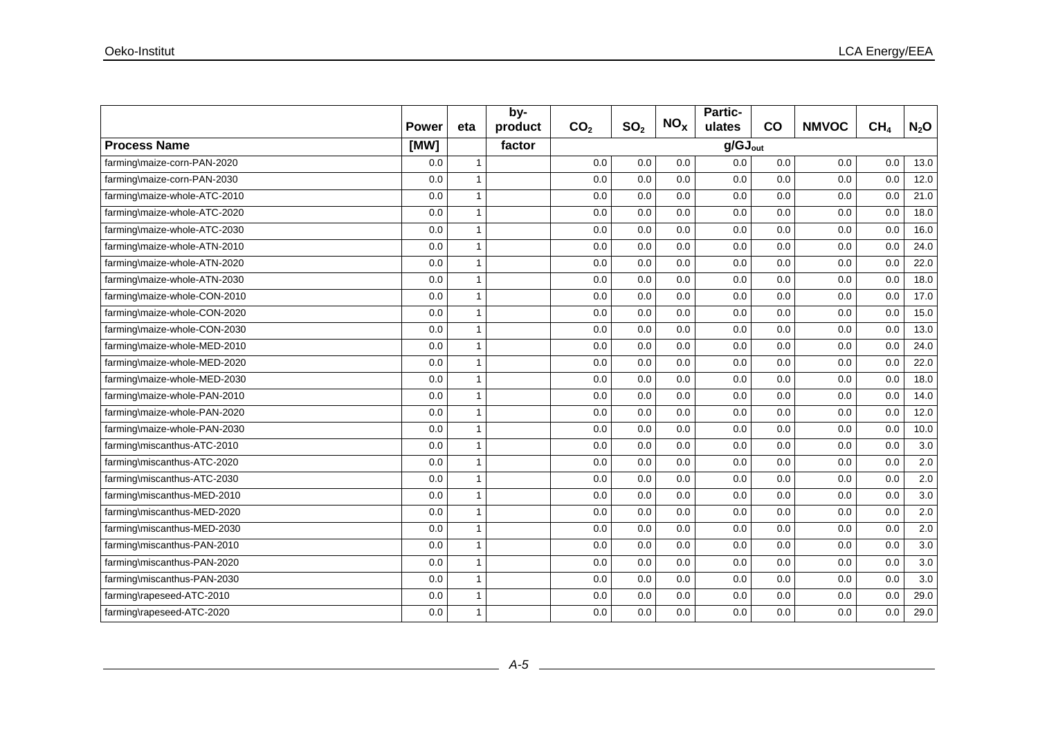| | Power | eta | by-product | $CO_2$ | $SO_2$ | $NO_X$ | Partic-ulates | CO | NMVOC | $CH_4$ | $N_2O$ |
|---|---|---|---|---|---|---|---|---|---|---|---|
| **Process Name** | **[MW]** | | **factor** | $g/GJ_{out}$ | | | | | | | |
| farming\maize-corn-PAN-2020 | 0.0 | 1 | | 0.0 | 0.0 | 0.0 | 0.0 | 0.0 | 0.0 | 0.0 | 13.0 |
| farming\maize-corn-PAN-2030 | 0.0 | 1 | | 0.0 | 0.0 | 0.0 | 0.0 | 0.0 | 0.0 | 0.0 | 12.0 |
| farming\maize-whole-ATC-2010 | 0.0 | 1 | | 0.0 | 0.0 | 0.0 | 0.0 | 0.0 | 0.0 | 0.0 | 21.0 |
| farming\maize-whole-ATC-2020 | 0.0 | 1 | | 0.0 | 0.0 | 0.0 | 0.0 | 0.0 | 0.0 | 0.0 | 18.0 |
| farming\maize-whole-ATC-2030 | 0.0 | 1 | | 0.0 | 0.0 | 0.0 | 0.0 | 0.0 | 0.0 | 0.0 | 16.0 |
| farming\maize-whole-ATN-2010 | 0.0 | 1 | | 0.0 | 0.0 | 0.0 | 0.0 | 0.0 | 0.0 | 0.0 | 24.0 |
| farming\maize-whole-ATN-2020 | 0.0 | 1 | | 0.0 | 0.0 | 0.0 | 0.0 | 0.0 | 0.0 | 0.0 | 22.0 |
| farming\maize-whole-ATN-2030 | 0.0 | 1 | | 0.0 | 0.0 | 0.0 | 0.0 | 0.0 | 0.0 | 0.0 | 18.0 |
| farming\maize-whole-CON-2010 | 0.0 | 1 | | 0.0 | 0.0 | 0.0 | 0.0 | 0.0 | 0.0 | 0.0 | 17.0 |
| farming\maize-whole-CON-2020 | 0.0 | 1 | | 0.0 | 0.0 | 0.0 | 0.0 | 0.0 | 0.0 | 0.0 | 15.0 |
| farming\maize-whole-CON-2030 | 0.0 | 1 | | 0.0 | 0.0 | 0.0 | 0.0 | 0.0 | 0.0 | 0.0 | 13.0 |
| farming\maize-whole-MED-2010 | 0.0 | 1 | | 0.0 | 0.0 | 0.0 | 0.0 | 0.0 | 0.0 | 0.0 | 24.0 |
| farming\maize-whole-MED-2020 | 0.0 | 1 | | 0.0 | 0.0 | 0.0 | 0.0 | 0.0 | 0.0 | 0.0 | 22.0 |
| farming\maize-whole-MED-2030 | 0.0 | 1 | | 0.0 | 0.0 | 0.0 | 0.0 | 0.0 | 0.0 | 0.0 | 18.0 |
| farming\maize-whole-PAN-2010 | 0.0 | 1 | | 0.0 | 0.0 | 0.0 | 0.0 | 0.0 | 0.0 | 0.0 | 14.0 |
| farming\maize-whole-PAN-2020 | 0.0 | 1 | | 0.0 | 0.0 | 0.0 | 0.0 | 0.0 | 0.0 | 0.0 | 12.0 |
| farming\maize-whole-PAN-2030 | 0.0 | 1 | | 0.0 | 0.0 | 0.0 | 0.0 | 0.0 | 0.0 | 0.0 | 10.0 |
| farming\miscanthus-ATC-2010 | 0.0 | 1 | | 0.0 | 0.0 | 0.0 | 0.0 | 0.0 | 0.0 | 0.0 | 3.0 |
| farming\miscanthus-ATC-2020 | 0.0 | 1 | | 0.0 | 0.0 | 0.0 | 0.0 | 0.0 | 0.0 | 0.0 | 2.0 |
| farming\miscanthus-ATC-2030 | 0.0 | 1 | | 0.0 | 0.0 | 0.0 | 0.0 | 0.0 | 0.0 | 0.0 | 2.0 |
| farming\miscanthus-MED-2010 | 0.0 | 1 | | 0.0 | 0.0 | 0.0 | 0.0 | 0.0 | 0.0 | 0.0 | 3.0 |
| farming\miscanthus-MED-2020 | 0.0 | 1 | | 0.0 | 0.0 | 0.0 | 0.0 | 0.0 | 0.0 | 0.0 | 2.0 |
| farming\miscanthus-MED-2030 | 0.0 | 1 | | 0.0 | 0.0 | 0.0 | 0.0 | 0.0 | 0.0 | 0.0 | 2.0 |
| farming\miscanthus-PAN-2010 | 0.0 | 1 | | 0.0 | 0.0 | 0.0 | 0.0 | 0.0 | 0.0 | 0.0 | 3.0 |
| farming\miscanthus-PAN-2020 | 0.0 | 1 | | 0.0 | 0.0 | 0.0 | 0.0 | 0.0 | 0.0 | 0.0 | 3.0 |
| farming\miscanthus-PAN-2030 | 0.0 | 1 | | 0.0 | 0.0 | 0.0 | 0.0 | 0.0 | 0.0 | 0.0 | 3.0 |
| farming\rapeseed-ATC-2010 | 0.0 | 1 | | 0.0 | 0.0 | 0.0 | 0.0 | 0.0 | 0.0 | 0.0 | 29.0 |
| farming\rapeseed-ATC-2020 | 0.0 | 1 | | 0.0 | 0.0 | 0.0 | 0.0 | 0.0 | 0.0 | 0.0 | 29.0 |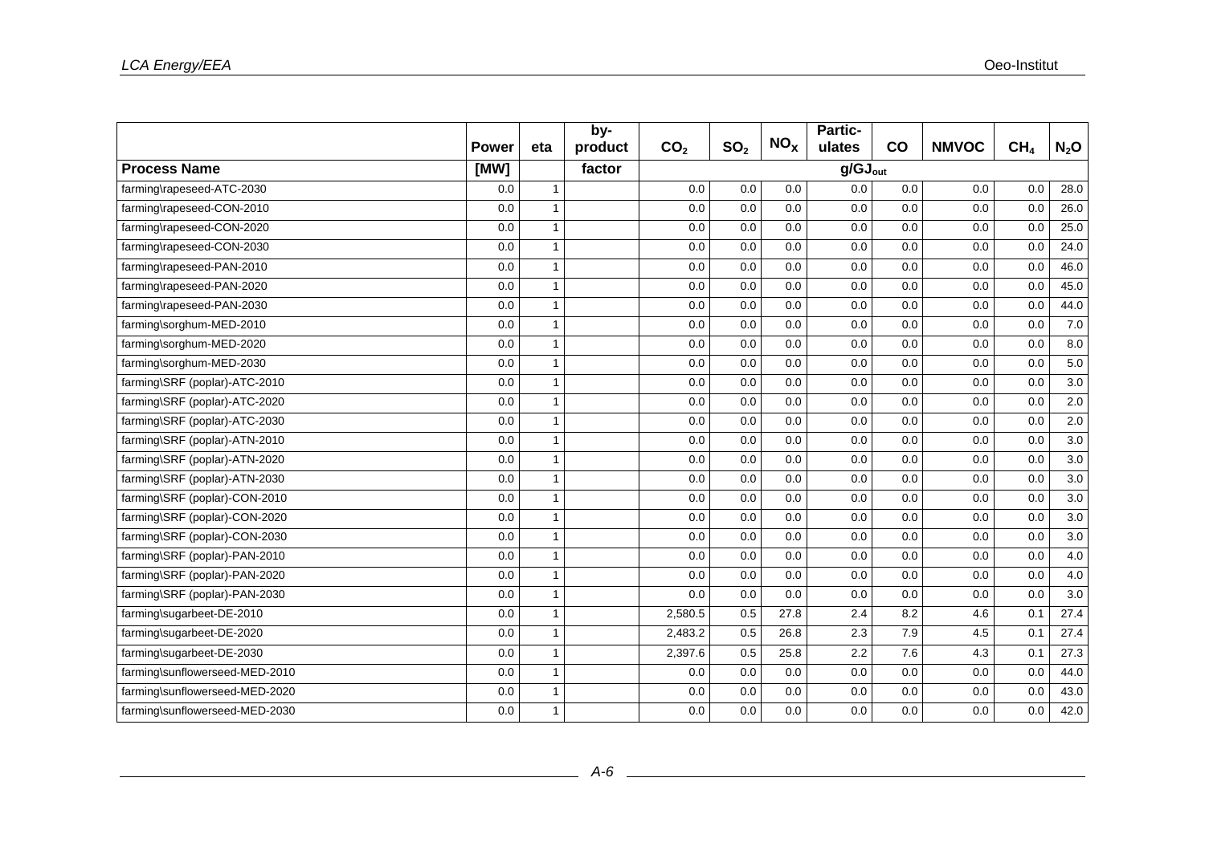| | Power | eta | by-product | $CO_2$ | $SO_2$ | $NO_X$ | Partic-ulates | CO | NMVOC | $CH_4$ | $N_2O$ |
|---|---|---|---|---|---|---|---|---|---|---|---|
| **Process Name** | **[MW]** | | **factor** | $g/GJ_{out}$ | | | | | | | |
| farming\rapeseed-ATC-2030 | 0.0 | 1 | | 0.0 | 0.0 | 0.0 | 0.0 | 0.0 | 0.0 | 0.0 | 28.0 |
| farming\rapeseed-CON-2010 | 0.0 | 1 | | 0.0 | 0.0 | 0.0 | 0.0 | 0.0 | 0.0 | 0.0 | 26.0 |
| farming\rapeseed-CON-2020 | 0.0 | 1 | | 0.0 | 0.0 | 0.0 | 0.0 | 0.0 | 0.0 | 0.0 | 25.0 |
| farming\rapeseed-CON-2030 | 0.0 | 1 | | 0.0 | 0.0 | 0.0 | 0.0 | 0.0 | 0.0 | 0.0 | 24.0 |
| farming\rapeseed-PAN-2010 | 0.0 | 1 | | 0.0 | 0.0 | 0.0 | 0.0 | 0.0 | 0.0 | 0.0 | 46.0 |
| farming\rapeseed-PAN-2020 | 0.0 | 1 | | 0.0 | 0.0 | 0.0 | 0.0 | 0.0 | 0.0 | 0.0 | 45.0 |
| farming\rapeseed-PAN-2030 | 0.0 | 1 | | 0.0 | 0.0 | 0.0 | 0.0 | 0.0 | 0.0 | 0.0 | 44.0 |
| farming\sorghum-MED-2010 | 0.0 | 1 | | 0.0 | 0.0 | 0.0 | 0.0 | 0.0 | 0.0 | 0.0 | 7.0 |
| farming\sorghum-MED-2020 | 0.0 | 1 | | 0.0 | 0.0 | 0.0 | 0.0 | 0.0 | 0.0 | 0.0 | 8.0 |
| farming\sorghum-MED-2030 | 0.0 | 1 | | 0.0 | 0.0 | 0.0 | 0.0 | 0.0 | 0.0 | 0.0 | 5.0 |
| farming\SRF (poplar)-ATC-2010 | 0.0 | 1 | | 0.0 | 0.0 | 0.0 | 0.0 | 0.0 | 0.0 | 0.0 | 3.0 |
| farming\SRF (poplar)-ATC-2020 | 0.0 | 1 | | 0.0 | 0.0 | 0.0 | 0.0 | 0.0 | 0.0 | 0.0 | 2.0 |
| farming\SRF (poplar)-ATC-2030 | 0.0 | 1 | | 0.0 | 0.0 | 0.0 | 0.0 | 0.0 | 0.0 | 0.0 | 2.0 |
| farming\SRF (poplar)-ATN-2010 | 0.0 | 1 | | 0.0 | 0.0 | 0.0 | 0.0 | 0.0 | 0.0 | 0.0 | 3.0 |
| farming\SRF (poplar)-ATN-2020 | 0.0 | 1 | | 0.0 | 0.0 | 0.0 | 0.0 | 0.0 | 0.0 | 0.0 | 3.0 |
| farming\SRF (poplar)-ATN-2030 | 0.0 | 1 | | 0.0 | 0.0 | 0.0 | 0.0 | 0.0 | 0.0 | 0.0 | 3.0 |
| farming\SRF (poplar)-CON-2010 | 0.0 | 1 | | 0.0 | 0.0 | 0.0 | 0.0 | 0.0 | 0.0 | 0.0 | 3.0 |
| farming\SRF (poplar)-CON-2020 | 0.0 | 1 | | 0.0 | 0.0 | 0.0 | 0.0 | 0.0 | 0.0 | 0.0 | 3.0 |
| farming\SRF (poplar)-CON-2030 | 0.0 | 1 | | 0.0 | 0.0 | 0.0 | 0.0 | 0.0 | 0.0 | 0.0 | 3.0 |
| farming\SRF (poplar)-PAN-2010 | 0.0 | 1 | | 0.0 | 0.0 | 0.0 | 0.0 | 0.0 | 0.0 | 0.0 | 4.0 |
| farming\SRF (poplar)-PAN-2020 | 0.0 | 1 | | 0.0 | 0.0 | 0.0 | 0.0 | 0.0 | 0.0 | 0.0 | 4.0 |
| farming\SRF (poplar)-PAN-2030 | 0.0 | 1 | | 0.0 | 0.0 | 0.0 | 0.0 | 0.0 | 0.0 | 0.0 | 3.0 |
| farming\sugarbeet-DE-2010 | 0.0 | 1 | | 2,580.5 | 0.5 | 27.8 | 2.4 | 8.2 | 4.6 | 0.1 | 27.4 |
| farming\sugarbeet-DE-2020 | 0.0 | 1 | | 2,483.2 | 0.5 | 26.8 | 2.3 | 7.9 | 4.5 | 0.1 | 27.4 |
| farming\sugarbeet-DE-2030 | 0.0 | 1 | | 2,397.6 | 0.5 | 25.8 | 2.2 | 7.6 | 4.3 | 0.1 | 27.3 |
| farming\sunflowerseed-MED-2010 | 0.0 | 1 | | 0.0 | 0.0 | 0.0 | 0.0 | 0.0 | 0.0 | 0.0 | 44.0 |
| farming\sunflowerseed-MED-2020 | 0.0 | 1 | | 0.0 | 0.0 | 0.0 | 0.0 | 0.0 | 0.0 | 0.0 | 43.0 |
| farming\sunflowerseed-MED-2030 | 0.0 | 1 | | 0.0 | 0.0 | 0.0 | 0.0 | 0.0 | 0.0 | 0.0 | 42.0 |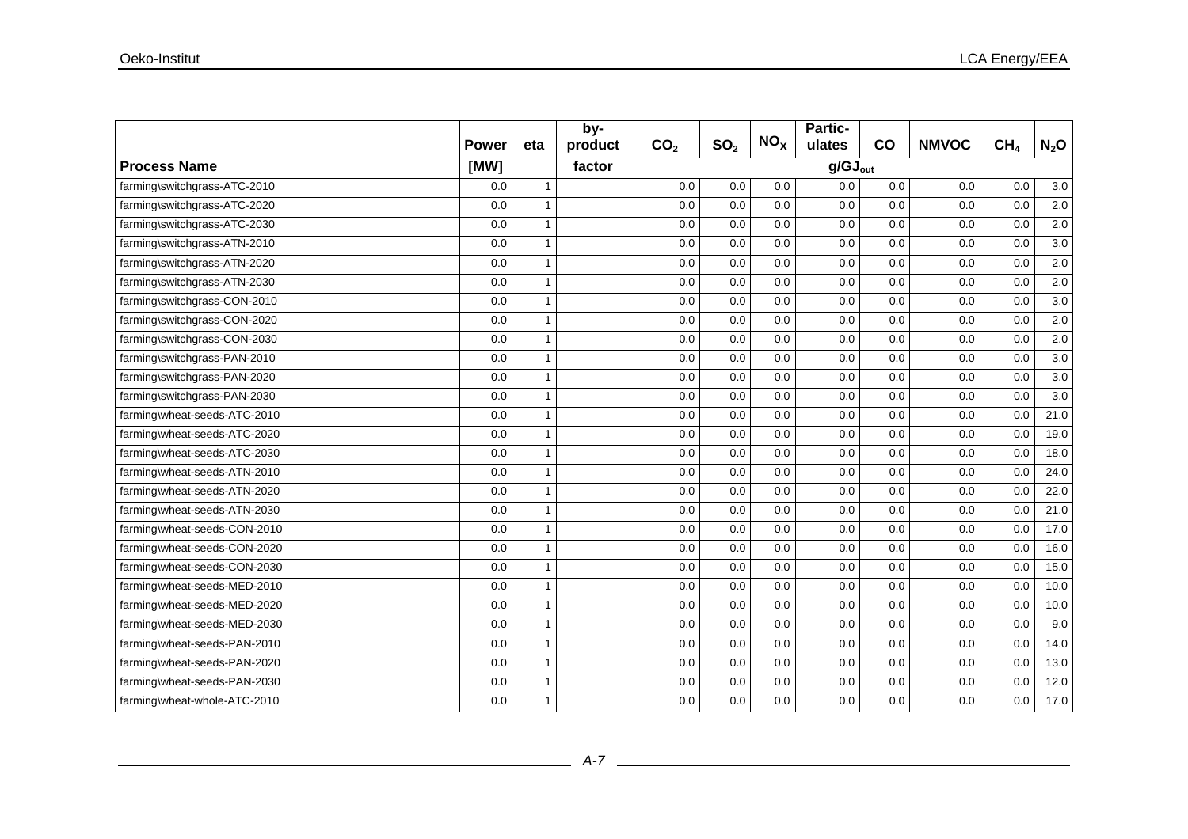| | Power | eta | by-product | $CO_2$ | $SO_2$ | $NO_x$ | Partic-ulates | CO | NMVOC | $CH_4$ | $N_2O$ |
|---|---|---|---|---|---|---|---|---|---|---|---|
| **Process Name** | **[MW]** | | **factor** | | | | $g/GJ_{out}$ | | | | |
| farming\switchgrass-ATC-2010 | 0.0 | 1 | | 0.0 | 0.0 | 0.0 | 0.0 | 0.0 | 0.0 | 0.0 | 3.0 |
| farming\switchgrass-ATC-2020 | 0.0 | 1 | | 0.0 | 0.0 | 0.0 | 0.0 | 0.0 | 0.0 | 0.0 | 2.0 |
| farming\switchgrass-ATC-2030 | 0.0 | 1 | | 0.0 | 0.0 | 0.0 | 0.0 | 0.0 | 0.0 | 0.0 | 2.0 |
| farming\switchgrass-ATN-2010 | 0.0 | 1 | | 0.0 | 0.0 | 0.0 | 0.0 | 0.0 | 0.0 | 0.0 | 3.0 |
| farming\switchgrass-ATN-2020 | 0.0 | 1 | | 0.0 | 0.0 | 0.0 | 0.0 | 0.0 | 0.0 | 0.0 | 2.0 |
| farming\switchgrass-ATN-2030 | 0.0 | 1 | | 0.0 | 0.0 | 0.0 | 0.0 | 0.0 | 0.0 | 0.0 | 2.0 |
| farming\switchgrass-CON-2010 | 0.0 | 1 | | 0.0 | 0.0 | 0.0 | 0.0 | 0.0 | 0.0 | 0.0 | 3.0 |
| farming\switchgrass-CON-2020 | 0.0 | 1 | | 0.0 | 0.0 | 0.0 | 0.0 | 0.0 | 0.0 | 0.0 | 2.0 |
| farming\switchgrass-CON-2030 | 0.0 | 1 | | 0.0 | 0.0 | 0.0 | 0.0 | 0.0 | 0.0 | 0.0 | 2.0 |
| farming\switchgrass-PAN-2010 | 0.0 | 1 | | 0.0 | 0.0 | 0.0 | 0.0 | 0.0 | 0.0 | 0.0 | 3.0 |
| farming\switchgrass-PAN-2020 | 0.0 | 1 | | 0.0 | 0.0 | 0.0 | 0.0 | 0.0 | 0.0 | 0.0 | 3.0 |
| farming\switchgrass-PAN-2030 | 0.0 | 1 | | 0.0 | 0.0 | 0.0 | 0.0 | 0.0 | 0.0 | 0.0 | 3.0 |
| farming\wheat-seeds-ATC-2010 | 0.0 | 1 | | 0.0 | 0.0 | 0.0 | 0.0 | 0.0 | 0.0 | 0.0 | 21.0 |
| farming\wheat-seeds-ATC-2020 | 0.0 | 1 | | 0.0 | 0.0 | 0.0 | 0.0 | 0.0 | 0.0 | 0.0 | 19.0 |
| farming\wheat-seeds-ATC-2030 | 0.0 | 1 | | 0.0 | 0.0 | 0.0 | 0.0 | 0.0 | 0.0 | 0.0 | 18.0 |
| farming\wheat-seeds-ATN-2010 | 0.0 | 1 | | 0.0 | 0.0 | 0.0 | 0.0 | 0.0 | 0.0 | 0.0 | 24.0 |
| farming\wheat-seeds-ATN-2020 | 0.0 | 1 | | 0.0 | 0.0 | 0.0 | 0.0 | 0.0 | 0.0 | 0.0 | 22.0 |
| farming\wheat-seeds-ATN-2030 | 0.0 | 1 | | 0.0 | 0.0 | 0.0 | 0.0 | 0.0 | 0.0 | 0.0 | 21.0 |
| farming\wheat-seeds-CON-2010 | 0.0 | 1 | | 0.0 | 0.0 | 0.0 | 0.0 | 0.0 | 0.0 | 0.0 | 17.0 |
| farming\wheat-seeds-CON-2020 | 0.0 | 1 | | 0.0 | 0.0 | 0.0 | 0.0 | 0.0 | 0.0 | 0.0 | 16.0 |
| farming\wheat-seeds-CON-2030 | 0.0 | 1 | | 0.0 | 0.0 | 0.0 | 0.0 | 0.0 | 0.0 | 0.0 | 15.0 |
| farming\wheat-seeds-MED-2010 | 0.0 | 1 | | 0.0 | 0.0 | 0.0 | 0.0 | 0.0 | 0.0 | 0.0 | 10.0 |
| farming\wheat-seeds-MED-2020 | 0.0 | 1 | | 0.0 | 0.0 | 0.0 | 0.0 | 0.0 | 0.0 | 0.0 | 10.0 |
| farming\wheat-seeds-MED-2030 | 0.0 | 1 | | 0.0 | 0.0 | 0.0 | 0.0 | 0.0 | 0.0 | 0.0 | 9.0 |
| farming\wheat-seeds-PAN-2010 | 0.0 | 1 | | 0.0 | 0.0 | 0.0 | 0.0 | 0.0 | 0.0 | 0.0 | 14.0 |
| farming\wheat-seeds-PAN-2020 | 0.0 | 1 | | 0.0 | 0.0 | 0.0 | 0.0 | 0.0 | 0.0 | 0.0 | 13.0 |
| farming\wheat-seeds-PAN-2030 | 0.0 | 1 | | 0.0 | 0.0 | 0.0 | 0.0 | 0.0 | 0.0 | 0.0 | 12.0 |
| farming\wheat-whole-ATC-2010 | 0.0 | 1 | | 0.0 | 0.0 | 0.0 | 0.0 | 0.0 | 0.0 | 0.0 | 17.0 |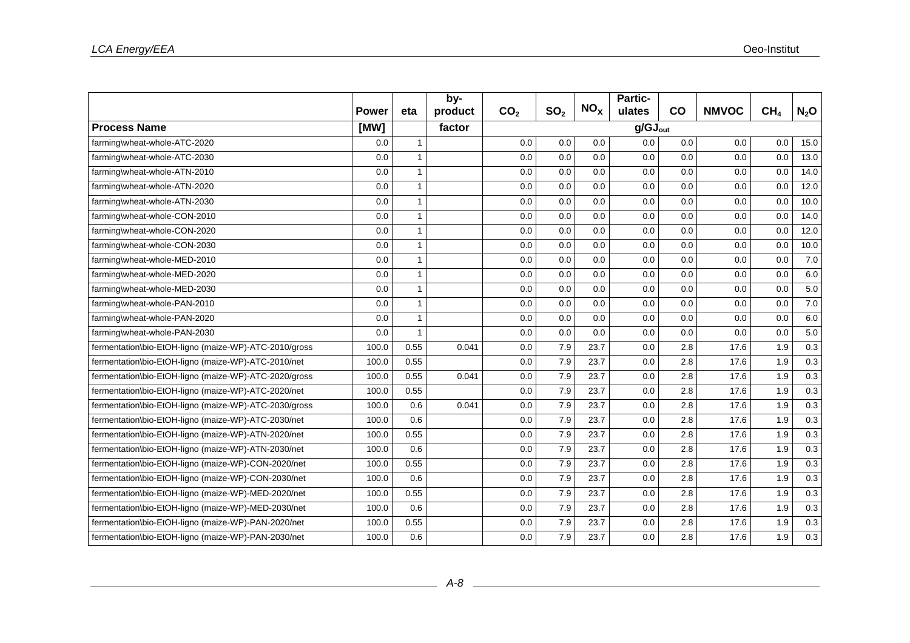|  | Power | eta | by-product | $CO_2$ | $SO_2$ | $NO_X$ | Partic-ulates | CO | NMVOC | $CH_4$ | $N_2O$ |
|---|---|---|---|---|---|---|---|---|---|---|---|
| **Process Name** | **[MW]** |  | **factor** | $g/GJ_{out}$ |  |  |  |  |  |  |  |
| farming\wheat-whole-ATC-2020 | 0.0 | 1 |  | 0.0 | 0.0 | 0.0 | 0.0 | 0.0 | 0.0 | 0.0 | 15.0 |
| farming\wheat-whole-ATC-2030 | 0.0 | 1 |  | 0.0 | 0.0 | 0.0 | 0.0 | 0.0 | 0.0 | 0.0 | 13.0 |
| farming\wheat-whole-ATN-2010 | 0.0 | 1 |  | 0.0 | 0.0 | 0.0 | 0.0 | 0.0 | 0.0 | 0.0 | 14.0 |
| farming\wheat-whole-ATN-2020 | 0.0 | 1 |  | 0.0 | 0.0 | 0.0 | 0.0 | 0.0 | 0.0 | 0.0 | 12.0 |
| farming\wheat-whole-ATN-2030 | 0.0 | 1 |  | 0.0 | 0.0 | 0.0 | 0.0 | 0.0 | 0.0 | 0.0 | 10.0 |
| farming\wheat-whole-CON-2010 | 0.0 | 1 |  | 0.0 | 0.0 | 0.0 | 0.0 | 0.0 | 0.0 | 0.0 | 14.0 |
| farming\wheat-whole-CON-2020 | 0.0 | 1 |  | 0.0 | 0.0 | 0.0 | 0.0 | 0.0 | 0.0 | 0.0 | 12.0 |
| farming\wheat-whole-CON-2030 | 0.0 | 1 |  | 0.0 | 0.0 | 0.0 | 0.0 | 0.0 | 0.0 | 0.0 | 10.0 |
| farming\wheat-whole-MED-2010 | 0.0 | 1 |  | 0.0 | 0.0 | 0.0 | 0.0 | 0.0 | 0.0 | 0.0 | 7.0 |
| farming\wheat-whole-MED-2020 | 0.0 | 1 |  | 0.0 | 0.0 | 0.0 | 0.0 | 0.0 | 0.0 | 0.0 | 6.0 |
| farming\wheat-whole-MED-2030 | 0.0 | 1 |  | 0.0 | 0.0 | 0.0 | 0.0 | 0.0 | 0.0 | 0.0 | 5.0 |
| farming\wheat-whole-PAN-2010 | 0.0 | 1 |  | 0.0 | 0.0 | 0.0 | 0.0 | 0.0 | 0.0 | 0.0 | 7.0 |
| farming\wheat-whole-PAN-2020 | 0.0 | 1 |  | 0.0 | 0.0 | 0.0 | 0.0 | 0.0 | 0.0 | 0.0 | 6.0 |
| farming\wheat-whole-PAN-2030 | 0.0 | 1 |  | 0.0 | 0.0 | 0.0 | 0.0 | 0.0 | 0.0 | 0.0 | 5.0 |
| fermentation\bio-EtOH-ligno (maize-WP)-ATC-2010/gross | 100.0 | 0.55 | 0.041 | 0.0 | 7.9 | 23.7 | 0.0 | 2.8 | 17.6 | 1.9 | 0.3 |
| fermentation\bio-EtOH-ligno (maize-WP)-ATC-2010/net | 100.0 | 0.55 |  | 0.0 | 7.9 | 23.7 | 0.0 | 2.8 | 17.6 | 1.9 | 0.3 |
| fermentation\bio-EtOH-ligno (maize-WP)-ATC-2020/gross | 100.0 | 0.55 | 0.041 | 0.0 | 7.9 | 23.7 | 0.0 | 2.8 | 17.6 | 1.9 | 0.3 |
| fermentation\bio-EtOH-ligno (maize-WP)-ATC-2020/net | 100.0 | 0.55 |  | 0.0 | 7.9 | 23.7 | 0.0 | 2.8 | 17.6 | 1.9 | 0.3 |
| fermentation\bio-EtOH-ligno (maize-WP)-ATC-2030/gross | 100.0 | 0.6 | 0.041 | 0.0 | 7.9 | 23.7 | 0.0 | 2.8 | 17.6 | 1.9 | 0.3 |
| fermentation\bio-EtOH-ligno (maize-WP)-ATC-2030/net | 100.0 | 0.6 |  | 0.0 | 7.9 | 23.7 | 0.0 | 2.8 | 17.6 | 1.9 | 0.3 |
| fermentation\bio-EtOH-ligno (maize-WP)-ATN-2020/net | 100.0 | 0.55 |  | 0.0 | 7.9 | 23.7 | 0.0 | 2.8 | 17.6 | 1.9 | 0.3 |
| fermentation\bio-EtOH-ligno (maize-WP)-ATN-2030/net | 100.0 | 0.6 |  | 0.0 | 7.9 | 23.7 | 0.0 | 2.8 | 17.6 | 1.9 | 0.3 |
| fermentation\bio-EtOH-ligno (maize-WP)-CON-2020/net | 100.0 | 0.55 |  | 0.0 | 7.9 | 23.7 | 0.0 | 2.8 | 17.6 | 1.9 | 0.3 |
| fermentation\bio-EtOH-ligno (maize-WP)-CON-2030/net | 100.0 | 0.6 |  | 0.0 | 7.9 | 23.7 | 0.0 | 2.8 | 17.6 | 1.9 | 0.3 |
| fermentation\bio-EtOH-ligno (maize-WP)-MED-2020/net | 100.0 | 0.55 |  | 0.0 | 7.9 | 23.7 | 0.0 | 2.8 | 17.6 | 1.9 | 0.3 |
| fermentation\bio-EtOH-ligno (maize-WP)-MED-2030/net | 100.0 | 0.6 |  | 0.0 | 7.9 | 23.7 | 0.0 | 2.8 | 17.6 | 1.9 | 0.3 |
| fermentation\bio-EtOH-ligno (maize-WP)-PAN-2020/net | 100.0 | 0.55 |  | 0.0 | 7.9 | 23.7 | 0.0 | 2.8 | 17.6 | 1.9 | 0.3 |
| fermentation\bio-EtOH-ligno (maize-WP)-PAN-2030/net | 100.0 | 0.6 |  | 0.0 | 7.9 | 23.7 | 0.0 | 2.8 | 17.6 | 1.9 | 0.3 |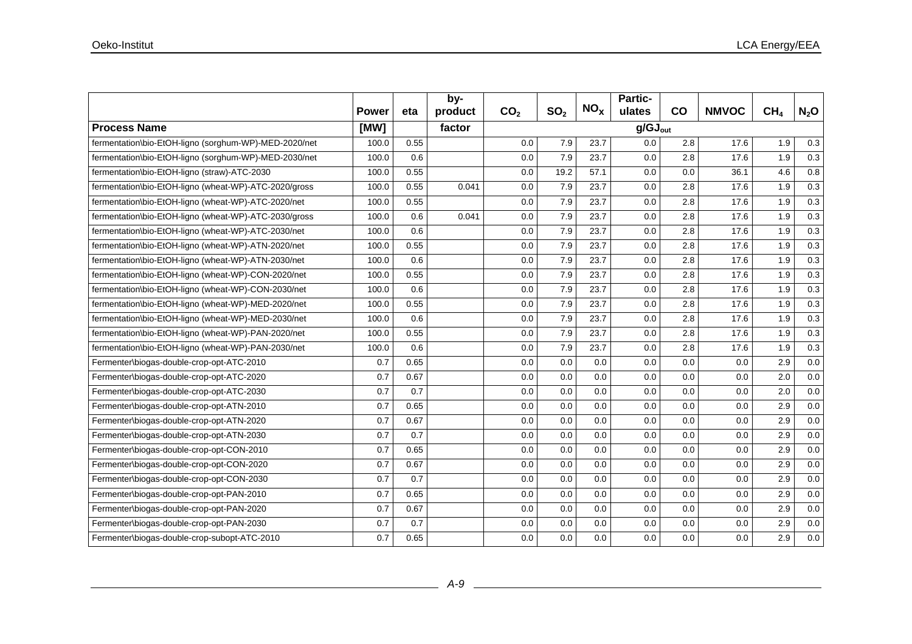| | Power | eta | by-product | $CO_2$ | $SO_2$ | $NO_X$ | Partic-ulates | CO | NMVOC | $CH_4$ | $N_2O$ |
|---|---|---|---|---|---|---|---|---|---|---|---|
| **Process Name** | **[MW]** | | **factor** | $g/GJ_{out}$ | | | | | | | |
| fermentation\bio-EtOH-ligno (sorghum-WP)-MED-2020/net | 100.0 | 0.55 | | 0.0 | 7.9 | 23.7 | 0.0 | 2.8 | 17.6 | 1.9 | 0.3 |
| fermentation\bio-EtOH-ligno (sorghum-WP)-MED-2030/net | 100.0 | 0.6 | | 0.0 | 7.9 | 23.7 | 0.0 | 2.8 | 17.6 | 1.9 | 0.3 |
| fermentation\bio-EtOH-ligno (straw)-ATC-2030 | 100.0 | 0.55 | | 0.0 | 19.2 | 57.1 | 0.0 | 0.0 | 36.1 | 4.6 | 0.8 |
| fermentation\bio-EtOH-ligno (wheat-WP)-ATC-2020/gross | 100.0 | 0.55 | 0.041 | 0.0 | 7.9 | 23.7 | 0.0 | 2.8 | 17.6 | 1.9 | 0.3 |
| fermentation\bio-EtOH-ligno (wheat-WP)-ATC-2020/net | 100.0 | 0.55 | | 0.0 | 7.9 | 23.7 | 0.0 | 2.8 | 17.6 | 1.9 | 0.3 |
| fermentation\bio-EtOH-ligno (wheat-WP)-ATC-2030/gross | 100.0 | 0.6 | 0.041 | 0.0 | 7.9 | 23.7 | 0.0 | 2.8 | 17.6 | 1.9 | 0.3 |
| fermentation\bio-EtOH-ligno (wheat-WP)-ATC-2030/net | 100.0 | 0.6 | | 0.0 | 7.9 | 23.7 | 0.0 | 2.8 | 17.6 | 1.9 | 0.3 |
| fermentation\bio-EtOH-ligno (wheat-WP)-ATN-2020/net | 100.0 | 0.55 | | 0.0 | 7.9 | 23.7 | 0.0 | 2.8 | 17.6 | 1.9 | 0.3 |
| fermentation\bio-EtOH-ligno (wheat-WP)-ATN-2030/net | 100.0 | 0.6 | | 0.0 | 7.9 | 23.7 | 0.0 | 2.8 | 17.6 | 1.9 | 0.3 |
| fermentation\bio-EtOH-ligno (wheat-WP)-CON-2020/net | 100.0 | 0.55 | | 0.0 | 7.9 | 23.7 | 0.0 | 2.8 | 17.6 | 1.9 | 0.3 |
| fermentation\bio-EtOH-ligno (wheat-WP)-CON-2030/net | 100.0 | 0.6 | | 0.0 | 7.9 | 23.7 | 0.0 | 2.8 | 17.6 | 1.9 | 0.3 |
| fermentation\bio-EtOH-ligno (wheat-WP)-MED-2020/net | 100.0 | 0.55 | | 0.0 | 7.9 | 23.7 | 0.0 | 2.8 | 17.6 | 1.9 | 0.3 |
| fermentation\bio-EtOH-ligno (wheat-WP)-MED-2030/net | 100.0 | 0.6 | | 0.0 | 7.9 | 23.7 | 0.0 | 2.8 | 17.6 | 1.9 | 0.3 |
| fermentation\bio-EtOH-ligno (wheat-WP)-PAN-2020/net | 100.0 | 0.55 | | 0.0 | 7.9 | 23.7 | 0.0 | 2.8 | 17.6 | 1.9 | 0.3 |
| fermentation\bio-EtOH-ligno (wheat-WP)-PAN-2030/net | 100.0 | 0.6 | | 0.0 | 7.9 | 23.7 | 0.0 | 2.8 | 17.6 | 1.9 | 0.3 |
| Fermenter\biogas-double-crop-opt-ATC-2010 | 0.7 | 0.65 | | 0.0 | 0.0 | 0.0 | 0.0 | 0.0 | 0.0 | 2.9 | 0.0 |
| Fermenter\biogas-double-crop-opt-ATC-2020 | 0.7 | 0.67 | | 0.0 | 0.0 | 0.0 | 0.0 | 0.0 | 0.0 | 2.0 | 0.0 |
| Fermenter\biogas-double-crop-opt-ATC-2030 | 0.7 | 0.7 | | 0.0 | 0.0 | 0.0 | 0.0 | 0.0 | 0.0 | 2.0 | 0.0 |
| Fermenter\biogas-double-crop-opt-ATN-2010 | 0.7 | 0.65 | | 0.0 | 0.0 | 0.0 | 0.0 | 0.0 | 0.0 | 2.9 | 0.0 |
| Fermenter\biogas-double-crop-opt-ATN-2020 | 0.7 | 0.67 | | 0.0 | 0.0 | 0.0 | 0.0 | 0.0 | 0.0 | 2.9 | 0.0 |
| Fermenter\biogas-double-crop-opt-ATN-2030 | 0.7 | 0.7 | | 0.0 | 0.0 | 0.0 | 0.0 | 0.0 | 0.0 | 2.9 | 0.0 |
| Fermenter\biogas-double-crop-opt-CON-2010 | 0.7 | 0.65 | | 0.0 | 0.0 | 0.0 | 0.0 | 0.0 | 0.0 | 2.9 | 0.0 |
| Fermenter\biogas-double-crop-opt-CON-2020 | 0.7 | 0.67 | | 0.0 | 0.0 | 0.0 | 0.0 | 0.0 | 0.0 | 2.9 | 0.0 |
| Fermenter\biogas-double-crop-opt-CON-2030 | 0.7 | 0.7 | | 0.0 | 0.0 | 0.0 | 0.0 | 0.0 | 0.0 | 2.9 | 0.0 |
| Fermenter\biogas-double-crop-opt-PAN-2010 | 0.7 | 0.65 | | 0.0 | 0.0 | 0.0 | 0.0 | 0.0 | 0.0 | 2.9 | 0.0 |
| Fermenter\biogas-double-crop-opt-PAN-2020 | 0.7 | 0.67 | | 0.0 | 0.0 | 0.0 | 0.0 | 0.0 | 0.0 | 2.9 | 0.0 |
| Fermenter\biogas-double-crop-opt-PAN-2030 | 0.7 | 0.7 | | 0.0 | 0.0 | 0.0 | 0.0 | 0.0 | 0.0 | 2.9 | 0.0 |
| Fermenter\biogas-double-crop-subopt-ATC-2010 | 0.7 | 0.65 | | 0.0 | 0.0 | 0.0 | 0.0 | 0.0 | 0.0 | 2.9 | 0.0 |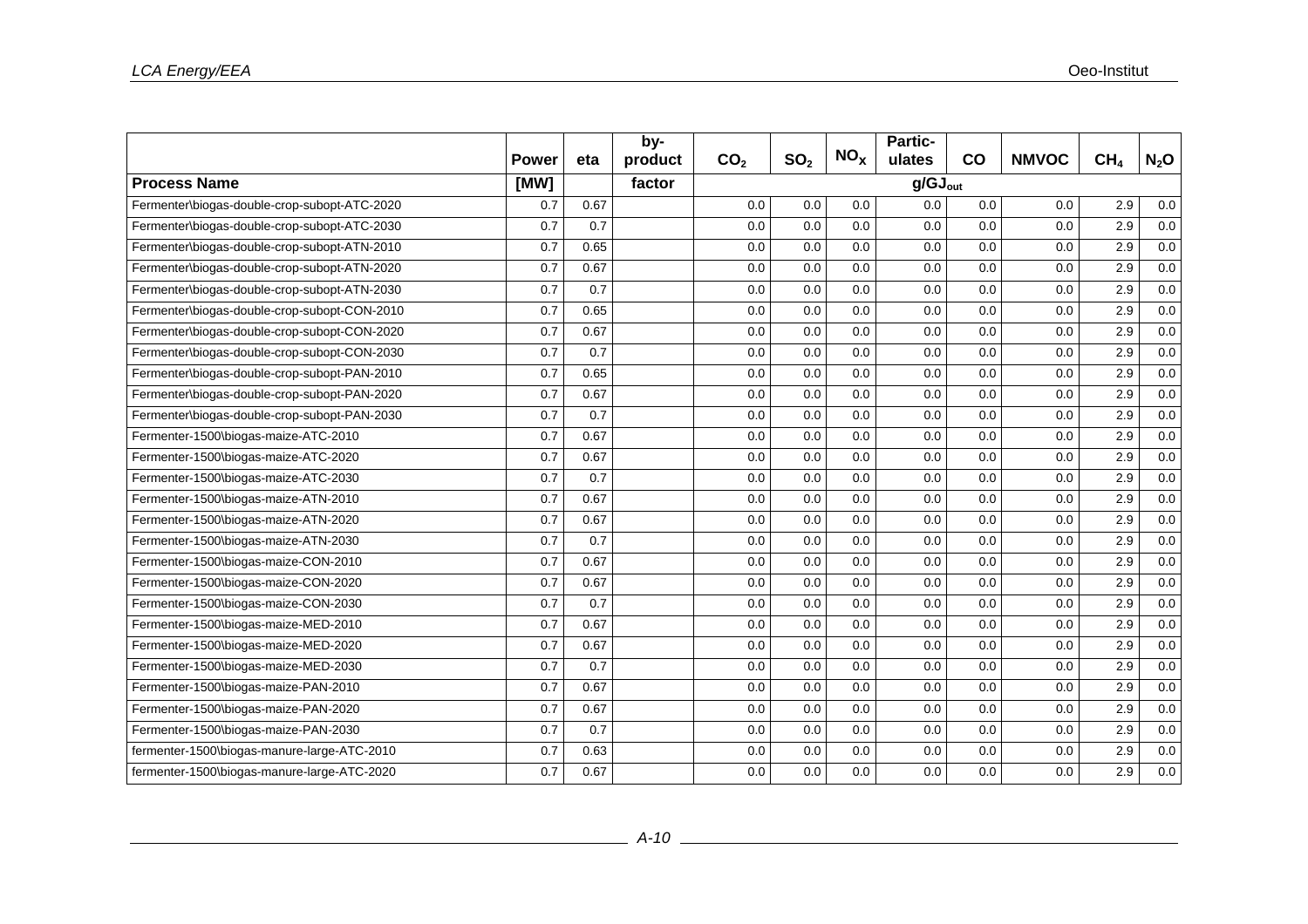| | Power | eta | by-product | $CO_2$ | $SO_2$ | $NO_X$ | Partic-ulates | CO | NMVOC | $CH_4$ | $N_2O$ |
|---|---|---|---|---|---|---|---|---|---|---|---|
| **Process Name** | **[MW]** | | **factor** | | | | $g/GJ_{out}$ | | | | |
| Fermenter\biogas-double-crop-subopt-ATC-2020 | 0.7 | 0.67 | | 0.0 | 0.0 | 0.0 | 0.0 | 0.0 | 0.0 | 2.9 | 0.0 |
| Fermenter\biogas-double-crop-subopt-ATC-2030 | 0.7 | 0.7 | | 0.0 | 0.0 | 0.0 | 0.0 | 0.0 | 0.0 | 2.9 | 0.0 |
| Fermenter\biogas-double-crop-subopt-ATN-2010 | 0.7 | 0.65 | | 0.0 | 0.0 | 0.0 | 0.0 | 0.0 | 0.0 | 2.9 | 0.0 |
| Fermenter\biogas-double-crop-subopt-ATN-2020 | 0.7 | 0.67 | | 0.0 | 0.0 | 0.0 | 0.0 | 0.0 | 0.0 | 2.9 | 0.0 |
| Fermenter\biogas-double-crop-subopt-ATN-2030 | 0.7 | 0.7 | | 0.0 | 0.0 | 0.0 | 0.0 | 0.0 | 0.0 | 2.9 | 0.0 |
| Fermenter\biogas-double-crop-subopt-CON-2010 | 0.7 | 0.65 | | 0.0 | 0.0 | 0.0 | 0.0 | 0.0 | 0.0 | 2.9 | 0.0 |
| Fermenter\biogas-double-crop-subopt-CON-2020 | 0.7 | 0.67 | | 0.0 | 0.0 | 0.0 | 0.0 | 0.0 | 0.0 | 2.9 | 0.0 |
| Fermenter\biogas-double-crop-subopt-CON-2030 | 0.7 | 0.7 | | 0.0 | 0.0 | 0.0 | 0.0 | 0.0 | 0.0 | 2.9 | 0.0 |
| Fermenter\biogas-double-crop-subopt-PAN-2010 | 0.7 | 0.65 | | 0.0 | 0.0 | 0.0 | 0.0 | 0.0 | 0.0 | 2.9 | 0.0 |
| Fermenter\biogas-double-crop-subopt-PAN-2020 | 0.7 | 0.67 | | 0.0 | 0.0 | 0.0 | 0.0 | 0.0 | 0.0 | 2.9 | 0.0 |
| Fermenter\biogas-double-crop-subopt-PAN-2030 | 0.7 | 0.7 | | 0.0 | 0.0 | 0.0 | 0.0 | 0.0 | 0.0 | 2.9 | 0.0 |
| Fermenter-1500\biogas-maize-ATC-2010 | 0.7 | 0.67 | | 0.0 | 0.0 | 0.0 | 0.0 | 0.0 | 0.0 | 2.9 | 0.0 |
| Fermenter-1500\biogas-maize-ATC-2020 | 0.7 | 0.67 | | 0.0 | 0.0 | 0.0 | 0.0 | 0.0 | 0.0 | 2.9 | 0.0 |
| Fermenter-1500\biogas-maize-ATC-2030 | 0.7 | 0.7 | | 0.0 | 0.0 | 0.0 | 0.0 | 0.0 | 0.0 | 2.9 | 0.0 |
| Fermenter-1500\biogas-maize-ATN-2010 | 0.7 | 0.67 | | 0.0 | 0.0 | 0.0 | 0.0 | 0.0 | 0.0 | 2.9 | 0.0 |
| Fermenter-1500\biogas-maize-ATN-2020 | 0.7 | 0.67 | | 0.0 | 0.0 | 0.0 | 0.0 | 0.0 | 0.0 | 2.9 | 0.0 |
| Fermenter-1500\biogas-maize-ATN-2030 | 0.7 | 0.7 | | 0.0 | 0.0 | 0.0 | 0.0 | 0.0 | 0.0 | 2.9 | 0.0 |
| Fermenter-1500\biogas-maize-CON-2010 | 0.7 | 0.67 | | 0.0 | 0.0 | 0.0 | 0.0 | 0.0 | 0.0 | 2.9 | 0.0 |
| Fermenter-1500\biogas-maize-CON-2020 | 0.7 | 0.67 | | 0.0 | 0.0 | 0.0 | 0.0 | 0.0 | 0.0 | 2.9 | 0.0 |
| Fermenter-1500\biogas-maize-CON-2030 | 0.7 | 0.7 | | 0.0 | 0.0 | 0.0 | 0.0 | 0.0 | 0.0 | 2.9 | 0.0 |
| Fermenter-1500\biogas-maize-MED-2010 | 0.7 | 0.67 | | 0.0 | 0.0 | 0.0 | 0.0 | 0.0 | 0.0 | 2.9 | 0.0 |
| Fermenter-1500\biogas-maize-MED-2020 | 0.7 | 0.67 | | 0.0 | 0.0 | 0.0 | 0.0 | 0.0 | 0.0 | 2.9 | 0.0 |
| Fermenter-1500\biogas-maize-MED-2030 | 0.7 | 0.7 | | 0.0 | 0.0 | 0.0 | 0.0 | 0.0 | 0.0 | 2.9 | 0.0 |
| Fermenter-1500\biogas-maize-PAN-2010 | 0.7 | 0.67 | | 0.0 | 0.0 | 0.0 | 0.0 | 0.0 | 0.0 | 2.9 | 0.0 |
| Fermenter-1500\biogas-maize-PAN-2020 | 0.7 | 0.67 | | 0.0 | 0.0 | 0.0 | 0.0 | 0.0 | 0.0 | 2.9 | 0.0 |
| Fermenter-1500\biogas-maize-PAN-2030 | 0.7 | 0.7 | | 0.0 | 0.0 | 0.0 | 0.0 | 0.0 | 0.0 | 2.9 | 0.0 |
| fermenter-1500\biogas-manure-large-ATC-2010 | 0.7 | 0.63 | | 0.0 | 0.0 | 0.0 | 0.0 | 0.0 | 0.0 | 2.9 | 0.0 |
| fermenter-1500\biogas-manure-large-ATC-2020 | 0.7 | 0.67 | | 0.0 | 0.0 | 0.0 | 0.0 | 0.0 | 0.0 | 2.9 | 0.0 |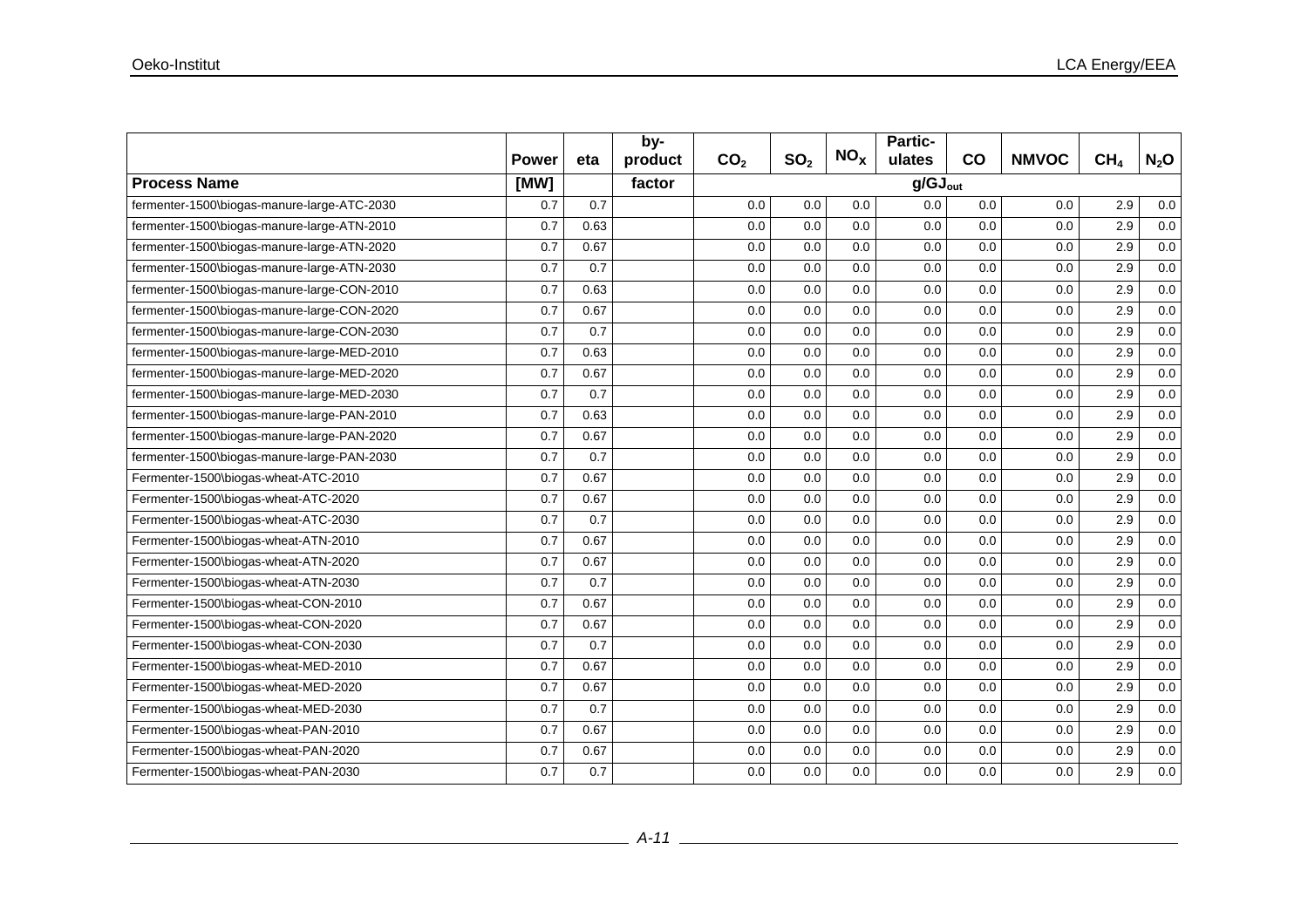| | Power | eta | by-product | $CO_2$ | $SO_2$ | $NO_X$ | Partic-ulates | CO | NMVOC | $CH_4$ | $N_2O$ |
|---|---|---|---|---|---|---|---|---|---|---|---|
| **Process Name** | **[MW]** | | **factor** | | | | $g/GJ_{out}$ | | | | |
| fermenter-1500\biogas-manure-large-ATC-2030 | 0.7 | 0.7 | | 0.0 | 0.0 | 0.0 | 0.0 | 0.0 | 0.0 | 2.9 | 0.0 |
| fermenter-1500\biogas-manure-large-ATN-2010 | 0.7 | 0.63 | | 0.0 | 0.0 | 0.0 | 0.0 | 0.0 | 0.0 | 2.9 | 0.0 |
| fermenter-1500\biogas-manure-large-ATN-2020 | 0.7 | 0.67 | | 0.0 | 0.0 | 0.0 | 0.0 | 0.0 | 0.0 | 2.9 | 0.0 |
| fermenter-1500\biogas-manure-large-ATN-2030 | 0.7 | 0.7 | | 0.0 | 0.0 | 0.0 | 0.0 | 0.0 | 0.0 | 2.9 | 0.0 |
| fermenter-1500\biogas-manure-large-CON-2010 | 0.7 | 0.63 | | 0.0 | 0.0 | 0.0 | 0.0 | 0.0 | 0.0 | 2.9 | 0.0 |
| fermenter-1500\biogas-manure-large-CON-2020 | 0.7 | 0.67 | | 0.0 | 0.0 | 0.0 | 0.0 | 0.0 | 0.0 | 2.9 | 0.0 |
| fermenter-1500\biogas-manure-large-CON-2030 | 0.7 | 0.7 | | 0.0 | 0.0 | 0.0 | 0.0 | 0.0 | 0.0 | 2.9 | 0.0 |
| fermenter-1500\biogas-manure-large-MED-2010 | 0.7 | 0.63 | | 0.0 | 0.0 | 0.0 | 0.0 | 0.0 | 0.0 | 2.9 | 0.0 |
| fermenter-1500\biogas-manure-large-MED-2020 | 0.7 | 0.67 | | 0.0 | 0.0 | 0.0 | 0.0 | 0.0 | 0.0 | 2.9 | 0.0 |
| fermenter-1500\biogas-manure-large-MED-2030 | 0.7 | 0.7 | | 0.0 | 0.0 | 0.0 | 0.0 | 0.0 | 0.0 | 2.9 | 0.0 |
| fermenter-1500\biogas-manure-large-PAN-2010 | 0.7 | 0.63 | | 0.0 | 0.0 | 0.0 | 0.0 | 0.0 | 0.0 | 2.9 | 0.0 |
| fermenter-1500\biogas-manure-large-PAN-2020 | 0.7 | 0.67 | | 0.0 | 0.0 | 0.0 | 0.0 | 0.0 | 0.0 | 2.9 | 0.0 |
| fermenter-1500\biogas-manure-large-PAN-2030 | 0.7 | 0.7 | | 0.0 | 0.0 | 0.0 | 0.0 | 0.0 | 0.0 | 2.9 | 0.0 |
| Fermenter-1500\biogas-wheat-ATC-2010 | 0.7 | 0.67 | | 0.0 | 0.0 | 0.0 | 0.0 | 0.0 | 0.0 | 2.9 | 0.0 |
| Fermenter-1500\biogas-wheat-ATC-2020 | 0.7 | 0.67 | | 0.0 | 0.0 | 0.0 | 0.0 | 0.0 | 0.0 | 2.9 | 0.0 |
| Fermenter-1500\biogas-wheat-ATC-2030 | 0.7 | 0.7 | | 0.0 | 0.0 | 0.0 | 0.0 | 0.0 | 0.0 | 2.9 | 0.0 |
| Fermenter-1500\biogas-wheat-ATN-2010 | 0.7 | 0.67 | | 0.0 | 0.0 | 0.0 | 0.0 | 0.0 | 0.0 | 2.9 | 0.0 |
| Fermenter-1500\biogas-wheat-ATN-2020 | 0.7 | 0.67 | | 0.0 | 0.0 | 0.0 | 0.0 | 0.0 | 0.0 | 2.9 | 0.0 |
| Fermenter-1500\biogas-wheat-ATN-2030 | 0.7 | 0.7 | | 0.0 | 0.0 | 0.0 | 0.0 | 0.0 | 0.0 | 2.9 | 0.0 |
| Fermenter-1500\biogas-wheat-CON-2010 | 0.7 | 0.67 | | 0.0 | 0.0 | 0.0 | 0.0 | 0.0 | 0.0 | 2.9 | 0.0 |
| Fermenter-1500\biogas-wheat-CON-2020 | 0.7 | 0.67 | | 0.0 | 0.0 | 0.0 | 0.0 | 0.0 | 0.0 | 2.9 | 0.0 |
| Fermenter-1500\biogas-wheat-CON-2030 | 0.7 | 0.7 | | 0.0 | 0.0 | 0.0 | 0.0 | 0.0 | 0.0 | 2.9 | 0.0 |
| Fermenter-1500\biogas-wheat-MED-2010 | 0.7 | 0.67 | | 0.0 | 0.0 | 0.0 | 0.0 | 0.0 | 0.0 | 2.9 | 0.0 |
| Fermenter-1500\biogas-wheat-MED-2020 | 0.7 | 0.67 | | 0.0 | 0.0 | 0.0 | 0.0 | 0.0 | 0.0 | 2.9 | 0.0 |
| Fermenter-1500\biogas-wheat-MED-2030 | 0.7 | 0.7 | | 0.0 | 0.0 | 0.0 | 0.0 | 0.0 | 0.0 | 2.9 | 0.0 |
| Fermenter-1500\biogas-wheat-PAN-2010 | 0.7 | 0.67 | | 0.0 | 0.0 | 0.0 | 0.0 | 0.0 | 0.0 | 2.9 | 0.0 |
| Fermenter-1500\biogas-wheat-PAN-2020 | 0.7 | 0.67 | | 0.0 | 0.0 | 0.0 | 0.0 | 0.0 | 0.0 | 2.9 | 0.0 |
| Fermenter-1500\biogas-wheat-PAN-2030 | 0.7 | 0.7 | | 0.0 | 0.0 | 0.0 | 0.0 | 0.0 | 0.0 | 2.9 | 0.0 |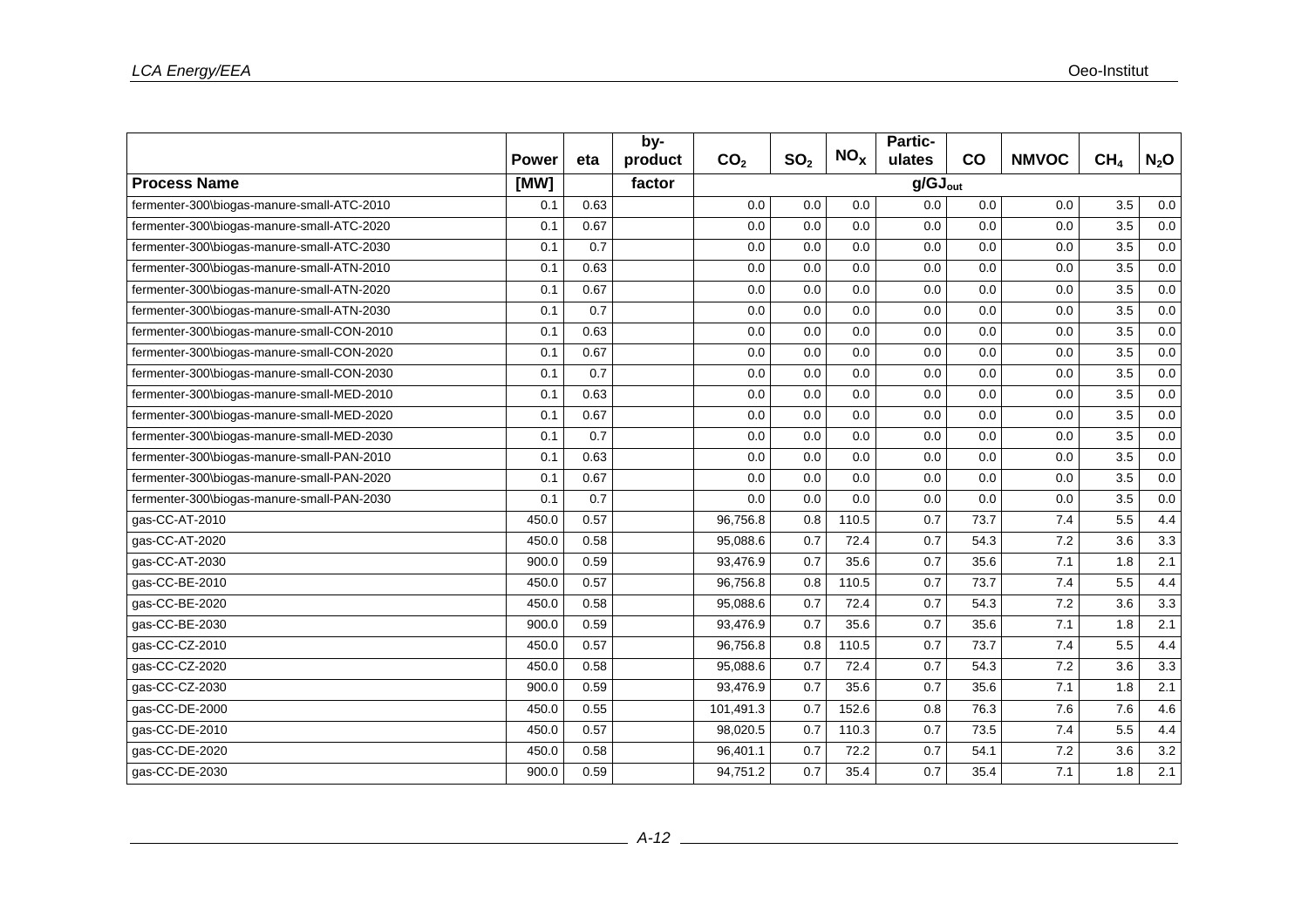| | Power | eta | by-product | $CO_2$ | $SO_2$ | $NO_X$ | Partic-ulates | CO | NMVOC | $CH_4$ | $N_2O$ |
|---|---|---|---|---|---|---|---|---|---|---|---|
| **Process Name** | [MW] | | factor | $g/GJ_{out}$ | | | | | | | |
| fermenter-300\biogas-manure-small-ATC-2010 | 0.1 | 0.63 | | 0.0 | 0.0 | 0.0 | 0.0 | 0.0 | 0.0 | 3.5 | 0.0 |
| fermenter-300\biogas-manure-small-ATC-2020 | 0.1 | 0.67 | | 0.0 | 0.0 | 0.0 | 0.0 | 0.0 | 0.0 | 3.5 | 0.0 |
| fermenter-300\biogas-manure-small-ATC-2030 | 0.1 | 0.7 | | 0.0 | 0.0 | 0.0 | 0.0 | 0.0 | 0.0 | 3.5 | 0.0 |
| fermenter-300\biogas-manure-small-ATN-2010 | 0.1 | 0.63 | | 0.0 | 0.0 | 0.0 | 0.0 | 0.0 | 0.0 | 3.5 | 0.0 |
| fermenter-300\biogas-manure-small-ATN-2020 | 0.1 | 0.67 | | 0.0 | 0.0 | 0.0 | 0.0 | 0.0 | 0.0 | 3.5 | 0.0 |
| fermenter-300\biogas-manure-small-ATN-2030 | 0.1 | 0.7 | | 0.0 | 0.0 | 0.0 | 0.0 | 0.0 | 0.0 | 3.5 | 0.0 |
| fermenter-300\biogas-manure-small-CON-2010 | 0.1 | 0.63 | | 0.0 | 0.0 | 0.0 | 0.0 | 0.0 | 0.0 | 3.5 | 0.0 |
| fermenter-300\biogas-manure-small-CON-2020 | 0.1 | 0.67 | | 0.0 | 0.0 | 0.0 | 0.0 | 0.0 | 0.0 | 3.5 | 0.0 |
| fermenter-300\biogas-manure-small-CON-2030 | 0.1 | 0.7 | | 0.0 | 0.0 | 0.0 | 0.0 | 0.0 | 0.0 | 3.5 | 0.0 |
| fermenter-300\biogas-manure-small-MED-2010 | 0.1 | 0.63 | | 0.0 | 0.0 | 0.0 | 0.0 | 0.0 | 0.0 | 3.5 | 0.0 |
| fermenter-300\biogas-manure-small-MED-2020 | 0.1 | 0.67 | | 0.0 | 0.0 | 0.0 | 0.0 | 0.0 | 0.0 | 3.5 | 0.0 |
| fermenter-300\biogas-manure-small-MED-2030 | 0.1 | 0.7 | | 0.0 | 0.0 | 0.0 | 0.0 | 0.0 | 0.0 | 3.5 | 0.0 |
| fermenter-300\biogas-manure-small-PAN-2010 | 0.1 | 0.63 | | 0.0 | 0.0 | 0.0 | 0.0 | 0.0 | 0.0 | 3.5 | 0.0 |
| fermenter-300\biogas-manure-small-PAN-2020 | 0.1 | 0.67 | | 0.0 | 0.0 | 0.0 | 0.0 | 0.0 | 0.0 | 3.5 | 0.0 |
| fermenter-300\biogas-manure-small-PAN-2030 | 0.1 | 0.7 | | 0.0 | 0.0 | 0.0 | 0.0 | 0.0 | 0.0 | 3.5 | 0.0 |
| gas-CC-AT-2010 | 450.0 | 0.57 | | 96,756.8 | 0.8 | 110.5 | 0.7 | 73.7 | 7.4 | 5.5 | 4.4 |
| gas-CC-AT-2020 | 450.0 | 0.58 | | 95,088.6 | 0.7 | 72.4 | 0.7 | 54.3 | 7.2 | 3.6 | 3.3 |
| gas-CC-AT-2030 | 900.0 | 0.59 | | 93,476.9 | 0.7 | 35.6 | 0.7 | 35.6 | 7.1 | 1.8 | 2.1 |
| gas-CC-BE-2010 | 450.0 | 0.57 | | 96,756.8 | 0.8 | 110.5 | 0.7 | 73.7 | 7.4 | 5.5 | 4.4 |
| gas-CC-BE-2020 | 450.0 | 0.58 | | 95,088.6 | 0.7 | 72.4 | 0.7 | 54.3 | 7.2 | 3.6 | 3.3 |
| gas-CC-BE-2030 | 900.0 | 0.59 | | 93,476.9 | 0.7 | 35.6 | 0.7 | 35.6 | 7.1 | 1.8 | 2.1 |
| gas-CC-CZ-2010 | 450.0 | 0.57 | | 96,756.8 | 0.8 | 110.5 | 0.7 | 73.7 | 7.4 | 5.5 | 4.4 |
| gas-CC-CZ-2020 | 450.0 | 0.58 | | 95,088.6 | 0.7 | 72.4 | 0.7 | 54.3 | 7.2 | 3.6 | 3.3 |
| gas-CC-CZ-2030 | 900.0 | 0.59 | | 93,476.9 | 0.7 | 35.6 | 0.7 | 35.6 | 7.1 | 1.8 | 2.1 |
| gas-CC-DE-2000 | 450.0 | 0.55 | | 101,491.3 | 0.7 | 152.6 | 0.8 | 76.3 | 7.6 | 7.6 | 4.6 |
| gas-CC-DE-2010 | 450.0 | 0.57 | | 98,020.5 | 0.7 | 110.3 | 0.7 | 73.5 | 7.4 | 5.5 | 4.4 |
| gas-CC-DE-2020 | 450.0 | 0.58 | | 96,401.1 | 0.7 | 72.2 | 0.7 | 54.1 | 7.2 | 3.6 | 3.2 |
| gas-CC-DE-2030 | 900.0 | 0.59 | | 94,751.2 | 0.7 | 35.4 | 0.7 | 35.4 | 7.1 | 1.8 | 2.1 |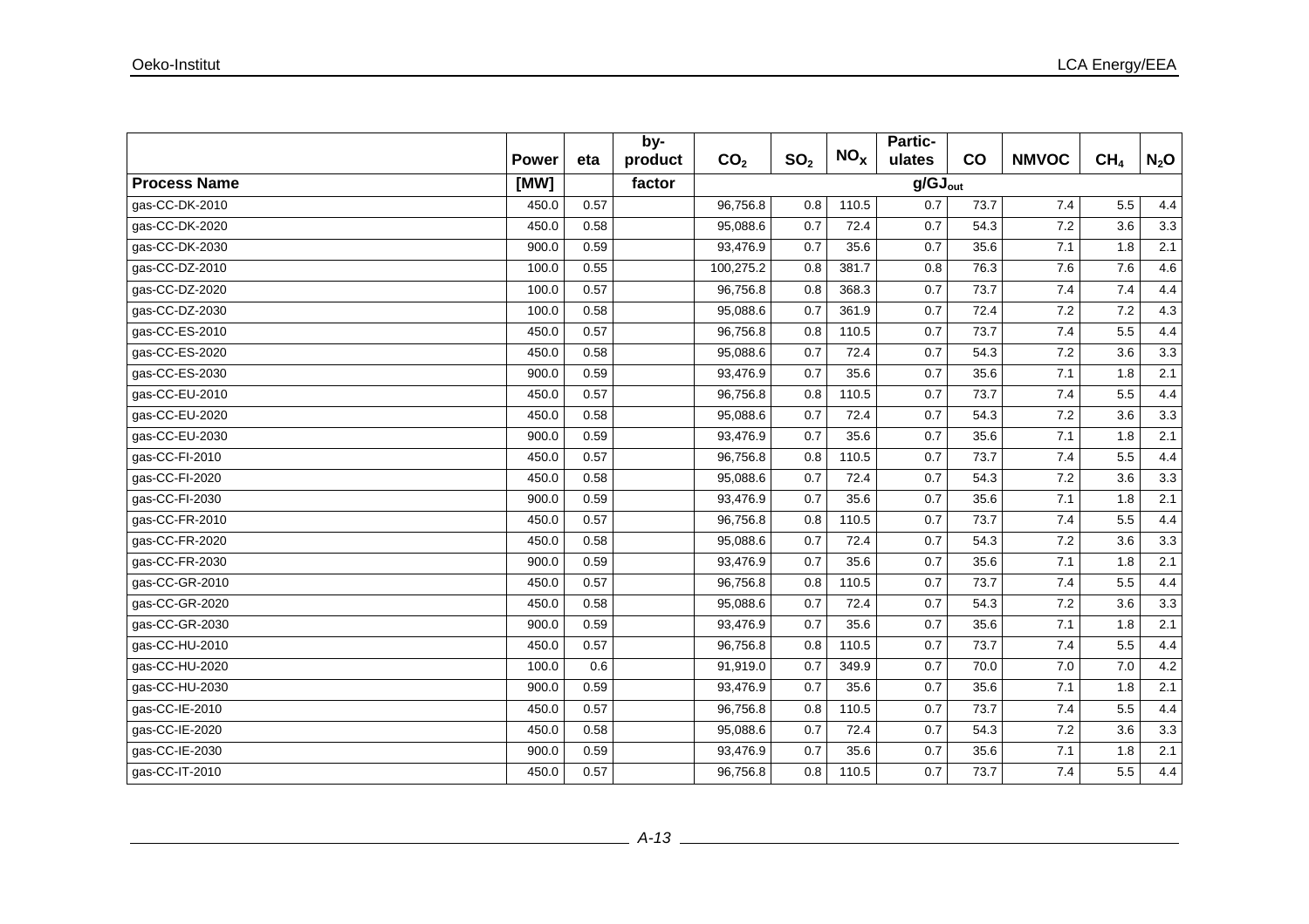| | Power | eta | by-product | $CO_2$ | $SO_2$ | $NO_x$ | Particulates | CO | NMVOC | $CH_4$ | $N_2O$ |
|---|---|---|---|---|---|---|---|---|---|---|---|
| **Process Name** | [MW] | | factor | $g/GJ_{out}$ | | | | | | | |
| gas-CC-DK-2010 | 450.0 | 0.57 | | 96,756.8 | 0.8 | 110.5 | 0.7 | 73.7 | 7.4 | 5.5 | 4.4 |
| gas-CC-DK-2020 | 450.0 | 0.58 | | 95,088.6 | 0.7 | 72.4 | 0.7 | 54.3 | 7.2 | 3.6 | 3.3 |
| gas-CC-DK-2030 | 900.0 | 0.59 | | 93,476.9 | 0.7 | 35.6 | 0.7 | 35.6 | 7.1 | 1.8 | 2.1 |
| gas-CC-DZ-2010 | 100.0 | 0.55 | | 100,275.2 | 0.8 | 381.7 | 0.8 | 76.3 | 7.6 | 7.6 | 4.6 |
| gas-CC-DZ-2020 | 100.0 | 0.57 | | 96,756.8 | 0.8 | 368.3 | 0.7 | 73.7 | 7.4 | 7.4 | 4.4 |
| gas-CC-DZ-2030 | 100.0 | 0.58 | | 95,088.6 | 0.7 | 361.9 | 0.7 | 72.4 | 7.2 | 7.2 | 4.3 |
| gas-CC-ES-2010 | 450.0 | 0.57 | | 96,756.8 | 0.8 | 110.5 | 0.7 | 73.7 | 7.4 | 5.5 | 4.4 |
| gas-CC-ES-2020 | 450.0 | 0.58 | | 95,088.6 | 0.7 | 72.4 | 0.7 | 54.3 | 7.2 | 3.6 | 3.3 |
| gas-CC-ES-2030 | 900.0 | 0.59 | | 93,476.9 | 0.7 | 35.6 | 0.7 | 35.6 | 7.1 | 1.8 | 2.1 |
| gas-CC-EU-2010 | 450.0 | 0.57 | | 96,756.8 | 0.8 | 110.5 | 0.7 | 73.7 | 7.4 | 5.5 | 4.4 |
| gas-CC-EU-2020 | 450.0 | 0.58 | | 95,088.6 | 0.7 | 72.4 | 0.7 | 54.3 | 7.2 | 3.6 | 3.3 |
| gas-CC-EU-2030 | 900.0 | 0.59 | | 93,476.9 | 0.7 | 35.6 | 0.7 | 35.6 | 7.1 | 1.8 | 2.1 |
| gas-CC-FI-2010 | 450.0 | 0.57 | | 96,756.8 | 0.8 | 110.5 | 0.7 | 73.7 | 7.4 | 5.5 | 4.4 |
| gas-CC-FI-2020 | 450.0 | 0.58 | | 95,088.6 | 0.7 | 72.4 | 0.7 | 54.3 | 7.2 | 3.6 | 3.3 |
| gas-CC-FI-2030 | 900.0 | 0.59 | | 93,476.9 | 0.7 | 35.6 | 0.7 | 35.6 | 7.1 | 1.8 | 2.1 |
| gas-CC-FR-2010 | 450.0 | 0.57 | | 96,756.8 | 0.8 | 110.5 | 0.7 | 73.7 | 7.4 | 5.5 | 4.4 |
| gas-CC-FR-2020 | 450.0 | 0.58 | | 95,088.6 | 0.7 | 72.4 | 0.7 | 54.3 | 7.2 | 3.6 | 3.3 |
| gas-CC-FR-2030 | 900.0 | 0.59 | | 93,476.9 | 0.7 | 35.6 | 0.7 | 35.6 | 7.1 | 1.8 | 2.1 |
| gas-CC-GR-2010 | 450.0 | 0.57 | | 96,756.8 | 0.8 | 110.5 | 0.7 | 73.7 | 7.4 | 5.5 | 4.4 |
| gas-CC-GR-2020 | 450.0 | 0.58 | | 95,088.6 | 0.7 | 72.4 | 0.7 | 54.3 | 7.2 | 3.6 | 3.3 |
| gas-CC-GR-2030 | 900.0 | 0.59 | | 93,476.9 | 0.7 | 35.6 | 0.7 | 35.6 | 7.1 | 1.8 | 2.1 |
| gas-CC-HU-2010 | 450.0 | 0.57 | | 96,756.8 | 0.8 | 110.5 | 0.7 | 73.7 | 7.4 | 5.5 | 4.4 |
| gas-CC-HU-2020 | 100.0 | 0.6 | | 91,919.0 | 0.7 | 349.9 | 0.7 | 70.0 | 7.0 | 7.0 | 4.2 |
| gas-CC-HU-2030 | 900.0 | 0.59 | | 93,476.9 | 0.7 | 35.6 | 0.7 | 35.6 | 7.1 | 1.8 | 2.1 |
| gas-CC-IE-2010 | 450.0 | 0.57 | | 96,756.8 | 0.8 | 110.5 | 0.7 | 73.7 | 7.4 | 5.5 | 4.4 |
| gas-CC-IE-2020 | 450.0 | 0.58 | | 95,088.6 | 0.7 | 72.4 | 0.7 | 54.3 | 7.2 | 3.6 | 3.3 |
| gas-CC-IE-2030 | 900.0 | 0.59 | | 93,476.9 | 0.7 | 35.6 | 0.7 | 35.6 | 7.1 | 1.8 | 2.1 |
| gas-CC-IT-2010 | 450.0 | 0.57 | | 96,756.8 | 0.8 | 110.5 | 0.7 | 73.7 | 7.4 | 5.5 | 4.4 |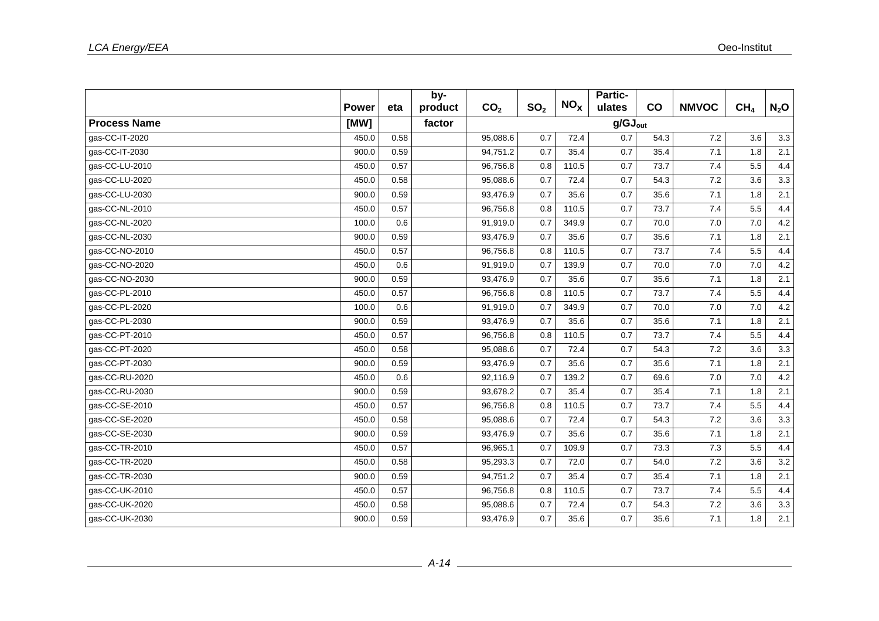| | Power | eta | by-product | $CO_2$ | $SO_2$ | $NO_x$ | Partic-ulates | CO | NMVOC | $CH_4$ | $N_2O$ |
|---|---|---|---|---|---|---|---|---|---|---|---|
| **Process Name** | [MW] | | factor | $g/GJ_{out}$ | | | | | | | |
| gas-CC-IT-2020 | 450.0 | 0.58 | | 95,088.6 | 0.7 | 72.4 | 0.7 | 54.3 | 7.2 | 3.6 | 3.3 |
| gas-CC-IT-2030 | 900.0 | 0.59 | | 94,751.2 | 0.7 | 35.4 | 0.7 | 35.4 | 7.1 | 1.8 | 2.1 |
| gas-CC-LU-2010 | 450.0 | 0.57 | | 96,756.8 | 0.8 | 110.5 | 0.7 | 73.7 | 7.4 | 5.5 | 4.4 |
| gas-CC-LU-2020 | 450.0 | 0.58 | | 95,088.6 | 0.7 | 72.4 | 0.7 | 54.3 | 7.2 | 3.6 | 3.3 |
| gas-CC-LU-2030 | 900.0 | 0.59 | | 93,476.9 | 0.7 | 35.6 | 0.7 | 35.6 | 7.1 | 1.8 | 2.1 |
| gas-CC-NL-2010 | 450.0 | 0.57 | | 96,756.8 | 0.8 | 110.5 | 0.7 | 73.7 | 7.4 | 5.5 | 4.4 |
| gas-CC-NL-2020 | 100.0 | 0.6 | | 91,919.0 | 0.7 | 349.9 | 0.7 | 70.0 | 7.0 | 7.0 | 4.2 |
| gas-CC-NL-2030 | 900.0 | 0.59 | | 93,476.9 | 0.7 | 35.6 | 0.7 | 35.6 | 7.1 | 1.8 | 2.1 |
| gas-CC-NO-2010 | 450.0 | 0.57 | | 96,756.8 | 0.8 | 110.5 | 0.7 | 73.7 | 7.4 | 5.5 | 4.4 |
| gas-CC-NO-2020 | 450.0 | 0.6 | | 91,919.0 | 0.7 | 139.9 | 0.7 | 70.0 | 7.0 | 7.0 | 4.2 |
| gas-CC-NO-2030 | 900.0 | 0.59 | | 93,476.9 | 0.7 | 35.6 | 0.7 | 35.6 | 7.1 | 1.8 | 2.1 |
| gas-CC-PL-2010 | 450.0 | 0.57 | | 96,756.8 | 0.8 | 110.5 | 0.7 | 73.7 | 7.4 | 5.5 | 4.4 |
| gas-CC-PL-2020 | 100.0 | 0.6 | | 91,919.0 | 0.7 | 349.9 | 0.7 | 70.0 | 7.0 | 7.0 | 4.2 |
| gas-CC-PL-2030 | 900.0 | 0.59 | | 93,476.9 | 0.7 | 35.6 | 0.7 | 35.6 | 7.1 | 1.8 | 2.1 |
| gas-CC-PT-2010 | 450.0 | 0.57 | | 96,756.8 | 0.8 | 110.5 | 0.7 | 73.7 | 7.4 | 5.5 | 4.4 |
| gas-CC-PT-2020 | 450.0 | 0.58 | | 95,088.6 | 0.7 | 72.4 | 0.7 | 54.3 | 7.2 | 3.6 | 3.3 |
| gas-CC-PT-2030 | 900.0 | 0.59 | | 93,476.9 | 0.7 | 35.6 | 0.7 | 35.6 | 7.1 | 1.8 | 2.1 |
| gas-CC-RU-2020 | 450.0 | 0.6 | | 92,116.9 | 0.7 | 139.2 | 0.7 | 69.6 | 7.0 | 7.0 | 4.2 |
| gas-CC-RU-2030 | 900.0 | 0.59 | | 93,678.2 | 0.7 | 35.4 | 0.7 | 35.4 | 7.1 | 1.8 | 2.1 |
| gas-CC-SE-2010 | 450.0 | 0.57 | | 96,756.8 | 0.8 | 110.5 | 0.7 | 73.7 | 7.4 | 5.5 | 4.4 |
| gas-CC-SE-2020 | 450.0 | 0.58 | | 95,088.6 | 0.7 | 72.4 | 0.7 | 54.3 | 7.2 | 3.6 | 3.3 |
| gas-CC-SE-2030 | 900.0 | 0.59 | | 93,476.9 | 0.7 | 35.6 | 0.7 | 35.6 | 7.1 | 1.8 | 2.1 |
| gas-CC-TR-2010 | 450.0 | 0.57 | | 96,965.1 | 0.7 | 109.9 | 0.7 | 73.3 | 7.3 | 5.5 | 4.4 |
| gas-CC-TR-2020 | 450.0 | 0.58 | | 95,293.3 | 0.7 | 72.0 | 0.7 | 54.0 | 7.2 | 3.6 | 3.2 |
| gas-CC-TR-2030 | 900.0 | 0.59 | | 94,751.2 | 0.7 | 35.4 | 0.7 | 35.4 | 7.1 | 1.8 | 2.1 |
| gas-CC-UK-2010 | 450.0 | 0.57 | | 96,756.8 | 0.8 | 110.5 | 0.7 | 73.7 | 7.4 | 5.5 | 4.4 |
| gas-CC-UK-2020 | 450.0 | 0.58 | | 95,088.6 | 0.7 | 72.4 | 0.7 | 54.3 | 7.2 | 3.6 | 3.3 |
| gas-CC-UK-2030 | 900.0 | 0.59 | | 93,476.9 | 0.7 | 35.6 | 0.7 | 35.6 | 7.1 | 1.8 | 2.1 |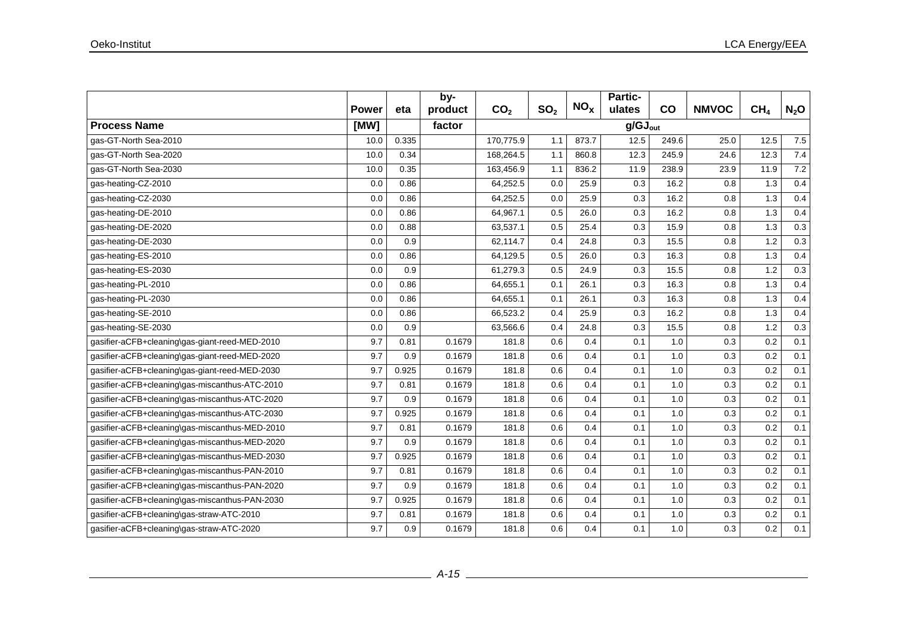| | Power | eta | by-product | $CO_2$ | $SO_2$ | $NO_X$ | Partic-ulates | CO | NMVOC | $CH_4$ | $N_2O$ |
|---|---|---|---|---|---|---|---|---|---|---|---|
| **Process Name** | **[MW]** | | **factor** | $g/GJ_{out}$ | | | | | | | |
| gas-GT-North Sea-2010 | 10.0 | 0.335 | | 170,775.9 | 1.1 | 873.7 | 12.5 | 249.6 | 25.0 | 12.5 | 7.5 |
| gas-GT-North Sea-2020 | 10.0 | 0.34 | | 168,264.5 | 1.1 | 860.8 | 12.3 | 245.9 | 24.6 | 12.3 | 7.4 |
| gas-GT-North Sea-2030 | 10.0 | 0.35 | | 163,456.9 | 1.1 | 836.2 | 11.9 | 238.9 | 23.9 | 11.9 | 7.2 |
| gas-heating-CZ-2010 | 0.0 | 0.86 | | 64,252.5 | 0.0 | 25.9 | 0.3 | 16.2 | 0.8 | 1.3 | 0.4 |
| gas-heating-CZ-2030 | 0.0 | 0.86 | | 64,252.5 | 0.0 | 25.9 | 0.3 | 16.2 | 0.8 | 1.3 | 0.4 |
| gas-heating-DE-2010 | 0.0 | 0.86 | | 64,967.1 | 0.5 | 26.0 | 0.3 | 16.2 | 0.8 | 1.3 | 0.4 |
| gas-heating-DE-2020 | 0.0 | 0.88 | | 63,537.1 | 0.5 | 25.4 | 0.3 | 15.9 | 0.8 | 1.3 | 0.3 |
| gas-heating-DE-2030 | 0.0 | 0.9 | | 62,114.7 | 0.4 | 24.8 | 0.3 | 15.5 | 0.8 | 1.2 | 0.3 |
| gas-heating-ES-2010 | 0.0 | 0.86 | | 64,129.5 | 0.5 | 26.0 | 0.3 | 16.3 | 0.8 | 1.3 | 0.4 |
| gas-heating-ES-2030 | 0.0 | 0.9 | | 61,279.3 | 0.5 | 24.9 | 0.3 | 15.5 | 0.8 | 1.2 | 0.3 |
| gas-heating-PL-2010 | 0.0 | 0.86 | | 64,655.1 | 0.1 | 26.1 | 0.3 | 16.3 | 0.8 | 1.3 | 0.4 |
| gas-heating-PL-2030 | 0.0 | 0.86 | | 64,655.1 | 0.1 | 26.1 | 0.3 | 16.3 | 0.8 | 1.3 | 0.4 |
| gas-heating-SE-2010 | 0.0 | 0.86 | | 66,523.2 | 0.4 | 25.9 | 0.3 | 16.2 | 0.8 | 1.3 | 0.4 |
| gas-heating-SE-2030 | 0.0 | 0.9 | | 63,566.6 | 0.4 | 24.8 | 0.3 | 15.5 | 0.8 | 1.2 | 0.3 |
| gasifier-aCFB+cleaning\gas-giant-reed-MED-2010 | 9.7 | 0.81 | 0.1679 | 181.8 | 0.6 | 0.4 | 0.1 | 1.0 | 0.3 | 0.2 | 0.1 |
| gasifier-aCFB+cleaning\gas-giant-reed-MED-2020 | 9.7 | 0.9 | 0.1679 | 181.8 | 0.6 | 0.4 | 0.1 | 1.0 | 0.3 | 0.2 | 0.1 |
| gasifier-aCFB+cleaning\gas-giant-reed-MED-2030 | 9.7 | 0.925 | 0.1679 | 181.8 | 0.6 | 0.4 | 0.1 | 1.0 | 0.3 | 0.2 | 0.1 |
| gasifier-aCFB+cleaning\gas-miscanthus-ATC-2010 | 9.7 | 0.81 | 0.1679 | 181.8 | 0.6 | 0.4 | 0.1 | 1.0 | 0.3 | 0.2 | 0.1 |
| gasifier-aCFB+cleaning\gas-miscanthus-ATC-2020 | 9.7 | 0.9 | 0.1679 | 181.8 | 0.6 | 0.4 | 0.1 | 1.0 | 0.3 | 0.2 | 0.1 |
| gasifier-aCFB+cleaning\gas-miscanthus-ATC-2030 | 9.7 | 0.925 | 0.1679 | 181.8 | 0.6 | 0.4 | 0.1 | 1.0 | 0.3 | 0.2 | 0.1 |
| gasifier-aCFB+cleaning\gas-miscanthus-MED-2010 | 9.7 | 0.81 | 0.1679 | 181.8 | 0.6 | 0.4 | 0.1 | 1.0 | 0.3 | 0.2 | 0.1 |
| gasifier-aCFB+cleaning\gas-miscanthus-MED-2020 | 9.7 | 0.9 | 0.1679 | 181.8 | 0.6 | 0.4 | 0.1 | 1.0 | 0.3 | 0.2 | 0.1 |
| gasifier-aCFB+cleaning\gas-miscanthus-MED-2030 | 9.7 | 0.925 | 0.1679 | 181.8 | 0.6 | 0.4 | 0.1 | 1.0 | 0.3 | 0.2 | 0.1 |
| gasifier-aCFB+cleaning\gas-miscanthus-PAN-2010 | 9.7 | 0.81 | 0.1679 | 181.8 | 0.6 | 0.4 | 0.1 | 1.0 | 0.3 | 0.2 | 0.1 |
| gasifier-aCFB+cleaning\gas-miscanthus-PAN-2020 | 9.7 | 0.9 | 0.1679 | 181.8 | 0.6 | 0.4 | 0.1 | 1.0 | 0.3 | 0.2 | 0.1 |
| gasifier-aCFB+cleaning\gas-miscanthus-PAN-2030 | 9.7 | 0.925 | 0.1679 | 181.8 | 0.6 | 0.4 | 0.1 | 1.0 | 0.3 | 0.2 | 0.1 |
| gasifier-aCFB+cleaning\gas-straw-ATC-2010 | 9.7 | 0.81 | 0.1679 | 181.8 | 0.6 | 0.4 | 0.1 | 1.0 | 0.3 | 0.2 | 0.1 |
| gasifier-aCFB+cleaning\gas-straw-ATC-2020 | 9.7 | 0.9 | 0.1679 | 181.8 | 0.6 | 0.4 | 0.1 | 1.0 | 0.3 | 0.2 | 0.1 |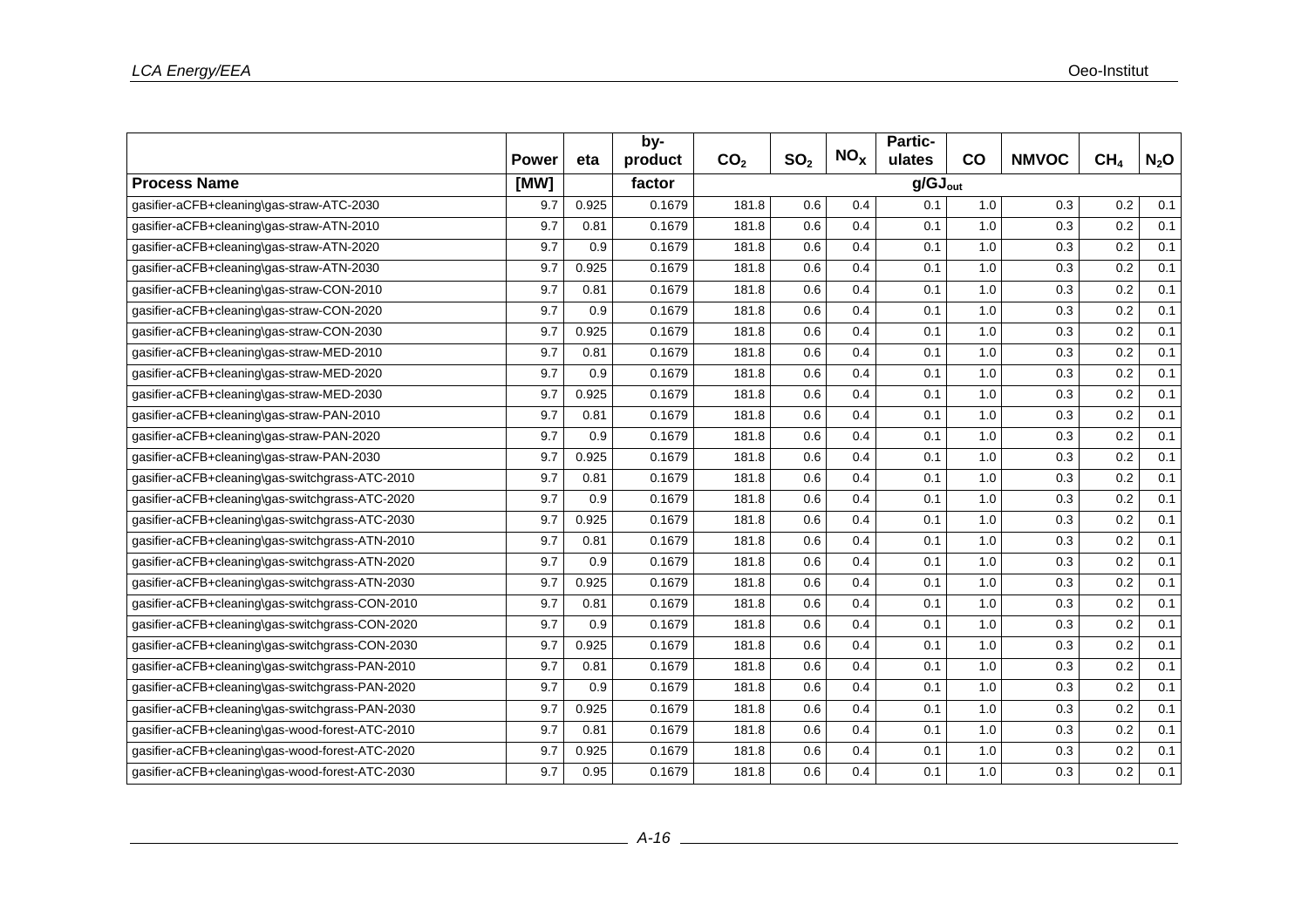| | Power | eta | by-product | $CO_2$ | $SO_2$ | $NO_X$ | Partic-ulates | CO | NMVOC | $CH_4$ | $N_2O$ |
|---|---|---|---|---|---|---|---|---|---|---|---|
| **Process Name** | [MW] | | factor | $g/GJ_{out}$ | | | | | | | |
| gasifier-aCFB+cleaning\gas-straw-ATC-2030 | 9.7 | 0.925 | 0.1679 | 181.8 | 0.6 | 0.4 | 0.1 | 1.0 | 0.3 | 0.2 | 0.1 |
| gasifier-aCFB+cleaning\gas-straw-ATN-2010 | 9.7 | 0.81 | 0.1679 | 181.8 | 0.6 | 0.4 | 0.1 | 1.0 | 0.3 | 0.2 | 0.1 |
| gasifier-aCFB+cleaning\gas-straw-ATN-2020 | 9.7 | 0.9 | 0.1679 | 181.8 | 0.6 | 0.4 | 0.1 | 1.0 | 0.3 | 0.2 | 0.1 |
| gasifier-aCFB+cleaning\gas-straw-ATN-2030 | 9.7 | 0.925 | 0.1679 | 181.8 | 0.6 | 0.4 | 0.1 | 1.0 | 0.3 | 0.2 | 0.1 |
| gasifier-aCFB+cleaning\gas-straw-CON-2010 | 9.7 | 0.81 | 0.1679 | 181.8 | 0.6 | 0.4 | 0.1 | 1.0 | 0.3 | 0.2 | 0.1 |
| gasifier-aCFB+cleaning\gas-straw-CON-2020 | 9.7 | 0.9 | 0.1679 | 181.8 | 0.6 | 0.4 | 0.1 | 1.0 | 0.3 | 0.2 | 0.1 |
| gasifier-aCFB+cleaning\gas-straw-CON-2030 | 9.7 | 0.925 | 0.1679 | 181.8 | 0.6 | 0.4 | 0.1 | 1.0 | 0.3 | 0.2 | 0.1 |
| gasifier-aCFB+cleaning\gas-straw-MED-2010 | 9.7 | 0.81 | 0.1679 | 181.8 | 0.6 | 0.4 | 0.1 | 1.0 | 0.3 | 0.2 | 0.1 |
| gasifier-aCFB+cleaning\gas-straw-MED-2020 | 9.7 | 0.9 | 0.1679 | 181.8 | 0.6 | 0.4 | 0.1 | 1.0 | 0.3 | 0.2 | 0.1 |
| gasifier-aCFB+cleaning\gas-straw-MED-2030 | 9.7 | 0.925 | 0.1679 | 181.8 | 0.6 | 0.4 | 0.1 | 1.0 | 0.3 | 0.2 | 0.1 |
| gasifier-aCFB+cleaning\gas-straw-PAN-2010 | 9.7 | 0.81 | 0.1679 | 181.8 | 0.6 | 0.4 | 0.1 | 1.0 | 0.3 | 0.2 | 0.1 |
| gasifier-aCFB+cleaning\gas-straw-PAN-2020 | 9.7 | 0.9 | 0.1679 | 181.8 | 0.6 | 0.4 | 0.1 | 1.0 | 0.3 | 0.2 | 0.1 |
| gasifier-aCFB+cleaning\gas-straw-PAN-2030 | 9.7 | 0.925 | 0.1679 | 181.8 | 0.6 | 0.4 | 0.1 | 1.0 | 0.3 | 0.2 | 0.1 |
| gasifier-aCFB+cleaning\gas-switchgrass-ATC-2010 | 9.7 | 0.81 | 0.1679 | 181.8 | 0.6 | 0.4 | 0.1 | 1.0 | 0.3 | 0.2 | 0.1 |
| gasifier-aCFB+cleaning\gas-switchgrass-ATC-2020 | 9.7 | 0.9 | 0.1679 | 181.8 | 0.6 | 0.4 | 0.1 | 1.0 | 0.3 | 0.2 | 0.1 |
| gasifier-aCFB+cleaning\gas-switchgrass-ATC-2030 | 9.7 | 0.925 | 0.1679 | 181.8 | 0.6 | 0.4 | 0.1 | 1.0 | 0.3 | 0.2 | 0.1 |
| gasifier-aCFB+cleaning\gas-switchgrass-ATN-2010 | 9.7 | 0.81 | 0.1679 | 181.8 | 0.6 | 0.4 | 0.1 | 1.0 | 0.3 | 0.2 | 0.1 |
| gasifier-aCFB+cleaning\gas-switchgrass-ATN-2020 | 9.7 | 0.9 | 0.1679 | 181.8 | 0.6 | 0.4 | 0.1 | 1.0 | 0.3 | 0.2 | 0.1 |
| gasifier-aCFB+cleaning\gas-switchgrass-ATN-2030 | 9.7 | 0.925 | 0.1679 | 181.8 | 0.6 | 0.4 | 0.1 | 1.0 | 0.3 | 0.2 | 0.1 |
| gasifier-aCFB+cleaning\gas-switchgrass-CON-2010 | 9.7 | 0.81 | 0.1679 | 181.8 | 0.6 | 0.4 | 0.1 | 1.0 | 0.3 | 0.2 | 0.1 |
| gasifier-aCFB+cleaning\gas-switchgrass-CON-2020 | 9.7 | 0.9 | 0.1679 | 181.8 | 0.6 | 0.4 | 0.1 | 1.0 | 0.3 | 0.2 | 0.1 |
| gasifier-aCFB+cleaning\gas-switchgrass-CON-2030 | 9.7 | 0.925 | 0.1679 | 181.8 | 0.6 | 0.4 | 0.1 | 1.0 | 0.3 | 0.2 | 0.1 |
| gasifier-aCFB+cleaning\gas-switchgrass-PAN-2010 | 9.7 | 0.81 | 0.1679 | 181.8 | 0.6 | 0.4 | 0.1 | 1.0 | 0.3 | 0.2 | 0.1 |
| gasifier-aCFB+cleaning\gas-switchgrass-PAN-2020 | 9.7 | 0.9 | 0.1679 | 181.8 | 0.6 | 0.4 | 0.1 | 1.0 | 0.3 | 0.2 | 0.1 |
| gasifier-aCFB+cleaning\gas-switchgrass-PAN-2030 | 9.7 | 0.925 | 0.1679 | 181.8 | 0.6 | 0.4 | 0.1 | 1.0 | 0.3 | 0.2 | 0.1 |
| gasifier-aCFB+cleaning\gas-wood-forest-ATC-2010 | 9.7 | 0.81 | 0.1679 | 181.8 | 0.6 | 0.4 | 0.1 | 1.0 | 0.3 | 0.2 | 0.1 |
| gasifier-aCFB+cleaning\gas-wood-forest-ATC-2020 | 9.7 | 0.925 | 0.1679 | 181.8 | 0.6 | 0.4 | 0.1 | 1.0 | 0.3 | 0.2 | 0.1 |
| gasifier-aCFB+cleaning\gas-wood-forest-ATC-2030 | 9.7 | 0.95 | 0.1679 | 181.8 | 0.6 | 0.4 | 0.1 | 1.0 | 0.3 | 0.2 | 0.1 |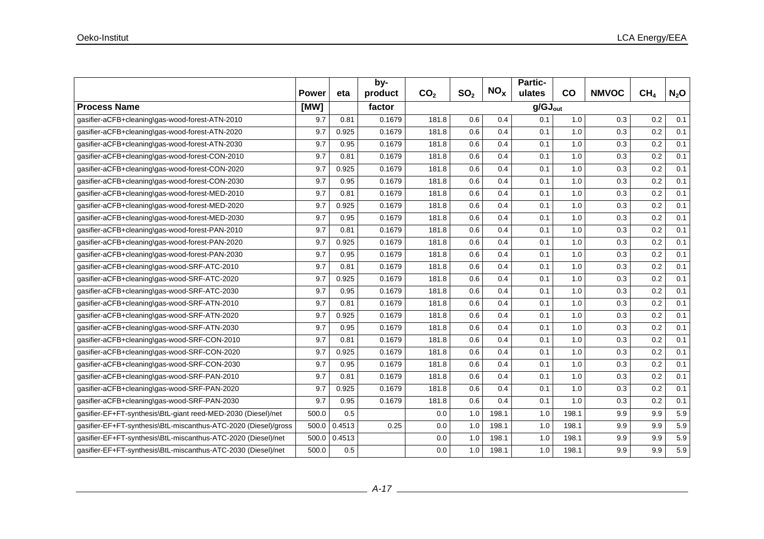| | Power | eta | by-product | $CO_2$ | $SO_2$ | $NO_X$ | Partic-ulates | CO | NMVOC | $CH_4$ | $N_2O$ |
|---|---|---|---|---|---|---|---|---|---|---|---|
| **Process Name** | **[MW]** | | **factor** | $g/GJ_{out}$ | | | | | | | |
| gasifier-aCFB+cleaning\gas-wood-forest-ATN-2010 | 9.7 | 0.81 | 0.1679 | 181.8 | 0.6 | 0.4 | 0.1 | 1.0 | 0.3 | 0.2 | 0.1 |
| gasifier-aCFB+cleaning\gas-wood-forest-ATN-2020 | 9.7 | 0.925 | 0.1679 | 181.8 | 0.6 | 0.4 | 0.1 | 1.0 | 0.3 | 0.2 | 0.1 |
| gasifier-aCFB+cleaning\gas-wood-forest-ATN-2030 | 9.7 | 0.95 | 0.1679 | 181.8 | 0.6 | 0.4 | 0.1 | 1.0 | 0.3 | 0.2 | 0.1 |
| gasifier-aCFB+cleaning\gas-wood-forest-CON-2010 | 9.7 | 0.81 | 0.1679 | 181.8 | 0.6 | 0.4 | 0.1 | 1.0 | 0.3 | 0.2 | 0.1 |
| gasifier-aCFB+cleaning\gas-wood-forest-CON-2020 | 9.7 | 0.925 | 0.1679 | 181.8 | 0.6 | 0.4 | 0.1 | 1.0 | 0.3 | 0.2 | 0.1 |
| gasifier-aCFB+cleaning\gas-wood-forest-CON-2030 | 9.7 | 0.95 | 0.1679 | 181.8 | 0.6 | 0.4 | 0.1 | 1.0 | 0.3 | 0.2 | 0.1 |
| gasifier-aCFB+cleaning\gas-wood-forest-MED-2010 | 9.7 | 0.81 | 0.1679 | 181.8 | 0.6 | 0.4 | 0.1 | 1.0 | 0.3 | 0.2 | 0.1 |
| gasifier-aCFB+cleaning\gas-wood-forest-MED-2020 | 9.7 | 0.925 | 0.1679 | 181.8 | 0.6 | 0.4 | 0.1 | 1.0 | 0.3 | 0.2 | 0.1 |
| gasifier-aCFB+cleaning\gas-wood-forest-MED-2030 | 9.7 | 0.95 | 0.1679 | 181.8 | 0.6 | 0.4 | 0.1 | 1.0 | 0.3 | 0.2 | 0.1 |
| gasifier-aCFB+cleaning\gas-wood-forest-PAN-2010 | 9.7 | 0.81 | 0.1679 | 181.8 | 0.6 | 0.4 | 0.1 | 1.0 | 0.3 | 0.2 | 0.1 |
| gasifier-aCFB+cleaning\gas-wood-forest-PAN-2020 | 9.7 | 0.925 | 0.1679 | 181.8 | 0.6 | 0.4 | 0.1 | 1.0 | 0.3 | 0.2 | 0.1 |
| gasifier-aCFB+cleaning\gas-wood-forest-PAN-2030 | 9.7 | 0.95 | 0.1679 | 181.8 | 0.6 | 0.4 | 0.1 | 1.0 | 0.3 | 0.2 | 0.1 |
| gasifier-aCFB+cleaning\gas-wood-SRF-ATC-2010 | 9.7 | 0.81 | 0.1679 | 181.8 | 0.6 | 0.4 | 0.1 | 1.0 | 0.3 | 0.2 | 0.1 |
| gasifier-aCFB+cleaning\gas-wood-SRF-ATC-2020 | 9.7 | 0.925 | 0.1679 | 181.8 | 0.6 | 0.4 | 0.1 | 1.0 | 0.3 | 0.2 | 0.1 |
| gasifier-aCFB+cleaning\gas-wood-SRF-ATC-2030 | 9.7 | 0.95 | 0.1679 | 181.8 | 0.6 | 0.4 | 0.1 | 1.0 | 0.3 | 0.2 | 0.1 |
| gasifier-aCFB+cleaning\gas-wood-SRF-ATN-2010 | 9.7 | 0.81 | 0.1679 | 181.8 | 0.6 | 0.4 | 0.1 | 1.0 | 0.3 | 0.2 | 0.1 |
| gasifier-aCFB+cleaning\gas-wood-SRF-ATN-2020 | 9.7 | 0.925 | 0.1679 | 181.8 | 0.6 | 0.4 | 0.1 | 1.0 | 0.3 | 0.2 | 0.1 |
| gasifier-aCFB+cleaning\gas-wood-SRF-ATN-2030 | 9.7 | 0.95 | 0.1679 | 181.8 | 0.6 | 0.4 | 0.1 | 1.0 | 0.3 | 0.2 | 0.1 |
| gasifier-aCFB+cleaning\gas-wood-SRF-CON-2010 | 9.7 | 0.81 | 0.1679 | 181.8 | 0.6 | 0.4 | 0.1 | 1.0 | 0.3 | 0.2 | 0.1 |
| gasifier-aCFB+cleaning\gas-wood-SRF-CON-2020 | 9.7 | 0.925 | 0.1679 | 181.8 | 0.6 | 0.4 | 0.1 | 1.0 | 0.3 | 0.2 | 0.1 |
| gasifier-aCFB+cleaning\gas-wood-SRF-CON-2030 | 9.7 | 0.95 | 0.1679 | 181.8 | 0.6 | 0.4 | 0.1 | 1.0 | 0.3 | 0.2 | 0.1 |
| gasifier-aCFB+cleaning\gas-wood-SRF-PAN-2010 | 9.7 | 0.81 | 0.1679 | 181.8 | 0.6 | 0.4 | 0.1 | 1.0 | 0.3 | 0.2 | 0.1 |
| gasifier-aCFB+cleaning\gas-wood-SRF-PAN-2020 | 9.7 | 0.925 | 0.1679 | 181.8 | 0.6 | 0.4 | 0.1 | 1.0 | 0.3 | 0.2 | 0.1 |
| gasifier-aCFB+cleaning\gas-wood-SRF-PAN-2030 | 9.7 | 0.95 | 0.1679 | 181.8 | 0.6 | 0.4 | 0.1 | 1.0 | 0.3 | 0.2 | 0.1 |
| gasifier-EF+FT-synthesis\BtL-giant reed-MED-2030 (Diesel)/net | 500.0 | 0.5 | | 0.0 | 1.0 | 198.1 | 1.0 | 198.1 | 9.9 | 9.9 | 5.9 |
| gasifier-EF+FT-synthesis\BtL-miscanthus-ATC-2020 (Diesel)/gross | 500.0 | 0.4513 | 0.25 | 0.0 | 1.0 | 198.1 | 1.0 | 198.1 | 9.9 | 9.9 | 5.9 |
| gasifier-EF+FT-synthesis\BtL-miscanthus-ATC-2020 (Diesel)/net | 500.0 | 0.4513 | | 0.0 | 1.0 | 198.1 | 1.0 | 198.1 | 9.9 | 9.9 | 5.9 |
| gasifier-EF+FT-synthesis\BtL-miscanthus-ATC-2030 (Diesel)/net | 500.0 | 0.5 | | 0.0 | 1.0 | 198.1 | 1.0 | 198.1 | 9.9 | 9.9 | 5.9 |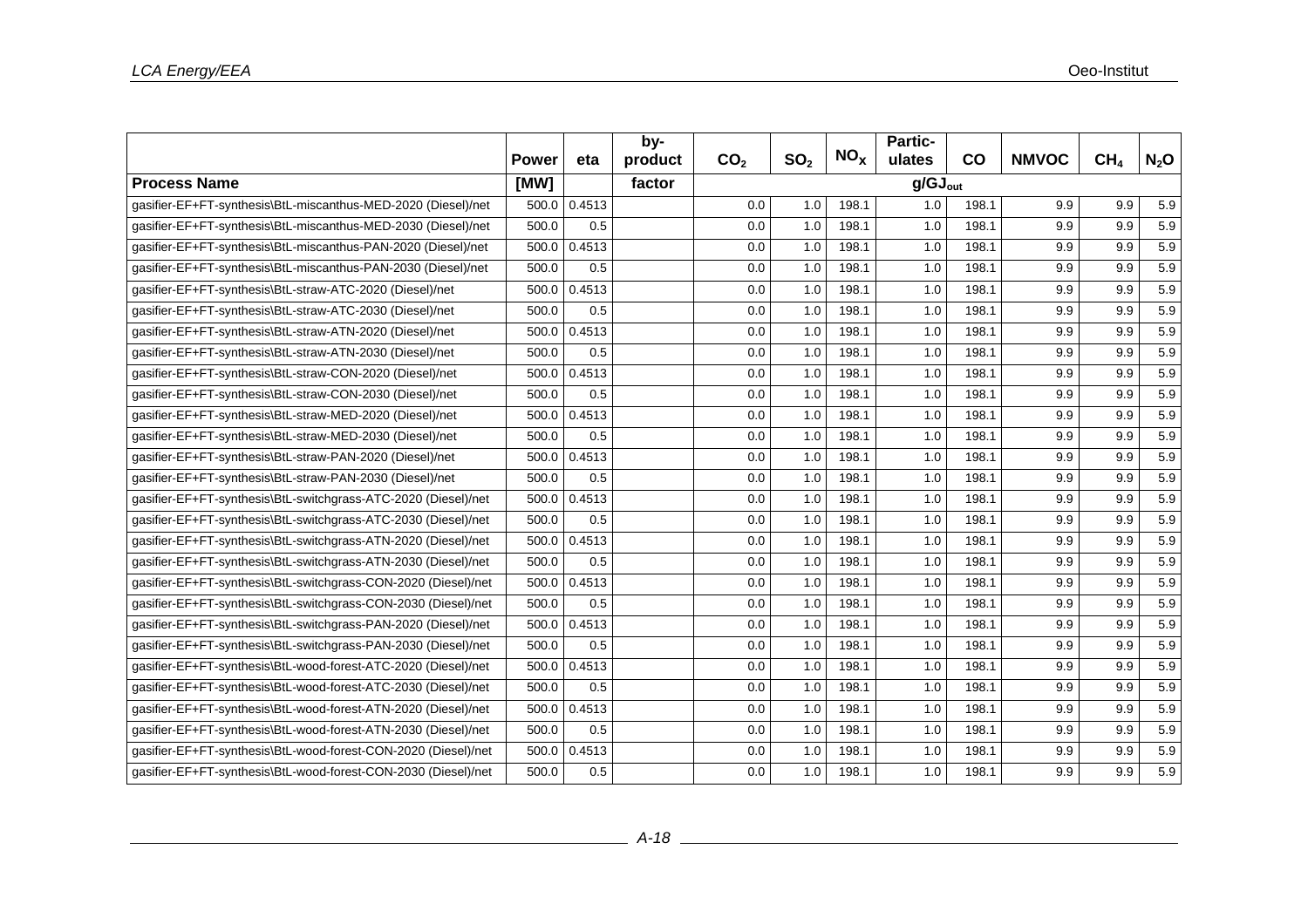| | Power | eta | by-product | $CO_2$ | $SO_2$ | $NO_X$ | Partic-ulates | CO | NMVOC | $CH_4$ | $N_2O$ |
|---|---|---|---|---|---|---|---|---|---|---|---|
| **Process Name** | **[MW]** | | **factor** | $g/GJ_{out}$ | | | | | | | |
| gasifier-EF+FT-synthesis\BtL-miscanthus-MED-2020 (Diesel)/net | 500.0 | 0.4513 | | 0.0 | 1.0 | 198.1 | 1.0 | 198.1 | 9.9 | 9.9 | 5.9 |
| gasifier-EF+FT-synthesis\BtL-miscanthus-MED-2030 (Diesel)/net | 500.0 | 0.5 | | 0.0 | 1.0 | 198.1 | 1.0 | 198.1 | 9.9 | 9.9 | 5.9 |
| gasifier-EF+FT-synthesis\BtL-miscanthus-PAN-2020 (Diesel)/net | 500.0 | 0.4513 | | 0.0 | 1.0 | 198.1 | 1.0 | 198.1 | 9.9 | 9.9 | 5.9 |
| gasifier-EF+FT-synthesis\BtL-miscanthus-PAN-2030 (Diesel)/net | 500.0 | 0.5 | | 0.0 | 1.0 | 198.1 | 1.0 | 198.1 | 9.9 | 9.9 | 5.9 |
| gasifier-EF+FT-synthesis\BtL-straw-ATC-2020 (Diesel)/net | 500.0 | 0.4513 | | 0.0 | 1.0 | 198.1 | 1.0 | 198.1 | 9.9 | 9.9 | 5.9 |
| gasifier-EF+FT-synthesis\BtL-straw-ATC-2030 (Diesel)/net | 500.0 | 0.5 | | 0.0 | 1.0 | 198.1 | 1.0 | 198.1 | 9.9 | 9.9 | 5.9 |
| gasifier-EF+FT-synthesis\BtL-straw-ATN-2020 (Diesel)/net | 500.0 | 0.4513 | | 0.0 | 1.0 | 198.1 | 1.0 | 198.1 | 9.9 | 9.9 | 5.9 |
| gasifier-EF+FT-synthesis\BtL-straw-ATN-2030 (Diesel)/net | 500.0 | 0.5 | | 0.0 | 1.0 | 198.1 | 1.0 | 198.1 | 9.9 | 9.9 | 5.9 |
| gasifier-EF+FT-synthesis\BtL-straw-CON-2020 (Diesel)/net | 500.0 | 0.4513 | | 0.0 | 1.0 | 198.1 | 1.0 | 198.1 | 9.9 | 9.9 | 5.9 |
| gasifier-EF+FT-synthesis\BtL-straw-CON-2030 (Diesel)/net | 500.0 | 0.5 | | 0.0 | 1.0 | 198.1 | 1.0 | 198.1 | 9.9 | 9.9 | 5.9 |
| gasifier-EF+FT-synthesis\BtL-straw-MED-2020 (Diesel)/net | 500.0 | 0.4513 | | 0.0 | 1.0 | 198.1 | 1.0 | 198.1 | 9.9 | 9.9 | 5.9 |
| gasifier-EF+FT-synthesis\BtL-straw-MED-2030 (Diesel)/net | 500.0 | 0.5 | | 0.0 | 1.0 | 198.1 | 1.0 | 198.1 | 9.9 | 9.9 | 5.9 |
| gasifier-EF+FT-synthesis\BtL-straw-PAN-2020 (Diesel)/net | 500.0 | 0.4513 | | 0.0 | 1.0 | 198.1 | 1.0 | 198.1 | 9.9 | 9.9 | 5.9 |
| gasifier-EF+FT-synthesis\BtL-straw-PAN-2030 (Diesel)/net | 500.0 | 0.5 | | 0.0 | 1.0 | 198.1 | 1.0 | 198.1 | 9.9 | 9.9 | 5.9 |
| gasifier-EF+FT-synthesis\BtL-switchgrass-ATC-2020 (Diesel)/net | 500.0 | 0.4513 | | 0.0 | 1.0 | 198.1 | 1.0 | 198.1 | 9.9 | 9.9 | 5.9 |
| gasifier-EF+FT-synthesis\BtL-switchgrass-ATC-2030 (Diesel)/net | 500.0 | 0.5 | | 0.0 | 1.0 | 198.1 | 1.0 | 198.1 | 9.9 | 9.9 | 5.9 |
| gasifier-EF+FT-synthesis\BtL-switchgrass-ATN-2020 (Diesel)/net | 500.0 | 0.4513 | | 0.0 | 1.0 | 198.1 | 1.0 | 198.1 | 9.9 | 9.9 | 5.9 |
| gasifier-EF+FT-synthesis\BtL-switchgrass-ATN-2030 (Diesel)/net | 500.0 | 0.5 | | 0.0 | 1.0 | 198.1 | 1.0 | 198.1 | 9.9 | 9.9 | 5.9 |
| gasifier-EF+FT-synthesis\BtL-switchgrass-CON-2020 (Diesel)/net | 500.0 | 0.4513 | | 0.0 | 1.0 | 198.1 | 1.0 | 198.1 | 9.9 | 9.9 | 5.9 |
| gasifier-EF+FT-synthesis\BtL-switchgrass-CON-2030 (Diesel)/net | 500.0 | 0.5 | | 0.0 | 1.0 | 198.1 | 1.0 | 198.1 | 9.9 | 9.9 | 5.9 |
| gasifier-EF+FT-synthesis\BtL-switchgrass-PAN-2020 (Diesel)/net | 500.0 | 0.4513 | | 0.0 | 1.0 | 198.1 | 1.0 | 198.1 | 9.9 | 9.9 | 5.9 |
| gasifier-EF+FT-synthesis\BtL-switchgrass-PAN-2030 (Diesel)/net | 500.0 | 0.5 | | 0.0 | 1.0 | 198.1 | 1.0 | 198.1 | 9.9 | 9.9 | 5.9 |
| gasifier-EF+FT-synthesis\BtL-wood-forest-ATC-2020 (Diesel)/net | 500.0 | 0.4513 | | 0.0 | 1.0 | 198.1 | 1.0 | 198.1 | 9.9 | 9.9 | 5.9 |
| gasifier-EF+FT-synthesis\BtL-wood-forest-ATC-2030 (Diesel)/net | 500.0 | 0.5 | | 0.0 | 1.0 | 198.1 | 1.0 | 198.1 | 9.9 | 9.9 | 5.9 |
| gasifier-EF+FT-synthesis\BtL-wood-forest-ATN-2020 (Diesel)/net | 500.0 | 0.4513 | | 0.0 | 1.0 | 198.1 | 1.0 | 198.1 | 9.9 | 9.9 | 5.9 |
| gasifier-EF+FT-synthesis\BtL-wood-forest-ATN-2030 (Diesel)/net | 500.0 | 0.5 | | 0.0 | 1.0 | 198.1 | 1.0 | 198.1 | 9.9 | 9.9 | 5.9 |
| gasifier-EF+FT-synthesis\BtL-wood-forest-CON-2020 (Diesel)/net | 500.0 | 0.4513 | | 0.0 | 1.0 | 198.1 | 1.0 | 198.1 | 9.9 | 9.9 | 5.9 |
| gasifier-EF+FT-synthesis\BtL-wood-forest-CON-2030 (Diesel)/net | 500.0 | 0.5 | | 0.0 | 1.0 | 198.1 | 1.0 | 198.1 | 9.9 | 9.9 | 5.9 |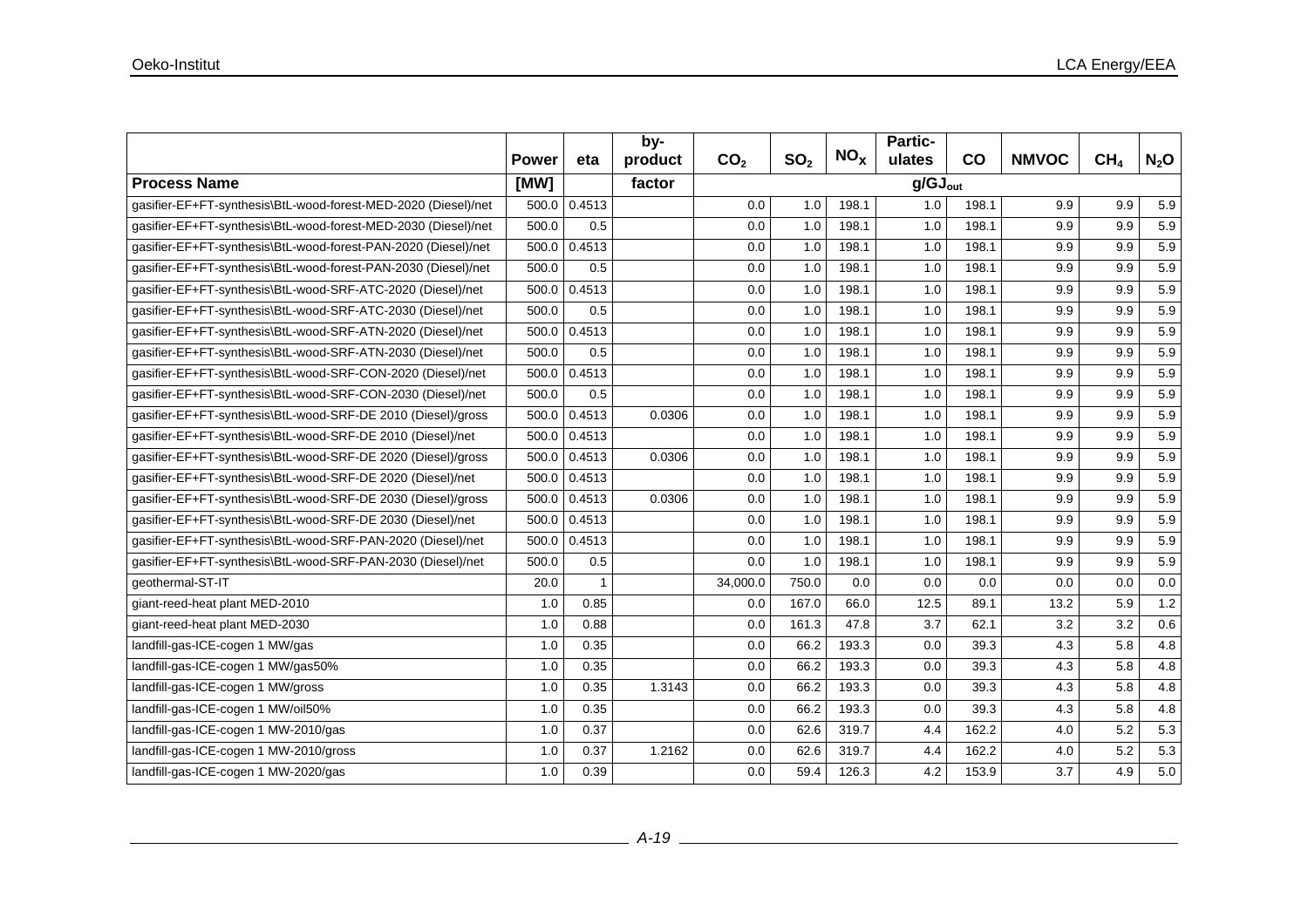| | Power | eta | by-product | $CO_2$ | $SO_2$ | $NO_X$ | Particulates | CO | NMVOC | $CH_4$ | $N_2O$ |
|---|---|---|---|---|---|---|---|---|---|---|---|
| **Process Name** | **[MW]** | | **factor** | | | | $g/GJ_{out}$ | | | | |
| gasifier-EF+FT-synthesis\BtL-wood-forest-MED-2020 (Diesel)/net | 500.0 | 0.4513 | | 0.0 | 1.0 | 198.1 | 1.0 | 198.1 | 9.9 | 9.9 | 5.9 |
| gasifier-EF+FT-synthesis\BtL-wood-forest-MED-2030 (Diesel)/net | 500.0 | 0.5 | | 0.0 | 1.0 | 198.1 | 1.0 | 198.1 | 9.9 | 9.9 | 5.9 |
| gasifier-EF+FT-synthesis\BtL-wood-forest-PAN-2020 (Diesel)/net | 500.0 | 0.4513 | | 0.0 | 1.0 | 198.1 | 1.0 | 198.1 | 9.9 | 9.9 | 5.9 |
| gasifier-EF+FT-synthesis\BtL-wood-forest-PAN-2030 (Diesel)/net | 500.0 | 0.5 | | 0.0 | 1.0 | 198.1 | 1.0 | 198.1 | 9.9 | 9.9 | 5.9 |
| gasifier-EF+FT-synthesis\BtL-wood-SRF-ATC-2020 (Diesel)/net | 500.0 | 0.4513 | | 0.0 | 1.0 | 198.1 | 1.0 | 198.1 | 9.9 | 9.9 | 5.9 |
| gasifier-EF+FT-synthesis\BtL-wood-SRF-ATC-2030 (Diesel)/net | 500.0 | 0.5 | | 0.0 | 1.0 | 198.1 | 1.0 | 198.1 | 9.9 | 9.9 | 5.9 |
| gasifier-EF+FT-synthesis\BtL-wood-SRF-ATN-2020 (Diesel)/net | 500.0 | 0.4513 | | 0.0 | 1.0 | 198.1 | 1.0 | 198.1 | 9.9 | 9.9 | 5.9 |
| gasifier-EF+FT-synthesis\BtL-wood-SRF-ATN-2030 (Diesel)/net | 500.0 | 0.5 | | 0.0 | 1.0 | 198.1 | 1.0 | 198.1 | 9.9 | 9.9 | 5.9 |
| gasifier-EF+FT-synthesis\BtL-wood-SRF-CON-2020 (Diesel)/net | 500.0 | 0.4513 | | 0.0 | 1.0 | 198.1 | 1.0 | 198.1 | 9.9 | 9.9 | 5.9 |
| gasifier-EF+FT-synthesis\BtL-wood-SRF-CON-2030 (Diesel)/net | 500.0 | 0.5 | | 0.0 | 1.0 | 198.1 | 1.0 | 198.1 | 9.9 | 9.9 | 5.9 |
| gasifier-EF+FT-synthesis\BtL-wood-SRF-DE 2010 (Diesel)/gross | 500.0 | 0.4513 | 0.0306 | 0.0 | 1.0 | 198.1 | 1.0 | 198.1 | 9.9 | 9.9 | 5.9 |
| gasifier-EF+FT-synthesis\BtL-wood-SRF-DE 2010 (Diesel)/net | 500.0 | 0.4513 | | 0.0 | 1.0 | 198.1 | 1.0 | 198.1 | 9.9 | 9.9 | 5.9 |
| gasifier-EF+FT-synthesis\BtL-wood-SRF-DE 2020 (Diesel)/gross | 500.0 | 0.4513 | 0.0306 | 0.0 | 1.0 | 198.1 | 1.0 | 198.1 | 9.9 | 9.9 | 5.9 |
| gasifier-EF+FT-synthesis\BtL-wood-SRF-DE 2020 (Diesel)/net | 500.0 | 0.4513 | | 0.0 | 1.0 | 198.1 | 1.0 | 198.1 | 9.9 | 9.9 | 5.9 |
| gasifier-EF+FT-synthesis\BtL-wood-SRF-DE 2030 (Diesel)/gross | 500.0 | 0.4513 | 0.0306 | 0.0 | 1.0 | 198.1 | 1.0 | 198.1 | 9.9 | 9.9 | 5.9 |
| gasifier-EF+FT-synthesis\BtL-wood-SRF-DE 2030 (Diesel)/net | 500.0 | 0.4513 | | 0.0 | 1.0 | 198.1 | 1.0 | 198.1 | 9.9 | 9.9 | 5.9 |
| gasifier-EF+FT-synthesis\BtL-wood-SRF-PAN-2020 (Diesel)/net | 500.0 | 0.4513 | | 0.0 | 1.0 | 198.1 | 1.0 | 198.1 | 9.9 | 9.9 | 5.9 |
| gasifier-EF+FT-synthesis\BtL-wood-SRF-PAN-2030 (Diesel)/net | 500.0 | 0.5 | | 0.0 | 1.0 | 198.1 | 1.0 | 198.1 | 9.9 | 9.9 | 5.9 |
| geothermal-ST-IT | 20.0 | 1 | | 34,000.0 | 750.0 | 0.0 | 0.0 | 0.0 | 0.0 | 0.0 | 0.0 |
| giant-reed-heat plant MED-2010 | 1.0 | 0.85 | | 0.0 | 167.0 | 66.0 | 12.5 | 89.1 | 13.2 | 5.9 | 1.2 |
| giant-reed-heat plant MED-2030 | 1.0 | 0.88 | | 0.0 | 161.3 | 47.8 | 3.7 | 62.1 | 3.2 | 3.2 | 0.6 |
| landfill-gas-ICE-cogen 1 MW/gas | 1.0 | 0.35 | | 0.0 | 66.2 | 193.3 | 0.0 | 39.3 | 4.3 | 5.8 | 4.8 |
| landfill-gas-ICE-cogen 1 MW/gas50% | 1.0 | 0.35 | | 0.0 | 66.2 | 193.3 | 0.0 | 39.3 | 4.3 | 5.8 | 4.8 |
| landfill-gas-ICE-cogen 1 MW/gross | 1.0 | 0.35 | 1.3143 | 0.0 | 66.2 | 193.3 | 0.0 | 39.3 | 4.3 | 5.8 | 4.8 |
| landfill-gas-ICE-cogen 1 MW/oil50% | 1.0 | 0.35 | | 0.0 | 66.2 | 193.3 | 0.0 | 39.3 | 4.3 | 5.8 | 4.8 |
| landfill-gas-ICE-cogen 1 MW-2010/gas | 1.0 | 0.37 | | 0.0 | 62.6 | 319.7 | 4.4 | 162.2 | 4.0 | 5.2 | 5.3 |
| landfill-gas-ICE-cogen 1 MW-2010/gross | 1.0 | 0.37 | 1.2162 | 0.0 | 62.6 | 319.7 | 4.4 | 162.2 | 4.0 | 5.2 | 5.3 |
| landfill-gas-ICE-cogen 1 MW-2020/gas | 1.0 | 0.39 | | 0.0 | 59.4 | 126.3 | 4.2 | 153.9 | 3.7 | 4.9 | 5.0 |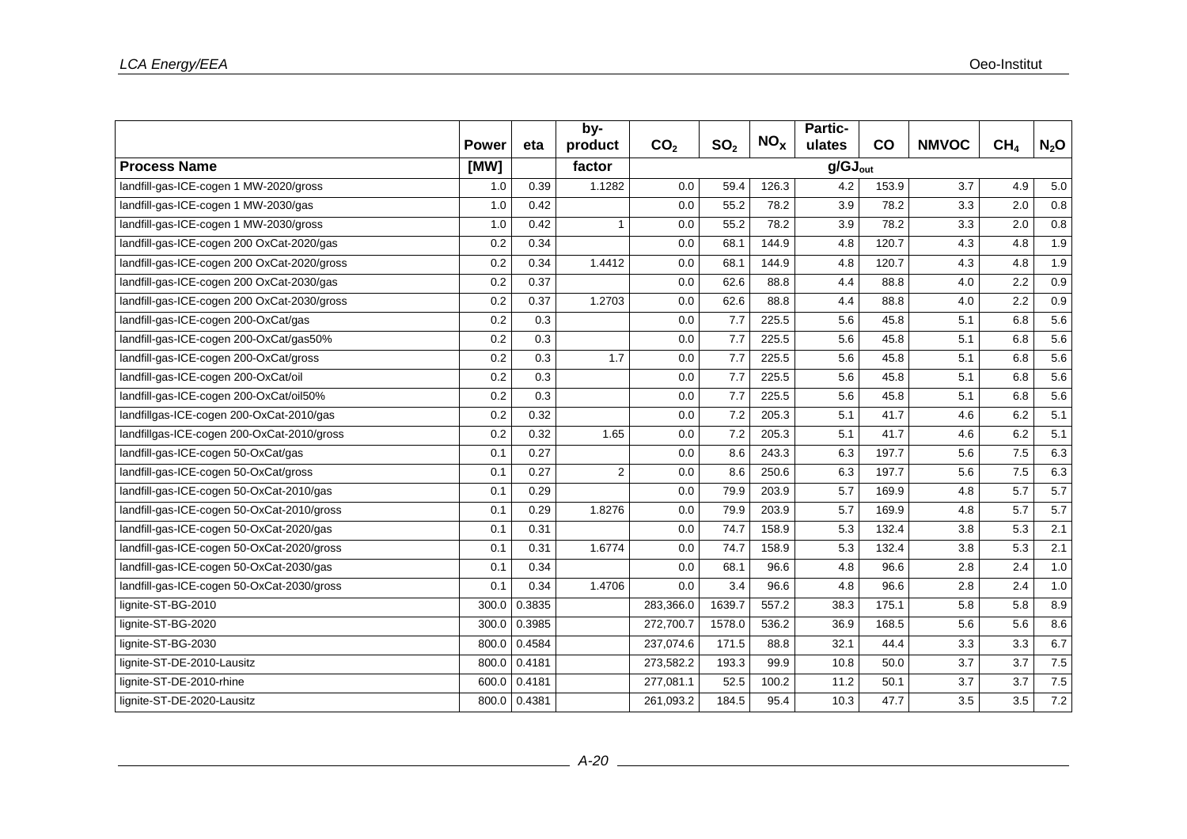| | Power | eta | by-product | $CO_2$ | $SO_2$ | $NO_X$ | Partic-ulates | CO | NMVOC | $CH_4$ | $N_2O$ |
|---|---|---|---|---|---|---|---|---|---|---|---|
| **Process Name** | **[MW]** | | **factor** | **$g/GJ_{out}$** | | | | | | | |
| landfill-gas-ICE-cogen 1 MW-2020/gross | 1.0 | 0.39 | 1.1282 | 0.0 | 59.4 | 126.3 | 4.2 | 153.9 | 3.7 | 4.9 | 5.0 |
| landfill-gas-ICE-cogen 1 MW-2030/gas | 1.0 | 0.42 | | 0.0 | 55.2 | 78.2 | 3.9 | 78.2 | 3.3 | 2.0 | 0.8 |
| landfill-gas-ICE-cogen 1 MW-2030/gross | 1.0 | 0.42 | 1 | 0.0 | 55.2 | 78.2 | 3.9 | 78.2 | 3.3 | 2.0 | 0.8 |
| landfill-gas-ICE-cogen 200 OxCat-2020/gas | 0.2 | 0.34 | | 0.0 | 68.1 | 144.9 | 4.8 | 120.7 | 4.3 | 4.8 | 1.9 |
| landfill-gas-ICE-cogen 200 OxCat-2020/gross | 0.2 | 0.34 | 1.4412 | 0.0 | 68.1 | 144.9 | 4.8 | 120.7 | 4.3 | 4.8 | 1.9 |
| landfill-gas-ICE-cogen 200 OxCat-2030/gas | 0.2 | 0.37 | | 0.0 | 62.6 | 88.8 | 4.4 | 88.8 | 4.0 | 2.2 | 0.9 |
| landfill-gas-ICE-cogen 200 OxCat-2030/gross | 0.2 | 0.37 | 1.2703 | 0.0 | 62.6 | 88.8 | 4.4 | 88.8 | 4.0 | 2.2 | 0.9 |
| landfill-gas-ICE-cogen 200-OxCat/gas | 0.2 | 0.3 | | 0.0 | 7.7 | 225.5 | 5.6 | 45.8 | 5.1 | 6.8 | 5.6 |
| landfill-gas-ICE-cogen 200-OxCat/gas50% | 0.2 | 0.3 | | 0.0 | 7.7 | 225.5 | 5.6 | 45.8 | 5.1 | 6.8 | 5.6 |
| landfill-gas-ICE-cogen 200-OxCat/gross | 0.2 | 0.3 | 1.7 | 0.0 | 7.7 | 225.5 | 5.6 | 45.8 | 5.1 | 6.8 | 5.6 |
| landfill-gas-ICE-cogen 200-OxCat/oil | 0.2 | 0.3 | | 0.0 | 7.7 | 225.5 | 5.6 | 45.8 | 5.1 | 6.8 | 5.6 |
| landfill-gas-ICE-cogen 200-OxCat/oil50% | 0.2 | 0.3 | | 0.0 | 7.7 | 225.5 | 5.6 | 45.8 | 5.1 | 6.8 | 5.6 |
| landfillgas-ICE-cogen 200-OxCat-2010/gas | 0.2 | 0.32 | | 0.0 | 7.2 | 205.3 | 5.1 | 41.7 | 4.6 | 6.2 | 5.1 |
| landfillgas-ICE-cogen 200-OxCat-2010/gross | 0.2 | 0.32 | 1.65 | 0.0 | 7.2 | 205.3 | 5.1 | 41.7 | 4.6 | 6.2 | 5.1 |
| landfill-gas-ICE-cogen 50-OxCat/gas | 0.1 | 0.27 | | 0.0 | 8.6 | 243.3 | 6.3 | 197.7 | 5.6 | 7.5 | 6.3 |
| landfill-gas-ICE-cogen 50-OxCat/gross | 0.1 | 0.27 | 2 | 0.0 | 8.6 | 250.6 | 6.3 | 197.7 | 5.6 | 7.5 | 6.3 |
| landfill-gas-ICE-cogen 50-OxCat-2010/gas | 0.1 | 0.29 | | 0.0 | 79.9 | 203.9 | 5.7 | 169.9 | 4.8 | 5.7 | 5.7 |
| landfill-gas-ICE-cogen 50-OxCat-2010/gross | 0.1 | 0.29 | 1.8276 | 0.0 | 79.9 | 203.9 | 5.7 | 169.9 | 4.8 | 5.7 | 5.7 |
| landfill-gas-ICE-cogen 50-OxCat-2020/gas | 0.1 | 0.31 | | 0.0 | 74.7 | 158.9 | 5.3 | 132.4 | 3.8 | 5.3 | 2.1 |
| landfill-gas-ICE-cogen 50-OxCat-2020/gross | 0.1 | 0.31 | 1.6774 | 0.0 | 74.7 | 158.9 | 5.3 | 132.4 | 3.8 | 5.3 | 2.1 |
| landfill-gas-ICE-cogen 50-OxCat-2030/gas | 0.1 | 0.34 | | 0.0 | 68.1 | 96.6 | 4.8 | 96.6 | 2.8 | 2.4 | 1.0 |
| landfill-gas-ICE-cogen 50-OxCat-2030/gross | 0.1 | 0.34 | 1.4706 | 0.0 | 3.4 | 96.6 | 4.8 | 96.6 | 2.8 | 2.4 | 1.0 |
| lignite-ST-BG-2010 | 300.0 | 0.3835 | | 283,366.0 | 1639.7 | 557.2 | 38.3 | 175.1 | 5.8 | 5.8 | 8.9 |
| lignite-ST-BG-2020 | 300.0 | 0.3985 | | 272,700.7 | 1578.0 | 536.2 | 36.9 | 168.5 | 5.6 | 5.6 | 8.6 |
| lignite-ST-BG-2030 | 800.0 | 0.4584 | | 237,074.6 | 171.5 | 88.8 | 32.1 | 44.4 | 3.3 | 3.3 | 6.7 |
| lignite-ST-DE-2010-Lausitz | 800.0 | 0.4181 | | 273,582.2 | 193.3 | 99.9 | 10.8 | 50.0 | 3.7 | 3.7 | 7.5 |
| lignite-ST-DE-2010-rhine | 600.0 | 0.4181 | | 277,081.1 | 52.5 | 100.2 | 11.2 | 50.1 | 3.7 | 3.7 | 7.5 |
| lignite-ST-DE-2020-Lausitz | 800.0 | 0.4381 | | 261,093.2 | 184.5 | 95.4 | 10.3 | 47.7 | 3.5 | 3.5 | 7.2 |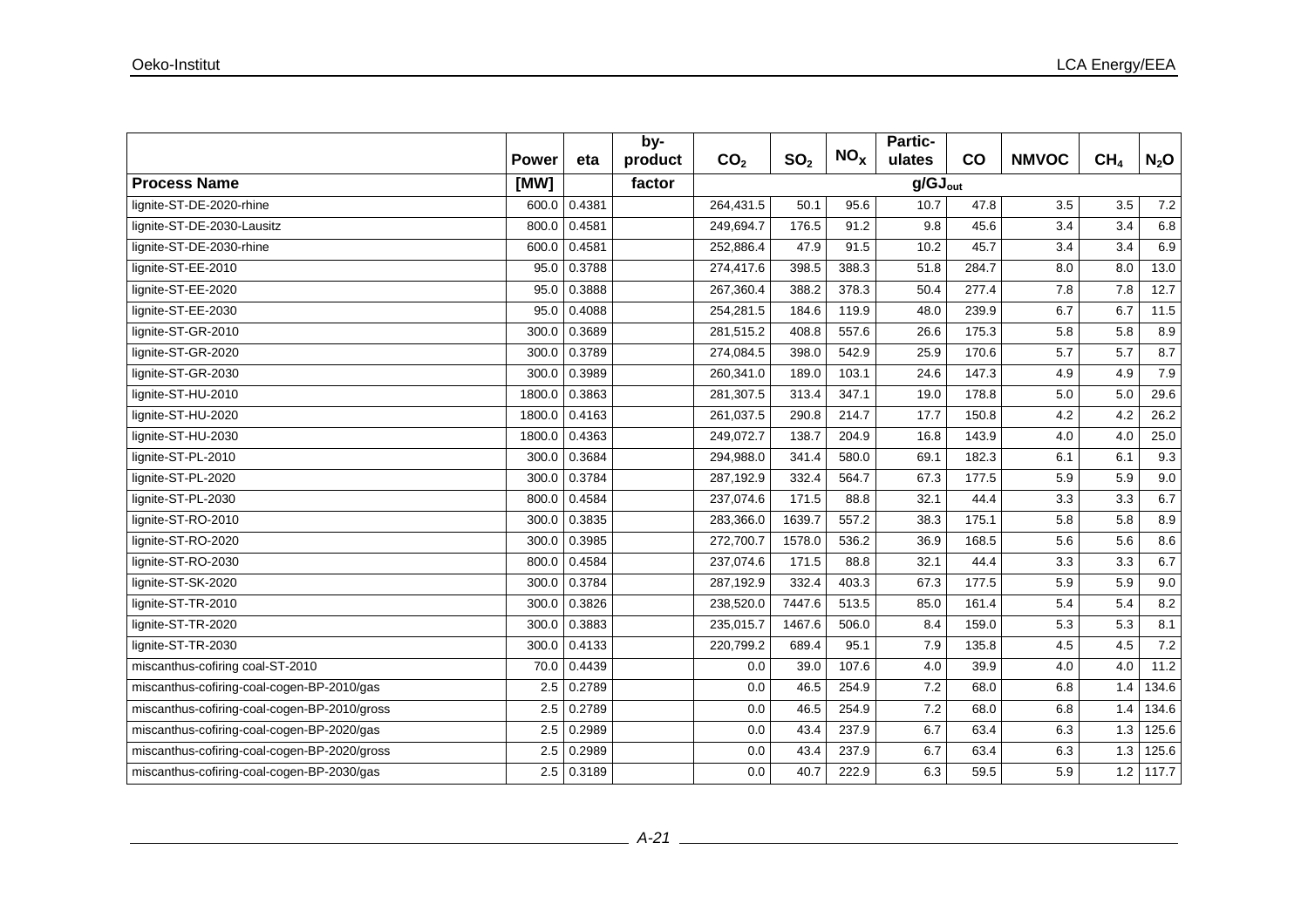| | Power | eta | by-product | $CO_2$ | $SO_2$ | $NO_X$ | Partic-ulates | CO | NMVOC | $CH_4$ | $N_2O$ |
|---|---|---|---|---|---|---|---|---|---|---|---|
| **Process Name** | [MW] | | factor | $g/GJ_{out}$ | | | | | | | |
| lignite-ST-DE-2020-rhine | 600.0 | 0.4381 | | 264,431.5 | 50.1 | 95.6 | 10.7 | 47.8 | 3.5 | 3.5 | 7.2 |
| lignite-ST-DE-2030-Lausitz | 800.0 | 0.4581 | | 249,694.7 | 176.5 | 91.2 | 9.8 | 45.6 | 3.4 | 3.4 | 6.8 |
| lignite-ST-DE-2030-rhine | 600.0 | 0.4581 | | 252,886.4 | 47.9 | 91.5 | 10.2 | 45.7 | 3.4 | 3.4 | 6.9 |
| lignite-ST-EE-2010 | 95.0 | 0.3788 | | 274,417.6 | 398.5 | 388.3 | 51.8 | 284.7 | 8.0 | 8.0 | 13.0 |
| lignite-ST-EE-2020 | 95.0 | 0.3888 | | 267,360.4 | 388.2 | 378.3 | 50.4 | 277.4 | 7.8 | 7.8 | 12.7 |
| lignite-ST-EE-2030 | 95.0 | 0.4088 | | 254,281.5 | 184.6 | 119.9 | 48.0 | 239.9 | 6.7 | 6.7 | 11.5 |
| lignite-ST-GR-2010 | 300.0 | 0.3689 | | 281,515.2 | 408.8 | 557.6 | 26.6 | 175.3 | 5.8 | 5.8 | 8.9 |
| lignite-ST-GR-2020 | 300.0 | 0.3789 | | 274,084.5 | 398.0 | 542.9 | 25.9 | 170.6 | 5.7 | 5.7 | 8.7 |
| lignite-ST-GR-2030 | 300.0 | 0.3989 | | 260,341.0 | 189.0 | 103.1 | 24.6 | 147.3 | 4.9 | 4.9 | 7.9 |
| lignite-ST-HU-2010 | 1800.0 | 0.3863 | | 281,307.5 | 313.4 | 347.1 | 19.0 | 178.8 | 5.0 | 5.0 | 29.6 |
| lignite-ST-HU-2020 | 1800.0 | 0.4163 | | 261,037.5 | 290.8 | 214.7 | 17.7 | 150.8 | 4.2 | 4.2 | 26.2 |
| lignite-ST-HU-2030 | 1800.0 | 0.4363 | | 249,072.7 | 138.7 | 204.9 | 16.8 | 143.9 | 4.0 | 4.0 | 25.0 |
| lignite-ST-PL-2010 | 300.0 | 0.3684 | | 294,988.0 | 341.4 | 580.0 | 69.1 | 182.3 | 6.1 | 6.1 | 9.3 |
| lignite-ST-PL-2020 | 300.0 | 0.3784 | | 287,192.9 | 332.4 | 564.7 | 67.3 | 177.5 | 5.9 | 5.9 | 9.0 |
| lignite-ST-PL-2030 | 800.0 | 0.4584 | | 237,074.6 | 171.5 | 88.8 | 32.1 | 44.4 | 3.3 | 3.3 | 6.7 |
| lignite-ST-RO-2010 | 300.0 | 0.3835 | | 283,366.0 | 1639.7 | 557.2 | 38.3 | 175.1 | 5.8 | 5.8 | 8.9 |
| lignite-ST-RO-2020 | 300.0 | 0.3985 | | 272,700.7 | 1578.0 | 536.2 | 36.9 | 168.5 | 5.6 | 5.6 | 8.6 |
| lignite-ST-RO-2030 | 800.0 | 0.4584 | | 237,074.6 | 171.5 | 88.8 | 32.1 | 44.4 | 3.3 | 3.3 | 6.7 |
| lignite-ST-SK-2020 | 300.0 | 0.3784 | | 287,192.9 | 332.4 | 403.3 | 67.3 | 177.5 | 5.9 | 5.9 | 9.0 |
| lignite-ST-TR-2010 | 300.0 | 0.3826 | | 238,520.0 | 7447.6 | 513.5 | 85.0 | 161.4 | 5.4 | 5.4 | 8.2 |
| lignite-ST-TR-2020 | 300.0 | 0.3883 | | 235,015.7 | 1467.6 | 506.0 | 8.4 | 159.0 | 5.3 | 5.3 | 8.1 |
| lignite-ST-TR-2030 | 300.0 | 0.4133 | | 220,799.2 | 689.4 | 95.1 | 7.9 | 135.8 | 4.5 | 4.5 | 7.2 |
| miscanthus-cofiring coal-ST-2010 | 70.0 | 0.4439 | | 0.0 | 39.0 | 107.6 | 4.0 | 39.9 | 4.0 | 4.0 | 11.2 |
| miscanthus-cofiring-coal-cogen-BP-2010/gas | 2.5 | 0.2789 | | 0.0 | 46.5 | 254.9 | 7.2 | 68.0 | 6.8 | 1.4 | 134.6 |
| miscanthus-cofiring-coal-cogen-BP-2010/gross | 2.5 | 0.2789 | | 0.0 | 46.5 | 254.9 | 7.2 | 68.0 | 6.8 | 1.4 | 134.6 |
| miscanthus-cofiring-coal-cogen-BP-2020/gas | 2.5 | 0.2989 | | 0.0 | 43.4 | 237.9 | 6.7 | 63.4 | 6.3 | 1.3 | 125.6 |
| miscanthus-cofiring-coal-cogen-BP-2020/gross | 2.5 | 0.2989 | | 0.0 | 43.4 | 237.9 | 6.7 | 63.4 | 6.3 | 1.3 | 125.6 |
| miscanthus-cofiring-coal-cogen-BP-2030/gas | 2.5 | 0.3189 | | 0.0 | 40.7 | 222.9 | 6.3 | 59.5 | 5.9 | 1.2 | 117.7 |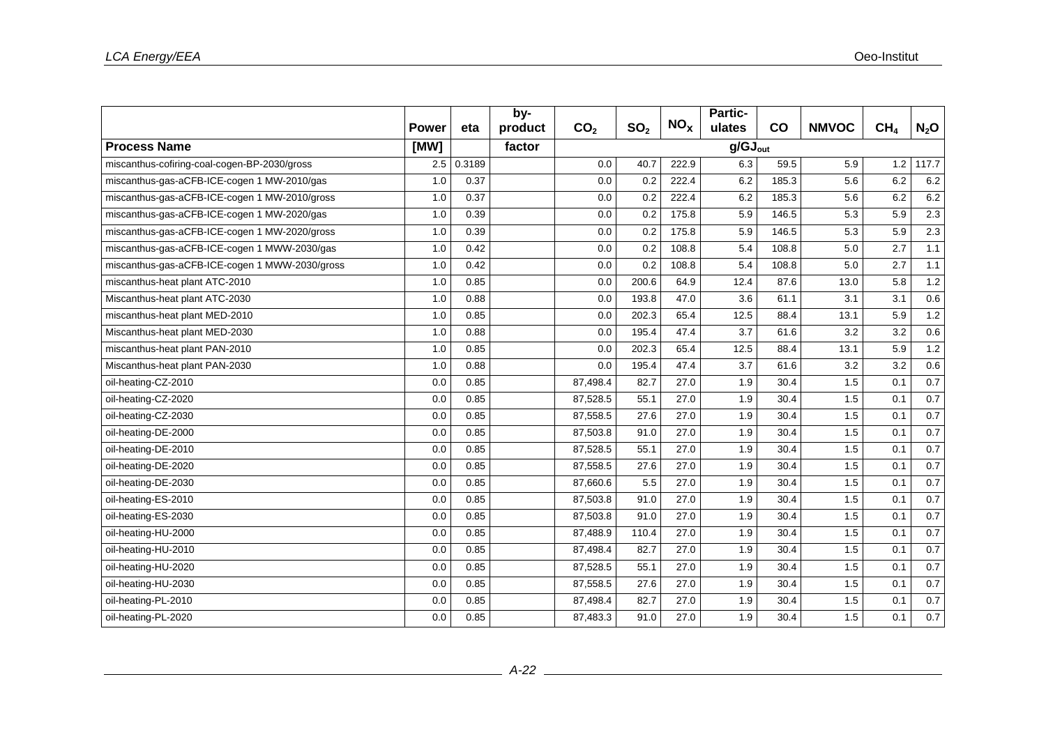| | Power | eta | by-product | $CO_2$ | $SO_2$ | $NO_X$ | Partic-ulates | CO | NMVOC | $CH_4$ | $N_2O$ |
|---|---|---|---|---|---|---|---|---|---|---|---|
| **Process Name** | **[MW]** | | **factor** | | | | $g/GJ_{out}$ | | | | |
| miscanthus-cofiring-coal-cogen-BP-2030/gross | 2.5 | 0.3189 | | 0.0 | 40.7 | 222.9 | 6.3 | 59.5 | 5.9 | 1.2 | 117.7 |
| miscanthus-gas-aCFB-ICE-cogen 1 MW-2010/gas | 1.0 | 0.37 | | 0.0 | 0.2 | 222.4 | 6.2 | 185.3 | 5.6 | 6.2 | 6.2 |
| miscanthus-gas-aCFB-ICE-cogen 1 MW-2010/gross | 1.0 | 0.37 | | 0.0 | 0.2 | 222.4 | 6.2 | 185.3 | 5.6 | 6.2 | 6.2 |
| miscanthus-gas-aCFB-ICE-cogen 1 MW-2020/gas | 1.0 | 0.39 | | 0.0 | 0.2 | 175.8 | 5.9 | 146.5 | 5.3 | 5.9 | 2.3 |
| miscanthus-gas-aCFB-ICE-cogen 1 MW-2020/gross | 1.0 | 0.39 | | 0.0 | 0.2 | 175.8 | 5.9 | 146.5 | 5.3 | 5.9 | 2.3 |
| miscanthus-gas-aCFB-ICE-cogen 1 MWW-2030/gas | 1.0 | 0.42 | | 0.0 | 0.2 | 108.8 | 5.4 | 108.8 | 5.0 | 2.7 | 1.1 |
| miscanthus-gas-aCFB-ICE-cogen 1 MWW-2030/gross | 1.0 | 0.42 | | 0.0 | 0.2 | 108.8 | 5.4 | 108.8 | 5.0 | 2.7 | 1.1 |
| miscanthus-heat plant ATC-2010 | 1.0 | 0.85 | | 0.0 | 200.6 | 64.9 | 12.4 | 87.6 | 13.0 | 5.8 | 1.2 |
| Miscanthus-heat plant ATC-2030 | 1.0 | 0.88 | | 0.0 | 193.8 | 47.0 | 3.6 | 61.1 | 3.1 | 3.1 | 0.6 |
| miscanthus-heat plant MED-2010 | 1.0 | 0.85 | | 0.0 | 202.3 | 65.4 | 12.5 | 88.4 | 13.1 | 5.9 | 1.2 |
| Miscanthus-heat plant MED-2030 | 1.0 | 0.88 | | 0.0 | 195.4 | 47.4 | 3.7 | 61.6 | 3.2 | 3.2 | 0.6 |
| miscanthus-heat plant PAN-2010 | 1.0 | 0.85 | | 0.0 | 202.3 | 65.4 | 12.5 | 88.4 | 13.1 | 5.9 | 1.2 |
| Miscanthus-heat plant PAN-2030 | 1.0 | 0.88 | | 0.0 | 195.4 | 47.4 | 3.7 | 61.6 | 3.2 | 3.2 | 0.6 |
| oil-heating-CZ-2010 | 0.0 | 0.85 | | 87,498.4 | 82.7 | 27.0 | 1.9 | 30.4 | 1.5 | 0.1 | 0.7 |
| oil-heating-CZ-2020 | 0.0 | 0.85 | | 87,528.5 | 55.1 | 27.0 | 1.9 | 30.4 | 1.5 | 0.1 | 0.7 |
| oil-heating-CZ-2030 | 0.0 | 0.85 | | 87,558.5 | 27.6 | 27.0 | 1.9 | 30.4 | 1.5 | 0.1 | 0.7 |
| oil-heating-DE-2000 | 0.0 | 0.85 | | 87,503.8 | 91.0 | 27.0 | 1.9 | 30.4 | 1.5 | 0.1 | 0.7 |
| oil-heating-DE-2010 | 0.0 | 0.85 | | 87,528.5 | 55.1 | 27.0 | 1.9 | 30.4 | 1.5 | 0.1 | 0.7 |
| oil-heating-DE-2020 | 0.0 | 0.85 | | 87,558.5 | 27.6 | 27.0 | 1.9 | 30.4 | 1.5 | 0.1 | 0.7 |
| oil-heating-DE-2030 | 0.0 | 0.85 | | 87,660.6 | 5.5 | 27.0 | 1.9 | 30.4 | 1.5 | 0.1 | 0.7 |
| oil-heating-ES-2010 | 0.0 | 0.85 | | 87,503.8 | 91.0 | 27.0 | 1.9 | 30.4 | 1.5 | 0.1 | 0.7 |
| oil-heating-ES-2030 | 0.0 | 0.85 | | 87,503.8 | 91.0 | 27.0 | 1.9 | 30.4 | 1.5 | 0.1 | 0.7 |
| oil-heating-HU-2000 | 0.0 | 0.85 | | 87,488.9 | 110.4 | 27.0 | 1.9 | 30.4 | 1.5 | 0.1 | 0.7 |
| oil-heating-HU-2010 | 0.0 | 0.85 | | 87,498.4 | 82.7 | 27.0 | 1.9 | 30.4 | 1.5 | 0.1 | 0.7 |
| oil-heating-HU-2020 | 0.0 | 0.85 | | 87,528.5 | 55.1 | 27.0 | 1.9 | 30.4 | 1.5 | 0.1 | 0.7 |
| oil-heating-HU-2030 | 0.0 | 0.85 | | 87,558.5 | 27.6 | 27.0 | 1.9 | 30.4 | 1.5 | 0.1 | 0.7 |
| oil-heating-PL-2010 | 0.0 | 0.85 | | 87,498.4 | 82.7 | 27.0 | 1.9 | 30.4 | 1.5 | 0.1 | 0.7 |
| oil-heating-PL-2020 | 0.0 | 0.85 | | 87,483.3 | 91.0 | 27.0 | 1.9 | 30.4 | 1.5 | 0.1 | 0.7 |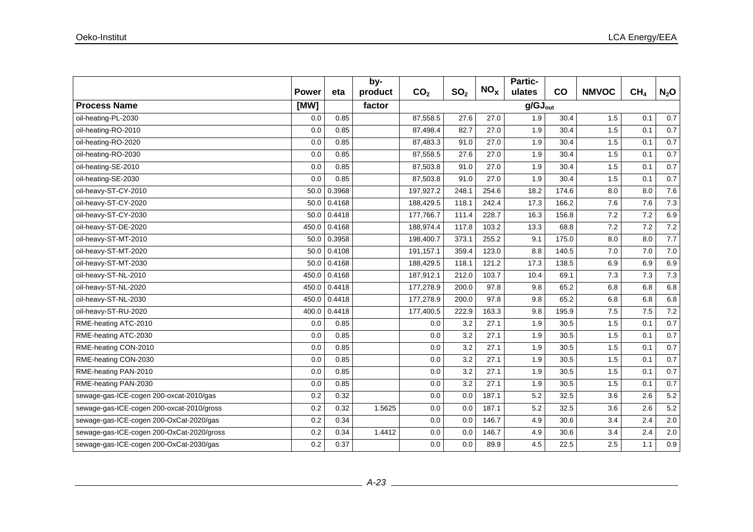| | Power | eta | by-product | $CO_2$ | $SO_2$ | $NO_X$ | Partic-ulates | CO | NMVOC | $CH_4$ | $N_2O$ |
|---|---|---|---|---|---|---|---|---|---|---|---|
| **Process Name** | **[MW]** | | **factor** | $g/GJ_{out}$ | | | | | | | |
| oil-heating-PL-2030 | 0.0 | 0.85 | | 87,558.5 | 27.6 | 27.0 | 1.9 | 30.4 | 1.5 | 0.1 | 0.7 |
| oil-heating-RO-2010 | 0.0 | 0.85 | | 87,498.4 | 82.7 | 27.0 | 1.9 | 30.4 | 1.5 | 0.1 | 0.7 |
| oil-heating-RO-2020 | 0.0 | 0.85 | | 87,483.3 | 91.0 | 27.0 | 1.9 | 30.4 | 1.5 | 0.1 | 0.7 |
| oil-heating-RO-2030 | 0.0 | 0.85 | | 87,558.5 | 27.6 | 27.0 | 1.9 | 30.4 | 1.5 | 0.1 | 0.7 |
| oil-heating-SE-2010 | 0.0 | 0.85 | | 87,503.8 | 91.0 | 27.0 | 1.9 | 30.4 | 1.5 | 0.1 | 0.7 |
| oil-heating-SE-2030 | 0.0 | 0.85 | | 87,503.8 | 91.0 | 27.0 | 1.9 | 30.4 | 1.5 | 0.1 | 0.7 |
| oil-heavy-ST-CY-2010 | 50.0 | 0.3968 | | 197,927.2 | 248.1 | 254.6 | 18.2 | 174.6 | 8.0 | 8.0 | 7.6 |
| oil-heavy-ST-CY-2020 | 50.0 | 0.4168 | | 188,429.5 | 118.1 | 242.4 | 17.3 | 166.2 | 7.6 | 7.6 | 7.3 |
| oil-heavy-ST-CY-2030 | 50.0 | 0.4418 | | 177,766.7 | 111.4 | 228.7 | 16.3 | 156.8 | 7.2 | 7.2 | 6.9 |
| oil-heavy-ST-DE-2020 | 450.0 | 0.4168 | | 188,974.4 | 117.8 | 103.2 | 13.3 | 68.8 | 7.2 | 7.2 | 7.2 |
| oil-heavy-ST-MT-2010 | 50.0 | 0.3958 | | 198,400.7 | 373.1 | 255.2 | 9.1 | 175.0 | 8.0 | 8.0 | 7.7 |
| oil-heavy-ST-MT-2020 | 50.0 | 0.4108 | | 191,157.1 | 359.4 | 123.0 | 8.8 | 140.5 | 7.0 | 7.0 | 7.0 |
| oil-heavy-ST-MT-2030 | 50.0 | 0.4168 | | 188,429.5 | 118.1 | 121.2 | 17.3 | 138.5 | 6.9 | 6.9 | 6.9 |
| oil-heavy-ST-NL-2010 | 450.0 | 0.4168 | | 187,912.1 | 212.0 | 103.7 | 10.4 | 69.1 | 7.3 | 7.3 | 7.3 |
| oil-heavy-ST-NL-2020 | 450.0 | 0.4418 | | 177,278.9 | 200.0 | 97.8 | 9.8 | 65.2 | 6.8 | 6.8 | 6.8 |
| oil-heavy-ST-NL-2030 | 450.0 | 0.4418 | | 177,278.9 | 200.0 | 97.8 | 9.8 | 65.2 | 6.8 | 6.8 | 6.8 |
| oil-heavy-ST-RU-2020 | 400.0 | 0.4418 | | 177,400.5 | 222.9 | 163.3 | 9.8 | 195.9 | 7.5 | 7.5 | 7.2 |
| RME-heating ATC-2010 | 0.0 | 0.85 | | 0.0 | 3.2 | 27.1 | 1.9 | 30.5 | 1.5 | 0.1 | 0.7 |
| RME-heating ATC-2030 | 0.0 | 0.85 | | 0.0 | 3.2 | 27.1 | 1.9 | 30.5 | 1.5 | 0.1 | 0.7 |
| RME-heating CON-2010 | 0.0 | 0.85 | | 0.0 | 3.2 | 27.1 | 1.9 | 30.5 | 1.5 | 0.1 | 0.7 |
| RME-heating CON-2030 | 0.0 | 0.85 | | 0.0 | 3.2 | 27.1 | 1.9 | 30.5 | 1.5 | 0.1 | 0.7 |
| RME-heating PAN-2010 | 0.0 | 0.85 | | 0.0 | 3.2 | 27.1 | 1.9 | 30.5 | 1.5 | 0.1 | 0.7 |
| RME-heating PAN-2030 | 0.0 | 0.85 | | 0.0 | 3.2 | 27.1 | 1.9 | 30.5 | 1.5 | 0.1 | 0.7 |
| sewage-gas-ICE-cogen 200-oxcat-2010/gas | 0.2 | 0.32 | | 0.0 | 0.0 | 187.1 | 5.2 | 32.5 | 3.6 | 2.6 | 5.2 |
| sewage-gas-ICE-cogen 200-oxcat-2010/gross | 0.2 | 0.32 | 1.5625 | 0.0 | 0.0 | 187.1 | 5.2 | 32.5 | 3.6 | 2.6 | 5.2 |
| sewage-gas-ICE-cogen 200-OxCat-2020/gas | 0.2 | 0.34 | | 0.0 | 0.0 | 146.7 | 4.9 | 30.6 | 3.4 | 2.4 | 2.0 |
| sewage-gas-ICE-cogen 200-OxCat-2020/gross | 0.2 | 0.34 | 1.4412 | 0.0 | 0.0 | 146.7 | 4.9 | 30.6 | 3.4 | 2.4 | 2.0 |
| sewage-gas-ICE-cogen 200-OxCat-2030/gas | 0.2 | 0.37 | | 0.0 | 0.0 | 89.9 | 4.5 | 22.5 | 2.5 | 1.1 | 0.9 |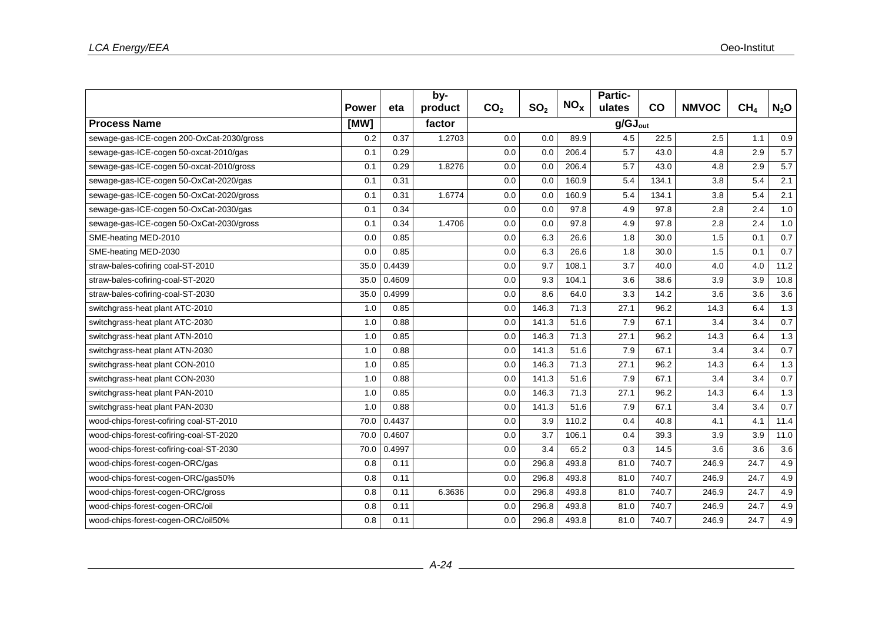| | Power | eta | by-product | $CO_2$ | $SO_2$ | $NO_X$ | Partic-ulates | CO | NMVOC | $CH_4$ | $N_2O$ |
|---|---|---|---|---|---|---|---|---|---|---|---|
| **Process Name** | **[MW]** | | **factor** | | | | **$g/GJ_{out}$** | | | | |
| sewage-gas-ICE-cogen 200-OxCat-2030/gross | 0.2 | 0.37 | 1.2703 | 0.0 | 0.0 | 89.9 | 4.5 | 22.5 | 2.5 | 1.1 | 0.9 |
| sewage-gas-ICE-cogen 50-oxcat-2010/gas | 0.1 | 0.29 | | 0.0 | 0.0 | 206.4 | 5.7 | 43.0 | 4.8 | 2.9 | 5.7 |
| sewage-gas-ICE-cogen 50-oxcat-2010/gross | 0.1 | 0.29 | 1.8276 | 0.0 | 0.0 | 206.4 | 5.7 | 43.0 | 4.8 | 2.9 | 5.7 |
| sewage-gas-ICE-cogen 50-OxCat-2020/gas | 0.1 | 0.31 | | 0.0 | 0.0 | 160.9 | 5.4 | 134.1 | 3.8 | 5.4 | 2.1 |
| sewage-gas-ICE-cogen 50-OxCat-2020/gross | 0.1 | 0.31 | 1.6774 | 0.0 | 0.0 | 160.9 | 5.4 | 134.1 | 3.8 | 5.4 | 2.1 |
| sewage-gas-ICE-cogen 50-OxCat-2030/gas | 0.1 | 0.34 | | 0.0 | 0.0 | 97.8 | 4.9 | 97.8 | 2.8 | 2.4 | 1.0 |
| sewage-gas-ICE-cogen 50-OxCat-2030/gross | 0.1 | 0.34 | 1.4706 | 0.0 | 0.0 | 97.8 | 4.9 | 97.8 | 2.8 | 2.4 | 1.0 |
| SME-heating MED-2010 | 0.0 | 0.85 | | 0.0 | 6.3 | 26.6 | 1.8 | 30.0 | 1.5 | 0.1 | 0.7 |
| SME-heating MED-2030 | 0.0 | 0.85 | | 0.0 | 6.3 | 26.6 | 1.8 | 30.0 | 1.5 | 0.1 | 0.7 |
| straw-bales-cofiring coal-ST-2010 | 35.0 | 0.4439 | | 0.0 | 9.7 | 108.1 | 3.7 | 40.0 | 4.0 | 4.0 | 11.2 |
| straw-bales-cofiring-coal-ST-2020 | 35.0 | 0.4609 | | 0.0 | 9.3 | 104.1 | 3.6 | 38.6 | 3.9 | 3.9 | 10.8 |
| straw-bales-cofiring-coal-ST-2030 | 35.0 | 0.4999 | | 0.0 | 8.6 | 64.0 | 3.3 | 14.2 | 3.6 | 3.6 | 3.6 |
| switchgrass-heat plant ATC-2010 | 1.0 | 0.85 | | 0.0 | 146.3 | 71.3 | 27.1 | 96.2 | 14.3 | 6.4 | 1.3 |
| switchgrass-heat plant ATC-2030 | 1.0 | 0.88 | | 0.0 | 141.3 | 51.6 | 7.9 | 67.1 | 3.4 | 3.4 | 0.7 |
| switchgrass-heat plant ATN-2010 | 1.0 | 0.85 | | 0.0 | 146.3 | 71.3 | 27.1 | 96.2 | 14.3 | 6.4 | 1.3 |
| switchgrass-heat plant ATN-2030 | 1.0 | 0.88 | | 0.0 | 141.3 | 51.6 | 7.9 | 67.1 | 3.4 | 3.4 | 0.7 |
| switchgrass-heat plant CON-2010 | 1.0 | 0.85 | | 0.0 | 146.3 | 71.3 | 27.1 | 96.2 | 14.3 | 6.4 | 1.3 |
| switchgrass-heat plant CON-2030 | 1.0 | 0.88 | | 0.0 | 141.3 | 51.6 | 7.9 | 67.1 | 3.4 | 3.4 | 0.7 |
| switchgrass-heat plant PAN-2010 | 1.0 | 0.85 | | 0.0 | 146.3 | 71.3 | 27.1 | 96.2 | 14.3 | 6.4 | 1.3 |
| switchgrass-heat plant PAN-2030 | 1.0 | 0.88 | | 0.0 | 141.3 | 51.6 | 7.9 | 67.1 | 3.4 | 3.4 | 0.7 |
| wood-chips-forest-cofiring coal-ST-2010 | 70.0 | 0.4437 | | 0.0 | 3.9 | 110.2 | 0.4 | 40.8 | 4.1 | 4.1 | 11.4 |
| wood-chips-forest-cofiring-coal-ST-2020 | 70.0 | 0.4607 | | 0.0 | 3.7 | 106.1 | 0.4 | 39.3 | 3.9 | 3.9 | 11.0 |
| wood-chips-forest-cofiring-coal-ST-2030 | 70.0 | 0.4997 | | 0.0 | 3.4 | 65.2 | 0.3 | 14.5 | 3.6 | 3.6 | 3.6 |
| wood-chips-forest-cogen-ORC/gas | 0.8 | 0.11 | | 0.0 | 296.8 | 493.8 | 81.0 | 740.7 | 246.9 | 24.7 | 4.9 |
| wood-chips-forest-cogen-ORC/gas50% | 0.8 | 0.11 | | 0.0 | 296.8 | 493.8 | 81.0 | 740.7 | 246.9 | 24.7 | 4.9 |
| wood-chips-forest-cogen-ORC/gross | 0.8 | 0.11 | 6.3636 | 0.0 | 296.8 | 493.8 | 81.0 | 740.7 | 246.9 | 24.7 | 4.9 |
| wood-chips-forest-cogen-ORC/oil | 0.8 | 0.11 | | 0.0 | 296.8 | 493.8 | 81.0 | 740.7 | 246.9 | 24.7 | 4.9 |
| wood-chips-forest-cogen-ORC/oil50% | 0.8 | 0.11 | | 0.0 | 296.8 | 493.8 | 81.0 | 740.7 | 246.9 | 24.7 | 4.9 |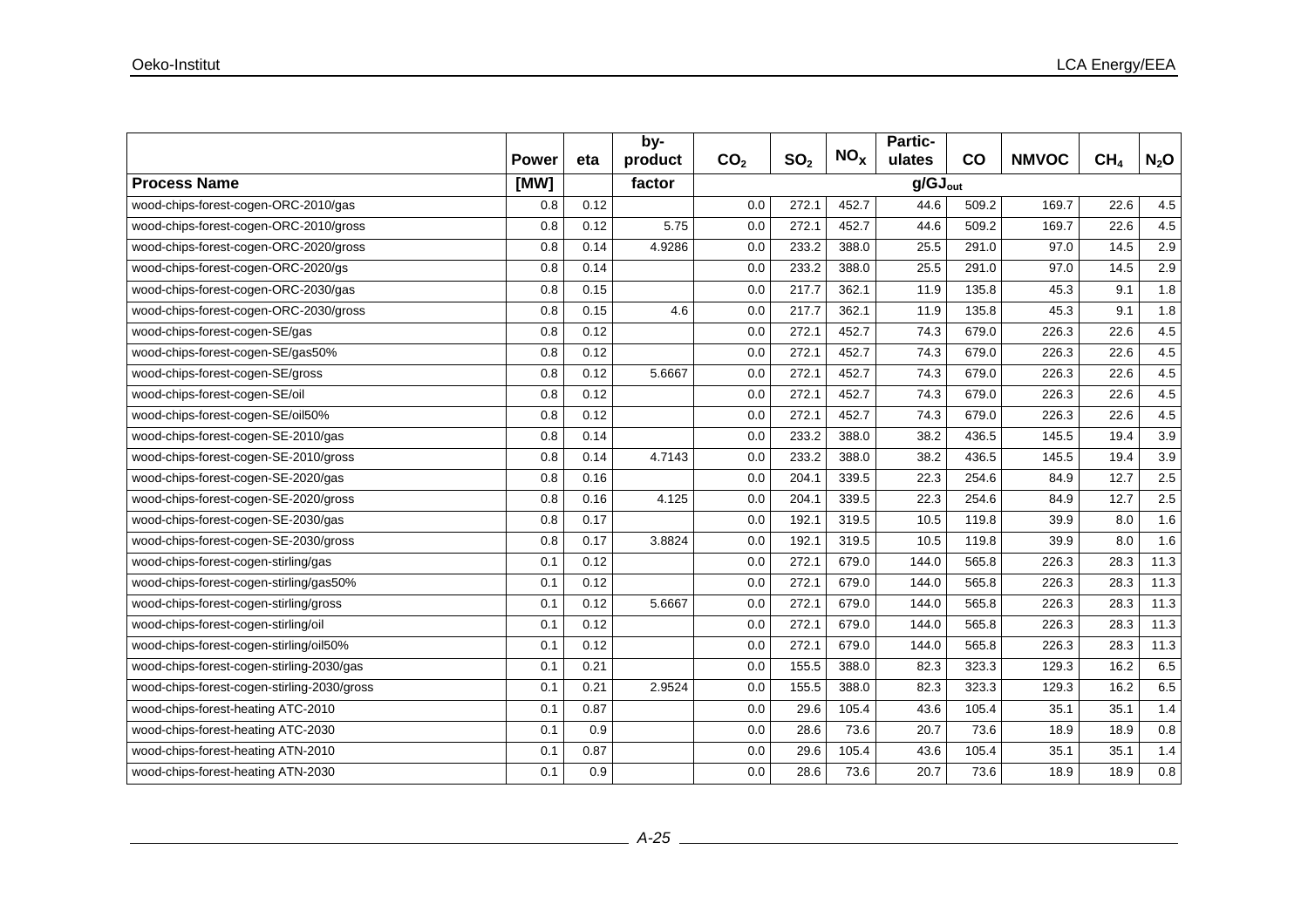| | Power | eta | by-product | $CO_2$ | $SO_2$ | $NO_x$ | Partic-ulates | CO | NMVOC | $CH_4$ | $N_2O$ |
|---|---|---|---|---|---|---|---|---|---|---|---|
| **Process Name** | **[MW]** | | **factor** | $g/GJ_{out}$ | | | | | | | |
| wood-chips-forest-cogen-ORC-2010/gas | 0.8 | 0.12 | | 0.0 | 272.1 | 452.7 | 44.6 | 509.2 | 169.7 | 22.6 | 4.5 |
| wood-chips-forest-cogen-ORC-2010/gross | 0.8 | 0.12 | 5.75 | 0.0 | 272.1 | 452.7 | 44.6 | 509.2 | 169.7 | 22.6 | 4.5 |
| wood-chips-forest-cogen-ORC-2020/gross | 0.8 | 0.14 | 4.9286 | 0.0 | 233.2 | 388.0 | 25.5 | 291.0 | 97.0 | 14.5 | 2.9 |
| wood-chips-forest-cogen-ORC-2020/gs | 0.8 | 0.14 | | 0.0 | 233.2 | 388.0 | 25.5 | 291.0 | 97.0 | 14.5 | 2.9 |
| wood-chips-forest-cogen-ORC-2030/gas | 0.8 | 0.15 | | 0.0 | 217.7 | 362.1 | 11.9 | 135.8 | 45.3 | 9.1 | 1.8 |
| wood-chips-forest-cogen-ORC-2030/gross | 0.8 | 0.15 | 4.6 | 0.0 | 217.7 | 362.1 | 11.9 | 135.8 | 45.3 | 9.1 | 1.8 |
| wood-chips-forest-cogen-SE/gas | 0.8 | 0.12 | | 0.0 | 272.1 | 452.7 | 74.3 | 679.0 | 226.3 | 22.6 | 4.5 |
| wood-chips-forest-cogen-SE/gas50% | 0.8 | 0.12 | | 0.0 | 272.1 | 452.7 | 74.3 | 679.0 | 226.3 | 22.6 | 4.5 |
| wood-chips-forest-cogen-SE/gross | 0.8 | 0.12 | 5.6667 | 0.0 | 272.1 | 452.7 | 74.3 | 679.0 | 226.3 | 22.6 | 4.5 |
| wood-chips-forest-cogen-SE/oil | 0.8 | 0.12 | | 0.0 | 272.1 | 452.7 | 74.3 | 679.0 | 226.3 | 22.6 | 4.5 |
| wood-chips-forest-cogen-SE/oil50% | 0.8 | 0.12 | | 0.0 | 272.1 | 452.7 | 74.3 | 679.0 | 226.3 | 22.6 | 4.5 |
| wood-chips-forest-cogen-SE-2010/gas | 0.8 | 0.14 | | 0.0 | 233.2 | 388.0 | 38.2 | 436.5 | 145.5 | 19.4 | 3.9 |
| wood-chips-forest-cogen-SE-2010/gross | 0.8 | 0.14 | 4.7143 | 0.0 | 233.2 | 388.0 | 38.2 | 436.5 | 145.5 | 19.4 | 3.9 |
| wood-chips-forest-cogen-SE-2020/gas | 0.8 | 0.16 | | 0.0 | 204.1 | 339.5 | 22.3 | 254.6 | 84.9 | 12.7 | 2.5 |
| wood-chips-forest-cogen-SE-2020/gross | 0.8 | 0.16 | 4.125 | 0.0 | 204.1 | 339.5 | 22.3 | 254.6 | 84.9 | 12.7 | 2.5 |
| wood-chips-forest-cogen-SE-2030/gas | 0.8 | 0.17 | | 0.0 | 192.1 | 319.5 | 10.5 | 119.8 | 39.9 | 8.0 | 1.6 |
| wood-chips-forest-cogen-SE-2030/gross | 0.8 | 0.17 | 3.8824 | 0.0 | 192.1 | 319.5 | 10.5 | 119.8 | 39.9 | 8.0 | 1.6 |
| wood-chips-forest-cogen-stirling/gas | 0.1 | 0.12 | | 0.0 | 272.1 | 679.0 | 144.0 | 565.8 | 226.3 | 28.3 | 11.3 |
| wood-chips-forest-cogen-stirling/gas50% | 0.1 | 0.12 | | 0.0 | 272.1 | 679.0 | 144.0 | 565.8 | 226.3 | 28.3 | 11.3 |
| wood-chips-forest-cogen-stirling/gross | 0.1 | 0.12 | 5.6667 | 0.0 | 272.1 | 679.0 | 144.0 | 565.8 | 226.3 | 28.3 | 11.3 |
| wood-chips-forest-cogen-stirling/oil | 0.1 | 0.12 | | 0.0 | 272.1 | 679.0 | 144.0 | 565.8 | 226.3 | 28.3 | 11.3 |
| wood-chips-forest-cogen-stirling/oil50% | 0.1 | 0.12 | | 0.0 | 272.1 | 679.0 | 144.0 | 565.8 | 226.3 | 28.3 | 11.3 |
| wood-chips-forest-cogen-stirling-2030/gas | 0.1 | 0.21 | | 0.0 | 155.5 | 388.0 | 82.3 | 323.3 | 129.3 | 16.2 | 6.5 |
| wood-chips-forest-cogen-stirling-2030/gross | 0.1 | 0.21 | 2.9524 | 0.0 | 155.5 | 388.0 | 82.3 | 323.3 | 129.3 | 16.2 | 6.5 |
| wood-chips-forest-heating ATC-2010 | 0.1 | 0.87 | | 0.0 | 29.6 | 105.4 | 43.6 | 105.4 | 35.1 | 35.1 | 1.4 |
| wood-chips-forest-heating ATC-2030 | 0.1 | 0.9 | | 0.0 | 28.6 | 73.6 | 20.7 | 73.6 | 18.9 | 18.9 | 0.8 |
| wood-chips-forest-heating ATN-2010 | 0.1 | 0.87 | | 0.0 | 29.6 | 105.4 | 43.6 | 105.4 | 35.1 | 35.1 | 1.4 |
| wood-chips-forest-heating ATN-2030 | 0.1 | 0.9 | | 0.0 | 28.6 | 73.6 | 20.7 | 73.6 | 18.9 | 18.9 | 0.8 |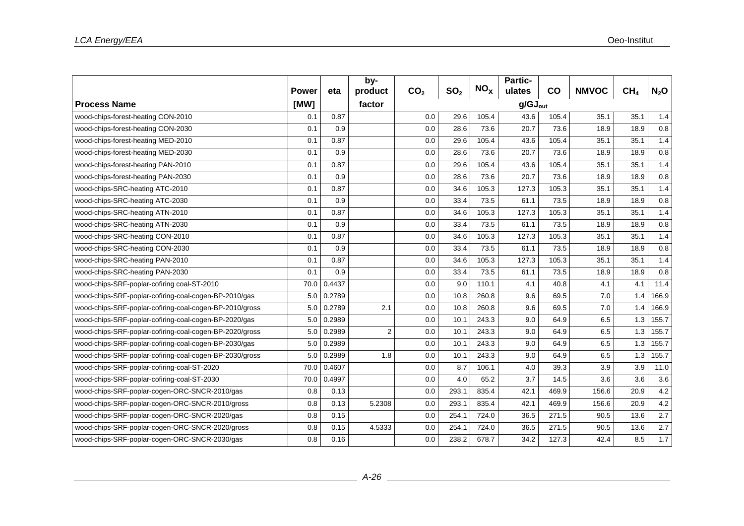| | Power | eta | by-product | $CO_2$ | $SO_2$ | $NO_X$ | Partic-ulates | CO | NMVOC | $CH_4$ | $N_2O$ |
|---|---|---|---|---|---|---|---|---|---|---|---|
| **Process Name** | **[MW]** | | **factor** | | | | $g/GJ_{out}$ | | | | |
| wood-chips-forest-heating CON-2010 | 0.1 | 0.87 | | 0.0 | 29.6 | 105.4 | 43.6 | 105.4 | 35.1 | 35.1 | 1.4 |
| wood-chips-forest-heating CON-2030 | 0.1 | 0.9 | | 0.0 | 28.6 | 73.6 | 20.7 | 73.6 | 18.9 | 18.9 | 0.8 |
| wood-chips-forest-heating MED-2010 | 0.1 | 0.87 | | 0.0 | 29.6 | 105.4 | 43.6 | 105.4 | 35.1 | 35.1 | 1.4 |
| wood-chips-forest-heating MED-2030 | 0.1 | 0.9 | | 0.0 | 28.6 | 73.6 | 20.7 | 73.6 | 18.9 | 18.9 | 0.8 |
| wood-chips-forest-heating PAN-2010 | 0.1 | 0.87 | | 0.0 | 29.6 | 105.4 | 43.6 | 105.4 | 35.1 | 35.1 | 1.4 |
| wood-chips-forest-heating PAN-2030 | 0.1 | 0.9 | | 0.0 | 28.6 | 73.6 | 20.7 | 73.6 | 18.9 | 18.9 | 0.8 |
| wood-chips-SRC-heating ATC-2010 | 0.1 | 0.87 | | 0.0 | 34.6 | 105.3 | 127.3 | 105.3 | 35.1 | 35.1 | 1.4 |
| wood-chips-SRC-heating ATC-2030 | 0.1 | 0.9 | | 0.0 | 33.4 | 73.5 | 61.1 | 73.5 | 18.9 | 18.9 | 0.8 |
| wood-chips-SRC-heating ATN-2010 | 0.1 | 0.87 | | 0.0 | 34.6 | 105.3 | 127.3 | 105.3 | 35.1 | 35.1 | 1.4 |
| wood-chips-SRC-heating ATN-2030 | 0.1 | 0.9 | | 0.0 | 33.4 | 73.5 | 61.1 | 73.5 | 18.9 | 18.9 | 0.8 |
| wood-chips-SRC-heating CON-2010 | 0.1 | 0.87 | | 0.0 | 34.6 | 105.3 | 127.3 | 105.3 | 35.1 | 35.1 | 1.4 |
| wood-chips-SRC-heating CON-2030 | 0.1 | 0.9 | | 0.0 | 33.4 | 73.5 | 61.1 | 73.5 | 18.9 | 18.9 | 0.8 |
| wood-chips-SRC-heating PAN-2010 | 0.1 | 0.87 | | 0.0 | 34.6 | 105.3 | 127.3 | 105.3 | 35.1 | 35.1 | 1.4 |
| wood-chips-SRC-heating PAN-2030 | 0.1 | 0.9 | | 0.0 | 33.4 | 73.5 | 61.1 | 73.5 | 18.9 | 18.9 | 0.8 |
| wood-chips-SRF-poplar-cofiring coal-ST-2010 | 70.0 | 0.4437 | | 0.0 | 9.0 | 110.1 | 4.1 | 40.8 | 4.1 | 4.1 | 11.4 |
| wood-chips-SRF-poplar-cofiring-coal-cogen-BP-2010/gas | 5.0 | 0.2789 | | 0.0 | 10.8 | 260.8 | 9.6 | 69.5 | 7.0 | 1.4 | 166.9 |
| wood-chips-SRF-poplar-cofiring-coal-cogen-BP-2010/gross | 5.0 | 0.2789 | 2.1 | 0.0 | 10.8 | 260.8 | 9.6 | 69.5 | 7.0 | 1.4 | 166.9 |
| wood-chips-SRF-poplar-cofiring-coal-cogen-BP-2020/gas | 5.0 | 0.2989 | | 0.0 | 10.1 | 243.3 | 9.0 | 64.9 | 6.5 | 1.3 | 155.7 |
| wood-chips-SRF-poplar-cofiring-coal-cogen-BP-2020/gross | 5.0 | 0.2989 | 2 | 0.0 | 10.1 | 243.3 | 9.0 | 64.9 | 6.5 | 1.3 | 155.7 |
| wood-chips-SRF-poplar-cofiring-coal-cogen-BP-2030/gas | 5.0 | 0.2989 | | 0.0 | 10.1 | 243.3 | 9.0 | 64.9 | 6.5 | 1.3 | 155.7 |
| wood-chips-SRF-poplar-cofiring-coal-cogen-BP-2030/gross | 5.0 | 0.2989 | 1.8 | 0.0 | 10.1 | 243.3 | 9.0 | 64.9 | 6.5 | 1.3 | 155.7 |
| wood-chips-SRF-poplar-cofiring-coal-ST-2020 | 70.0 | 0.4607 | | 0.0 | 8.7 | 106.1 | 4.0 | 39.3 | 3.9 | 3.9 | 11.0 |
| wood-chips-SRF-poplar-cofiring-coal-ST-2030 | 70.0 | 0.4997 | | 0.0 | 4.0 | 65.2 | 3.7 | 14.5 | 3.6 | 3.6 | 3.6 |
| wood-chips-SRF-poplar-cogen-ORC-SNCR-2010/gas | 0.8 | 0.13 | | 0.0 | 293.1 | 835.4 | 42.1 | 469.9 | 156.6 | 20.9 | 4.2 |
| wood-chips-SRF-poplar-cogen-ORC-SNCR-2010/gross | 0.8 | 0.13 | 5.2308 | 0.0 | 293.1 | 835.4 | 42.1 | 469.9 | 156.6 | 20.9 | 4.2 |
| wood-chips-SRF-poplar-cogen-ORC-SNCR-2020/gas | 0.8 | 0.15 | | 0.0 | 254.1 | 724.0 | 36.5 | 271.5 | 90.5 | 13.6 | 2.7 |
| wood-chips-SRF-poplar-cogen-ORC-SNCR-2020/gross | 0.8 | 0.15 | 4.5333 | 0.0 | 254.1 | 724.0 | 36.5 | 271.5 | 90.5 | 13.6 | 2.7 |
| wood-chips-SRF-poplar-cogen-ORC-SNCR-2030/gas | 0.8 | 0.16 | | 0.0 | 238.2 | 678.7 | 34.2 | 127.3 | 42.4 | 8.5 | 1.7 |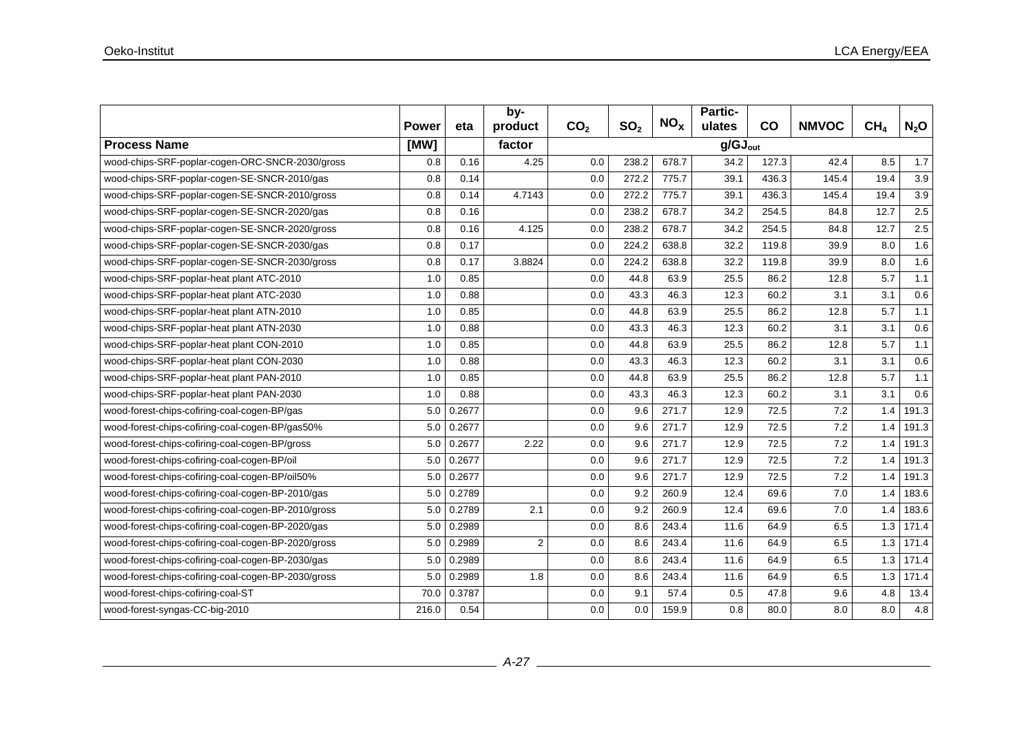| | Power | eta | by-product | $CO_2$ | $SO_2$ | $NO_X$ | Partic-ulates | CO | NMVOC | $CH_4$ | $N_2O$ |
|---|---|---|---|---|---|---|---|---|---|---|---|
| **Process Name** | **[MW]** | | **factor** | $g/GJ_{out}$ | | | | | | | |
| wood-chips-SRF-poplar-cogen-ORC-SNCR-2030/gross | 0.8 | 0.16 | 4.25 | 0.0 | 238.2 | 678.7 | 34.2 | 127.3 | 42.4 | 8.5 | 1.7 |
| wood-chips-SRF-poplar-cogen-SE-SNCR-2010/gas | 0.8 | 0.14 | | 0.0 | 272.2 | 775.7 | 39.1 | 436.3 | 145.4 | 19.4 | 3.9 |
| wood-chips-SRF-poplar-cogen-SE-SNCR-2010/gross | 0.8 | 0.14 | 4.7143 | 0.0 | 272.2 | 775.7 | 39.1 | 436.3 | 145.4 | 19.4 | 3.9 |
| wood-chips-SRF-poplar-cogen-SE-SNCR-2020/gas | 0.8 | 0.16 | | 0.0 | 238.2 | 678.7 | 34.2 | 254.5 | 84.8 | 12.7 | 2.5 |
| wood-chips-SRF-poplar-cogen-SE-SNCR-2020/gross | 0.8 | 0.16 | 4.125 | 0.0 | 238.2 | 678.7 | 34.2 | 254.5 | 84.8 | 12.7 | 2.5 |
| wood-chips-SRF-poplar-cogen-SE-SNCR-2030/gas | 0.8 | 0.17 | | 0.0 | 224.2 | 638.8 | 32.2 | 119.8 | 39.9 | 8.0 | 1.6 |
| wood-chips-SRF-poplar-cogen-SE-SNCR-2030/gross | 0.8 | 0.17 | 3.8824 | 0.0 | 224.2 | 638.8 | 32.2 | 119.8 | 39.9 | 8.0 | 1.6 |
| wood-chips-SRF-poplar-heat plant ATC-2010 | 1.0 | 0.85 | | 0.0 | 44.8 | 63.9 | 25.5 | 86.2 | 12.8 | 5.7 | 1.1 |
| wood-chips-SRF-poplar-heat plant ATC-2030 | 1.0 | 0.88 | | 0.0 | 43.3 | 46.3 | 12.3 | 60.2 | 3.1 | 3.1 | 0.6 |
| wood-chips-SRF-poplar-heat plant ATN-2010 | 1.0 | 0.85 | | 0.0 | 44.8 | 63.9 | 25.5 | 86.2 | 12.8 | 5.7 | 1.1 |
| wood-chips-SRF-poplar-heat plant ATN-2030 | 1.0 | 0.88 | | 0.0 | 43.3 | 46.3 | 12.3 | 60.2 | 3.1 | 3.1 | 0.6 |
| wood-chips-SRF-poplar-heat plant CON-2010 | 1.0 | 0.85 | | 0.0 | 44.8 | 63.9 | 25.5 | 86.2 | 12.8 | 5.7 | 1.1 |
| wood-chips-SRF-poplar-heat plant CON-2030 | 1.0 | 0.88 | | 0.0 | 43.3 | 46.3 | 12.3 | 60.2 | 3.1 | 3.1 | 0.6 |
| wood-chips-SRF-poplar-heat plant PAN-2010 | 1.0 | 0.85 | | 0.0 | 44.8 | 63.9 | 25.5 | 86.2 | 12.8 | 5.7 | 1.1 |
| wood-chips-SRF-poplar-heat plant PAN-2030 | 1.0 | 0.88 | | 0.0 | 43.3 | 46.3 | 12.3 | 60.2 | 3.1 | 3.1 | 0.6 |
| wood-forest-chips-cofiring-coal-cogen-BP/gas | 5.0 | 0.2677 | | 0.0 | 9.6 | 271.7 | 12.9 | 72.5 | 7.2 | 1.4 | 191.3 |
| wood-forest-chips-cofiring-coal-cogen-BP/gas50% | 5.0 | 0.2677 | | 0.0 | 9.6 | 271.7 | 12.9 | 72.5 | 7.2 | 1.4 | 191.3 |
| wood-forest-chips-cofiring-coal-cogen-BP/gross | 5.0 | 0.2677 | 2.22 | 0.0 | 9.6 | 271.7 | 12.9 | 72.5 | 7.2 | 1.4 | 191.3 |
| wood-forest-chips-cofiring-coal-cogen-BP/oil | 5.0 | 0.2677 | | 0.0 | 9.6 | 271.7 | 12.9 | 72.5 | 7.2 | 1.4 | 191.3 |
| wood-forest-chips-cofiring-coal-cogen-BP/oil50% | 5.0 | 0.2677 | | 0.0 | 9.6 | 271.7 | 12.9 | 72.5 | 7.2 | 1.4 | 191.3 |
| wood-forest-chips-cofiring-coal-cogen-BP-2010/gas | 5.0 | 0.2789 | | 0.0 | 9.2 | 260.9 | 12.4 | 69.6 | 7.0 | 1.4 | 183.6 |
| wood-forest-chips-cofiring-coal-cogen-BP-2010/gross | 5.0 | 0.2789 | 2.1 | 0.0 | 9.2 | 260.9 | 12.4 | 69.6 | 7.0 | 1.4 | 183.6 |
| wood-forest-chips-cofiring-coal-cogen-BP-2020/gas | 5.0 | 0.2989 | | 0.0 | 8.6 | 243.4 | 11.6 | 64.9 | 6.5 | 1.3 | 171.4 |
| wood-forest-chips-cofiring-coal-cogen-BP-2020/gross | 5.0 | 0.2989 | 2 | 0.0 | 8.6 | 243.4 | 11.6 | 64.9 | 6.5 | 1.3 | 171.4 |
| wood-forest-chips-cofiring-coal-cogen-BP-2030/gas | 5.0 | 0.2989 | | 0.0 | 8.6 | 243.4 | 11.6 | 64.9 | 6.5 | 1.3 | 171.4 |
| wood-forest-chips-cofiring-coal-cogen-BP-2030/gross | 5.0 | 0.2989 | 1.8 | 0.0 | 8.6 | 243.4 | 11.6 | 64.9 | 6.5 | 1.3 | 171.4 |
| wood-forest-chips-cofiring-coal-ST | 70.0 | 0.3787 | | 0.0 | 9.1 | 57.4 | 0.5 | 47.8 | 9.6 | 4.8 | 13.4 |
| wood-forest-syngas-CC-big-2010 | 216.0 | 0.54 | | 0.0 | 0.0 | 159.9 | 0.8 | 80.0 | 8.0 | 8.0 | 4.8 |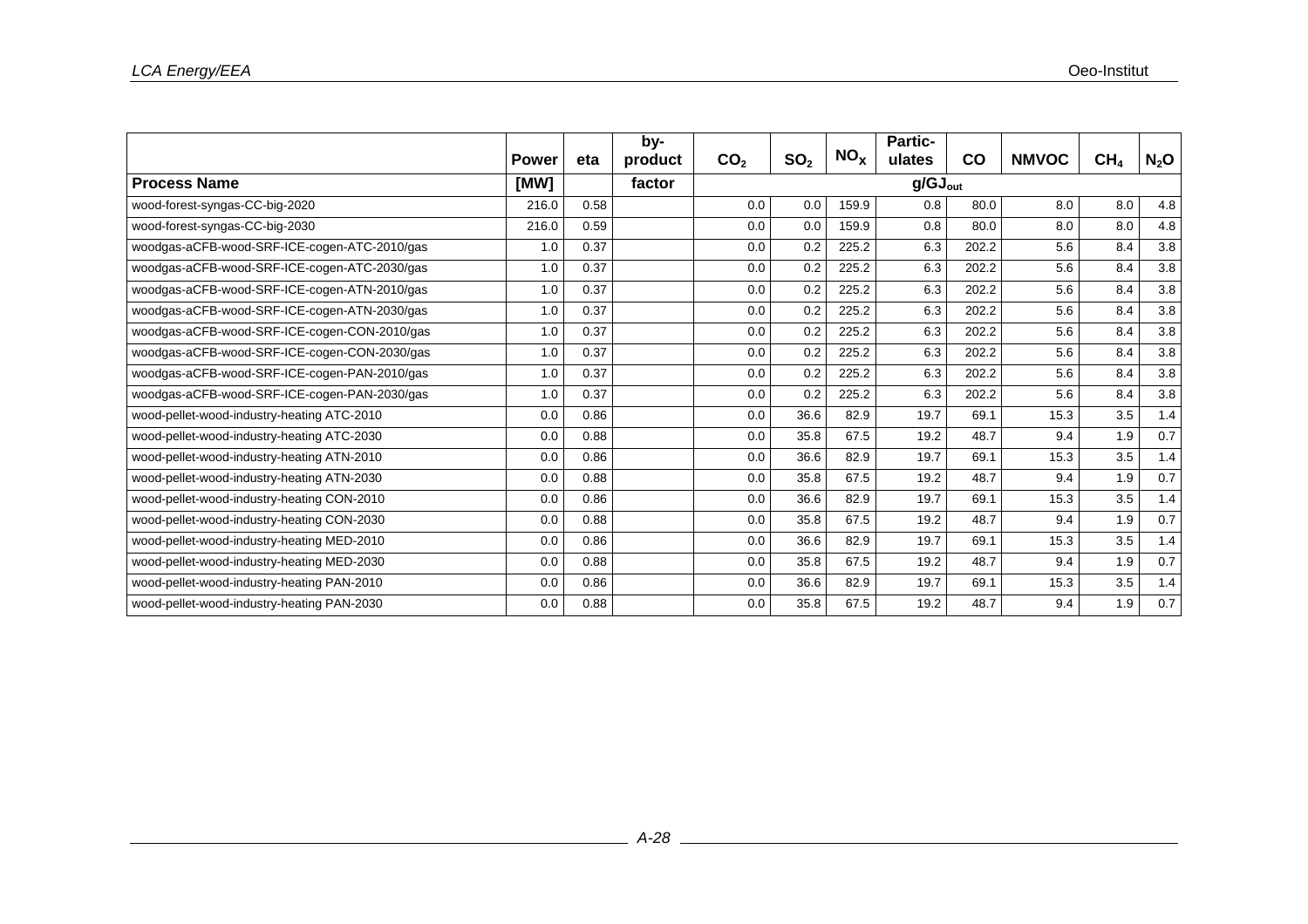| | Power | eta | by-product | $CO_2$ | $SO_2$ | $NO_x$ | Partic-ulates | CO | NMVOC | $CH_4$ | $N_2O$ |
|---|---|---|---|---|---|---|---|---|---|---|---|
| **Process Name** | [MW] | | factor | $g/GJ_{out}$ | | | | | | | |
| wood-forest-syngas-CC-big-2020 | 216.0 | 0.58 | | 0.0 | 0.0 | 159.9 | 0.8 | 80.0 | 8.0 | 8.0 | 4.8 |
| wood-forest-syngas-CC-big-2030 | 216.0 | 0.59 | | 0.0 | 0.0 | 159.9 | 0.8 | 80.0 | 8.0 | 8.0 | 4.8 |
| woodgas-aCFB-wood-SRF-ICE-cogen-ATC-2010/gas | 1.0 | 0.37 | | 0.0 | 0.2 | 225.2 | 6.3 | 202.2 | 5.6 | 8.4 | 3.8 |
| woodgas-aCFB-wood-SRF-ICE-cogen-ATC-2030/gas | 1.0 | 0.37 | | 0.0 | 0.2 | 225.2 | 6.3 | 202.2 | 5.6 | 8.4 | 3.8 |
| woodgas-aCFB-wood-SRF-ICE-cogen-ATN-2010/gas | 1.0 | 0.37 | | 0.0 | 0.2 | 225.2 | 6.3 | 202.2 | 5.6 | 8.4 | 3.8 |
| woodgas-aCFB-wood-SRF-ICE-cogen-ATN-2030/gas | 1.0 | 0.37 | | 0.0 | 0.2 | 225.2 | 6.3 | 202.2 | 5.6 | 8.4 | 3.8 |
| woodgas-aCFB-wood-SRF-ICE-cogen-CON-2010/gas | 1.0 | 0.37 | | 0.0 | 0.2 | 225.2 | 6.3 | 202.2 | 5.6 | 8.4 | 3.8 |
| woodgas-aCFB-wood-SRF-ICE-cogen-CON-2030/gas | 1.0 | 0.37 | | 0.0 | 0.2 | 225.2 | 6.3 | 202.2 | 5.6 | 8.4 | 3.8 |
| woodgas-aCFB-wood-SRF-ICE-cogen-PAN-2010/gas | 1.0 | 0.37 | | 0.0 | 0.2 | 225.2 | 6.3 | 202.2 | 5.6 | 8.4 | 3.8 |
| woodgas-aCFB-wood-SRF-ICE-cogen-PAN-2030/gas | 1.0 | 0.37 | | 0.0 | 0.2 | 225.2 | 6.3 | 202.2 | 5.6 | 8.4 | 3.8 |
| wood-pellet-wood-industry-heating ATC-2010 | 0.0 | 0.86 | | 0.0 | 36.6 | 82.9 | 19.7 | 69.1 | 15.3 | 3.5 | 1.4 |
| wood-pellet-wood-industry-heating ATC-2030 | 0.0 | 0.88 | | 0.0 | 35.8 | 67.5 | 19.2 | 48.7 | 9.4 | 1.9 | 0.7 |
| wood-pellet-wood-industry-heating ATN-2010 | 0.0 | 0.86 | | 0.0 | 36.6 | 82.9 | 19.7 | 69.1 | 15.3 | 3.5 | 1.4 |
| wood-pellet-wood-industry-heating ATN-2030 | 0.0 | 0.88 | | 0.0 | 35.8 | 67.5 | 19.2 | 48.7 | 9.4 | 1.9 | 0.7 |
| wood-pellet-wood-industry-heating CON-2010 | 0.0 | 0.86 | | 0.0 | 36.6 | 82.9 | 19.7 | 69.1 | 15.3 | 3.5 | 1.4 |
| wood-pellet-wood-industry-heating CON-2030 | 0.0 | 0.88 | | 0.0 | 35.8 | 67.5 | 19.2 | 48.7 | 9.4 | 1.9 | 0.7 |
| wood-pellet-wood-industry-heating MED-2010 | 0.0 | 0.86 | | 0.0 | 36.6 | 82.9 | 19.7 | 69.1 | 15.3 | 3.5 | 1.4 |
| wood-pellet-wood-industry-heating MED-2030 | 0.0 | 0.88 | | 0.0 | 35.8 | 67.5 | 19.2 | 48.7 | 9.4 | 1.9 | 0.7 |
| wood-pellet-wood-industry-heating PAN-2010 | 0.0 | 0.86 | | 0.0 | 36.6 | 82.9 | 19.7 | 69.1 | 15.3 | 3.5 | 1.4 |
| wood-pellet-wood-industry-heating PAN-2030 | 0.0 | 0.88 | | 0.0 | 35.8 | 67.5 | 19.2 | 48.7 | 9.4 | 1.9 | 0.7 |